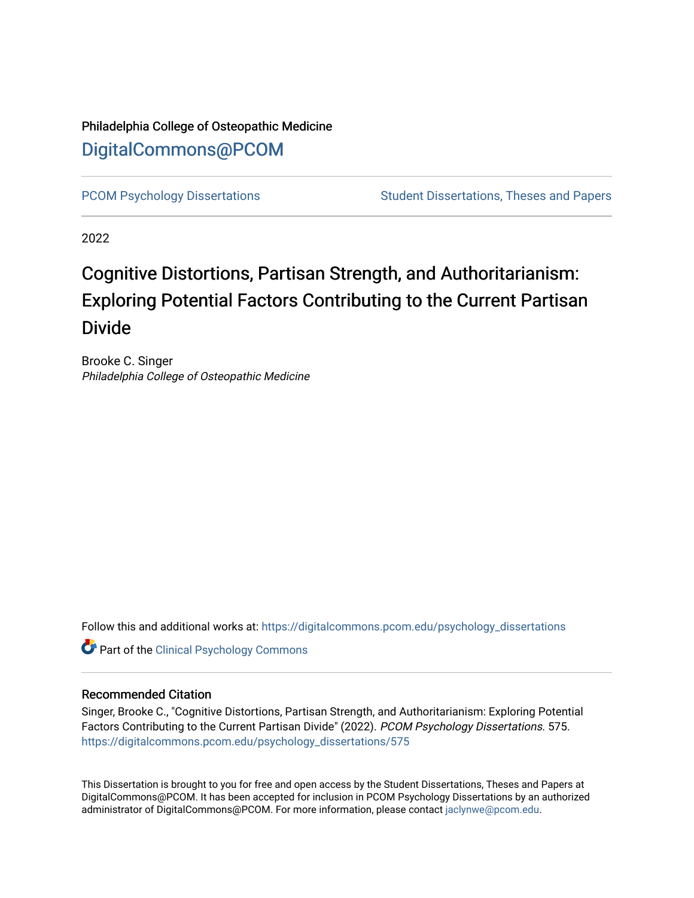Philadelphia College of Osteopathic Medicine

# DigitalCommons@PCOM

PCOM Psychology Dissertations

Student Dissertations, Theses and Papers

2022

# Cognitive Distortions, Partisan Strength, and Authoritarianism: Exploring Potential Factors Contributing to the Current Partisan Divide

Brooke C. Singer
*Philadelphia College of Osteopathic Medicine*

Follow this and additional works at: https://digitalcommons.pcom.edu/psychology_dissertations

Part of the Clinical Psychology Commons

## Recommended Citation

Singer, Brooke C., "Cognitive Distortions, Partisan Strength, and Authoritarianism: Exploring Potential Factors Contributing to the Current Partisan Divide" (2022). *PCOM Psychology Dissertations*. 575.
https://digitalcommons.pcom.edu/psychology_dissertations/575

This Dissertation is brought to you for free and open access by the Student Dissertations, Theses and Papers at DigitalCommons@PCOM. It has been accepted for inclusion in PCOM Psychology Dissertations by an authorized administrator of DigitalCommons@PCOM. For more information, please contact jaclynwe@pcom.edu.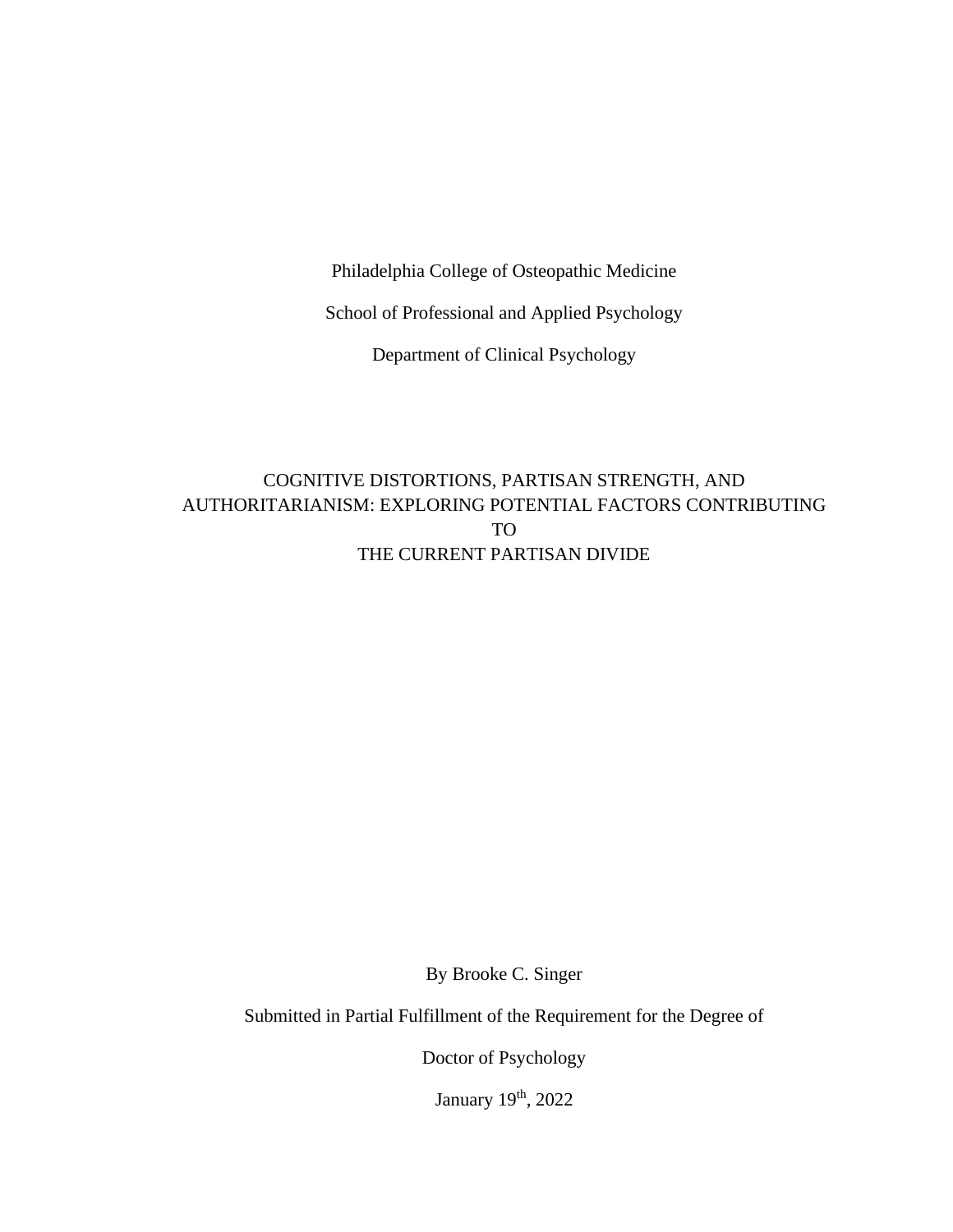Philadelphia College of Osteopathic Medicine

School of Professional and Applied Psychology

Department of Clinical Psychology

# COGNITIVE DISTORTIONS, PARTISAN STRENGTH, AND AUTHORITARIANISM: EXPLORING POTENTIAL FACTORS CONTRIBUTING TO THE CURRENT PARTISAN DIVIDE

By Brooke C. Singer

Submitted in Partial Fulfillment of the Requirement for the Degree of

Doctor of Psychology

January 19th, 2022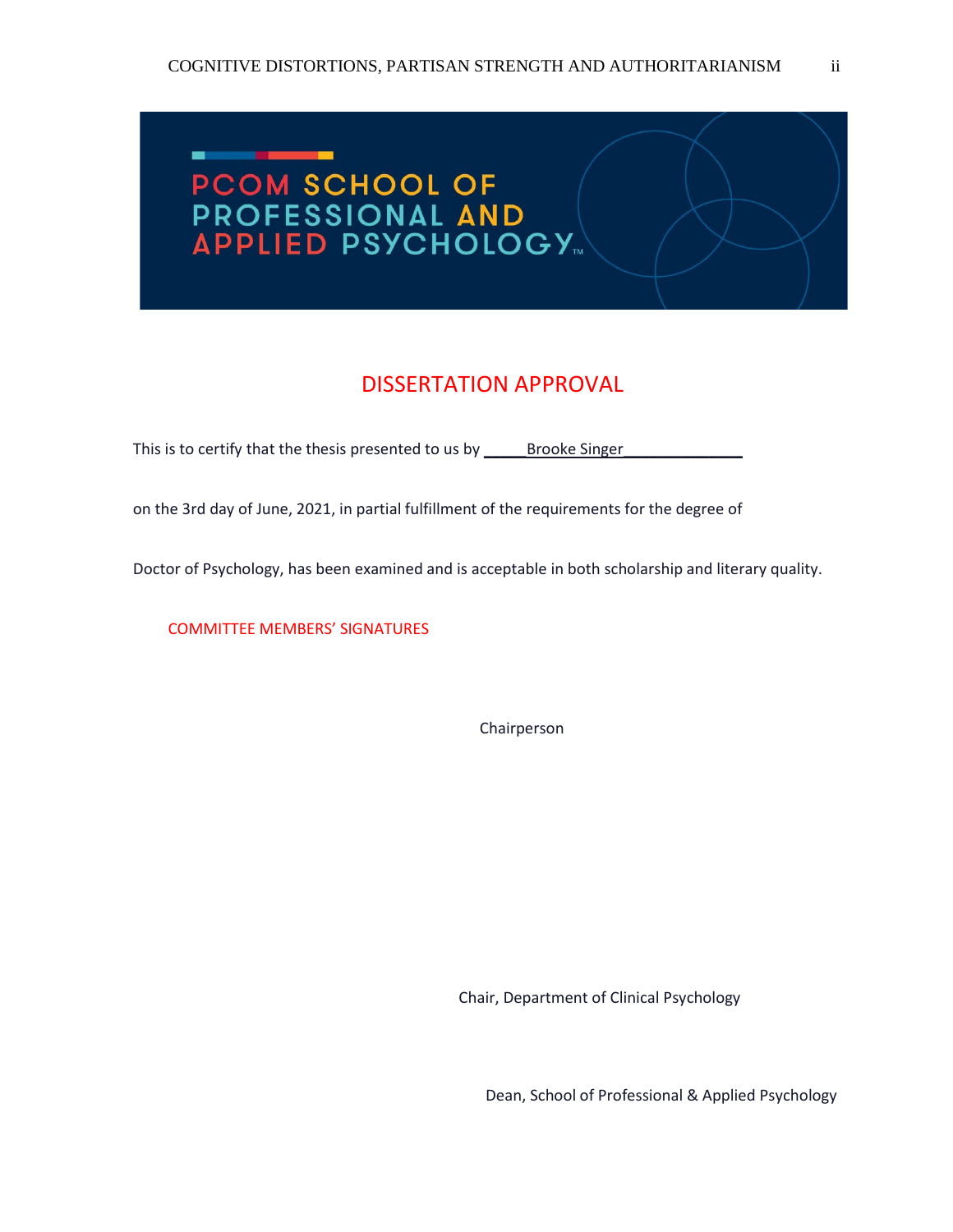PCOM SCHOOL OF PROFESSIONAL AND APPLIED PSYCHOLOGY™

# DISSERTATION APPROVAL

This is to certify that the thesis presented to us by _____Brooke Singer_____________

on the 3rd day of June, 2021, in partial fulfillment of the requirements for the degree of

Doctor of Psychology, has been examined and is acceptable in both scholarship and literary quality.

COMMITTEE MEMBERS' SIGNATURES

Chairperson

Chair, Department of Clinical Psychology

Dean, School of Professional & Applied Psychology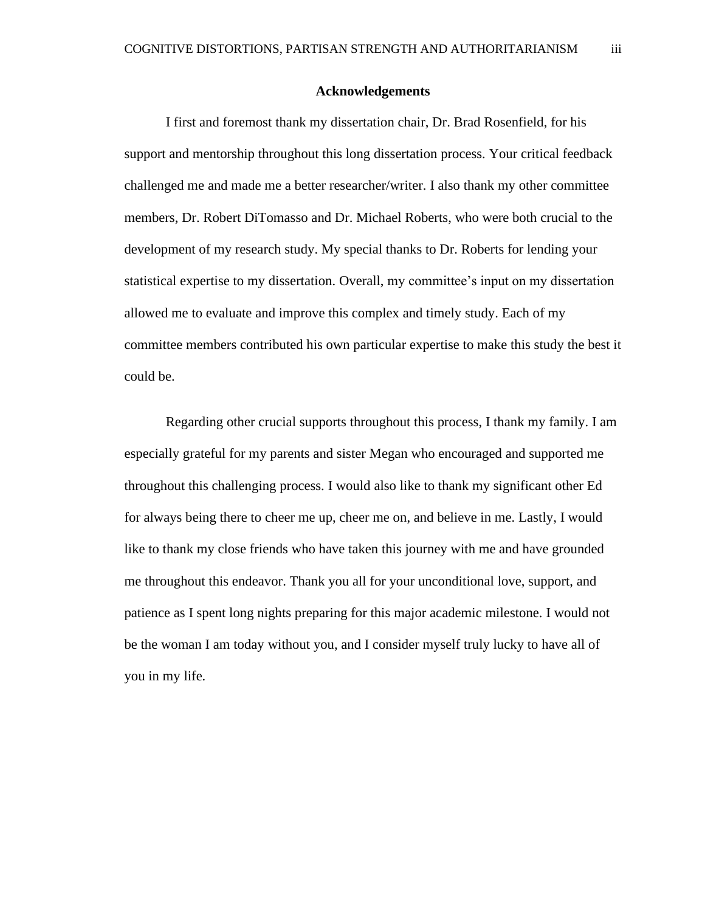## Acknowledgements

I first and foremost thank my dissertation chair, Dr. Brad Rosenfield, for his support and mentorship throughout this long dissertation process. Your critical feedback challenged me and made me a better researcher/writer. I also thank my other committee members, Dr. Robert DiTomasso and Dr. Michael Roberts, who were both crucial to the development of my research study. My special thanks to Dr. Roberts for lending your statistical expertise to my dissertation. Overall, my committee's input on my dissertation allowed me to evaluate and improve this complex and timely study. Each of my committee members contributed his own particular expertise to make this study the best it could be.

Regarding other crucial supports throughout this process, I thank my family. I am especially grateful for my parents and sister Megan who encouraged and supported me throughout this challenging process. I would also like to thank my significant other Ed for always being there to cheer me up, cheer me on, and believe in me. Lastly, I would like to thank my close friends who have taken this journey with me and have grounded me throughout this endeavor. Thank you all for your unconditional love, support, and patience as I spent long nights preparing for this major academic milestone. I would not be the woman I am today without you, and I consider myself truly lucky to have all of you in my life.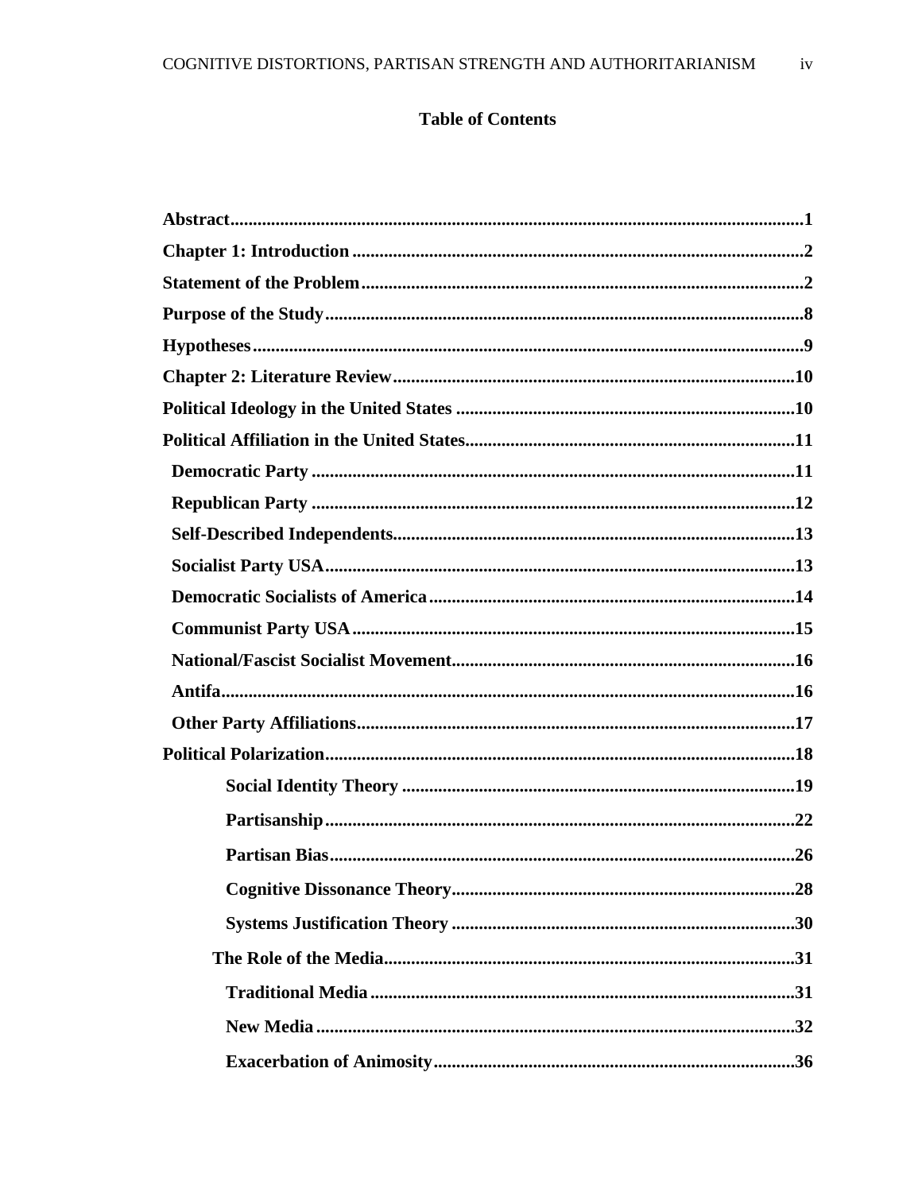# Table of Contents

**Abstract**..............................................................................................................................**1**

**Chapter 1: Introduction**...................................................................................................**2**

**Statement of the Problem**.................................................................................................**2**

**Purpose of the Study**........................................................................................................**8**

**Hypotheses**........................................................................................................................**9**

**Chapter 2: Literature Review**........................................................................................**10**

**Political Ideology in the United States**..........................................................................**10**

**Political Affiliation in the United States**........................................................................**11**

- **Democratic Party**..........................................................................................................**11**
- **Republican Party**..........................................................................................................**12**
- **Self-Described Independents**.......................................................................................**13**
- **Socialist Party USA**.....................................................................................................**13**
- **Democratic Socialists of America**...............................................................................**14**
- **Communist Party USA**................................................................................................**15**
- **National/Fascist Socialist Movement**..........................................................................**16**
- **Antifa**............................................................................................................................**16**
- **Other Party Affiliations**...............................................................................................**17**

**Political Polarization**......................................................................................................**18**

- **Social Identity Theory**...................................................................................**19**
- **Partisanship**....................................................................................................**22**
- **Partisan Bias**...................................................................................................**26**
- **Cognitive Dissonance Theory**.........................................................................**28**
- **Systems Justification Theory**.........................................................................**30**
- **The Role of the Media**.......................................................................................**31**
  - **Traditional Media**..........................................................................................**31**
  - **New Media**......................................................................................................**32**
  - **Exacerbation of Animosity**.............................................................................**36**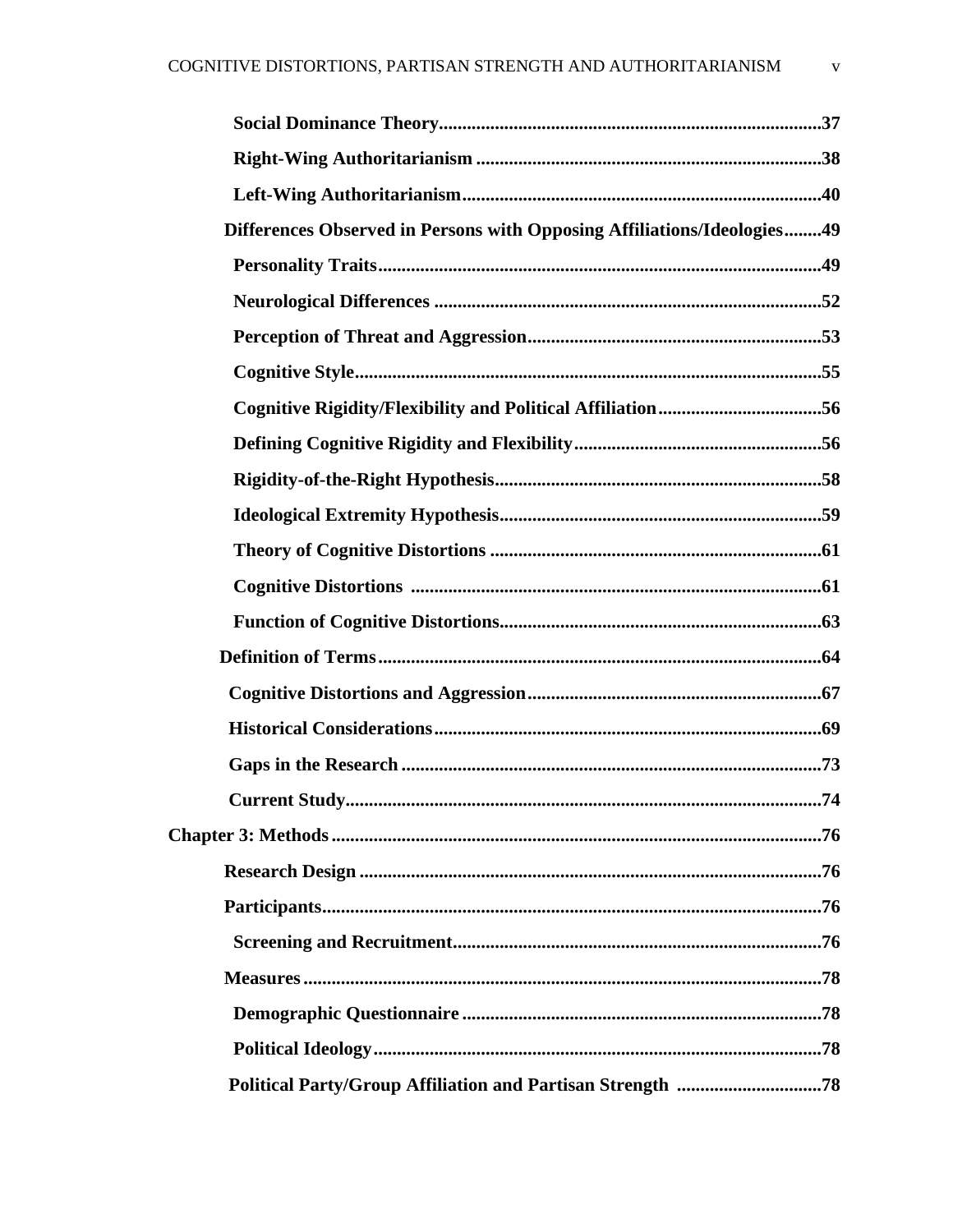**Social Dominance Theory**.................................................................................37

**Right-Wing Authoritarianism** .........................................................................38

**Left-Wing Authoritarianism**............................................................................40

**Differences Observed in Persons with Opposing Affiliations/Ideologies**........49

**Personality Traits**..............................................................................................49

**Neurological Differences** ..................................................................................52

**Perception of Threat and Aggression**..............................................................53

**Cognitive Style**...................................................................................................55

**Cognitive Rigidity/Flexibility and Political Affiliation**...................................56

**Defining Cognitive Rigidity and Flexibility**.....................................................56

**Rigidity-of-the-Right Hypothesis**......................................................................58

**Ideological Extremity Hypothesis**....................................................................59

**Theory of Cognitive Distortions** .......................................................................61

**Cognitive Distortions** .......................................................................................61

**Function of Cognitive Distortions**....................................................................63

**Definition of Terms**..............................................................................................64

**Cognitive Distortions and Aggression**..............................................................67

**Historical Considerations**..................................................................................69

**Gaps in the Research** .........................................................................................73

**Current Study**.....................................................................................................74

**Chapter 3: Methods**........................................................................................................76

**Research Design** ..................................................................................................76

**Participants**..........................................................................................................76

**Screening and Recruitment**..............................................................................76

**Measures**..............................................................................................................78

**Demographic Questionnaire** ............................................................................78

**Political Ideology**...............................................................................................78

**Political Party/Group Affiliation and Partisan Strength** ...............................78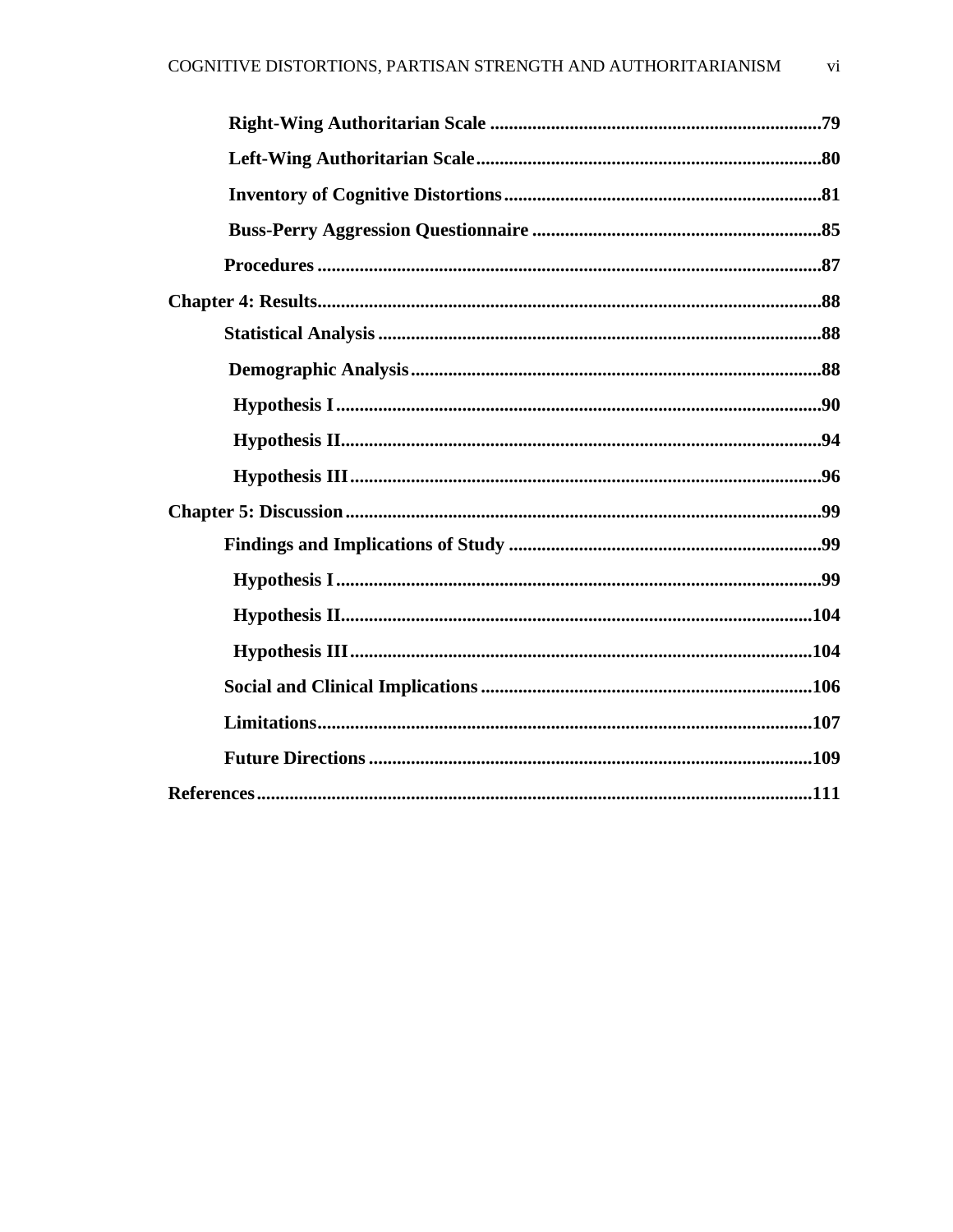**Right-Wing Authoritarian Scale** ......................................................................79

**Left-Wing Authoritarian Scale**.........................................................................80

**Inventory of Cognitive Distortions**...................................................................81

**Buss-Perry Aggression Questionnaire** .............................................................85

**Procedures** .........................................................................................................87

**Chapter 4: Results**...........................................................................................................88

**Statistical Analysis** .............................................................................................88

**Demographic Analysis**......................................................................................88

**Hypothesis I** .......................................................................................................90

**Hypothesis II**......................................................................................................94

**Hypothesis III**....................................................................................................96

**Chapter 5: Discussion**.....................................................................................................99

**Findings and Implications of Study** ..................................................................99

**Hypothesis I** .......................................................................................................99

**Hypothesis II**....................................................................................................104

**Hypothesis III**..................................................................................................104

**Social and Clinical Implications** ......................................................................106

**Limitations**........................................................................................................107

**Future Directions** .............................................................................................109

**References**.....................................................................................................................111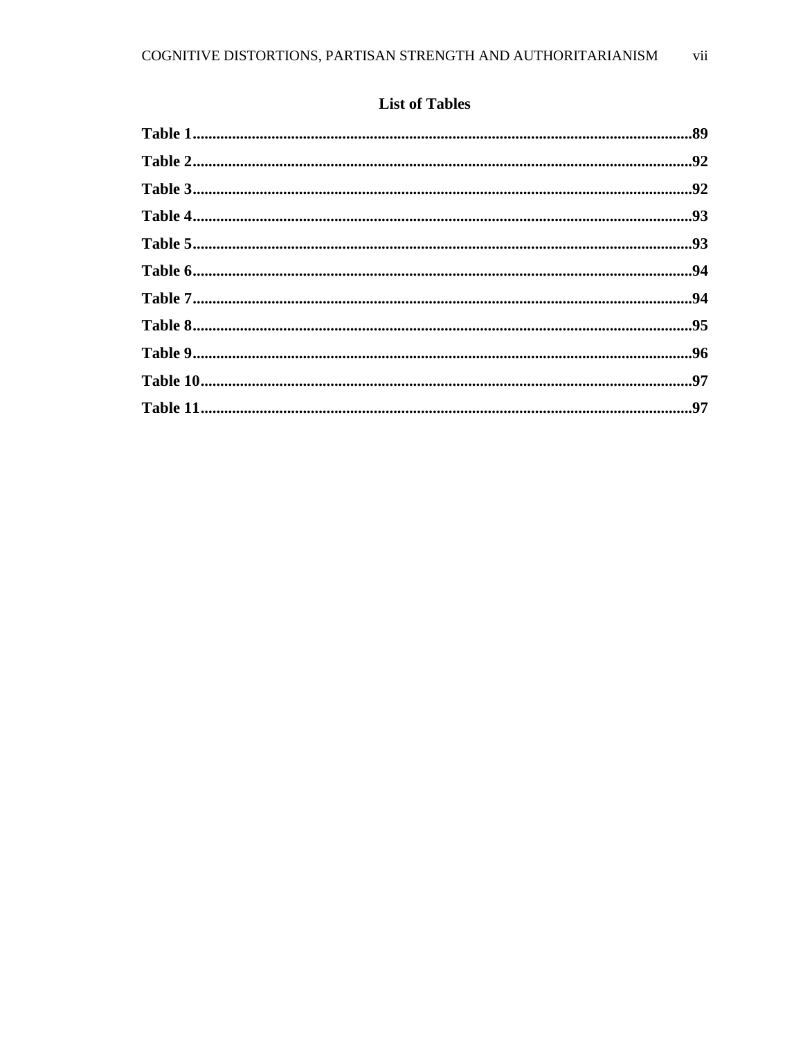## List of Tables

**Table 1**...........................................................................................................89

**Table 2**...........................................................................................................92

**Table 3**...........................................................................................................92

**Table 4**...........................................................................................................93

**Table 5**...........................................................................................................93

**Table 6**...........................................................................................................94

**Table 7**...........................................................................................................94

**Table 8**...........................................................................................................95

**Table 9**...........................................................................................................96

**Table 10**.........................................................................................................97

**Table 11**.........................................................................................................97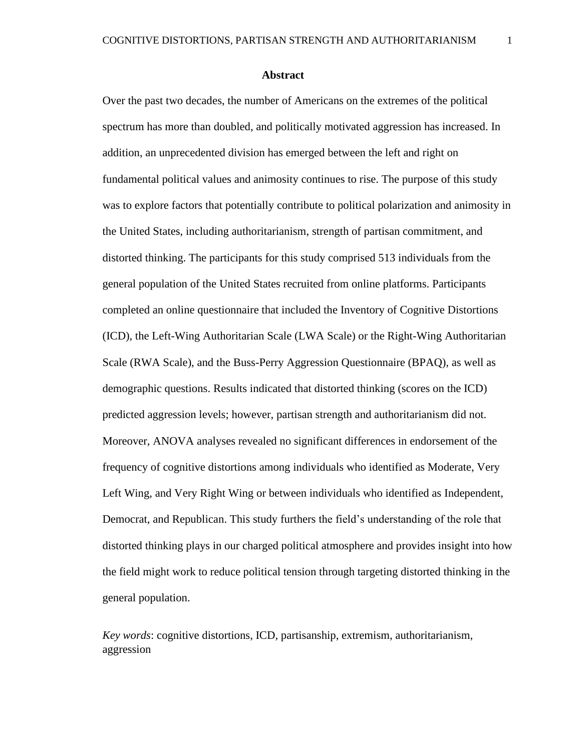# Abstract

Over the past two decades, the number of Americans on the extremes of the political spectrum has more than doubled, and politically motivated aggression has increased. In addition, an unprecedented division has emerged between the left and right on fundamental political values and animosity continues to rise. The purpose of this study was to explore factors that potentially contribute to political polarization and animosity in the United States, including authoritarianism, strength of partisan commitment, and distorted thinking. The participants for this study comprised 513 individuals from the general population of the United States recruited from online platforms. Participants completed an online questionnaire that included the Inventory of Cognitive Distortions (ICD), the Left-Wing Authoritarian Scale (LWA Scale) or the Right-Wing Authoritarian Scale (RWA Scale), and the Buss-Perry Aggression Questionnaire (BPAQ), as well as demographic questions. Results indicated that distorted thinking (scores on the ICD) predicted aggression levels; however, partisan strength and authoritarianism did not. Moreover, ANOVA analyses revealed no significant differences in endorsement of the frequency of cognitive distortions among individuals who identified as Moderate, Very Left Wing, and Very Right Wing or between individuals who identified as Independent, Democrat, and Republican. This study furthers the field's understanding of the role that distorted thinking plays in our charged political atmosphere and provides insight into how the field might work to reduce political tension through targeting distorted thinking in the general population.

*Key words*: cognitive distortions, ICD, partisanship, extremism, authoritarianism, aggression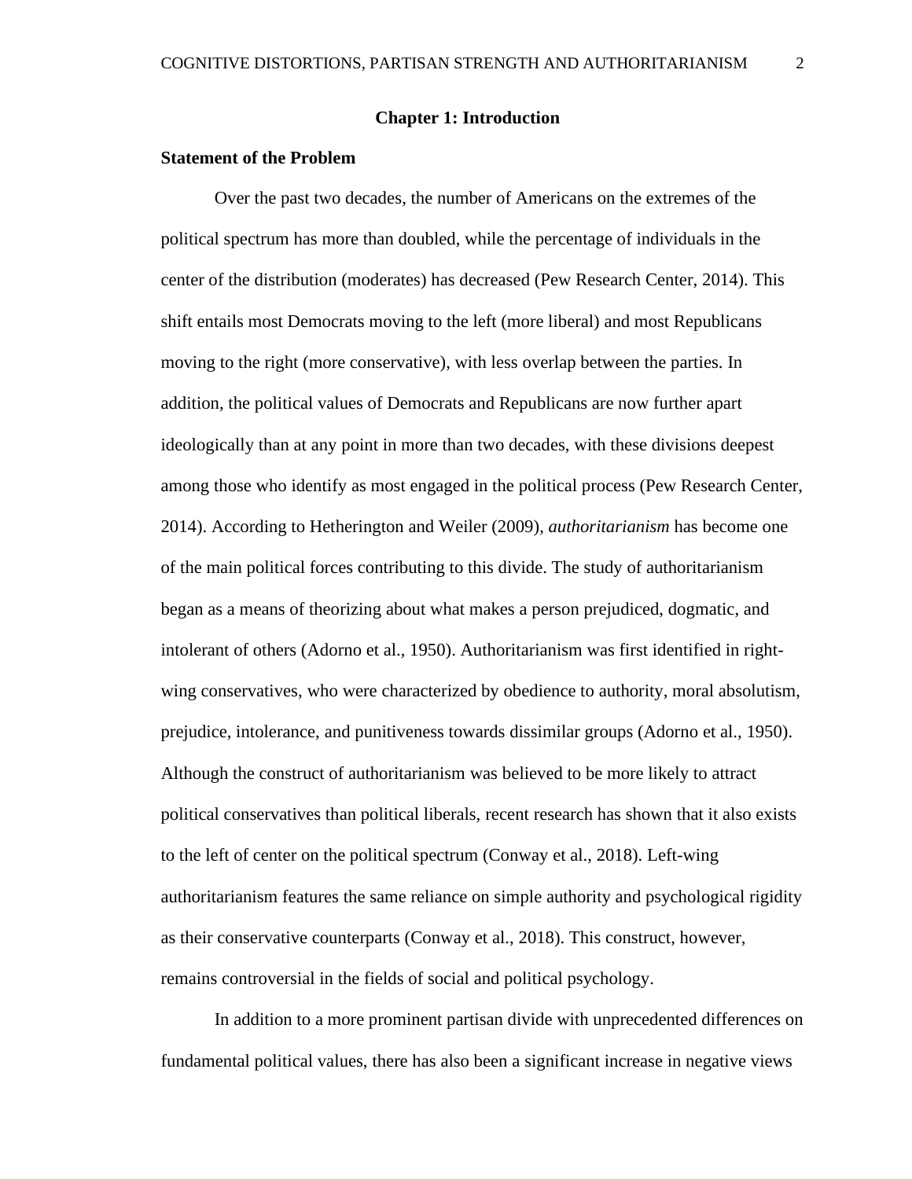# Chapter 1: Introduction

## Statement of the Problem

Over the past two decades, the number of Americans on the extremes of the political spectrum has more than doubled, while the percentage of individuals in the center of the distribution (moderates) has decreased (Pew Research Center, 2014). This shift entails most Democrats moving to the left (more liberal) and most Republicans moving to the right (more conservative), with less overlap between the parties. In addition, the political values of Democrats and Republicans are now further apart ideologically than at any point in more than two decades, with these divisions deepest among those who identify as most engaged in the political process (Pew Research Center, 2014). According to Hetherington and Weiler (2009), *authoritarianism* has become one of the main political forces contributing to this divide. The study of authoritarianism began as a means of theorizing about what makes a person prejudiced, dogmatic, and intolerant of others (Adorno et al., 1950). Authoritarianism was first identified in right-wing conservatives, who were characterized by obedience to authority, moral absolutism, prejudice, intolerance, and punitiveness towards dissimilar groups (Adorno et al., 1950). Although the construct of authoritarianism was believed to be more likely to attract political conservatives than political liberals, recent research has shown that it also exists to the left of center on the political spectrum (Conway et al., 2018). Left-wing authoritarianism features the same reliance on simple authority and psychological rigidity as their conservative counterparts (Conway et al., 2018). This construct, however, remains controversial in the fields of social and political psychology.

In addition to a more prominent partisan divide with unprecedented differences on fundamental political values, there has also been a significant increase in negative views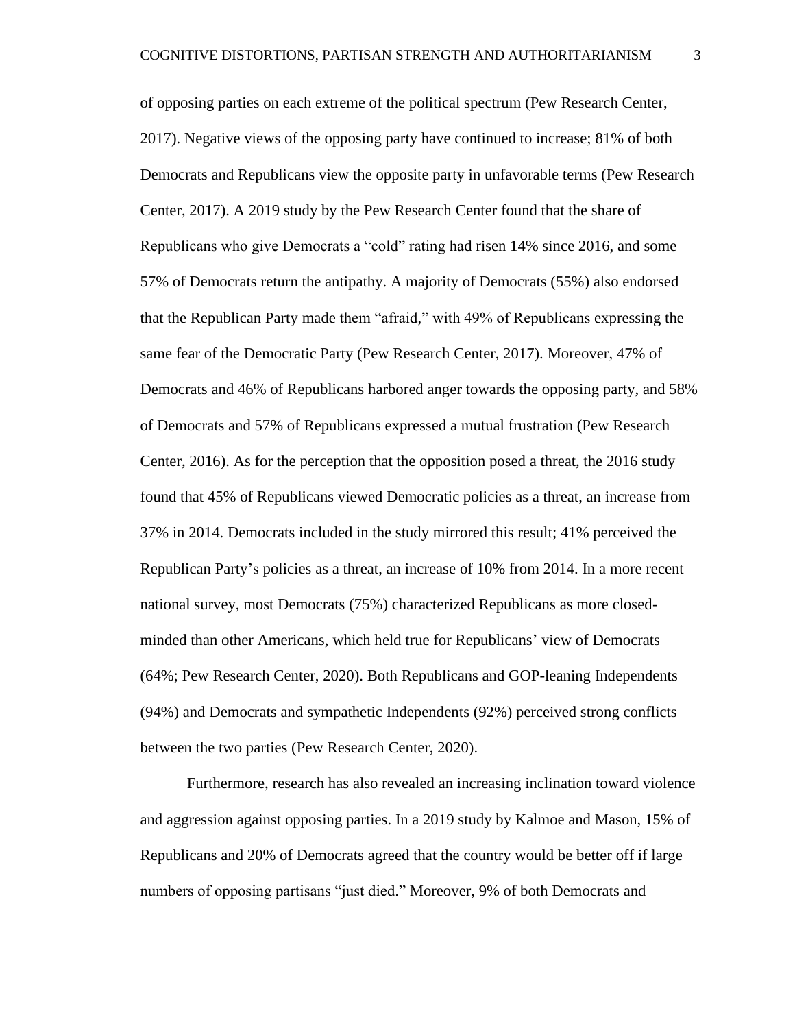of opposing parties on each extreme of the political spectrum (Pew Research Center, 2017). Negative views of the opposing party have continued to increase; 81% of both Democrats and Republicans view the opposite party in unfavorable terms (Pew Research Center, 2017). A 2019 study by the Pew Research Center found that the share of Republicans who give Democrats a "cold" rating had risen 14% since 2016, and some 57% of Democrats return the antipathy. A majority of Democrats (55%) also endorsed that the Republican Party made them "afraid," with 49% of Republicans expressing the same fear of the Democratic Party (Pew Research Center, 2017). Moreover, 47% of Democrats and 46% of Republicans harbored anger towards the opposing party, and 58% of Democrats and 57% of Republicans expressed a mutual frustration (Pew Research Center, 2016). As for the perception that the opposition posed a threat, the 2016 study found that 45% of Republicans viewed Democratic policies as a threat, an increase from 37% in 2014. Democrats included in the study mirrored this result; 41% perceived the Republican Party's policies as a threat, an increase of 10% from 2014. In a more recent national survey, most Democrats (75%) characterized Republicans as more closed-minded than other Americans, which held true for Republicans' view of Democrats (64%; Pew Research Center, 2020). Both Republicans and GOP-leaning Independents (94%) and Democrats and sympathetic Independents (92%) perceived strong conflicts between the two parties (Pew Research Center, 2020).

Furthermore, research has also revealed an increasing inclination toward violence and aggression against opposing parties. In a 2019 study by Kalmoe and Mason, 15% of Republicans and 20% of Democrats agreed that the country would be better off if large numbers of opposing partisans "just died." Moreover, 9% of both Democrats and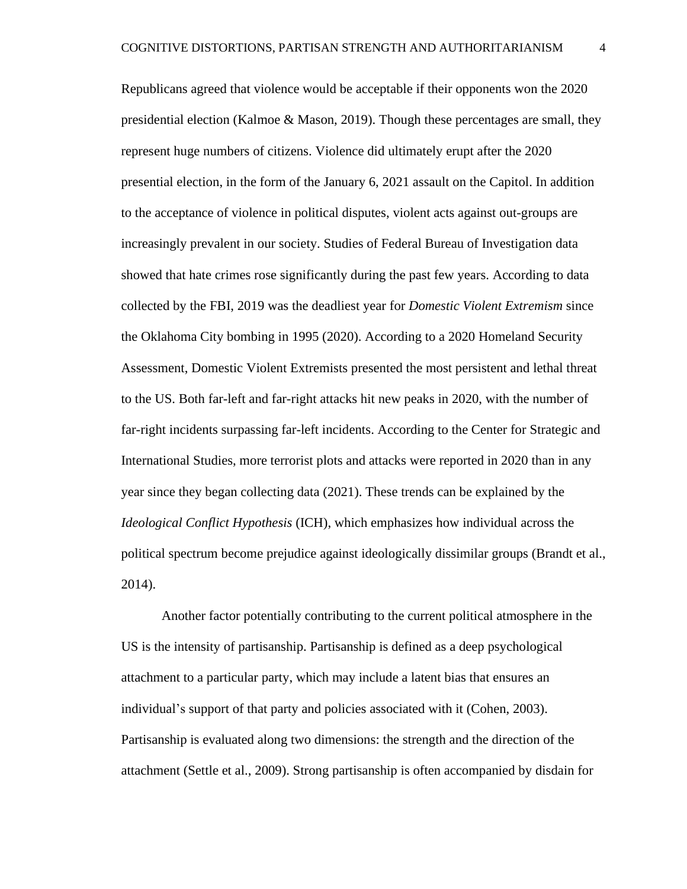Republicans agreed that violence would be acceptable if their opponents won the 2020 presidential election (Kalmoe & Mason, 2019). Though these percentages are small, they represent huge numbers of citizens. Violence did ultimately erupt after the 2020 presential election, in the form of the January 6, 2021 assault on the Capitol. In addition to the acceptance of violence in political disputes, violent acts against out-groups are increasingly prevalent in our society. Studies of Federal Bureau of Investigation data showed that hate crimes rose significantly during the past few years. According to data collected by the FBI, 2019 was the deadliest year for *Domestic Violent Extremism* since the Oklahoma City bombing in 1995 (2020). According to a 2020 Homeland Security Assessment, Domestic Violent Extremists presented the most persistent and lethal threat to the US. Both far-left and far-right attacks hit new peaks in 2020, with the number of far-right incidents surpassing far-left incidents. According to the Center for Strategic and International Studies, more terrorist plots and attacks were reported in 2020 than in any year since they began collecting data (2021). These trends can be explained by the *Ideological Conflict Hypothesis* (ICH), which emphasizes how individual across the political spectrum become prejudice against ideologically dissimilar groups (Brandt et al., 2014).

Another factor potentially contributing to the current political atmosphere in the US is the intensity of partisanship. Partisanship is defined as a deep psychological attachment to a particular party, which may include a latent bias that ensures an individual's support of that party and policies associated with it (Cohen, 2003). Partisanship is evaluated along two dimensions: the strength and the direction of the attachment (Settle et al., 2009). Strong partisanship is often accompanied by disdain for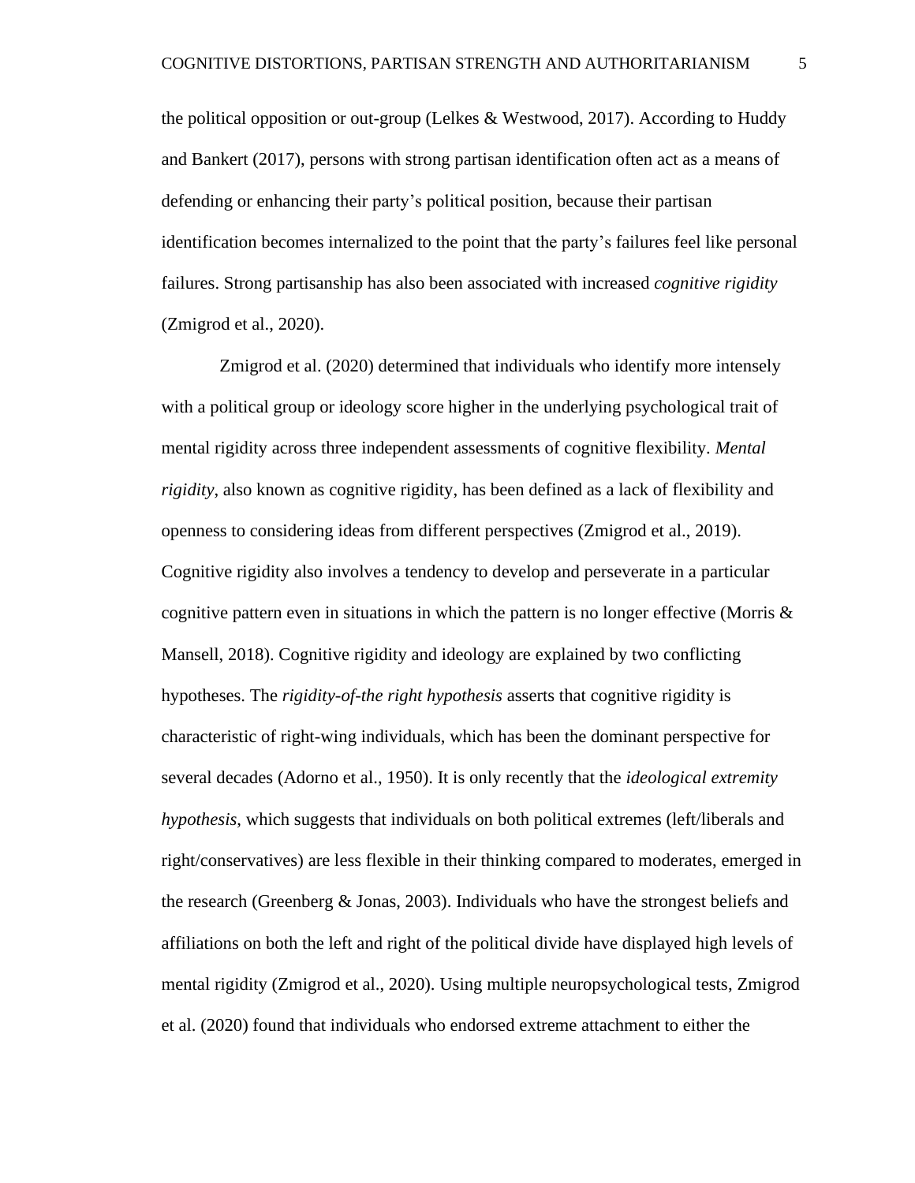the political opposition or out-group (Lelkes & Westwood, 2017). According to Huddy and Bankert (2017), persons with strong partisan identification often act as a means of defending or enhancing their party's political position, because their partisan identification becomes internalized to the point that the party's failures feel like personal failures. Strong partisanship has also been associated with increased *cognitive rigidity* (Zmigrod et al., 2020).

Zmigrod et al. (2020) determined that individuals who identify more intensely with a political group or ideology score higher in the underlying psychological trait of mental rigidity across three independent assessments of cognitive flexibility. *Mental rigidity*, also known as cognitive rigidity, has been defined as a lack of flexibility and openness to considering ideas from different perspectives (Zmigrod et al., 2019). Cognitive rigidity also involves a tendency to develop and perseverate in a particular cognitive pattern even in situations in which the pattern is no longer effective (Morris & Mansell, 2018). Cognitive rigidity and ideology are explained by two conflicting hypotheses. The *rigidity-of-the right hypothesis* asserts that cognitive rigidity is characteristic of right-wing individuals, which has been the dominant perspective for several decades (Adorno et al., 1950). It is only recently that the *ideological extremity hypothesis*, which suggests that individuals on both political extremes (left/liberals and right/conservatives) are less flexible in their thinking compared to moderates, emerged in the research (Greenberg & Jonas, 2003). Individuals who have the strongest beliefs and affiliations on both the left and right of the political divide have displayed high levels of mental rigidity (Zmigrod et al., 2020). Using multiple neuropsychological tests, Zmigrod et al. (2020) found that individuals who endorsed extreme attachment to either the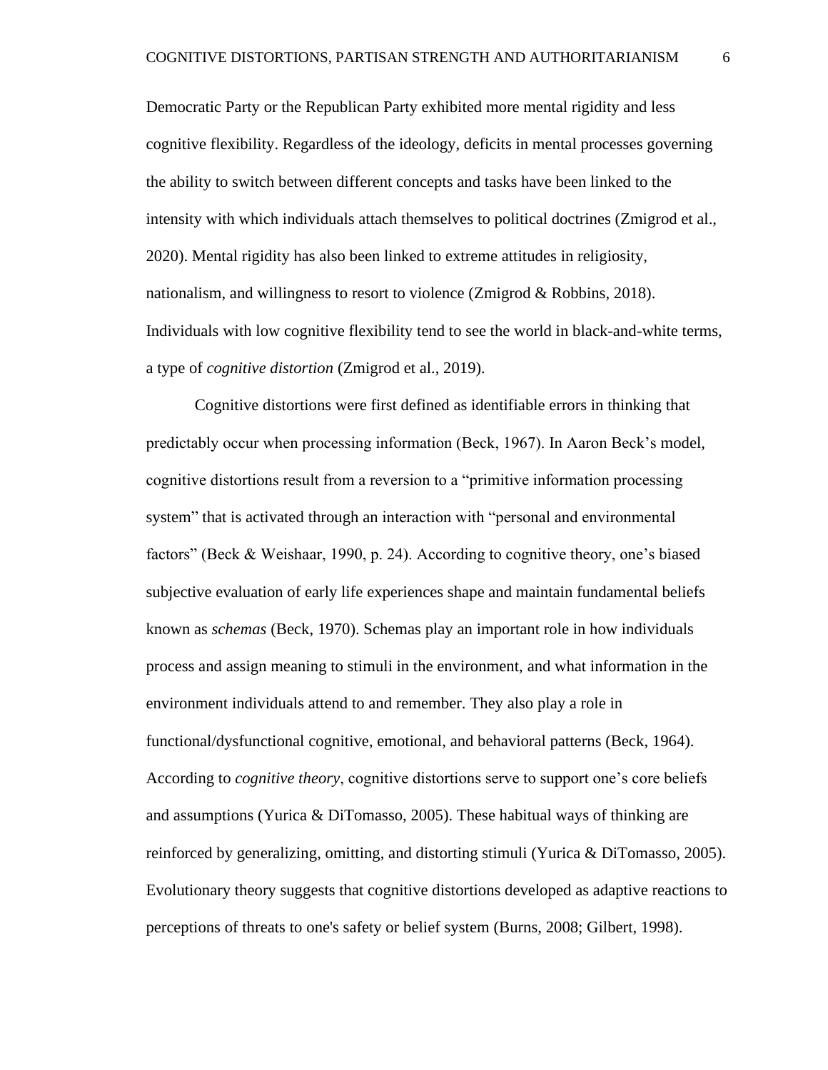Democratic Party or the Republican Party exhibited more mental rigidity and less cognitive flexibility. Regardless of the ideology, deficits in mental processes governing the ability to switch between different concepts and tasks have been linked to the intensity with which individuals attach themselves to political doctrines (Zmigrod et al., 2020). Mental rigidity has also been linked to extreme attitudes in religiosity, nationalism, and willingness to resort to violence (Zmigrod & Robbins, 2018). Individuals with low cognitive flexibility tend to see the world in black-and-white terms, a type of *cognitive distortion* (Zmigrod et al., 2019).

Cognitive distortions were first defined as identifiable errors in thinking that predictably occur when processing information (Beck, 1967). In Aaron Beck's model, cognitive distortions result from a reversion to a "primitive information processing system" that is activated through an interaction with "personal and environmental factors" (Beck & Weishaar, 1990, p. 24). According to cognitive theory, one's biased subjective evaluation of early life experiences shape and maintain fundamental beliefs known as *schemas* (Beck, 1970). Schemas play an important role in how individuals process and assign meaning to stimuli in the environment, and what information in the environment individuals attend to and remember. They also play a role in functional/dysfunctional cognitive, emotional, and behavioral patterns (Beck, 1964). According to *cognitive theory*, cognitive distortions serve to support one's core beliefs and assumptions (Yurica & DiTomasso, 2005). These habitual ways of thinking are reinforced by generalizing, omitting, and distorting stimuli (Yurica & DiTomasso, 2005). Evolutionary theory suggests that cognitive distortions developed as adaptive reactions to perceptions of threats to one's safety or belief system (Burns, 2008; Gilbert, 1998).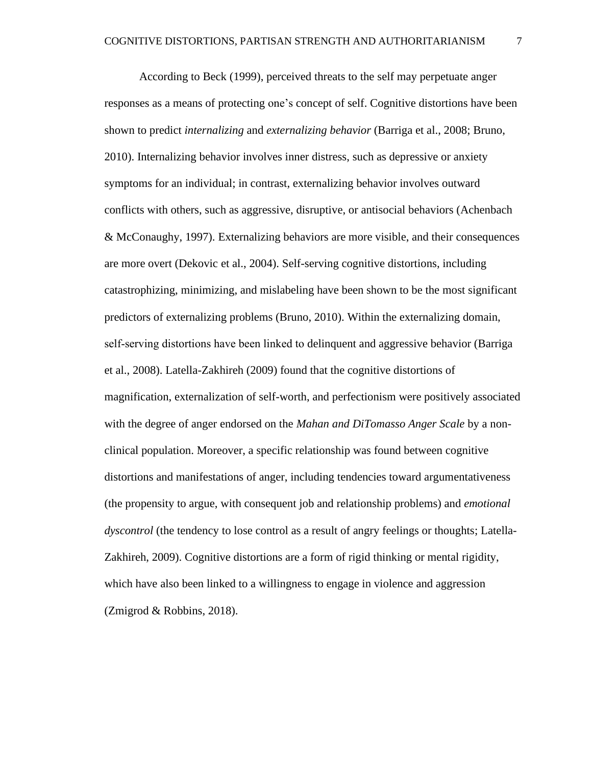According to Beck (1999), perceived threats to the self may perpetuate anger responses as a means of protecting one's concept of self. Cognitive distortions have been shown to predict *internalizing* and *externalizing behavior* (Barriga et al., 2008; Bruno, 2010). Internalizing behavior involves inner distress, such as depressive or anxiety symptoms for an individual; in contrast, externalizing behavior involves outward conflicts with others, such as aggressive, disruptive, or antisocial behaviors (Achenbach & McConaughy, 1997). Externalizing behaviors are more visible, and their consequences are more overt (Dekovic et al., 2004). Self-serving cognitive distortions, including catastrophizing, minimizing, and mislabeling have been shown to be the most significant predictors of externalizing problems (Bruno, 2010). Within the externalizing domain, self-serving distortions have been linked to delinquent and aggressive behavior (Barriga et al., 2008). Latella-Zakhireh (2009) found that the cognitive distortions of magnification, externalization of self-worth, and perfectionism were positively associated with the degree of anger endorsed on the *Mahan and DiTomasso Anger Scale* by a non-clinical population. Moreover, a specific relationship was found between cognitive distortions and manifestations of anger, including tendencies toward argumentativeness (the propensity to argue, with consequent job and relationship problems) and *emotional dyscontrol* (the tendency to lose control as a result of angry feelings or thoughts; Latella-Zakhireh, 2009). Cognitive distortions are a form of rigid thinking or mental rigidity, which have also been linked to a willingness to engage in violence and aggression (Zmigrod & Robbins, 2018).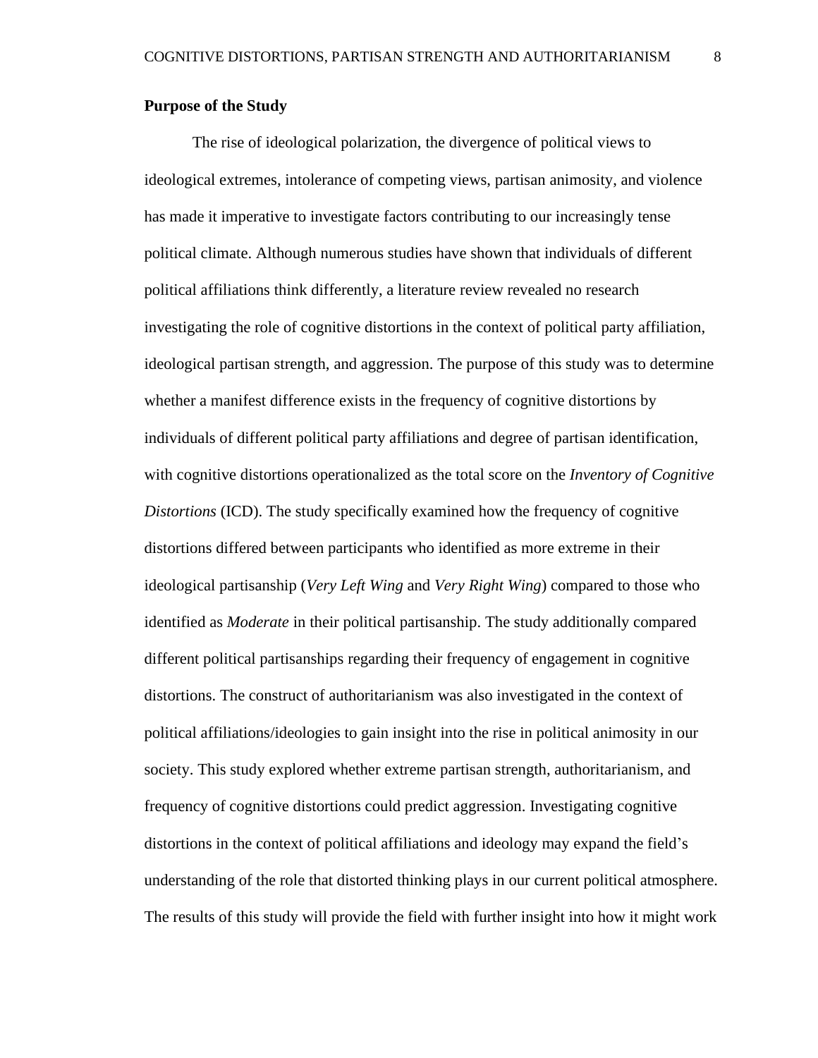**Purpose of the Study**

The rise of ideological polarization, the divergence of political views to ideological extremes, intolerance of competing views, partisan animosity, and violence has made it imperative to investigate factors contributing to our increasingly tense political climate. Although numerous studies have shown that individuals of different political affiliations think differently, a literature review revealed no research investigating the role of cognitive distortions in the context of political party affiliation, ideological partisan strength, and aggression. The purpose of this study was to determine whether a manifest difference exists in the frequency of cognitive distortions by individuals of different political party affiliations and degree of partisan identification, with cognitive distortions operationalized as the total score on the *Inventory of Cognitive Distortions* (ICD). The study specifically examined how the frequency of cognitive distortions differed between participants who identified as more extreme in their ideological partisanship (*Very Left Wing* and *Very Right Wing*) compared to those who identified as *Moderate* in their political partisanship. The study additionally compared different political partisanships regarding their frequency of engagement in cognitive distortions. The construct of authoritarianism was also investigated in the context of political affiliations/ideologies to gain insight into the rise in political animosity in our society. This study explored whether extreme partisan strength, authoritarianism, and frequency of cognitive distortions could predict aggression. Investigating cognitive distortions in the context of political affiliations and ideology may expand the field's understanding of the role that distorted thinking plays in our current political atmosphere. The results of this study will provide the field with further insight into how it might work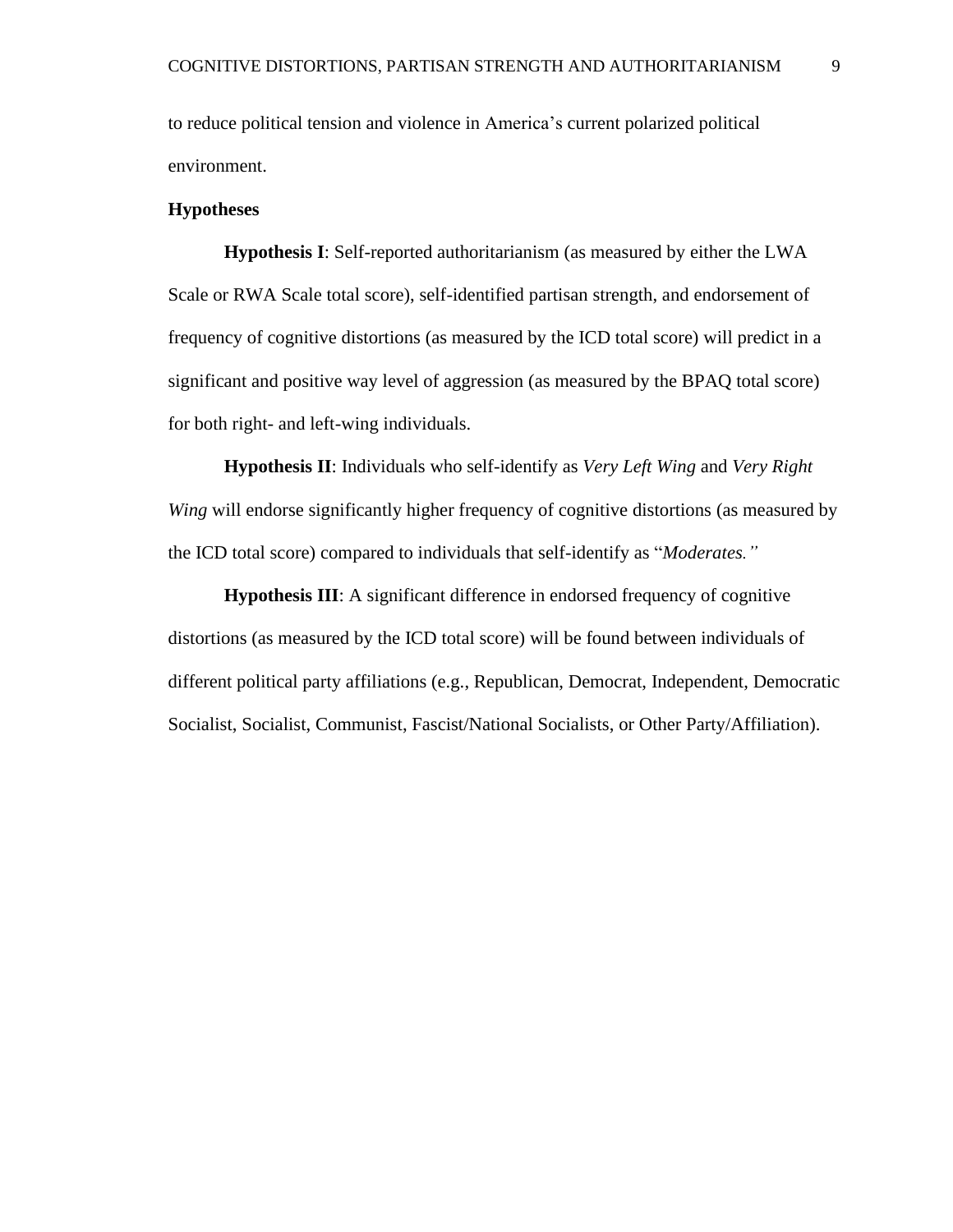to reduce political tension and violence in America's current polarized political environment.

**Hypotheses**

**Hypothesis I**: Self-reported authoritarianism (as measured by either the LWA Scale or RWA Scale total score), self-identified partisan strength, and endorsement of frequency of cognitive distortions (as measured by the ICD total score) will predict in a significant and positive way level of aggression (as measured by the BPAQ total score) for both right- and left-wing individuals.

**Hypothesis II**: Individuals who self-identify as *Very Left Wing* and *Very Right Wing* will endorse significantly higher frequency of cognitive distortions (as measured by the ICD total score) compared to individuals that self-identify as "*Moderates."*

**Hypothesis III**: A significant difference in endorsed frequency of cognitive distortions (as measured by the ICD total score) will be found between individuals of different political party affiliations (e.g., Republican, Democrat, Independent, Democratic Socialist, Socialist, Communist, Fascist/National Socialists, or Other Party/Affiliation).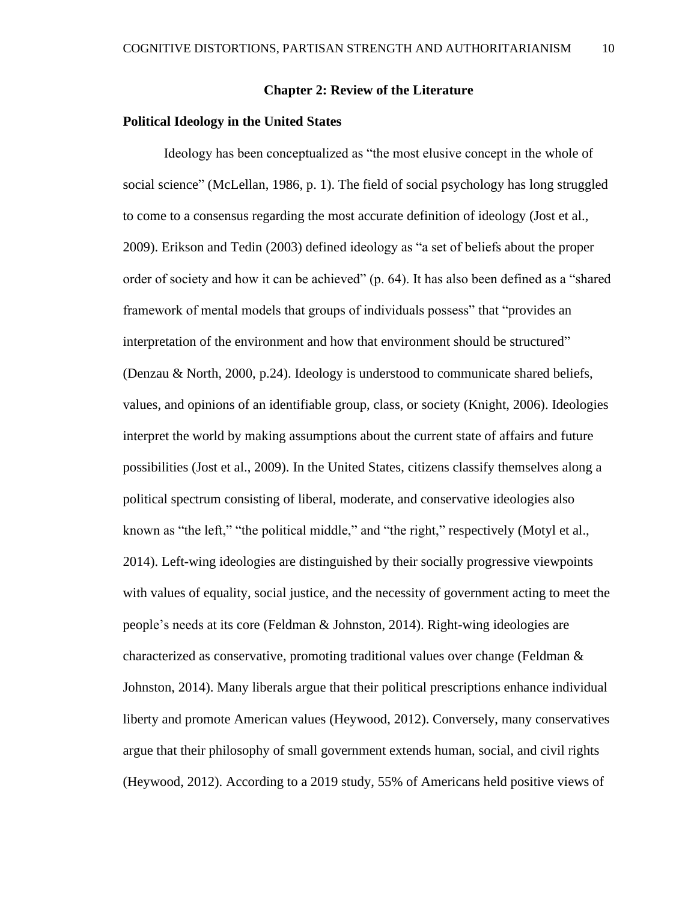# Chapter 2: Review of the Literature

## Political Ideology in the United States

Ideology has been conceptualized as “the most elusive concept in the whole of social science” (McLellan, 1986, p. 1). The field of social psychology has long struggled to come to a consensus regarding the most accurate definition of ideology (Jost et al., 2009). Erikson and Tedin (2003) defined ideology as “a set of beliefs about the proper order of society and how it can be achieved” (p. 64). It has also been defined as a “shared framework of mental models that groups of individuals possess” that “provides an interpretation of the environment and how that environment should be structured” (Denzau & North, 2000, p.24). Ideology is understood to communicate shared beliefs, values, and opinions of an identifiable group, class, or society (Knight, 2006). Ideologies interpret the world by making assumptions about the current state of affairs and future possibilities (Jost et al., 2009). In the United States, citizens classify themselves along a political spectrum consisting of liberal, moderate, and conservative ideologies also known as “the left,” “the political middle,” and “the right,” respectively (Motyl et al., 2014). Left-wing ideologies are distinguished by their socially progressive viewpoints with values of equality, social justice, and the necessity of government acting to meet the people’s needs at its core (Feldman & Johnston, 2014). Right-wing ideologies are characterized as conservative, promoting traditional values over change (Feldman & Johnston, 2014). Many liberals argue that their political prescriptions enhance individual liberty and promote American values (Heywood, 2012). Conversely, many conservatives argue that their philosophy of small government extends human, social, and civil rights (Heywood, 2012). According to a 2019 study, 55% of Americans held positive views of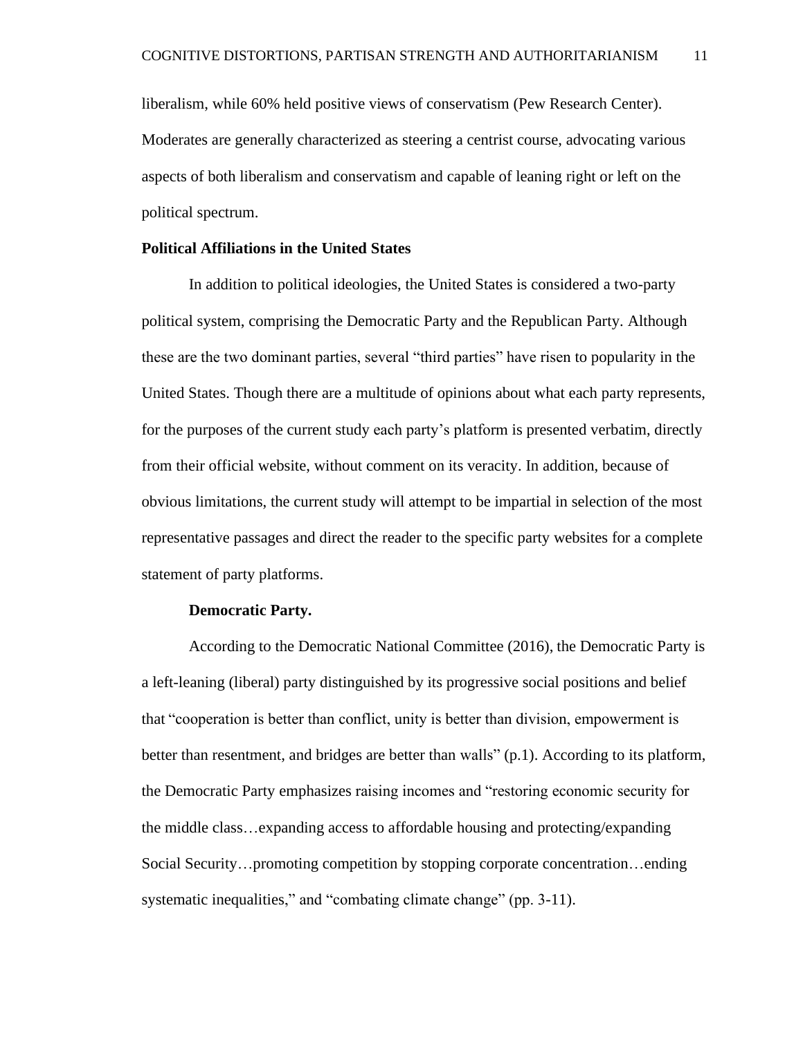liberalism, while 60% held positive views of conservatism (Pew Research Center). Moderates are generally characterized as steering a centrist course, advocating various aspects of both liberalism and conservatism and capable of leaning right or left on the political spectrum.

## Political Affiliations in the United States

In addition to political ideologies, the United States is considered a two-party political system, comprising the Democratic Party and the Republican Party. Although these are the two dominant parties, several "third parties" have risen to popularity in the United States. Though there are a multitude of opinions about what each party represents, for the purposes of the current study each party's platform is presented verbatim, directly from their official website, without comment on its veracity. In addition, because of obvious limitations, the current study will attempt to be impartial in selection of the most representative passages and direct the reader to the specific party websites for a complete statement of party platforms.

### Democratic Party.

According to the Democratic National Committee (2016), the Democratic Party is a left-leaning (liberal) party distinguished by its progressive social positions and belief that "cooperation is better than conflict, unity is better than division, empowerment is better than resentment, and bridges are better than walls" (p.1). According to its platform, the Democratic Party emphasizes raising incomes and "restoring economic security for the middle class…expanding access to affordable housing and protecting/expanding Social Security…promoting competition by stopping corporate concentration…ending systematic inequalities," and "combating climate change" (pp. 3-11).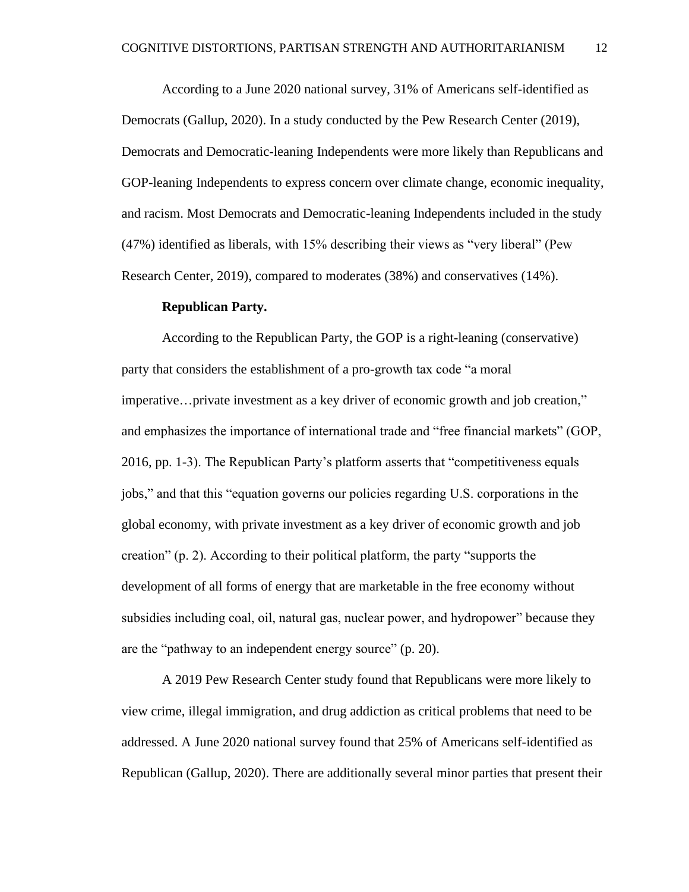According to a June 2020 national survey, 31% of Americans self-identified as Democrats (Gallup, 2020). In a study conducted by the Pew Research Center (2019), Democrats and Democratic-leaning Independents were more likely than Republicans and GOP-leaning Independents to express concern over climate change, economic inequality, and racism. Most Democrats and Democratic-leaning Independents included in the study (47%) identified as liberals, with 15% describing their views as "very liberal" (Pew Research Center, 2019), compared to moderates (38%) and conservatives (14%).

**Republican Party.**

According to the Republican Party, the GOP is a right-leaning (conservative) party that considers the establishment of a pro-growth tax code "a moral imperative…private investment as a key driver of economic growth and job creation," and emphasizes the importance of international trade and "free financial markets" (GOP, 2016, pp. 1-3). The Republican Party's platform asserts that "competitiveness equals jobs," and that this "equation governs our policies regarding U.S. corporations in the global economy, with private investment as a key driver of economic growth and job creation" (p. 2). According to their political platform, the party "supports the development of all forms of energy that are marketable in the free economy without subsidies including coal, oil, natural gas, nuclear power, and hydropower" because they are the "pathway to an independent energy source" (p. 20).

A 2019 Pew Research Center study found that Republicans were more likely to view crime, illegal immigration, and drug addiction as critical problems that need to be addressed. A June 2020 national survey found that 25% of Americans self-identified as Republican (Gallup, 2020). There are additionally several minor parties that present their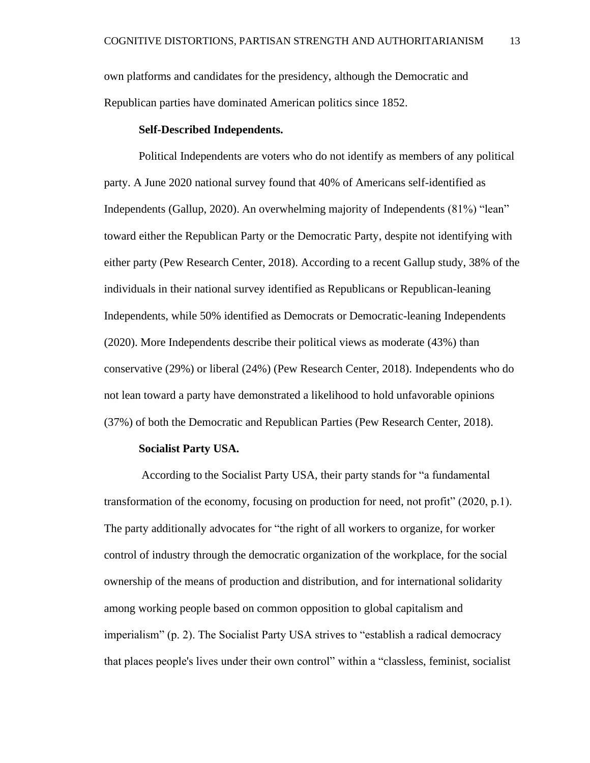own platforms and candidates for the presidency, although the Democratic and Republican parties have dominated American politics since 1852.

**Self-Described Independents.**

Political Independents are voters who do not identify as members of any political party. A June 2020 national survey found that 40% of Americans self-identified as Independents (Gallup, 2020). An overwhelming majority of Independents (81%) "lean" toward either the Republican Party or the Democratic Party, despite not identifying with either party (Pew Research Center, 2018). According to a recent Gallup study, 38% of the individuals in their national survey identified as Republicans or Republican-leaning Independents, while 50% identified as Democrats or Democratic-leaning Independents (2020). More Independents describe their political views as moderate (43%) than conservative (29%) or liberal (24%) (Pew Research Center, 2018). Independents who do not lean toward a party have demonstrated a likelihood to hold unfavorable opinions (37%) of both the Democratic and Republican Parties (Pew Research Center, 2018).

**Socialist Party USA.**

According to the Socialist Party USA, their party stands for "a fundamental transformation of the economy, focusing on production for need, not profit" (2020, p.1). The party additionally advocates for "the right of all workers to organize, for worker control of industry through the democratic organization of the workplace, for the social ownership of the means of production and distribution, and for international solidarity among working people based on common opposition to global capitalism and imperialism" (p. 2). The Socialist Party USA strives to "establish a radical democracy that places people's lives under their own control" within a "classless, feminist, socialist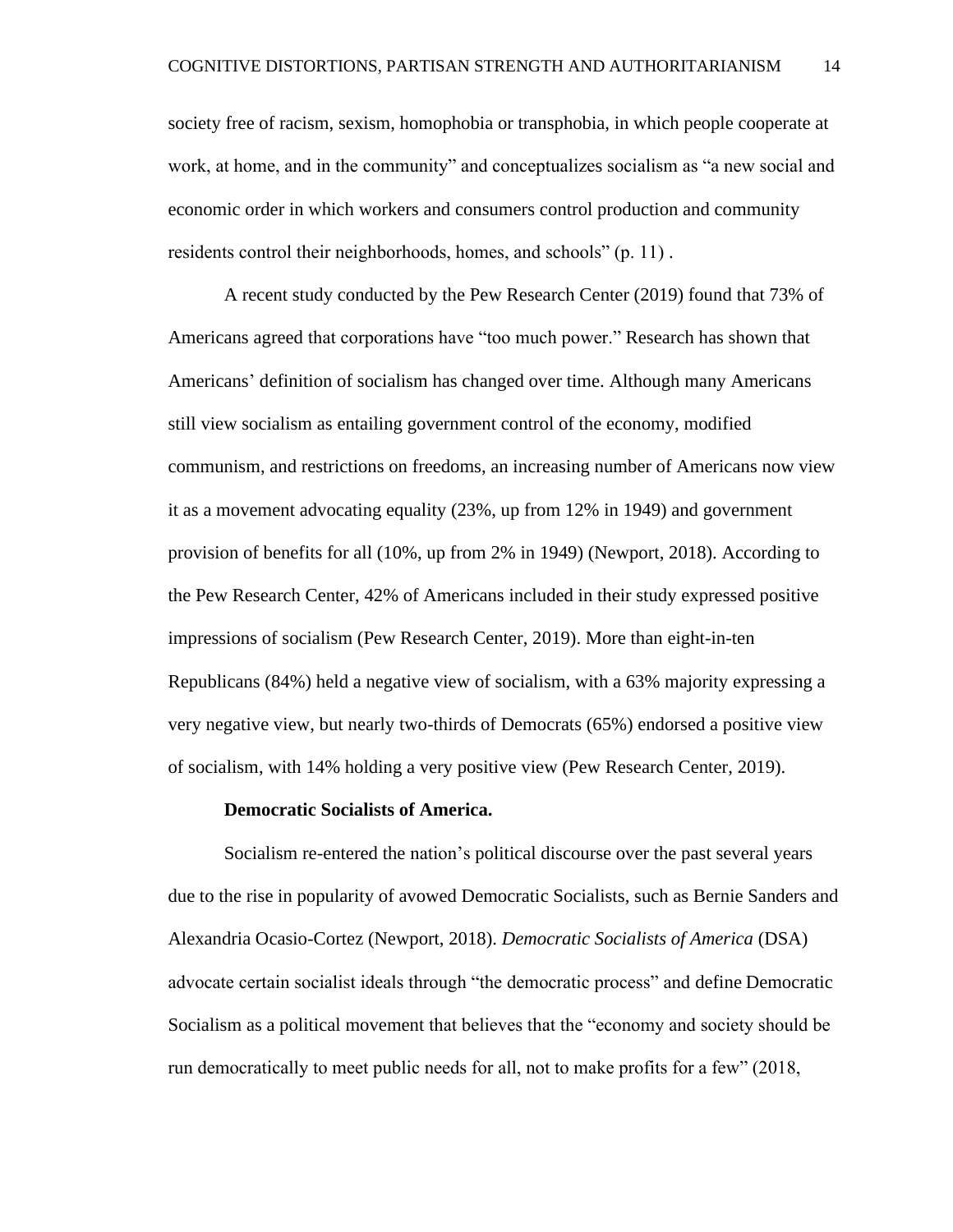society free of racism, sexism, homophobia or transphobia, in which people cooperate at work, at home, and in the community" and conceptualizes socialism as "a new social and economic order in which workers and consumers control production and community residents control their neighborhoods, homes, and schools" (p. 11) .

A recent study conducted by the Pew Research Center (2019) found that 73% of Americans agreed that corporations have "too much power." Research has shown that Americans' definition of socialism has changed over time. Although many Americans still view socialism as entailing government control of the economy, modified communism, and restrictions on freedoms, an increasing number of Americans now view it as a movement advocating equality (23%, up from 12% in 1949) and government provision of benefits for all (10%, up from 2% in 1949) (Newport, 2018). According to the Pew Research Center, 42% of Americans included in their study expressed positive impressions of socialism (Pew Research Center, 2019). More than eight-in-ten Republicans (84%) held a negative view of socialism, with a 63% majority expressing a very negative view, but nearly two-thirds of Democrats (65%) endorsed a positive view of socialism, with 14% holding a very positive view (Pew Research Center, 2019).

**Democratic Socialists of America.**

Socialism re-entered the nation's political discourse over the past several years due to the rise in popularity of avowed Democratic Socialists, such as Bernie Sanders and Alexandria Ocasio-Cortez (Newport, 2018). *Democratic Socialists of America* (DSA) advocate certain socialist ideals through "the democratic process" and define Democratic Socialism as a political movement that believes that the "economy and society should be run democratically to meet public needs for all, not to make profits for a few" (2018,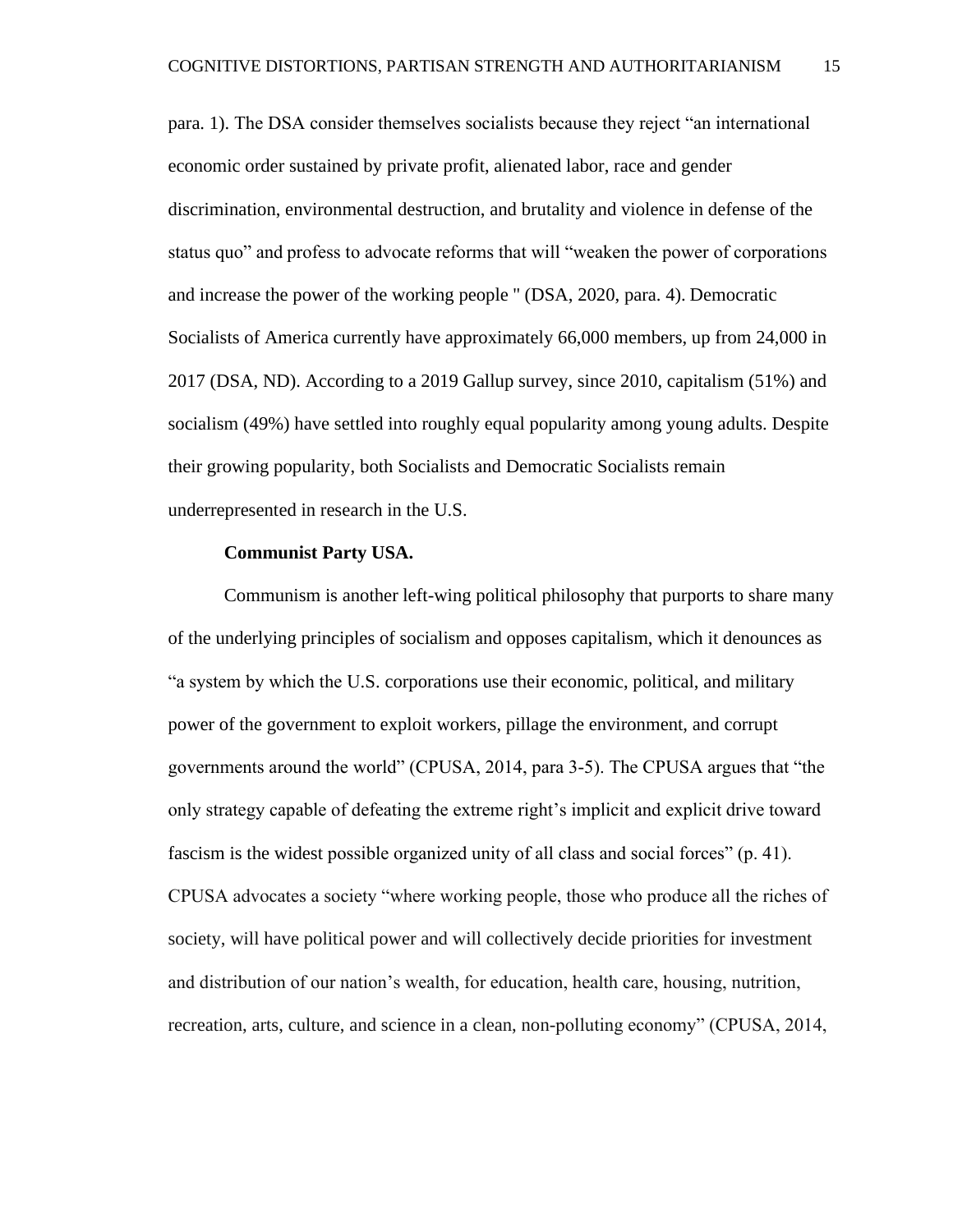para. 1). The DSA consider themselves socialists because they reject "an international economic order sustained by private profit, alienated labor, race and gender discrimination, environmental destruction, and brutality and violence in defense of the status quo" and profess to advocate reforms that will "weaken the power of corporations and increase the power of the working people " (DSA, 2020, para. 4). Democratic Socialists of America currently have approximately 66,000 members, up from 24,000 in 2017 (DSA, ND). According to a 2019 Gallup survey, since 2010, capitalism (51%) and socialism (49%) have settled into roughly equal popularity among young adults. Despite their growing popularity, both Socialists and Democratic Socialists remain underrepresented in research in the U.S.

**Communist Party USA.**

Communism is another left-wing political philosophy that purports to share many of the underlying principles of socialism and opposes capitalism, which it denounces as "a system by which the U.S. corporations use their economic, political, and military power of the government to exploit workers, pillage the environment, and corrupt governments around the world" (CPUSA, 2014, para 3-5). The CPUSA argues that "the only strategy capable of defeating the extreme right's implicit and explicit drive toward fascism is the widest possible organized unity of all class and social forces" (p. 41). CPUSA advocates a society "where working people, those who produce all the riches of society, will have political power and will collectively decide priorities for investment and distribution of our nation's wealth, for education, health care, housing, nutrition, recreation, arts, culture, and science in a clean, non-polluting economy" (CPUSA, 2014,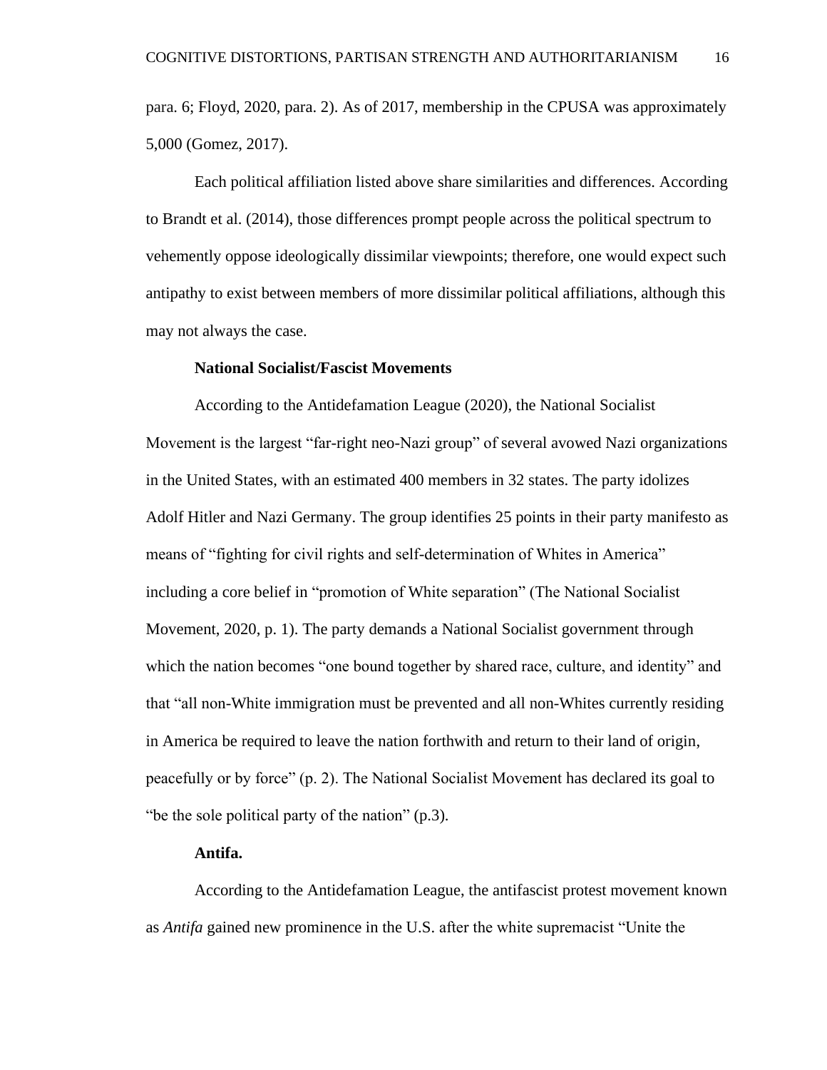para. 6; Floyd, 2020, para. 2). As of 2017, membership in the CPUSA was approximately 5,000 (Gomez, 2017).

Each political affiliation listed above share similarities and differences. According to Brandt et al. (2014), those differences prompt people across the political spectrum to vehemently oppose ideologically dissimilar viewpoints; therefore, one would expect such antipathy to exist between members of more dissimilar political affiliations, although this may not always the case.

**National Socialist/Fascist Movements**

According to the Antidefamation League (2020), the National Socialist Movement is the largest "far-right neo-Nazi group" of several avowed Nazi organizations in the United States, with an estimated 400 members in 32 states. The party idolizes Adolf Hitler and Nazi Germany. The group identifies 25 points in their party manifesto as means of "fighting for civil rights and self-determination of Whites in America" including a core belief in "promotion of White separation" (The National Socialist Movement, 2020, p. 1). The party demands a National Socialist government through which the nation becomes "one bound together by shared race, culture, and identity" and that "all non-White immigration must be prevented and all non-Whites currently residing in America be required to leave the nation forthwith and return to their land of origin, peacefully or by force" (p. 2). The National Socialist Movement has declared its goal to "be the sole political party of the nation" (p.3).

**Antifa.**

According to the Antidefamation League, the antifascist protest movement known as *Antifa* gained new prominence in the U.S. after the white supremacist "Unite the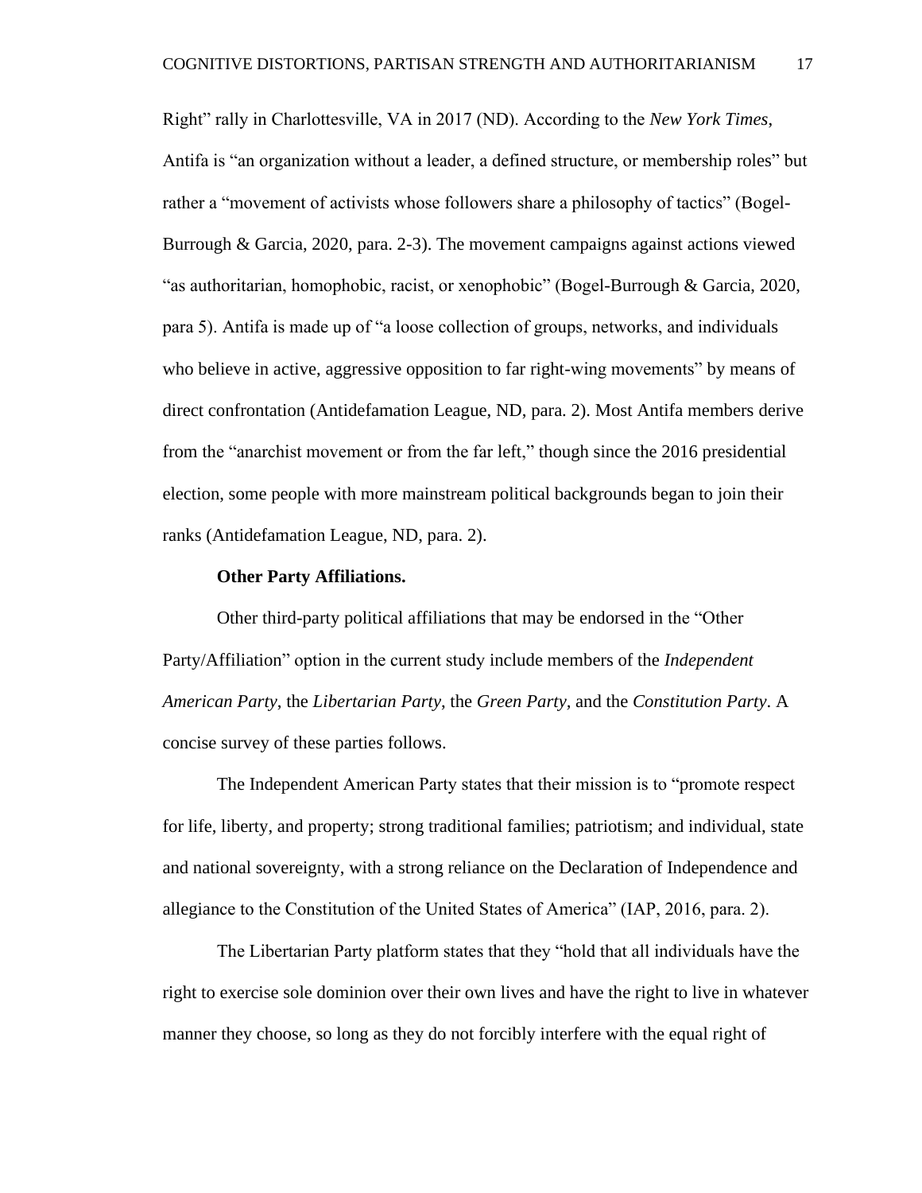Right" rally in Charlottesville, VA in 2017 (ND). According to the *New York Times*, Antifa is "an organization without a leader, a defined structure, or membership roles" but rather a "movement of activists whose followers share a philosophy of tactics" (Bogel-Burrough & Garcia, 2020, para. 2-3). The movement campaigns against actions viewed "as authoritarian, homophobic, racist, or xenophobic" (Bogel-Burrough & Garcia, 2020, para 5). Antifa is made up of "a loose collection of groups, networks, and individuals who believe in active, aggressive opposition to far right-wing movements" by means of direct confrontation (Antidefamation League, ND, para. 2). Most Antifa members derive from the "anarchist movement or from the far left," though since the 2016 presidential election, some people with more mainstream political backgrounds began to join their ranks (Antidefamation League, ND, para. 2).

**Other Party Affiliations.**

Other third-party political affiliations that may be endorsed in the "Other Party/Affiliation" option in the current study include members of the *Independent American Party*, the *Libertarian Party*, the *Green Party,* and the *Constitution Party*. A concise survey of these parties follows.

The Independent American Party states that their mission is to "promote respect for life, liberty, and property; strong traditional families; patriotism; and individual, state and national sovereignty, with a strong reliance on the Declaration of Independence and allegiance to the Constitution of the United States of America" (IAP, 2016, para. 2).

The Libertarian Party platform states that they "hold that all individuals have the right to exercise sole dominion over their own lives and have the right to live in whatever manner they choose, so long as they do not forcibly interfere with the equal right of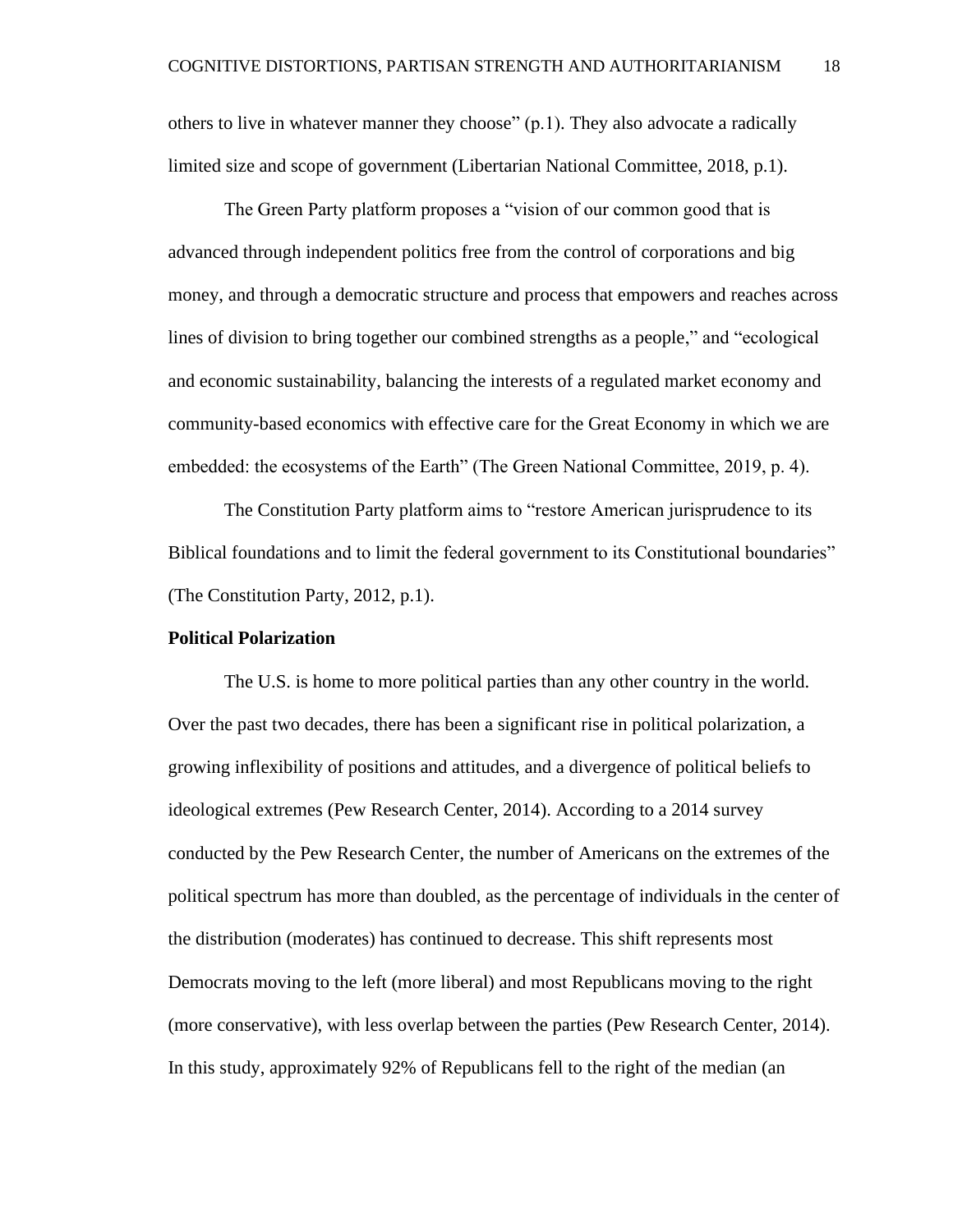others to live in whatever manner they choose" (p.1). They also advocate a radically limited size and scope of government (Libertarian National Committee, 2018, p.1).

The Green Party platform proposes a "vision of our common good that is advanced through independent politics free from the control of corporations and big money, and through a democratic structure and process that empowers and reaches across lines of division to bring together our combined strengths as a people," and "ecological and economic sustainability, balancing the interests of a regulated market economy and community-based economics with effective care for the Great Economy in which we are embedded: the ecosystems of the Earth" (The Green National Committee, 2019, p. 4).

The Constitution Party platform aims to "restore American jurisprudence to its Biblical foundations and to limit the federal government to its Constitutional boundaries" (The Constitution Party, 2012, p.1).

**Political Polarization**

The U.S. is home to more political parties than any other country in the world. Over the past two decades, there has been a significant rise in political polarization, a growing inflexibility of positions and attitudes, and a divergence of political beliefs to ideological extremes (Pew Research Center, 2014). According to a 2014 survey conducted by the Pew Research Center, the number of Americans on the extremes of the political spectrum has more than doubled, as the percentage of individuals in the center of the distribution (moderates) has continued to decrease. This shift represents most Democrats moving to the left (more liberal) and most Republicans moving to the right (more conservative), with less overlap between the parties (Pew Research Center, 2014). In this study, approximately 92% of Republicans fell to the right of the median (an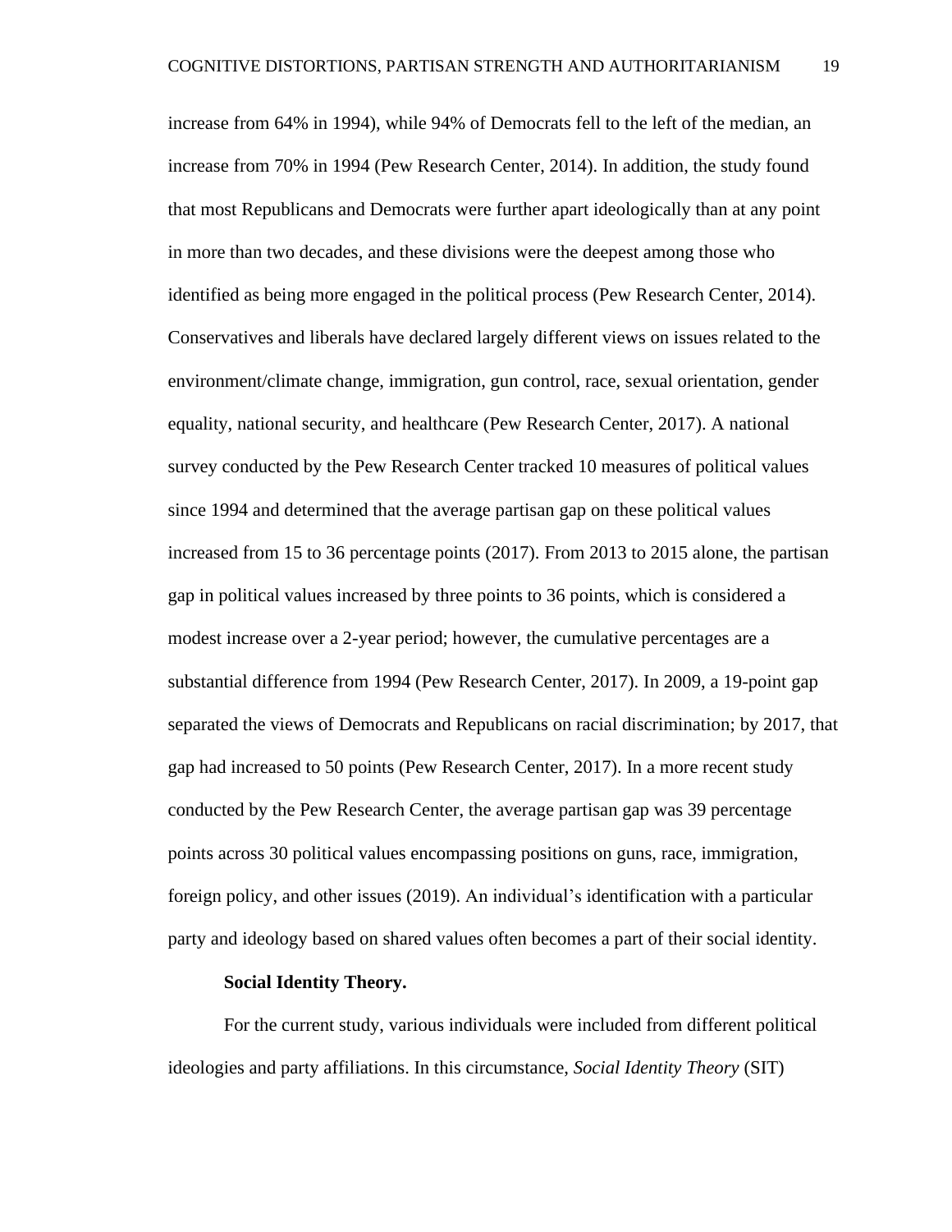increase from 64% in 1994), while 94% of Democrats fell to the left of the median, an increase from 70% in 1994 (Pew Research Center, 2014). In addition, the study found that most Republicans and Democrats were further apart ideologically than at any point in more than two decades, and these divisions were the deepest among those who identified as being more engaged in the political process (Pew Research Center, 2014). Conservatives and liberals have declared largely different views on issues related to the environment/climate change, immigration, gun control, race, sexual orientation, gender equality, national security, and healthcare (Pew Research Center, 2017). A national survey conducted by the Pew Research Center tracked 10 measures of political values since 1994 and determined that the average partisan gap on these political values increased from 15 to 36 percentage points (2017). From 2013 to 2015 alone, the partisan gap in political values increased by three points to 36 points, which is considered a modest increase over a 2-year period; however, the cumulative percentages are a substantial difference from 1994 (Pew Research Center, 2017). In 2009, a 19-point gap separated the views of Democrats and Republicans on racial discrimination; by 2017, that gap had increased to 50 points (Pew Research Center, 2017). In a more recent study conducted by the Pew Research Center, the average partisan gap was 39 percentage points across 30 political values encompassing positions on guns, race, immigration, foreign policy, and other issues (2019). An individual's identification with a particular party and ideology based on shared values often becomes a part of their social identity.

**Social Identity Theory.**

For the current study, various individuals were included from different political ideologies and party affiliations. In this circumstance, *Social Identity Theory* (SIT)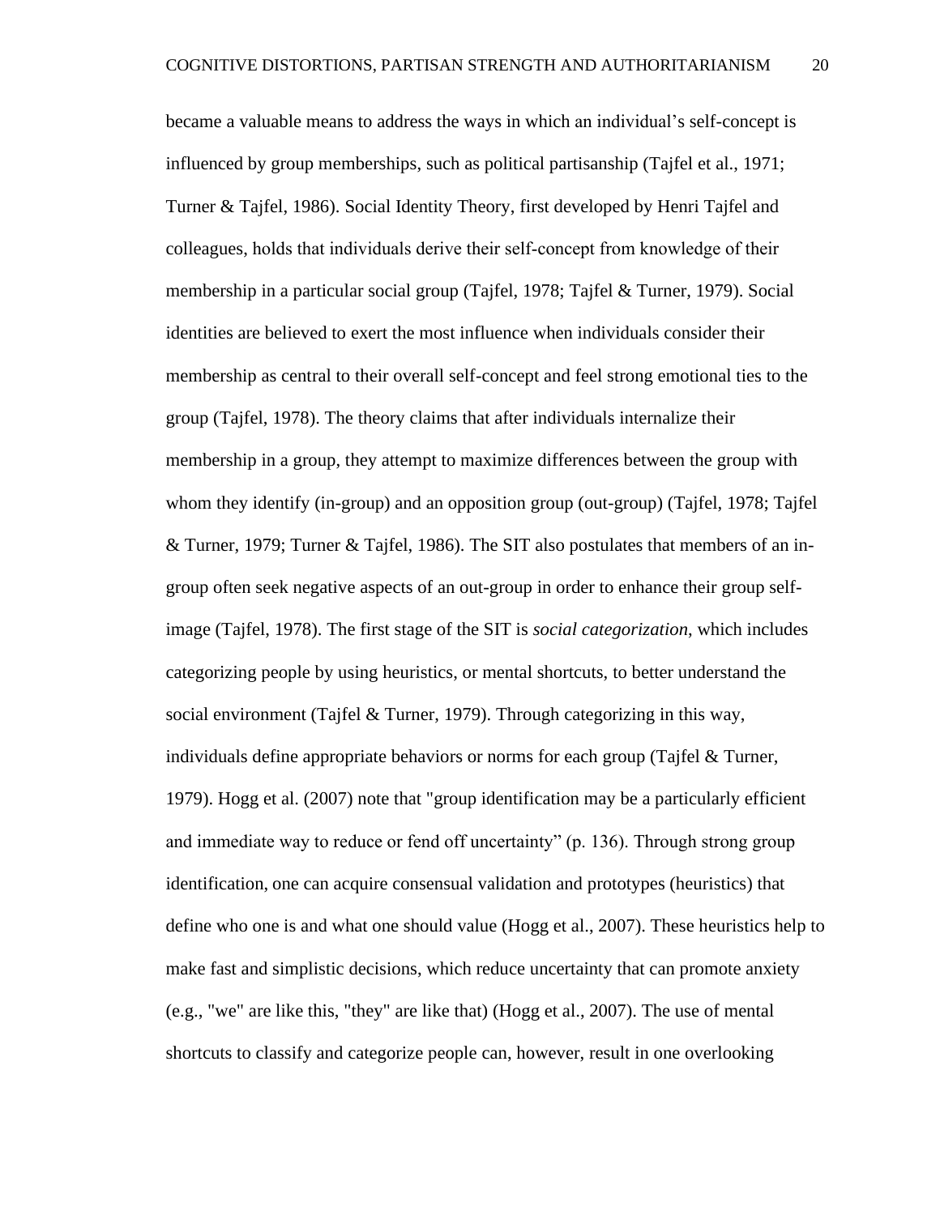became a valuable means to address the ways in which an individual's self-concept is influenced by group memberships, such as political partisanship (Tajfel et al., 1971; Turner & Tajfel, 1986). Social Identity Theory, first developed by Henri Tajfel and colleagues, holds that individuals derive their self-concept from knowledge of their membership in a particular social group (Tajfel, 1978; Tajfel & Turner, 1979). Social identities are believed to exert the most influence when individuals consider their membership as central to their overall self-concept and feel strong emotional ties to the group (Tajfel, 1978). The theory claims that after individuals internalize their membership in a group, they attempt to maximize differences between the group with whom they identify (in-group) and an opposition group (out-group) (Tajfel, 1978; Tajfel & Turner, 1979; Turner & Tajfel, 1986). The SIT also postulates that members of an in-group often seek negative aspects of an out-group in order to enhance their group self-image (Tajfel, 1978). The first stage of the SIT is *social categorization*, which includes categorizing people by using heuristics, or mental shortcuts, to better understand the social environment (Tajfel & Turner, 1979). Through categorizing in this way, individuals define appropriate behaviors or norms for each group (Tajfel & Turner, 1979). Hogg et al. (2007) note that "group identification may be a particularly efficient and immediate way to reduce or fend off uncertainty" (p. 136). Through strong group identification, one can acquire consensual validation and prototypes (heuristics) that define who one is and what one should value (Hogg et al., 2007). These heuristics help to make fast and simplistic decisions, which reduce uncertainty that can promote anxiety (e.g., "we" are like this, "they" are like that) (Hogg et al., 2007). The use of mental shortcuts to classify and categorize people can, however, result in one overlooking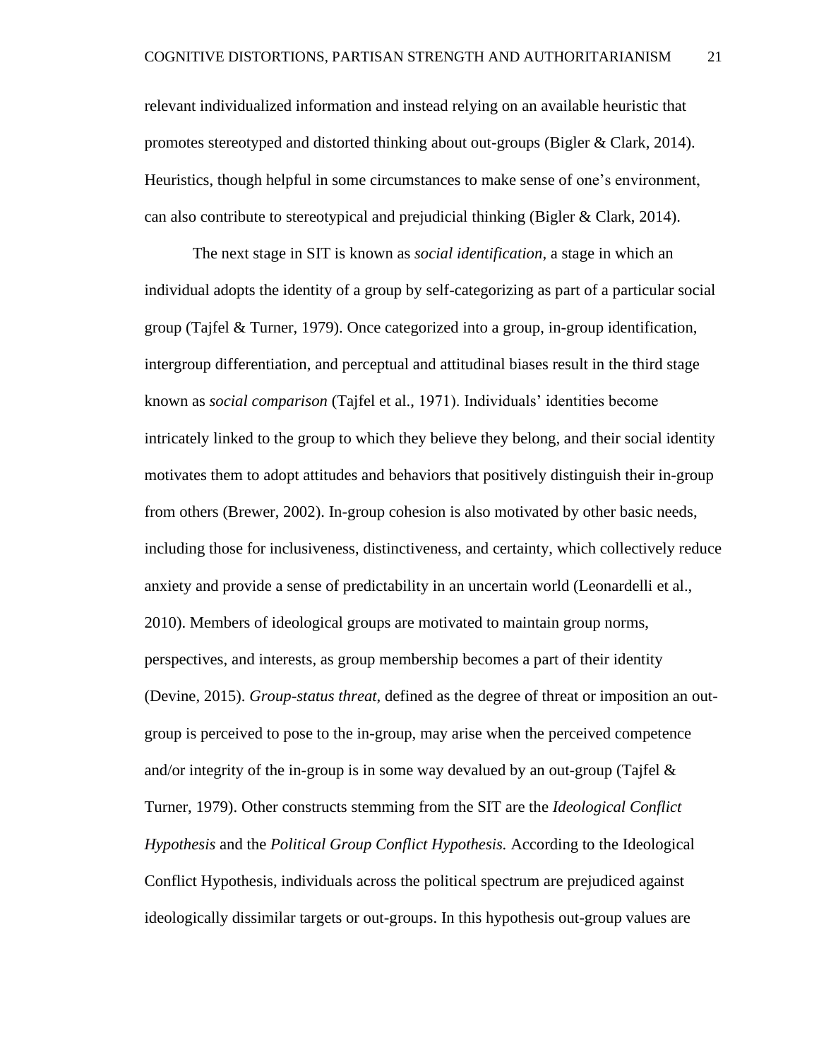relevant individualized information and instead relying on an available heuristic that promotes stereotyped and distorted thinking about out-groups (Bigler & Clark, 2014). Heuristics, though helpful in some circumstances to make sense of one's environment, can also contribute to stereotypical and prejudicial thinking (Bigler & Clark, 2014).

The next stage in SIT is known as *social identification*, a stage in which an individual adopts the identity of a group by self-categorizing as part of a particular social group (Tajfel & Turner, 1979). Once categorized into a group, in-group identification, intergroup differentiation, and perceptual and attitudinal biases result in the third stage known as *social comparison* (Tajfel et al., 1971). Individuals' identities become intricately linked to the group to which they believe they belong, and their social identity motivates them to adopt attitudes and behaviors that positively distinguish their in-group from others (Brewer, 2002). In-group cohesion is also motivated by other basic needs, including those for inclusiveness, distinctiveness, and certainty, which collectively reduce anxiety and provide a sense of predictability in an uncertain world (Leonardelli et al., 2010). Members of ideological groups are motivated to maintain group norms, perspectives, and interests, as group membership becomes a part of their identity (Devine, 2015). *Group-status threat*, defined as the degree of threat or imposition an out-group is perceived to pose to the in-group, may arise when the perceived competence and/or integrity of the in-group is in some way devalued by an out-group (Tajfel & Turner, 1979). Other constructs stemming from the SIT are the *Ideological Conflict Hypothesis* and the *Political Group Conflict Hypothesis.* According to the Ideological Conflict Hypothesis, individuals across the political spectrum are prejudiced against ideologically dissimilar targets or out-groups. In this hypothesis out-group values are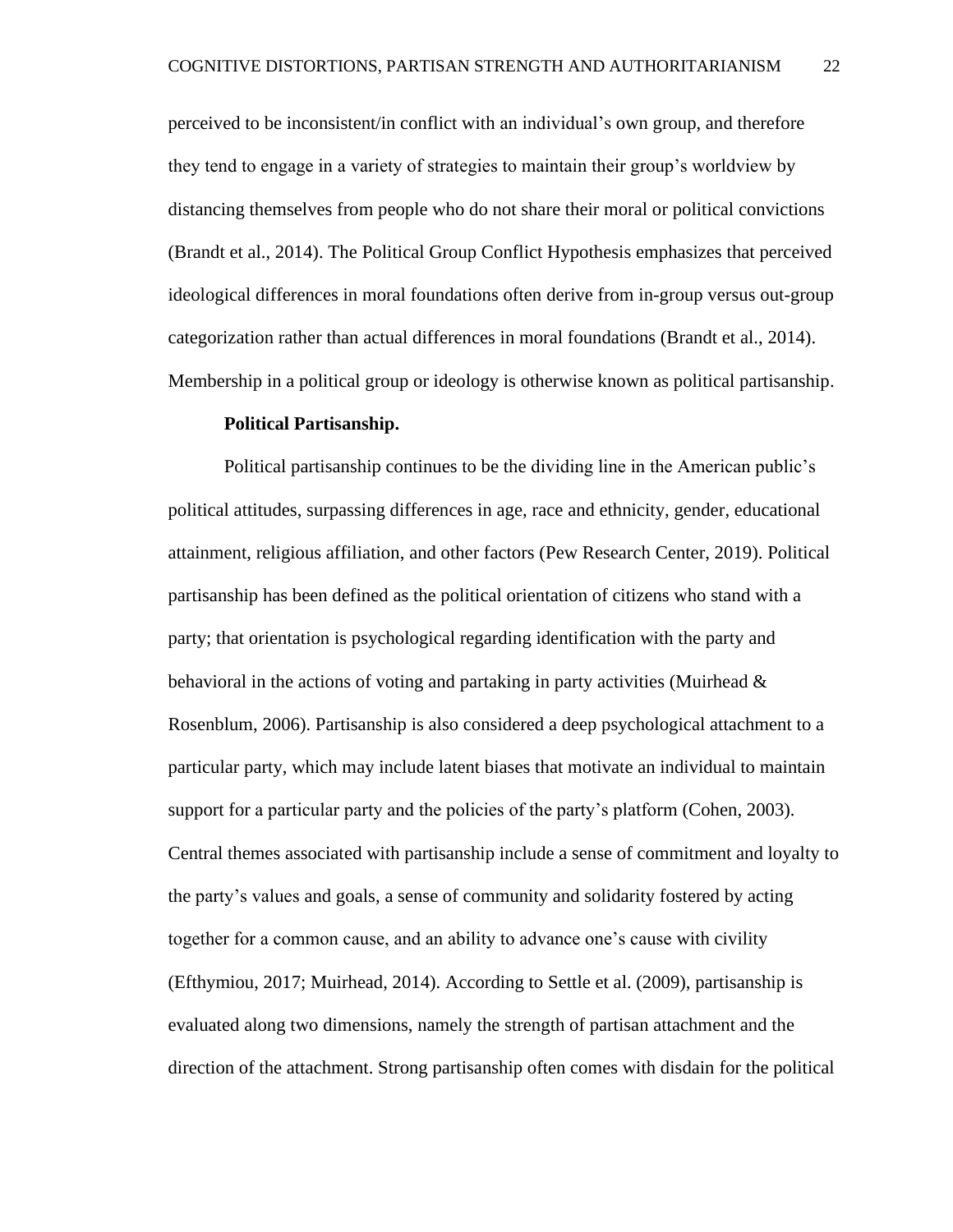perceived to be inconsistent/in conflict with an individual's own group, and therefore they tend to engage in a variety of strategies to maintain their group's worldview by distancing themselves from people who do not share their moral or political convictions (Brandt et al., 2014). The Political Group Conflict Hypothesis emphasizes that perceived ideological differences in moral foundations often derive from in-group versus out-group categorization rather than actual differences in moral foundations (Brandt et al., 2014). Membership in a political group or ideology is otherwise known as political partisanship.

**Political Partisanship.**

Political partisanship continues to be the dividing line in the American public's political attitudes, surpassing differences in age, race and ethnicity, gender, educational attainment, religious affiliation, and other factors (Pew Research Center, 2019). Political partisanship has been defined as the political orientation of citizens who stand with a party; that orientation is psychological regarding identification with the party and behavioral in the actions of voting and partaking in party activities (Muirhead & Rosenblum, 2006). Partisanship is also considered a deep psychological attachment to a particular party, which may include latent biases that motivate an individual to maintain support for a particular party and the policies of the party's platform (Cohen, 2003). Central themes associated with partisanship include a sense of commitment and loyalty to the party's values and goals, a sense of community and solidarity fostered by acting together for a common cause, and an ability to advance one's cause with civility (Efthymiou, 2017; Muirhead, 2014). According to Settle et al. (2009), partisanship is evaluated along two dimensions, namely the strength of partisan attachment and the direction of the attachment. Strong partisanship often comes with disdain for the political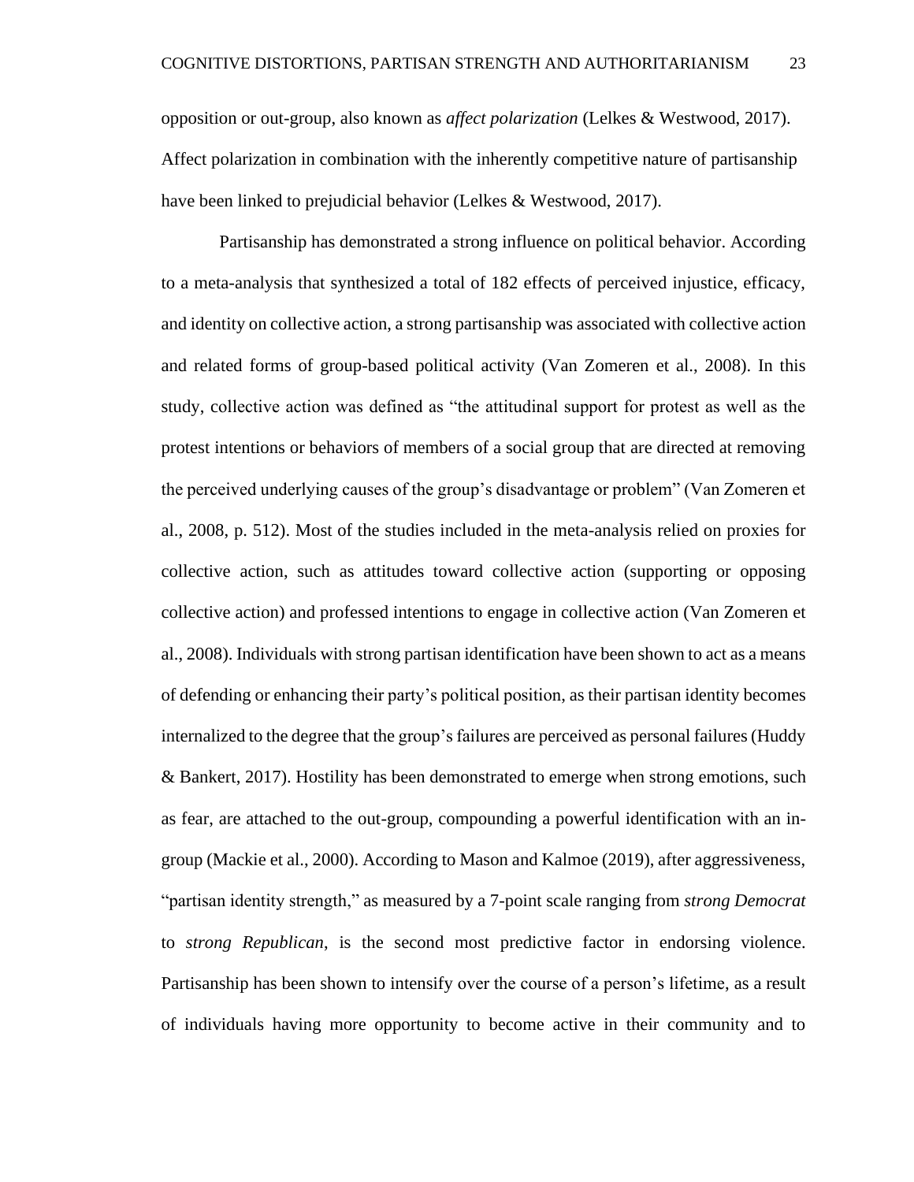opposition or out-group, also known as *affect polarization* (Lelkes & Westwood, 2017). Affect polarization in combination with the inherently competitive nature of partisanship have been linked to prejudicial behavior (Lelkes & Westwood, 2017).

Partisanship has demonstrated a strong influence on political behavior. According to a meta-analysis that synthesized a total of 182 effects of perceived injustice, efficacy, and identity on collective action, a strong partisanship was associated with collective action and related forms of group-based political activity (Van Zomeren et al., 2008). In this study, collective action was defined as "the attitudinal support for protest as well as the protest intentions or behaviors of members of a social group that are directed at removing the perceived underlying causes of the group's disadvantage or problem" (Van Zomeren et al., 2008, p. 512). Most of the studies included in the meta-analysis relied on proxies for collective action, such as attitudes toward collective action (supporting or opposing collective action) and professed intentions to engage in collective action (Van Zomeren et al., 2008). Individuals with strong partisan identification have been shown to act as a means of defending or enhancing their party's political position, as their partisan identity becomes internalized to the degree that the group's failures are perceived as personal failures (Huddy & Bankert, 2017). Hostility has been demonstrated to emerge when strong emotions, such as fear, are attached to the out-group, compounding a powerful identification with an in-group (Mackie et al., 2000). According to Mason and Kalmoe (2019), after aggressiveness, "partisan identity strength," as measured by a 7-point scale ranging from *strong Democrat* to *strong Republican*, is the second most predictive factor in endorsing violence. Partisanship has been shown to intensify over the course of a person's lifetime, as a result of individuals having more opportunity to become active in their community and to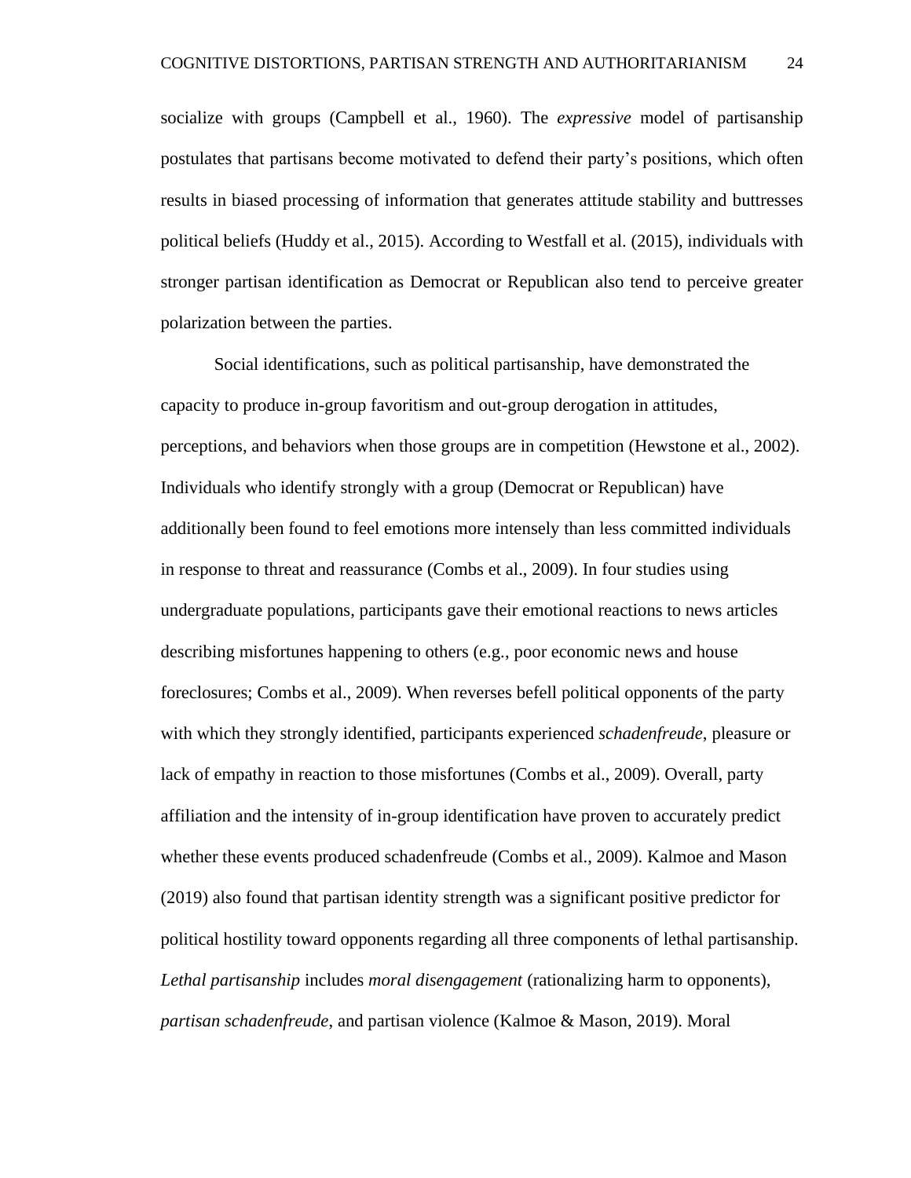socialize with groups (Campbell et al., 1960). The *expressive* model of partisanship postulates that partisans become motivated to defend their party's positions, which often results in biased processing of information that generates attitude stability and buttresses political beliefs (Huddy et al., 2015). According to Westfall et al. (2015), individuals with stronger partisan identification as Democrat or Republican also tend to perceive greater polarization between the parties.

Social identifications, such as political partisanship, have demonstrated the capacity to produce in-group favoritism and out-group derogation in attitudes, perceptions, and behaviors when those groups are in competition (Hewstone et al., 2002). Individuals who identify strongly with a group (Democrat or Republican) have additionally been found to feel emotions more intensely than less committed individuals in response to threat and reassurance (Combs et al., 2009). In four studies using undergraduate populations, participants gave their emotional reactions to news articles describing misfortunes happening to others (e.g., poor economic news and house foreclosures; Combs et al., 2009). When reverses befell political opponents of the party with which they strongly identified, participants experienced *schadenfreude*, pleasure or lack of empathy in reaction to those misfortunes (Combs et al., 2009). Overall, party affiliation and the intensity of in-group identification have proven to accurately predict whether these events produced schadenfreude (Combs et al., 2009). Kalmoe and Mason (2019) also found that partisan identity strength was a significant positive predictor for political hostility toward opponents regarding all three components of lethal partisanship. *Lethal partisanship* includes *moral disengagement* (rationalizing harm to opponents), *partisan schadenfreude*, and partisan violence (Kalmoe & Mason, 2019). Moral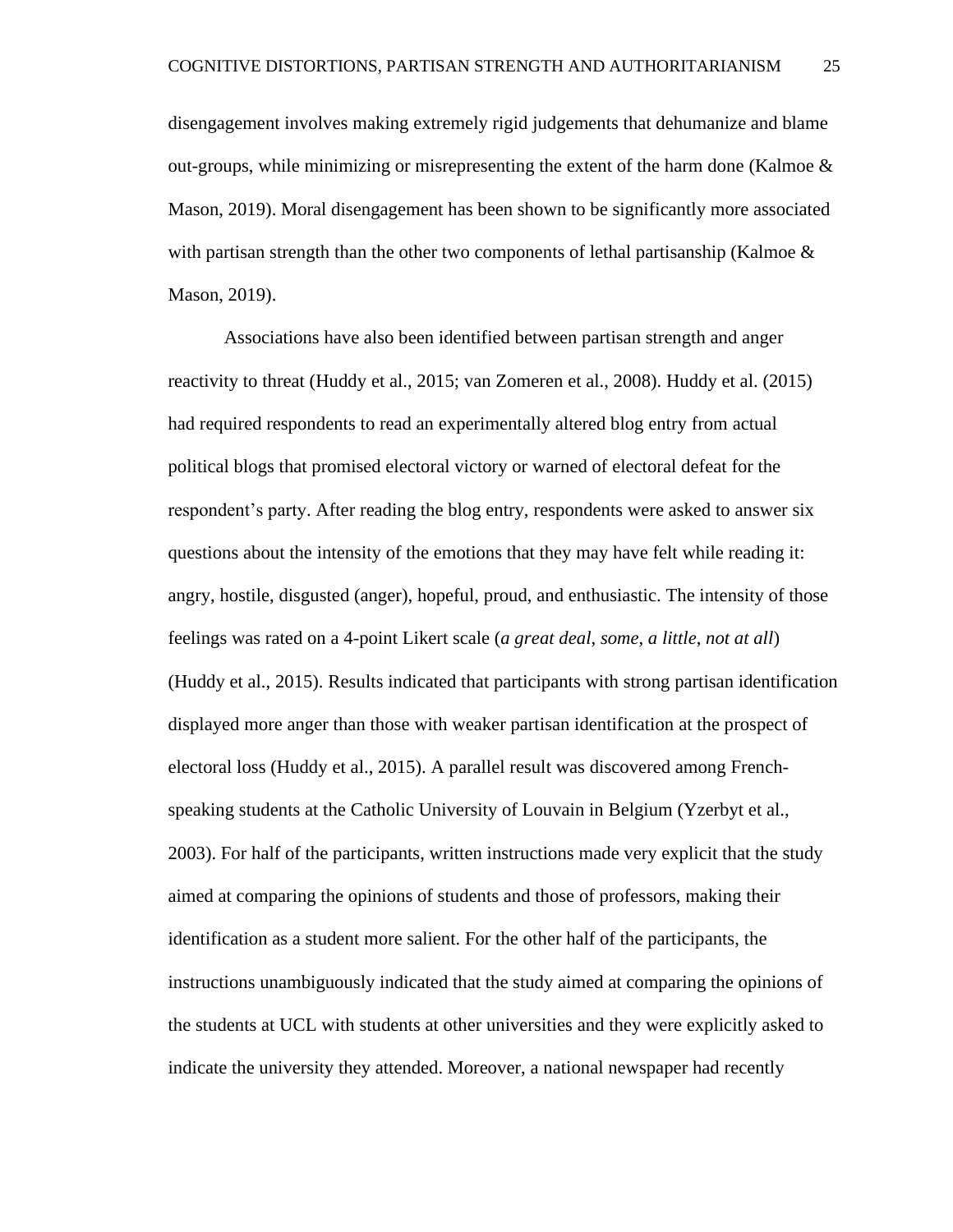disengagement involves making extremely rigid judgements that dehumanize and blame out-groups, while minimizing or misrepresenting the extent of the harm done (Kalmoe & Mason, 2019). Moral disengagement has been shown to be significantly more associated with partisan strength than the other two components of lethal partisanship (Kalmoe & Mason, 2019).

Associations have also been identified between partisan strength and anger reactivity to threat (Huddy et al., 2015; van Zomeren et al., 2008). Huddy et al. (2015) had required respondents to read an experimentally altered blog entry from actual political blogs that promised electoral victory or warned of electoral defeat for the respondent's party. After reading the blog entry, respondents were asked to answer six questions about the intensity of the emotions that they may have felt while reading it: angry, hostile, disgusted (anger), hopeful, proud, and enthusiastic. The intensity of those feelings was rated on a 4-point Likert scale (*a great deal*, *some*, *a little*, *not at all*) (Huddy et al., 2015). Results indicated that participants with strong partisan identification displayed more anger than those with weaker partisan identification at the prospect of electoral loss (Huddy et al., 2015). A parallel result was discovered among French-speaking students at the Catholic University of Louvain in Belgium (Yzerbyt et al., 2003). For half of the participants, written instructions made very explicit that the study aimed at comparing the opinions of students and those of professors, making their identification as a student more salient. For the other half of the participants, the instructions unambiguously indicated that the study aimed at comparing the opinions of the students at UCL with students at other universities and they were explicitly asked to indicate the university they attended. Moreover, a national newspaper had recently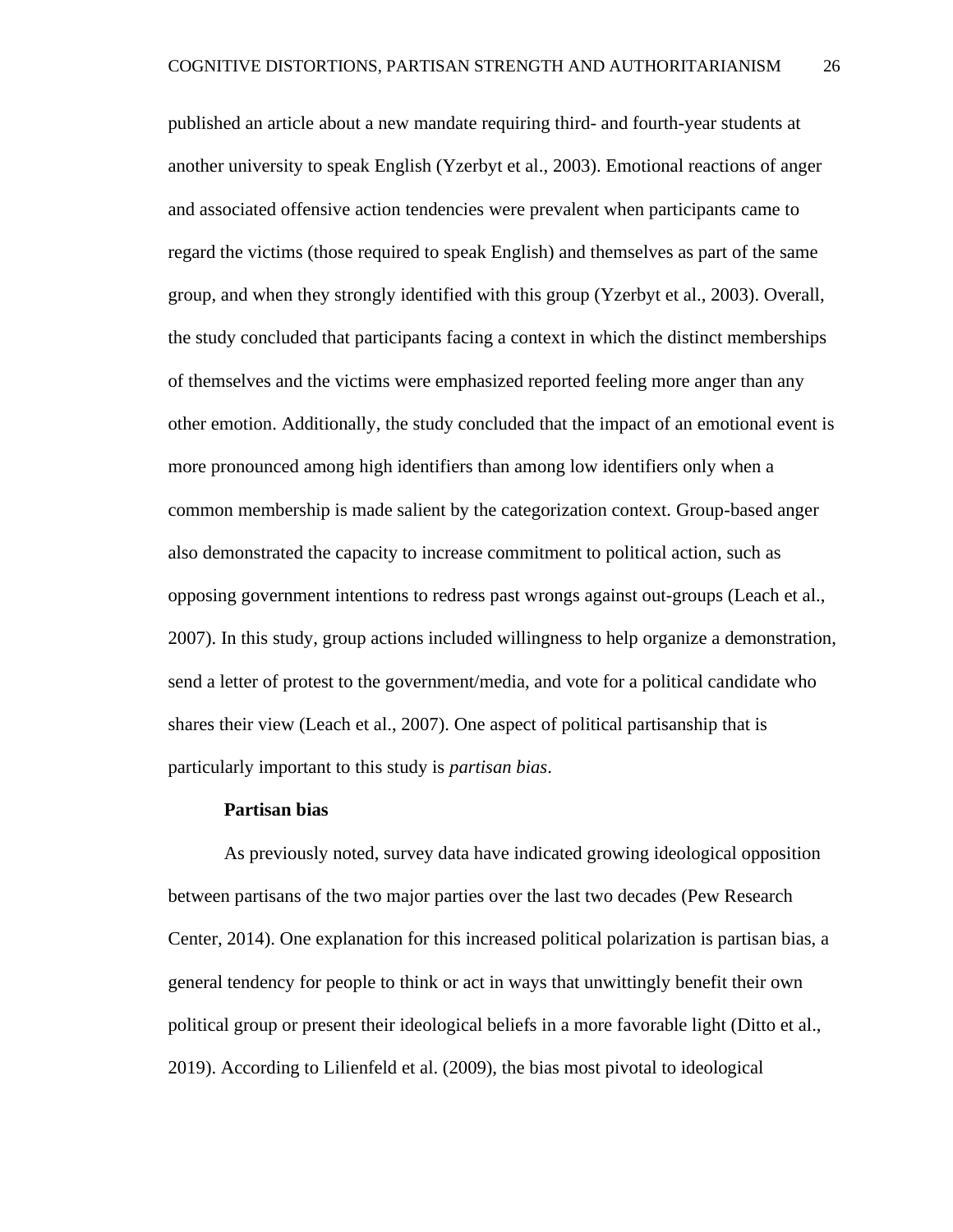published an article about a new mandate requiring third- and fourth-year students at another university to speak English (Yzerbyt et al., 2003). Emotional reactions of anger and associated offensive action tendencies were prevalent when participants came to regard the victims (those required to speak English) and themselves as part of the same group, and when they strongly identified with this group (Yzerbyt et al., 2003). Overall, the study concluded that participants facing a context in which the distinct memberships of themselves and the victims were emphasized reported feeling more anger than any other emotion. Additionally, the study concluded that the impact of an emotional event is more pronounced among high identifiers than among low identifiers only when a common membership is made salient by the categorization context. Group-based anger also demonstrated the capacity to increase commitment to political action, such as opposing government intentions to redress past wrongs against out-groups (Leach et al., 2007). In this study, group actions included willingness to help organize a demonstration, send a letter of protest to the government/media, and vote for a political candidate who shares their view (Leach et al., 2007). One aspect of political partisanship that is particularly important to this study is *partisan bias*.

### Partisan bias

As previously noted, survey data have indicated growing ideological opposition between partisans of the two major parties over the last two decades (Pew Research Center, 2014). One explanation for this increased political polarization is partisan bias, a general tendency for people to think or act in ways that unwittingly benefit their own political group or present their ideological beliefs in a more favorable light (Ditto et al., 2019). According to Lilienfeld et al. (2009), the bias most pivotal to ideological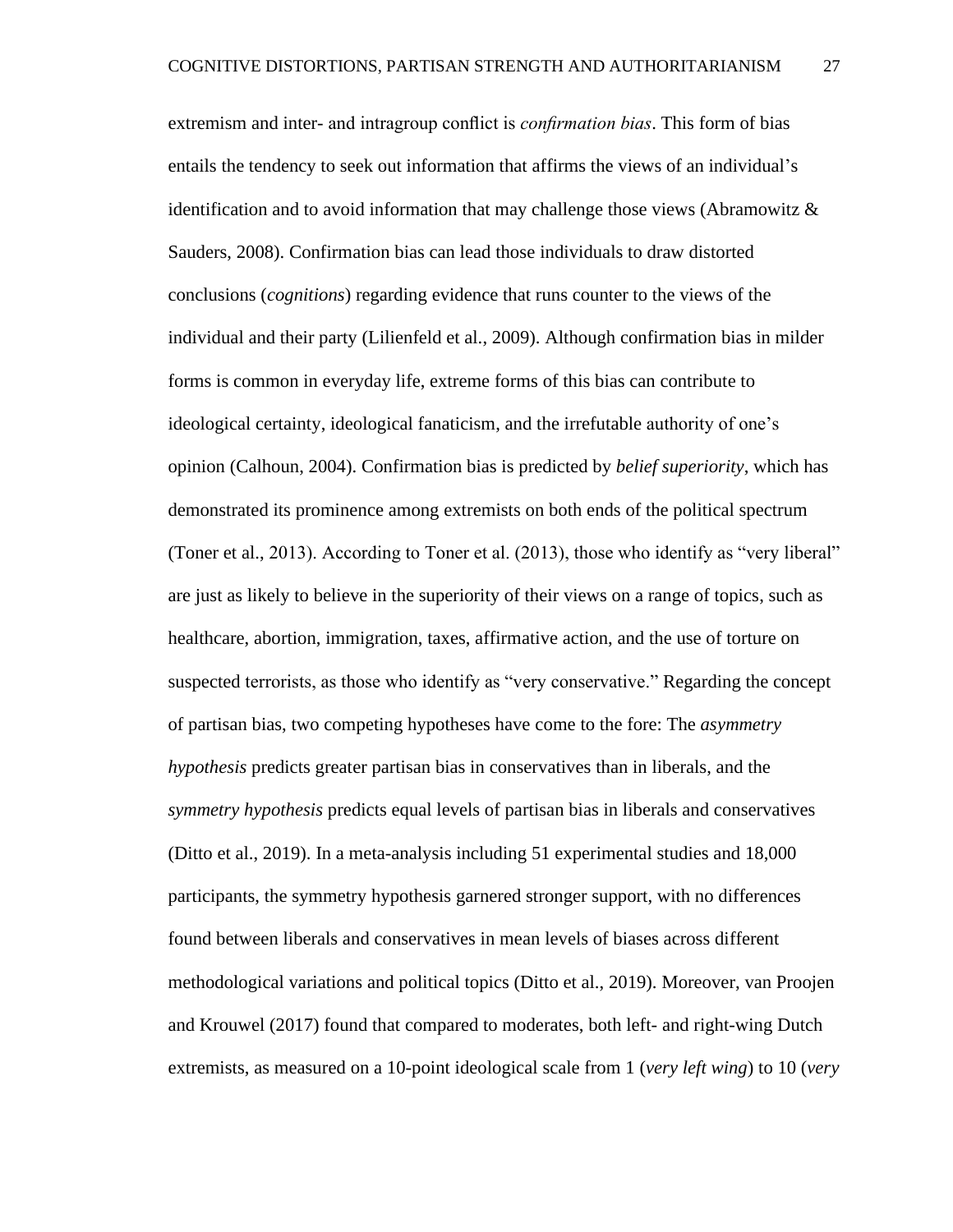extremism and inter- and intragroup conflict is *confirmation bias*. This form of bias entails the tendency to seek out information that affirms the views of an individual's identification and to avoid information that may challenge those views (Abramowitz & Sauders, 2008). Confirmation bias can lead those individuals to draw distorted conclusions (*cognitions*) regarding evidence that runs counter to the views of the individual and their party (Lilienfeld et al., 2009). Although confirmation bias in milder forms is common in everyday life, extreme forms of this bias can contribute to ideological certainty, ideological fanaticism, and the irrefutable authority of one's opinion (Calhoun, 2004). Confirmation bias is predicted by *belief superiority*, which has demonstrated its prominence among extremists on both ends of the political spectrum (Toner et al., 2013). According to Toner et al. (2013), those who identify as "very liberal" are just as likely to believe in the superiority of their views on a range of topics, such as healthcare, abortion, immigration, taxes, affirmative action, and the use of torture on suspected terrorists, as those who identify as "very conservative." Regarding the concept of partisan bias, two competing hypotheses have come to the fore: The *asymmetry hypothesis* predicts greater partisan bias in conservatives than in liberals, and the *symmetry hypothesis* predicts equal levels of partisan bias in liberals and conservatives (Ditto et al., 2019). In a meta-analysis including 51 experimental studies and 18,000 participants, the symmetry hypothesis garnered stronger support, with no differences found between liberals and conservatives in mean levels of biases across different methodological variations and political topics (Ditto et al., 2019). Moreover, van Proojen and Krouwel (2017) found that compared to moderates, both left- and right-wing Dutch extremists, as measured on a 10-point ideological scale from 1 (*very left wing*) to 10 (*very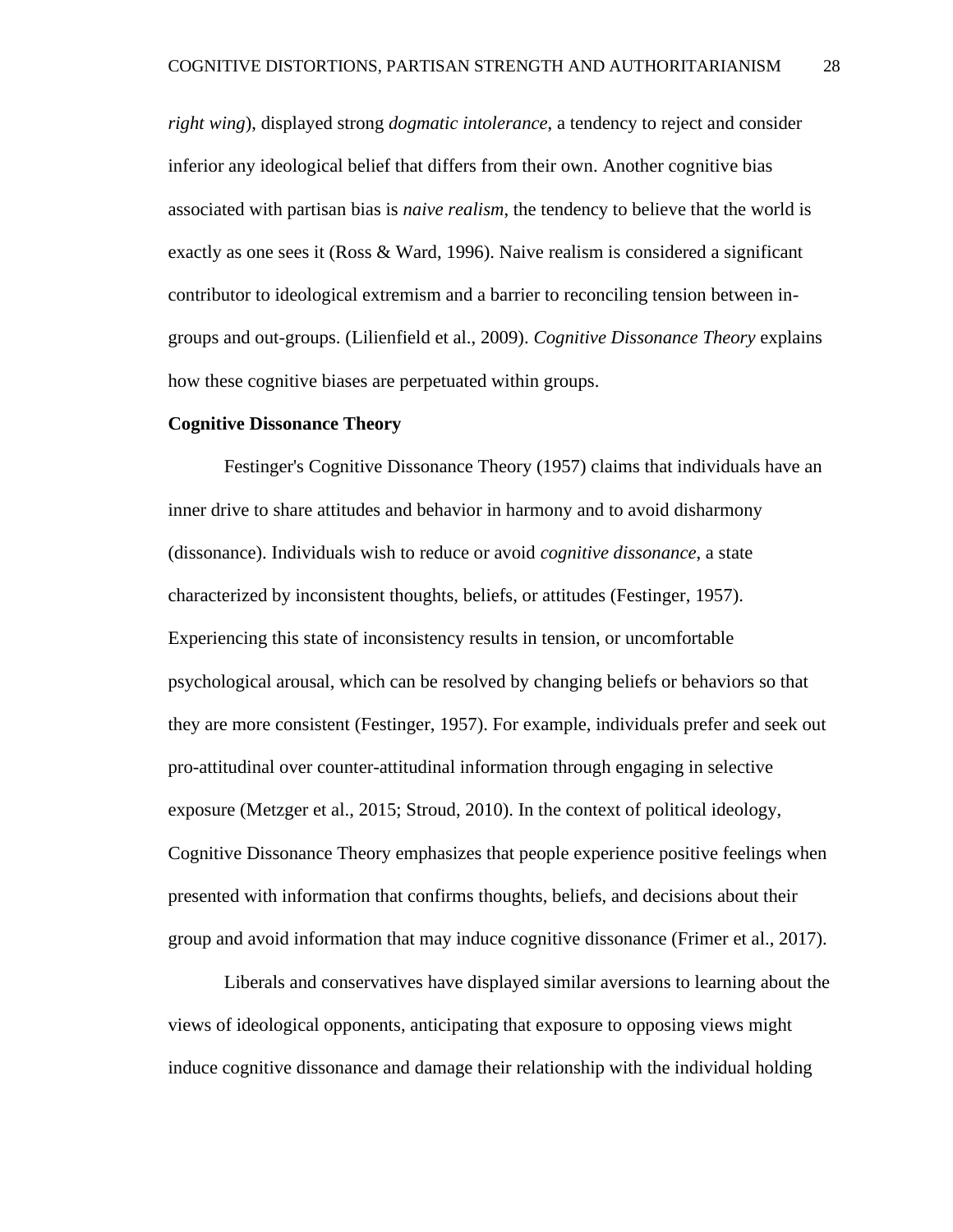*right wing*), displayed strong *dogmatic intolerance*, a tendency to reject and consider inferior any ideological belief that differs from their own. Another cognitive bias associated with partisan bias is *naive realism*, the tendency to believe that the world is exactly as one sees it (Ross & Ward, 1996). Naive realism is considered a significant contributor to ideological extremism and a barrier to reconciling tension between in-groups and out-groups. (Lilienfield et al., 2009). *Cognitive Dissonance Theory* explains how these cognitive biases are perpetuated within groups.

**Cognitive Dissonance Theory**

Festinger's Cognitive Dissonance Theory (1957) claims that individuals have an inner drive to share attitudes and behavior in harmony and to avoid disharmony (dissonance). Individuals wish to reduce or avoid *cognitive dissonance*, a state characterized by inconsistent thoughts, beliefs, or attitudes (Festinger, 1957). Experiencing this state of inconsistency results in tension, or uncomfortable psychological arousal, which can be resolved by changing beliefs or behaviors so that they are more consistent (Festinger, 1957). For example, individuals prefer and seek out pro-attitudinal over counter-attitudinal information through engaging in selective exposure (Metzger et al., 2015; Stroud, 2010). In the context of political ideology, Cognitive Dissonance Theory emphasizes that people experience positive feelings when presented with information that confirms thoughts, beliefs, and decisions about their group and avoid information that may induce cognitive dissonance (Frimer et al., 2017).

Liberals and conservatives have displayed similar aversions to learning about the views of ideological opponents, anticipating that exposure to opposing views might induce cognitive dissonance and damage their relationship with the individual holding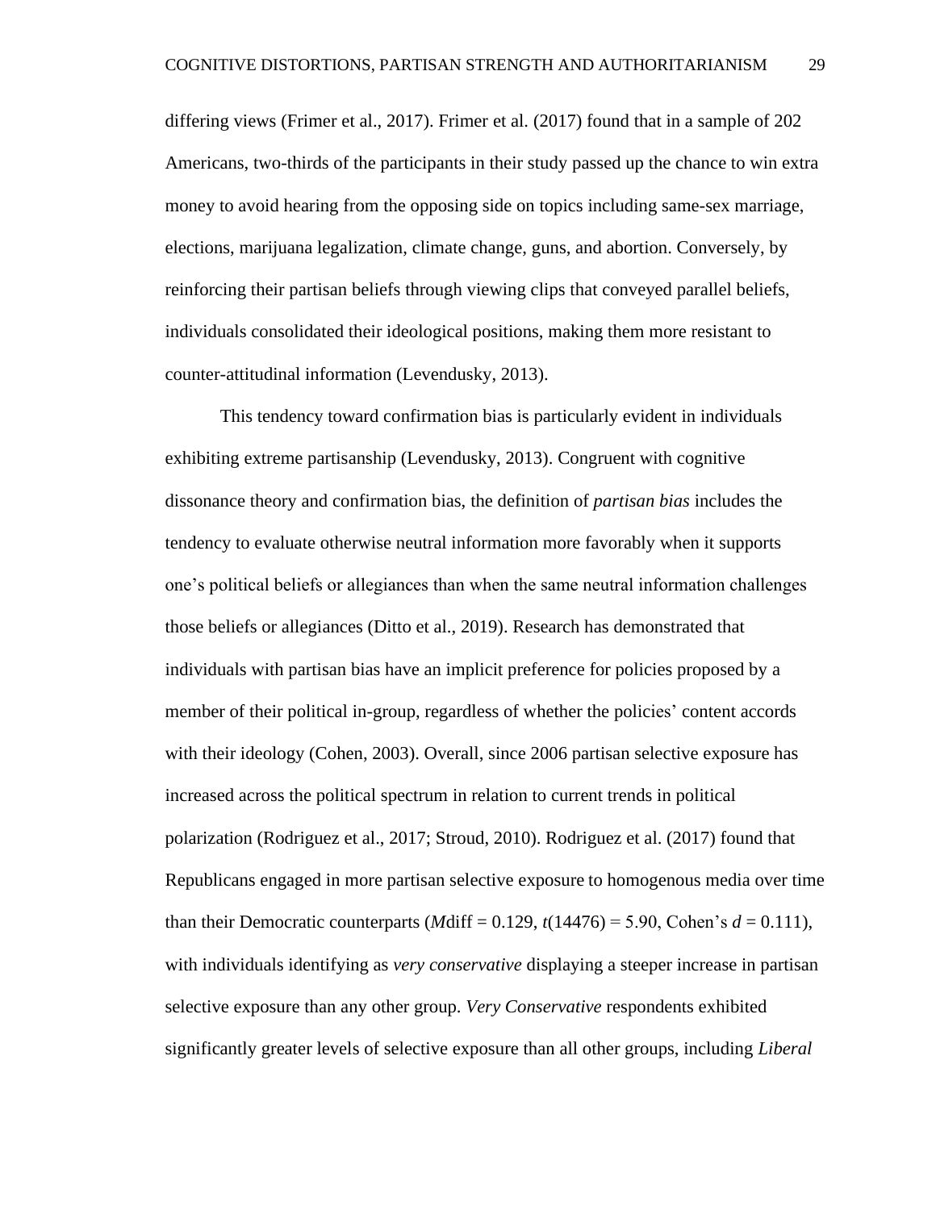differing views (Frimer et al., 2017). Frimer et al. (2017) found that in a sample of 202 Americans, two-thirds of the participants in their study passed up the chance to win extra money to avoid hearing from the opposing side on topics including same-sex marriage, elections, marijuana legalization, climate change, guns, and abortion. Conversely, by reinforcing their partisan beliefs through viewing clips that conveyed parallel beliefs, individuals consolidated their ideological positions, making them more resistant to counter-attitudinal information (Levendusky, 2013).

This tendency toward confirmation bias is particularly evident in individuals exhibiting extreme partisanship (Levendusky, 2013). Congruent with cognitive dissonance theory and confirmation bias, the definition of *partisan bias* includes the tendency to evaluate otherwise neutral information more favorably when it supports one's political beliefs or allegiances than when the same neutral information challenges those beliefs or allegiances (Ditto et al., 2019). Research has demonstrated that individuals with partisan bias have an implicit preference for policies proposed by a member of their political in-group, regardless of whether the policies' content accords with their ideology (Cohen, 2003). Overall, since 2006 partisan selective exposure has increased across the political spectrum in relation to current trends in political polarization (Rodriguez et al., 2017; Stroud, 2010). Rodriguez et al. (2017) found that Republicans engaged in more partisan selective exposure to homogenous media over time than their Democratic counterparts ($M\text{diff} = 0.129$, $t(14476) = 5.90$, Cohen's $d = 0.111$), with individuals identifying as *very conservative* displaying a steeper increase in partisan selective exposure than any other group. *Very Conservative* respondents exhibited significantly greater levels of selective exposure than all other groups, including *Liberal*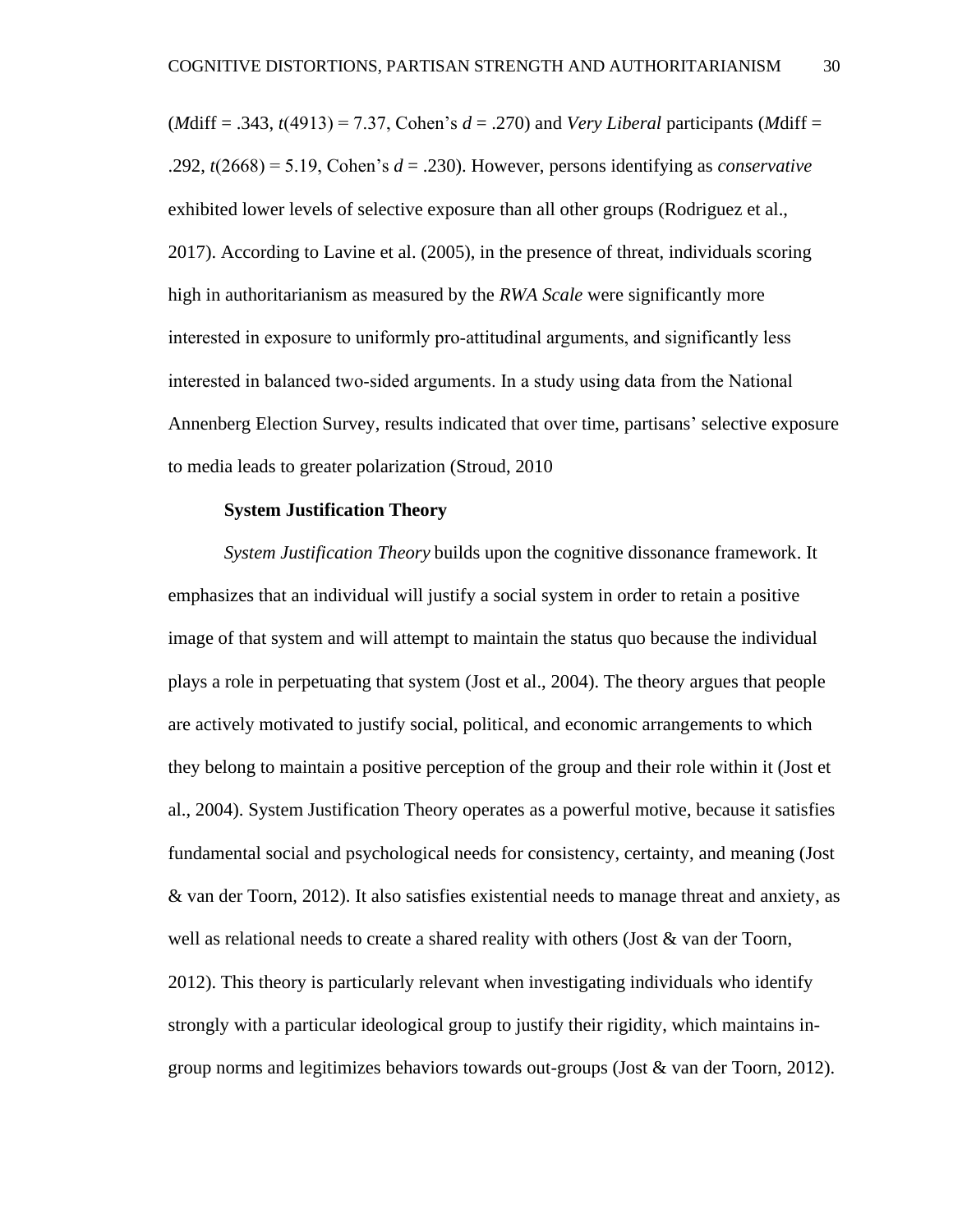($M$diff = .343, $t(4913) = 7.37$, Cohen's $d = .270$) and *Very Liberal* participants ($M$diff = .292, $t(2668) = 5.19$, Cohen's $d = .230$). However, persons identifying as *conservative* exhibited lower levels of selective exposure than all other groups (Rodriguez et al., 2017). According to Lavine et al. (2005), in the presence of threat, individuals scoring high in authoritarianism as measured by the *RWA Scale* were significantly more interested in exposure to uniformly pro-attitudinal arguments, and significantly less interested in balanced two-sided arguments. In a study using data from the National Annenberg Election Survey, results indicated that over time, partisans' selective exposure to media leads to greater polarization (Stroud, 2010

**System Justification Theory**

*System Justification Theory* builds upon the cognitive dissonance framework. It emphasizes that an individual will justify a social system in order to retain a positive image of that system and will attempt to maintain the status quo because the individual plays a role in perpetuating that system (Jost et al., 2004). The theory argues that people are actively motivated to justify social, political, and economic arrangements to which they belong to maintain a positive perception of the group and their role within it (Jost et al., 2004). System Justification Theory operates as a powerful motive, because it satisfies fundamental social and psychological needs for consistency, certainty, and meaning (Jost & van der Toorn, 2012). It also satisfies existential needs to manage threat and anxiety, as well as relational needs to create a shared reality with others (Jost & van der Toorn, 2012). This theory is particularly relevant when investigating individuals who identify strongly with a particular ideological group to justify their rigidity, which maintains in-group norms and legitimizes behaviors towards out-groups (Jost & van der Toorn, 2012).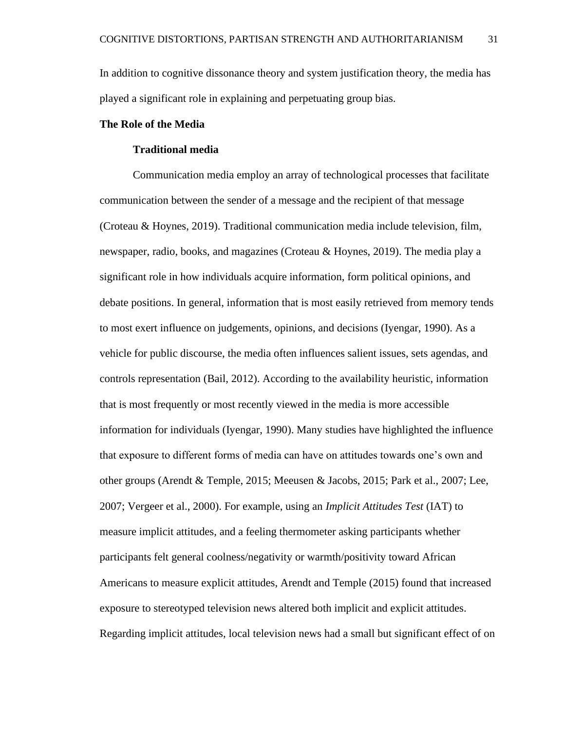In addition to cognitive dissonance theory and system justification theory, the media has played a significant role in explaining and perpetuating group bias.

## The Role of the Media

### Traditional media

Communication media employ an array of technological processes that facilitate communication between the sender of a message and the recipient of that message (Croteau & Hoynes, 2019). Traditional communication media include television, film, newspaper, radio, books, and magazines (Croteau & Hoynes, 2019). The media play a significant role in how individuals acquire information, form political opinions, and debate positions. In general, information that is most easily retrieved from memory tends to most exert influence on judgements, opinions, and decisions (Iyengar, 1990). As a vehicle for public discourse, the media often influences salient issues, sets agendas, and controls representation (Bail, 2012). According to the availability heuristic, information that is most frequently or most recently viewed in the media is more accessible information for individuals (Iyengar, 1990). Many studies have highlighted the influence that exposure to different forms of media can have on attitudes towards one's own and other groups (Arendt & Temple, 2015; Meeusen & Jacobs, 2015; Park et al., 2007; Lee, 2007; Vergeer et al., 2000). For example, using an *Implicit Attitudes Test* (IAT) to measure implicit attitudes, and a feeling thermometer asking participants whether participants felt general coolness/negativity or warmth/positivity toward African Americans to measure explicit attitudes, Arendt and Temple (2015) found that increased exposure to stereotyped television news altered both implicit and explicit attitudes. Regarding implicit attitudes, local television news had a small but significant effect of on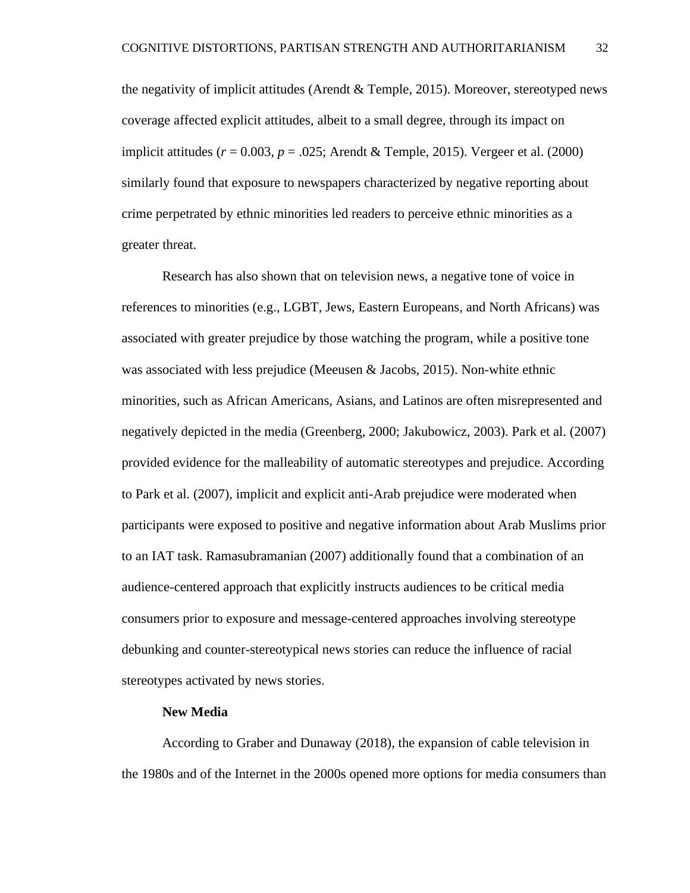the negativity of implicit attitudes (Arendt & Temple, 2015). Moreover, stereotyped news coverage affected explicit attitudes, albeit to a small degree, through its impact on implicit attitudes ($r = 0.003$, $p = .025$; Arendt & Temple, 2015). Vergeer et al. (2000) similarly found that exposure to newspapers characterized by negative reporting about crime perpetrated by ethnic minorities led readers to perceive ethnic minorities as a greater threat.

Research has also shown that on television news, a negative tone of voice in references to minorities (e.g., LGBT, Jews, Eastern Europeans, and North Africans) was associated with greater prejudice by those watching the program, while a positive tone was associated with less prejudice (Meeusen & Jacobs, 2015). Non-white ethnic minorities, such as African Americans, Asians, and Latinos are often misrepresented and negatively depicted in the media (Greenberg, 2000; Jakubowicz, 2003). Park et al. (2007) provided evidence for the malleability of automatic stereotypes and prejudice. According to Park et al. (2007), implicit and explicit anti-Arab prejudice were moderated when participants were exposed to positive and negative information about Arab Muslims prior to an IAT task. Ramasubramanian (2007) additionally found that a combination of an audience-centered approach that explicitly instructs audiences to be critical media consumers prior to exposure and message-centered approaches involving stereotype debunking and counter-stereotypical news stories can reduce the influence of racial stereotypes activated by news stories.

### New Media

According to Graber and Dunaway (2018), the expansion of cable television in the 1980s and of the Internet in the 2000s opened more options for media consumers than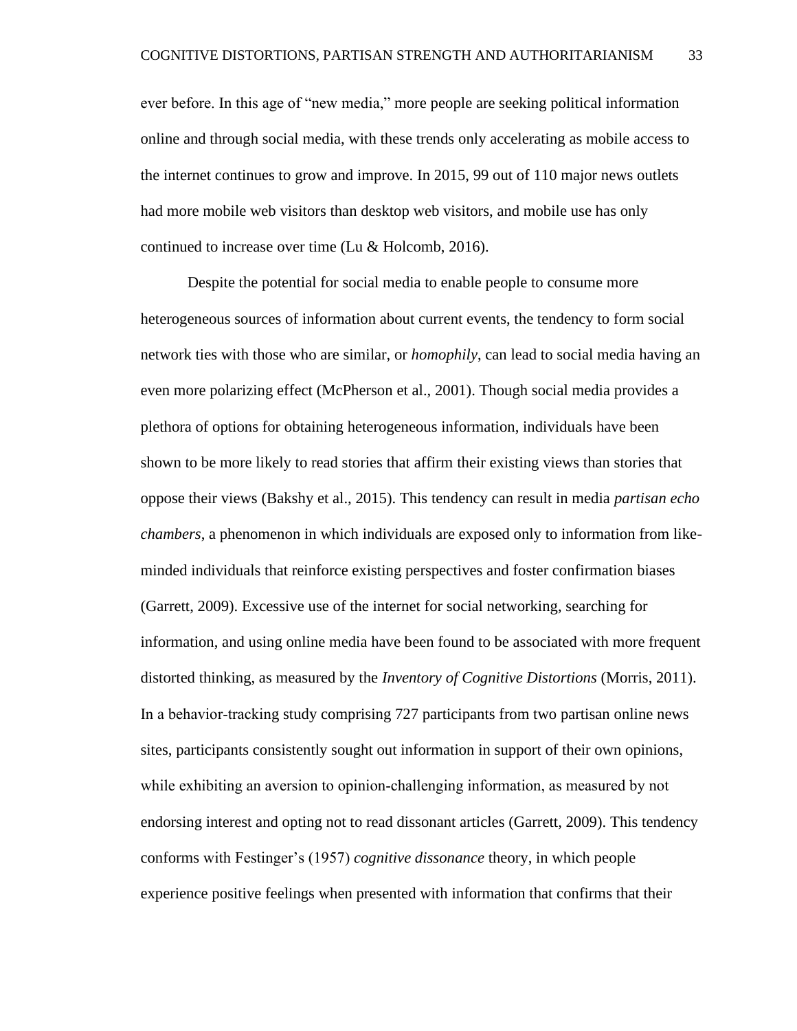ever before. In this age of "new media," more people are seeking political information online and through social media, with these trends only accelerating as mobile access to the internet continues to grow and improve. In 2015, 99 out of 110 major news outlets had more mobile web visitors than desktop web visitors, and mobile use has only continued to increase over time (Lu & Holcomb, 2016).

Despite the potential for social media to enable people to consume more heterogeneous sources of information about current events, the tendency to form social network ties with those who are similar, or *homophily*, can lead to social media having an even more polarizing effect (McPherson et al., 2001). Though social media provides a plethora of options for obtaining heterogeneous information, individuals have been shown to be more likely to read stories that affirm their existing views than stories that oppose their views (Bakshy et al., 2015). This tendency can result in media *partisan echo chambers*, a phenomenon in which individuals are exposed only to information from like-minded individuals that reinforce existing perspectives and foster confirmation biases (Garrett, 2009). Excessive use of the internet for social networking, searching for information, and using online media have been found to be associated with more frequent distorted thinking, as measured by the *Inventory of Cognitive Distortions* (Morris, 2011). In a behavior-tracking study comprising 727 participants from two partisan online news sites, participants consistently sought out information in support of their own opinions, while exhibiting an aversion to opinion-challenging information, as measured by not endorsing interest and opting not to read dissonant articles (Garrett, 2009). This tendency conforms with Festinger's (1957) *cognitive dissonance* theory, in which people experience positive feelings when presented with information that confirms that their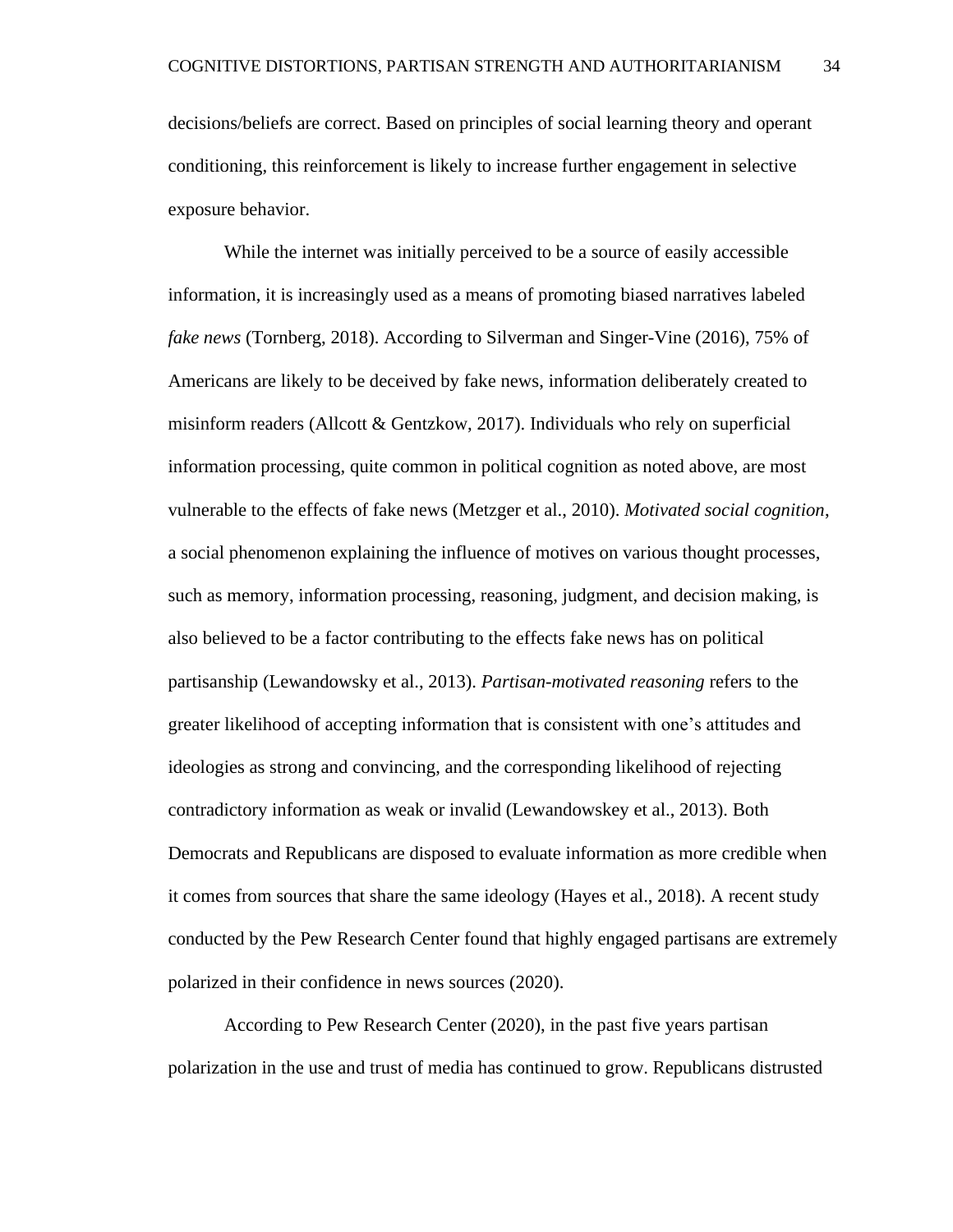decisions/beliefs are correct. Based on principles of social learning theory and operant conditioning, this reinforcement is likely to increase further engagement in selective exposure behavior.

While the internet was initially perceived to be a source of easily accessible information, it is increasingly used as a means of promoting biased narratives labeled *fake news* (Tornberg, 2018). According to Silverman and Singer-Vine (2016), 75% of Americans are likely to be deceived by fake news, information deliberately created to misinform readers (Allcott & Gentzkow, 2017). Individuals who rely on superficial information processing, quite common in political cognition as noted above, are most vulnerable to the effects of fake news (Metzger et al., 2010). *Motivated social cognition*, a social phenomenon explaining the influence of motives on various thought processes, such as memory, information processing, reasoning, judgment, and decision making, is also believed to be a factor contributing to the effects fake news has on political partisanship (Lewandowsky et al., 2013). *Partisan-motivated reasoning* refers to the greater likelihood of accepting information that is consistent with one's attitudes and ideologies as strong and convincing, and the corresponding likelihood of rejecting contradictory information as weak or invalid (Lewandowskey et al., 2013). Both Democrats and Republicans are disposed to evaluate information as more credible when it comes from sources that share the same ideology (Hayes et al., 2018). A recent study conducted by the Pew Research Center found that highly engaged partisans are extremely polarized in their confidence in news sources (2020).

According to Pew Research Center (2020), in the past five years partisan polarization in the use and trust of media has continued to grow. Republicans distrusted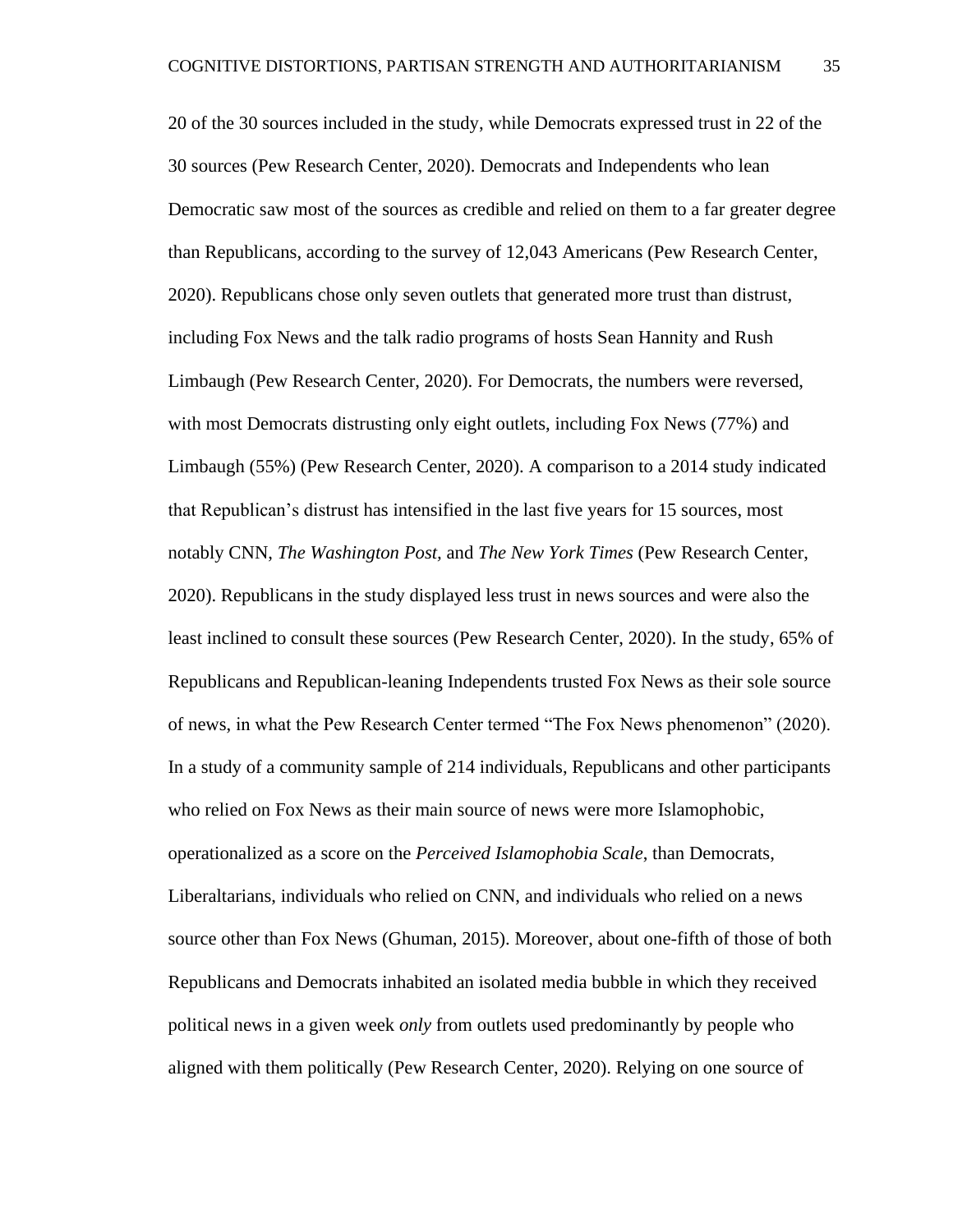20 of the 30 sources included in the study, while Democrats expressed trust in 22 of the 30 sources (Pew Research Center, 2020). Democrats and Independents who lean Democratic saw most of the sources as credible and relied on them to a far greater degree than Republicans, according to the survey of 12,043 Americans (Pew Research Center, 2020). Republicans chose only seven outlets that generated more trust than distrust, including Fox News and the talk radio programs of hosts Sean Hannity and Rush Limbaugh (Pew Research Center, 2020). For Democrats, the numbers were reversed, with most Democrats distrusting only eight outlets, including Fox News (77%) and Limbaugh (55%) (Pew Research Center, 2020). A comparison to a 2014 study indicated that Republican's distrust has intensified in the last five years for 15 sources, most notably CNN, *The Washington Post,* and *The New York Times* (Pew Research Center, 2020). Republicans in the study displayed less trust in news sources and were also the least inclined to consult these sources (Pew Research Center, 2020). In the study, 65% of Republicans and Republican-leaning Independents trusted Fox News as their sole source of news, in what the Pew Research Center termed "The Fox News phenomenon" (2020). In a study of a community sample of 214 individuals, Republicans and other participants who relied on Fox News as their main source of news were more Islamophobic, operationalized as a score on the *Perceived Islamophobia Scale*, than Democrats, Liberaltarians, individuals who relied on CNN, and individuals who relied on a news source other than Fox News (Ghuman, 2015). Moreover, about one-fifth of those of both Republicans and Democrats inhabited an isolated media bubble in which they received political news in a given week *only* from outlets used predominantly by people who aligned with them politically (Pew Research Center, 2020). Relying on one source of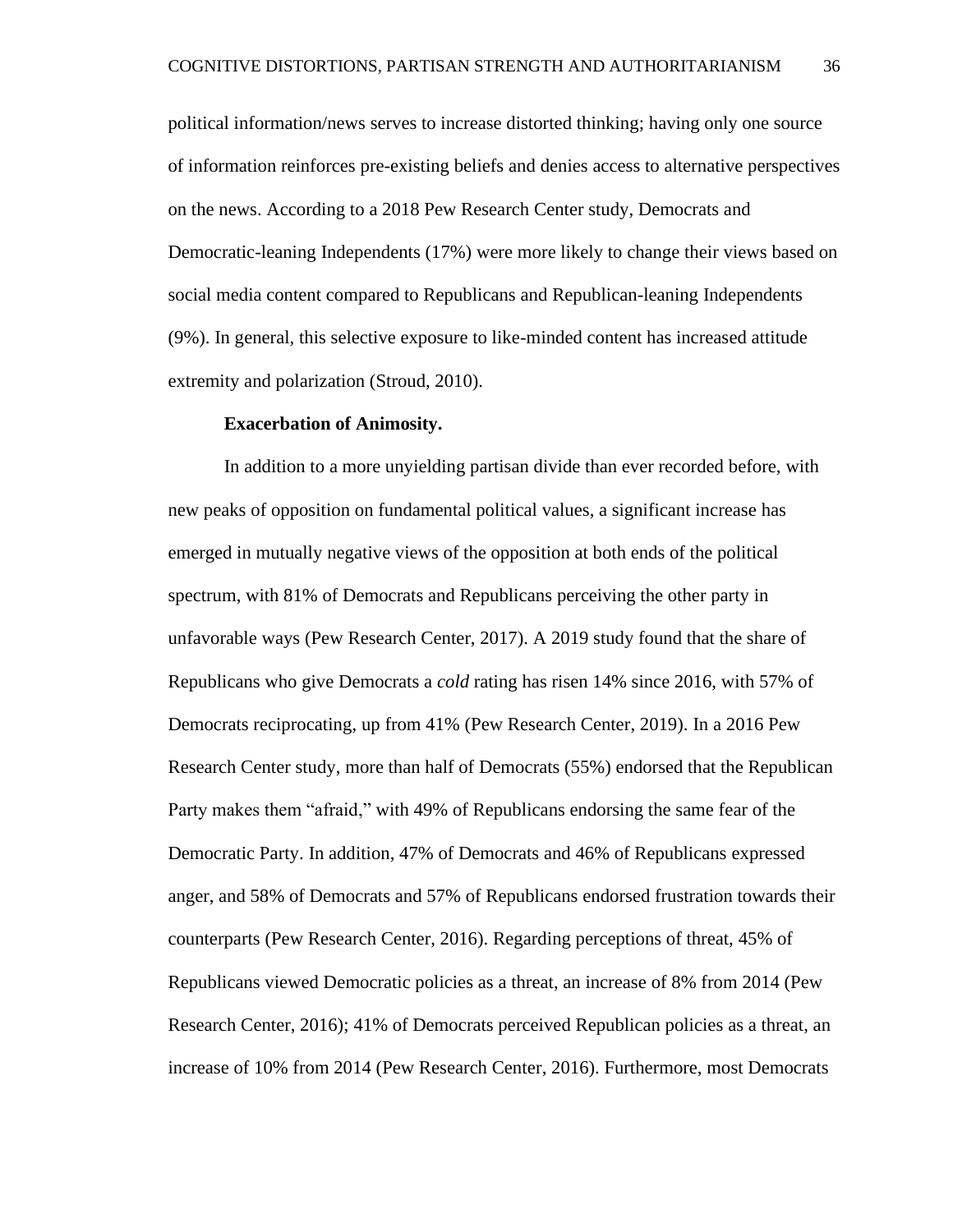political information/news serves to increase distorted thinking; having only one source of information reinforces pre-existing beliefs and denies access to alternative perspectives on the news. According to a 2018 Pew Research Center study, Democrats and Democratic-leaning Independents (17%) were more likely to change their views based on social media content compared to Republicans and Republican-leaning Independents (9%). In general, this selective exposure to like-minded content has increased attitude extremity and polarization (Stroud, 2010).

**Exacerbation of Animosity.**

In addition to a more unyielding partisan divide than ever recorded before, with new peaks of opposition on fundamental political values, a significant increase has emerged in mutually negative views of the opposition at both ends of the political spectrum, with 81% of Democrats and Republicans perceiving the other party in unfavorable ways (Pew Research Center, 2017). A 2019 study found that the share of Republicans who give Democrats a *cold* rating has risen 14% since 2016, with 57% of Democrats reciprocating, up from 41% (Pew Research Center, 2019). In a 2016 Pew Research Center study, more than half of Democrats (55%) endorsed that the Republican Party makes them "afraid," with 49% of Republicans endorsing the same fear of the Democratic Party. In addition, 47% of Democrats and 46% of Republicans expressed anger, and 58% of Democrats and 57% of Republicans endorsed frustration towards their counterparts (Pew Research Center, 2016). Regarding perceptions of threat, 45% of Republicans viewed Democratic policies as a threat, an increase of 8% from 2014 (Pew Research Center, 2016); 41% of Democrats perceived Republican policies as a threat, an increase of 10% from 2014 (Pew Research Center, 2016). Furthermore, most Democrats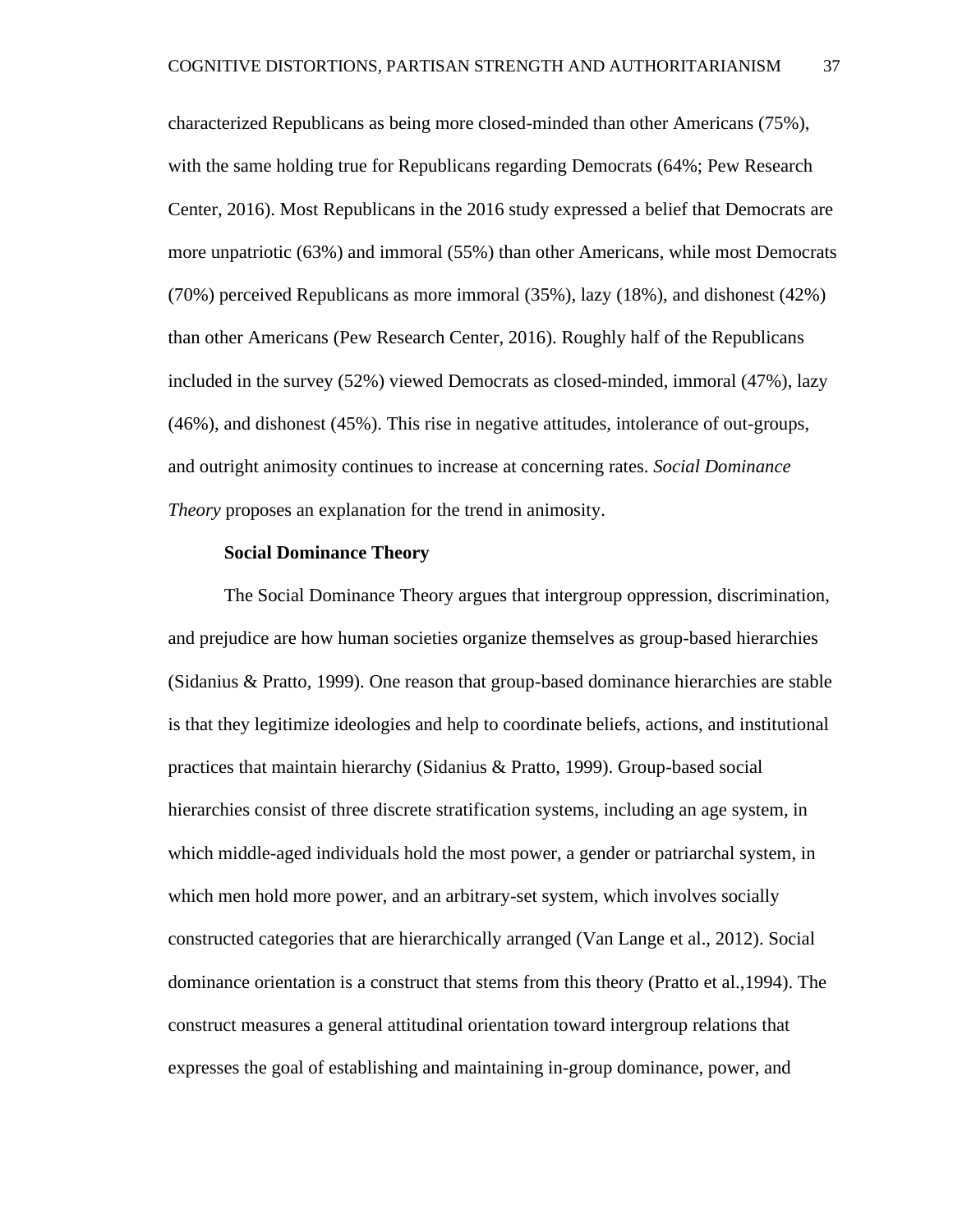characterized Republicans as being more closed-minded than other Americans (75%), with the same holding true for Republicans regarding Democrats (64%; Pew Research Center, 2016). Most Republicans in the 2016 study expressed a belief that Democrats are more unpatriotic (63%) and immoral (55%) than other Americans, while most Democrats (70%) perceived Republicans as more immoral (35%), lazy (18%), and dishonest (42%) than other Americans (Pew Research Center, 2016). Roughly half of the Republicans included in the survey (52%) viewed Democrats as closed-minded, immoral (47%), lazy (46%), and dishonest (45%). This rise in negative attitudes, intolerance of out-groups, and outright animosity continues to increase at concerning rates. *Social Dominance Theory* proposes an explanation for the trend in animosity.

### Social Dominance Theory

The Social Dominance Theory argues that intergroup oppression, discrimination, and prejudice are how human societies organize themselves as group-based hierarchies (Sidanius & Pratto, 1999). One reason that group-based dominance hierarchies are stable is that they legitimize ideologies and help to coordinate beliefs, actions, and institutional practices that maintain hierarchy (Sidanius & Pratto, 1999). Group-based social hierarchies consist of three discrete stratification systems, including an age system, in which middle-aged individuals hold the most power, a gender or patriarchal system, in which men hold more power, and an arbitrary-set system, which involves socially constructed categories that are hierarchically arranged (Van Lange et al., 2012). Social dominance orientation is a construct that stems from this theory (Pratto et al.,1994). The construct measures a general attitudinal orientation toward intergroup relations that expresses the goal of establishing and maintaining in-group dominance, power, and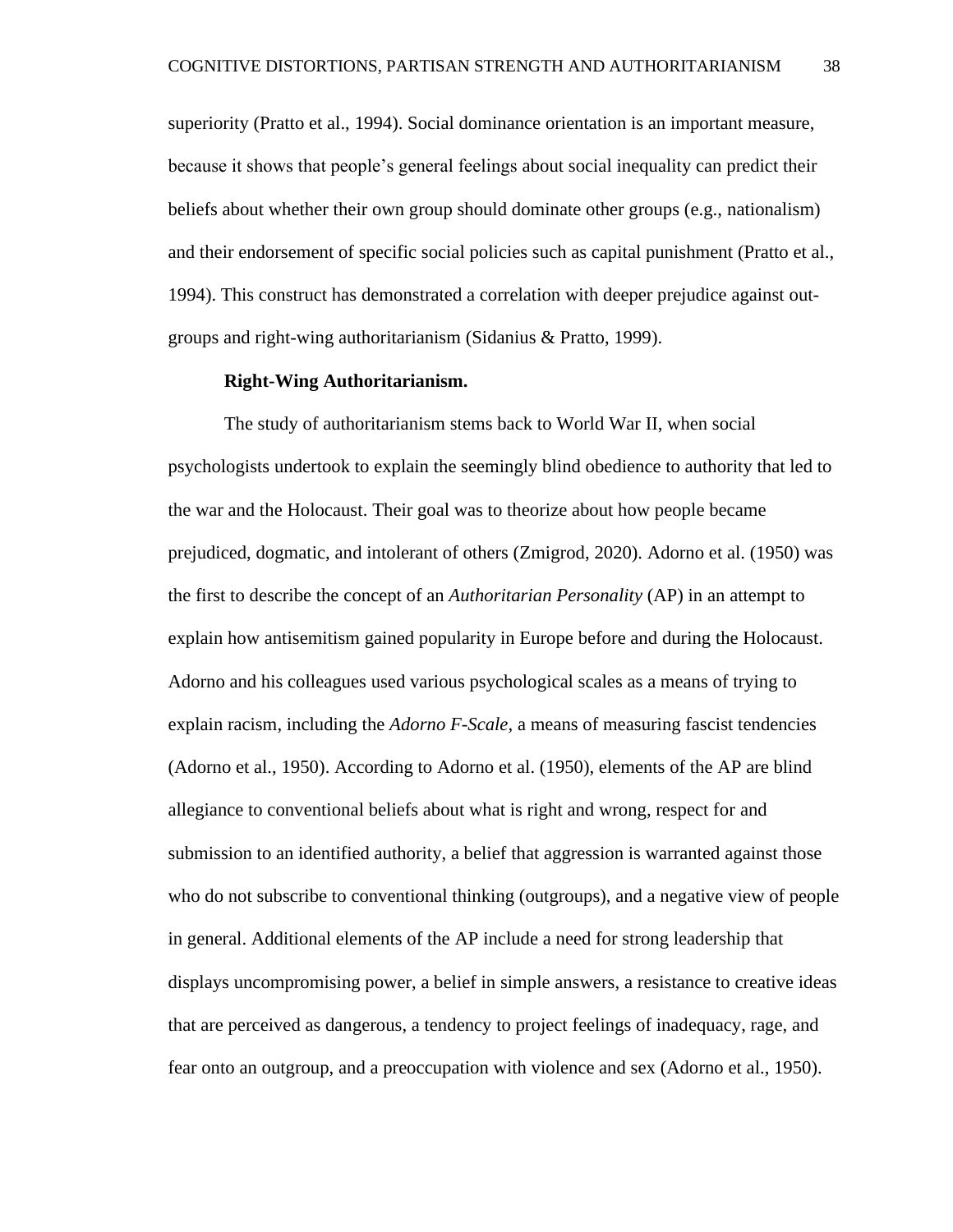superiority (Pratto et al., 1994). Social dominance orientation is an important measure, because it shows that people's general feelings about social inequality can predict their beliefs about whether their own group should dominate other groups (e.g., nationalism) and their endorsement of specific social policies such as capital punishment (Pratto et al., 1994). This construct has demonstrated a correlation with deeper prejudice against out-groups and right-wing authoritarianism (Sidanius & Pratto, 1999).

**Right-Wing Authoritarianism.**

The study of authoritarianism stems back to World War II, when social psychologists undertook to explain the seemingly blind obedience to authority that led to the war and the Holocaust. Their goal was to theorize about how people became prejudiced, dogmatic, and intolerant of others (Zmigrod, 2020). Adorno et al. (1950) was the first to describe the concept of an *Authoritarian Personality* (AP) in an attempt to explain how antisemitism gained popularity in Europe before and during the Holocaust. Adorno and his colleagues used various psychological scales as a means of trying to explain racism, including the *Adorno F-Scale,* a means of measuring fascist tendencies (Adorno et al., 1950). According to Adorno et al. (1950), elements of the AP are blind allegiance to conventional beliefs about what is right and wrong, respect for and submission to an identified authority, a belief that aggression is warranted against those who do not subscribe to conventional thinking (outgroups), and a negative view of people in general. Additional elements of the AP include a need for strong leadership that displays uncompromising power, a belief in simple answers, a resistance to creative ideas that are perceived as dangerous, a tendency to project feelings of inadequacy, rage, and fear onto an outgroup, and a preoccupation with violence and sex (Adorno et al., 1950).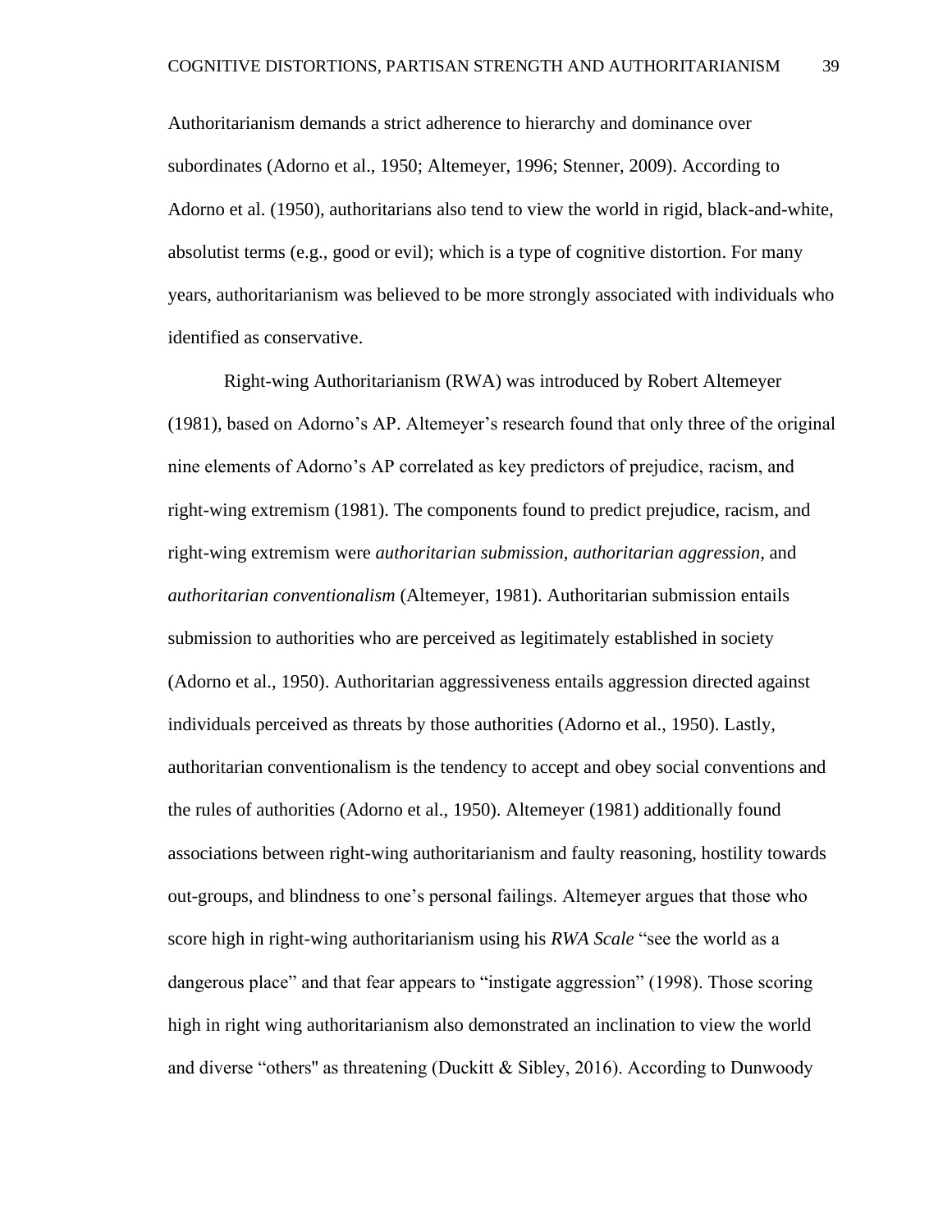Authoritarianism demands a strict adherence to hierarchy and dominance over subordinates (Adorno et al., 1950; Altemeyer, 1996; Stenner, 2009). According to Adorno et al. (1950), authoritarians also tend to view the world in rigid, black-and-white, absolutist terms (e.g., good or evil); which is a type of cognitive distortion. For many years, authoritarianism was believed to be more strongly associated with individuals who identified as conservative.

Right-wing Authoritarianism (RWA) was introduced by Robert Altemeyer (1981), based on Adorno's AP. Altemeyer's research found that only three of the original nine elements of Adorno's AP correlated as key predictors of prejudice, racism, and right-wing extremism (1981). The components found to predict prejudice, racism, and right-wing extremism were *authoritarian submission*, *authoritarian aggression*, and *authoritarian conventionalism* (Altemeyer, 1981). Authoritarian submission entails submission to authorities who are perceived as legitimately established in society (Adorno et al., 1950). Authoritarian aggressiveness entails aggression directed against individuals perceived as threats by those authorities (Adorno et al., 1950). Lastly, authoritarian conventionalism is the tendency to accept and obey social conventions and the rules of authorities (Adorno et al., 1950). Altemeyer (1981) additionally found associations between right-wing authoritarianism and faulty reasoning, hostility towards out-groups, and blindness to one's personal failings. Altemeyer argues that those who score high in right-wing authoritarianism using his *RWA Scale* "see the world as a dangerous place" and that fear appears to "instigate aggression" (1998). Those scoring high in right wing authoritarianism also demonstrated an inclination to view the world and diverse "others" as threatening (Duckitt & Sibley, 2016). According to Dunwoody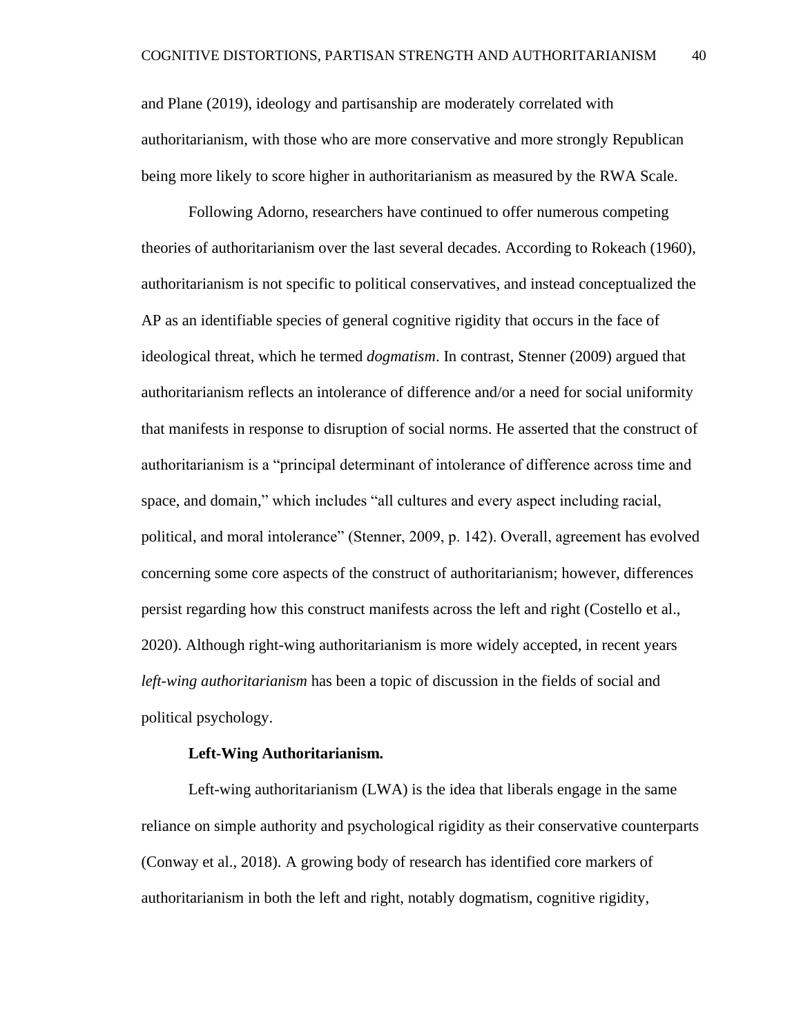and Plane (2019), ideology and partisanship are moderately correlated with authoritarianism, with those who are more conservative and more strongly Republican being more likely to score higher in authoritarianism as measured by the RWA Scale.

Following Adorno, researchers have continued to offer numerous competing theories of authoritarianism over the last several decades. According to Rokeach (1960), authoritarianism is not specific to political conservatives, and instead conceptualized the AP as an identifiable species of general cognitive rigidity that occurs in the face of ideological threat, which he termed *dogmatism*. In contrast, Stenner (2009) argued that authoritarianism reflects an intolerance of difference and/or a need for social uniformity that manifests in response to disruption of social norms. He asserted that the construct of authoritarianism is a "principal determinant of intolerance of difference across time and space, and domain," which includes "all cultures and every aspect including racial, political, and moral intolerance" (Stenner, 2009, p. 142). Overall, agreement has evolved concerning some core aspects of the construct of authoritarianism; however, differences persist regarding how this construct manifests across the left and right (Costello et al., 2020). Although right-wing authoritarianism is more widely accepted, in recent years *left-wing authoritarianism* has been a topic of discussion in the fields of social and political psychology.

**Left-Wing Authoritarianism.**

Left-wing authoritarianism (LWA) is the idea that liberals engage in the same reliance on simple authority and psychological rigidity as their conservative counterparts (Conway et al., 2018). A growing body of research has identified core markers of authoritarianism in both the left and right, notably dogmatism, cognitive rigidity,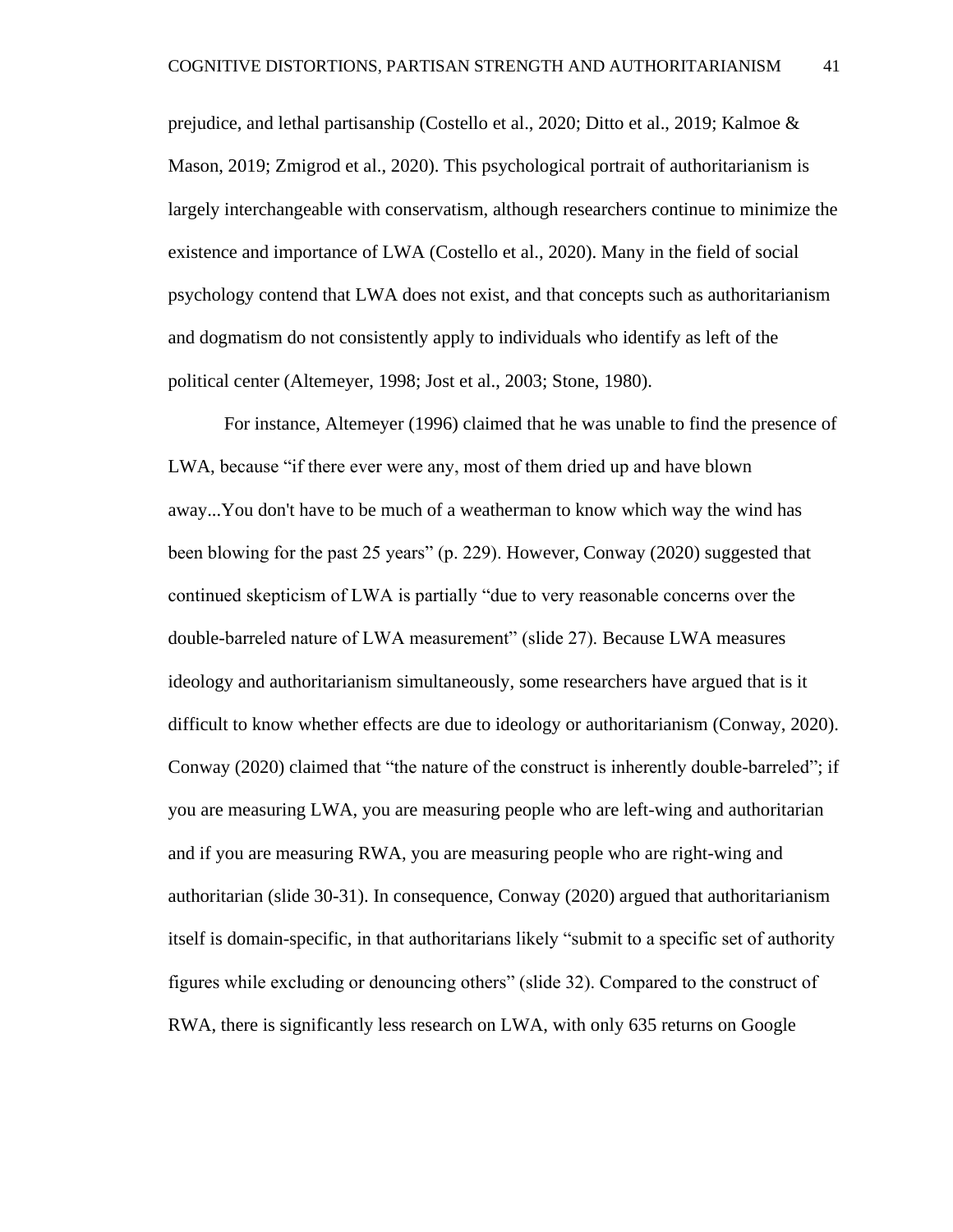prejudice, and lethal partisanship (Costello et al., 2020; Ditto et al., 2019; Kalmoe & Mason, 2019; Zmigrod et al., 2020). This psychological portrait of authoritarianism is largely interchangeable with conservatism, although researchers continue to minimize the existence and importance of LWA (Costello et al., 2020). Many in the field of social psychology contend that LWA does not exist, and that concepts such as authoritarianism and dogmatism do not consistently apply to individuals who identify as left of the political center (Altemeyer, 1998; Jost et al., 2003; Stone, 1980).

For instance, Altemeyer (1996) claimed that he was unable to find the presence of LWA, because "if there ever were any, most of them dried up and have blown away...You don't have to be much of a weatherman to know which way the wind has been blowing for the past 25 years" (p. 229). However, Conway (2020) suggested that continued skepticism of LWA is partially "due to very reasonable concerns over the double-barreled nature of LWA measurement" (slide 27). Because LWA measures ideology and authoritarianism simultaneously, some researchers have argued that is it difficult to know whether effects are due to ideology or authoritarianism (Conway, 2020). Conway (2020) claimed that "the nature of the construct is inherently double-barreled"; if you are measuring LWA, you are measuring people who are left-wing and authoritarian and if you are measuring RWA, you are measuring people who are right-wing and authoritarian (slide 30-31). In consequence, Conway (2020) argued that authoritarianism itself is domain-specific, in that authoritarians likely "submit to a specific set of authority figures while excluding or denouncing others" (slide 32). Compared to the construct of RWA, there is significantly less research on LWA, with only 635 returns on Google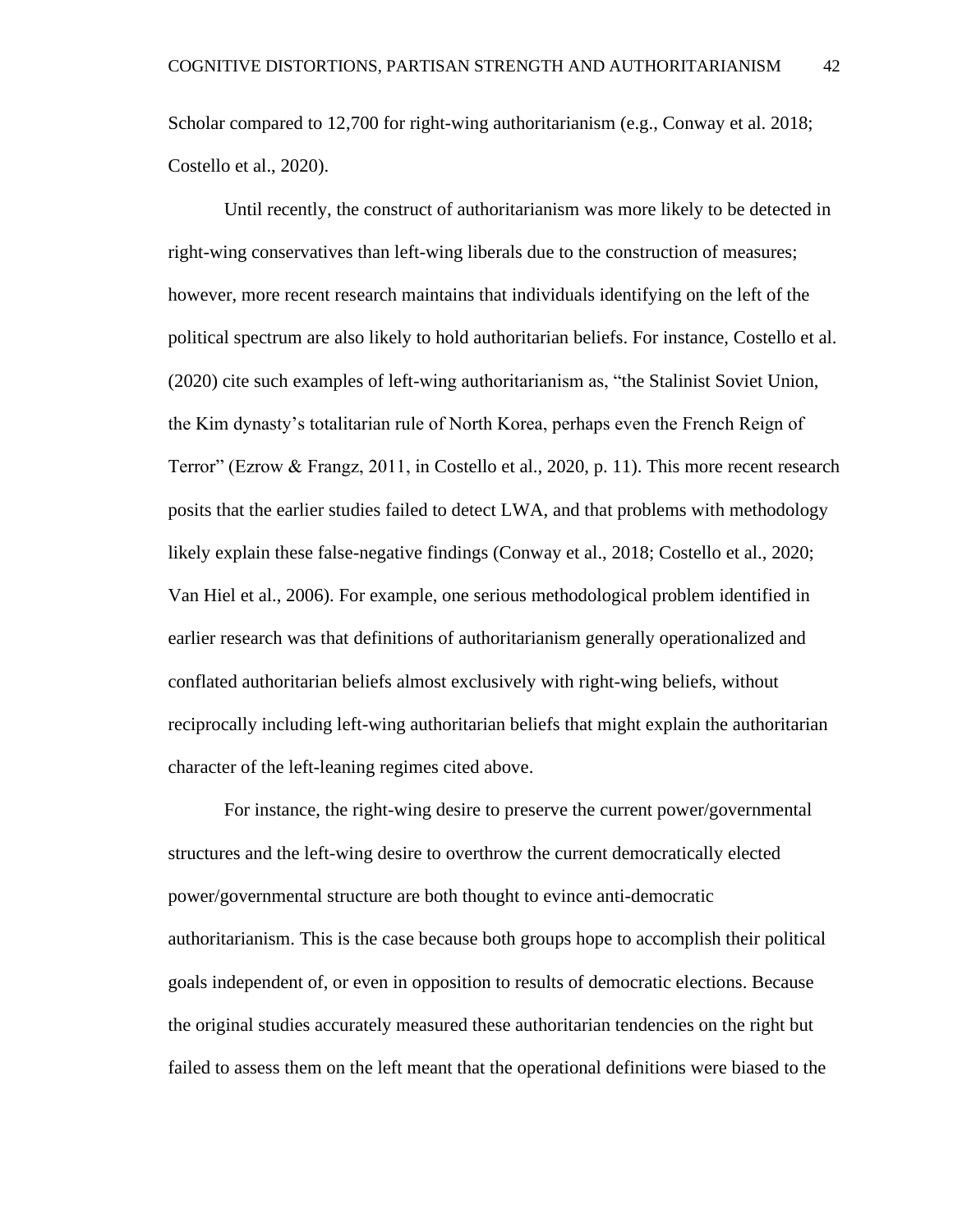Scholar compared to 12,700 for right-wing authoritarianism (e.g., Conway et al. 2018; Costello et al., 2020).

Until recently, the construct of authoritarianism was more likely to be detected in right-wing conservatives than left-wing liberals due to the construction of measures; however, more recent research maintains that individuals identifying on the left of the political spectrum are also likely to hold authoritarian beliefs. For instance, Costello et al. (2020) cite such examples of left-wing authoritarianism as, "the Stalinist Soviet Union, the Kim dynasty's totalitarian rule of North Korea, perhaps even the French Reign of Terror" (Ezrow & Frangz, 2011, in Costello et al., 2020, p. 11). This more recent research posits that the earlier studies failed to detect LWA, and that problems with methodology likely explain these false-negative findings (Conway et al., 2018; Costello et al., 2020; Van Hiel et al., 2006). For example, one serious methodological problem identified in earlier research was that definitions of authoritarianism generally operationalized and conflated authoritarian beliefs almost exclusively with right-wing beliefs, without reciprocally including left-wing authoritarian beliefs that might explain the authoritarian character of the left-leaning regimes cited above.

For instance, the right-wing desire to preserve the current power/governmental structures and the left-wing desire to overthrow the current democratically elected power/governmental structure are both thought to evince anti-democratic authoritarianism. This is the case because both groups hope to accomplish their political goals independent of, or even in opposition to results of democratic elections. Because the original studies accurately measured these authoritarian tendencies on the right but failed to assess them on the left meant that the operational definitions were biased to the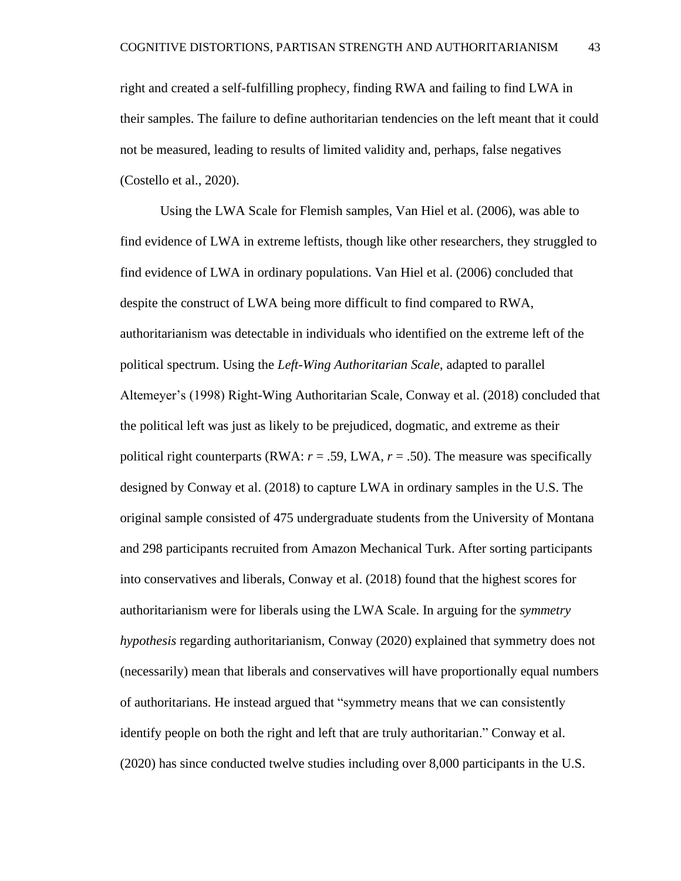right and created a self-fulfilling prophecy, finding RWA and failing to find LWA in their samples. The failure to define authoritarian tendencies on the left meant that it could not be measured, leading to results of limited validity and, perhaps, false negatives (Costello et al., 2020).

Using the LWA Scale for Flemish samples, Van Hiel et al. (2006), was able to find evidence of LWA in extreme leftists, though like other researchers, they struggled to find evidence of LWA in ordinary populations. Van Hiel et al. (2006) concluded that despite the construct of LWA being more difficult to find compared to RWA, authoritarianism was detectable in individuals who identified on the extreme left of the political spectrum. Using the *Left-Wing Authoritarian Scale*, adapted to parallel Altemeyer's (1998) Right-Wing Authoritarian Scale, Conway et al. (2018) concluded that the political left was just as likely to be prejudiced, dogmatic, and extreme as their political right counterparts (RWA: $r = .59$, LWA, $r = .50$). The measure was specifically designed by Conway et al. (2018) to capture LWA in ordinary samples in the U.S. The original sample consisted of 475 undergraduate students from the University of Montana and 298 participants recruited from Amazon Mechanical Turk. After sorting participants into conservatives and liberals, Conway et al. (2018) found that the highest scores for authoritarianism were for liberals using the LWA Scale. In arguing for the *symmetry hypothesis* regarding authoritarianism, Conway (2020) explained that symmetry does not (necessarily) mean that liberals and conservatives will have proportionally equal numbers of authoritarians. He instead argued that "symmetry means that we can consistently identify people on both the right and left that are truly authoritarian." Conway et al. (2020) has since conducted twelve studies including over 8,000 participants in the U.S.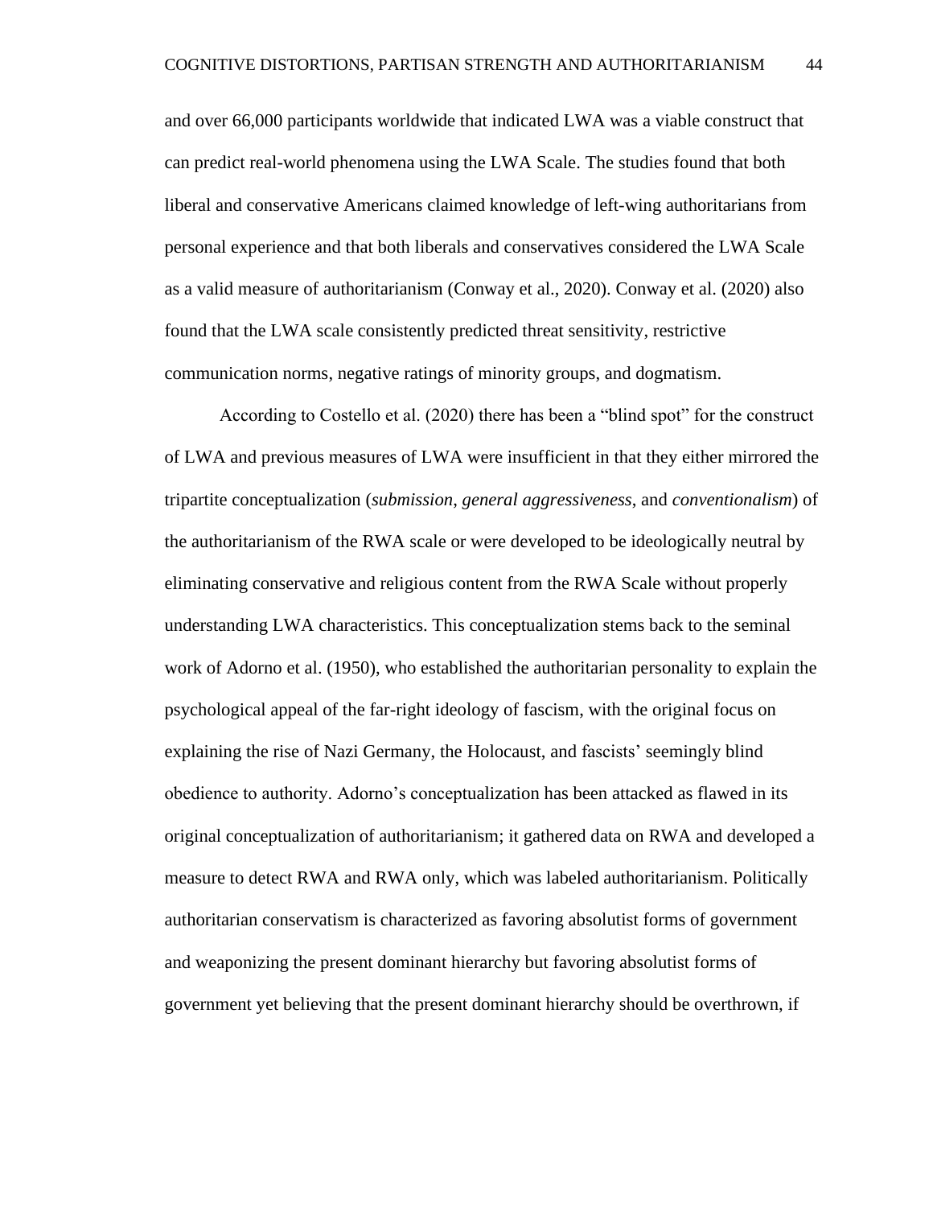and over 66,000 participants worldwide that indicated LWA was a viable construct that can predict real-world phenomena using the LWA Scale. The studies found that both liberal and conservative Americans claimed knowledge of left-wing authoritarians from personal experience and that both liberals and conservatives considered the LWA Scale as a valid measure of authoritarianism (Conway et al., 2020). Conway et al. (2020) also found that the LWA scale consistently predicted threat sensitivity, restrictive communication norms, negative ratings of minority groups, and dogmatism.

According to Costello et al. (2020) there has been a "blind spot" for the construct of LWA and previous measures of LWA were insufficient in that they either mirrored the tripartite conceptualization (*submission*, *general aggressiveness*, and *conventionalism*) of the authoritarianism of the RWA scale or were developed to be ideologically neutral by eliminating conservative and religious content from the RWA Scale without properly understanding LWA characteristics. This conceptualization stems back to the seminal work of Adorno et al. (1950), who established the authoritarian personality to explain the psychological appeal of the far-right ideology of fascism, with the original focus on explaining the rise of Nazi Germany, the Holocaust, and fascists' seemingly blind obedience to authority. Adorno's conceptualization has been attacked as flawed in its original conceptualization of authoritarianism; it gathered data on RWA and developed a measure to detect RWA and RWA only, which was labeled authoritarianism. Politically authoritarian conservatism is characterized as favoring absolutist forms of government and weaponizing the present dominant hierarchy but favoring absolutist forms of government yet believing that the present dominant hierarchy should be overthrown, if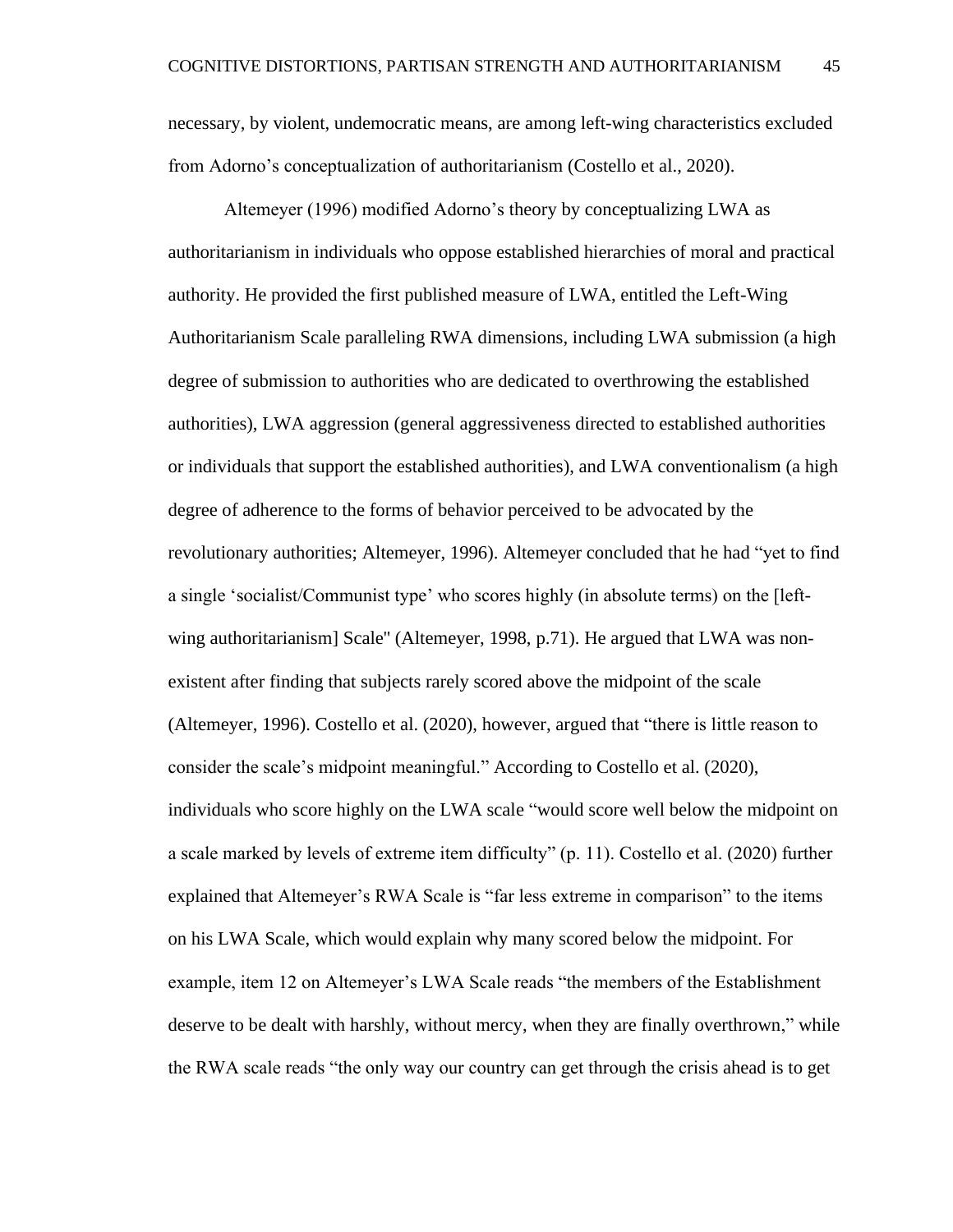necessary, by violent, undemocratic means, are among left-wing characteristics excluded from Adorno's conceptualization of authoritarianism (Costello et al., 2020).

Altemeyer (1996) modified Adorno's theory by conceptualizing LWA as authoritarianism in individuals who oppose established hierarchies of moral and practical authority. He provided the first published measure of LWA, entitled the Left-Wing Authoritarianism Scale paralleling RWA dimensions, including LWA submission (a high degree of submission to authorities who are dedicated to overthrowing the established authorities), LWA aggression (general aggressiveness directed to established authorities or individuals that support the established authorities), and LWA conventionalism (a high degree of adherence to the forms of behavior perceived to be advocated by the revolutionary authorities; Altemeyer, 1996). Altemeyer concluded that he had "yet to find a single 'socialist/Communist type' who scores highly (in absolute terms) on the [left-wing authoritarianism] Scale" (Altemeyer, 1998, p.71). He argued that LWA was non-existent after finding that subjects rarely scored above the midpoint of the scale (Altemeyer, 1996). Costello et al. (2020), however, argued that "there is little reason to consider the scale's midpoint meaningful." According to Costello et al. (2020), individuals who score highly on the LWA scale "would score well below the midpoint on a scale marked by levels of extreme item difficulty" (p. 11). Costello et al. (2020) further explained that Altemeyer's RWA Scale is "far less extreme in comparison" to the items on his LWA Scale, which would explain why many scored below the midpoint. For example, item 12 on Altemeyer's LWA Scale reads "the members of the Establishment deserve to be dealt with harshly, without mercy, when they are finally overthrown," while the RWA scale reads "the only way our country can get through the crisis ahead is to get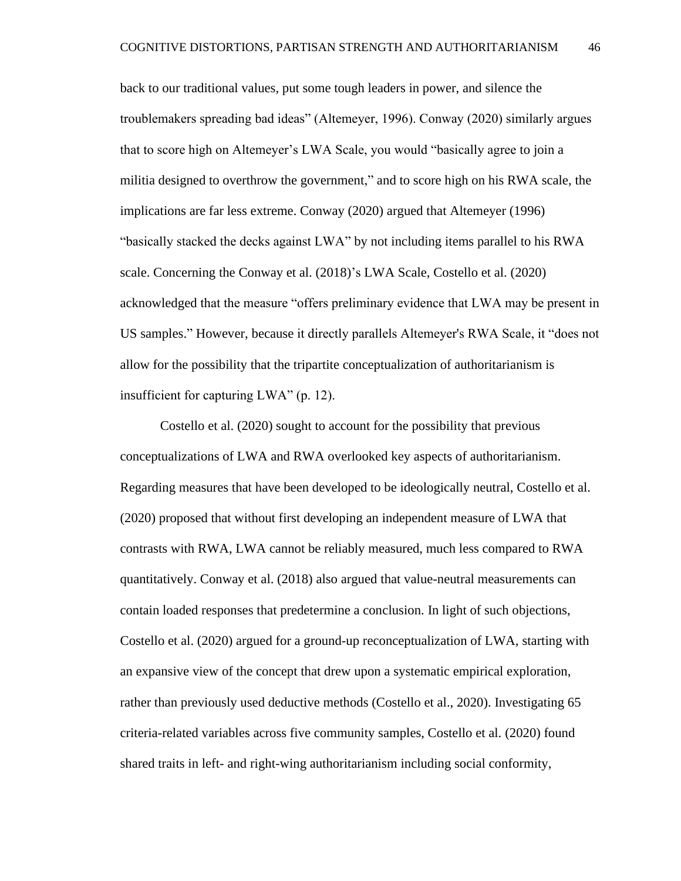back to our traditional values, put some tough leaders in power, and silence the troublemakers spreading bad ideas" (Altemeyer, 1996). Conway (2020) similarly argues that to score high on Altemeyer's LWA Scale, you would "basically agree to join a militia designed to overthrow the government," and to score high on his RWA scale, the implications are far less extreme. Conway (2020) argued that Altemeyer (1996) "basically stacked the decks against LWA" by not including items parallel to his RWA scale. Concerning the Conway et al. (2018)'s LWA Scale, Costello et al. (2020) acknowledged that the measure "offers preliminary evidence that LWA may be present in US samples." However, because it directly parallels Altemeyer's RWA Scale, it "does not allow for the possibility that the tripartite conceptualization of authoritarianism is insufficient for capturing LWA" (p. 12).

Costello et al. (2020) sought to account for the possibility that previous conceptualizations of LWA and RWA overlooked key aspects of authoritarianism. Regarding measures that have been developed to be ideologically neutral, Costello et al. (2020) proposed that without first developing an independent measure of LWA that contrasts with RWA, LWA cannot be reliably measured, much less compared to RWA quantitatively. Conway et al. (2018) also argued that value-neutral measurements can contain loaded responses that predetermine a conclusion. In light of such objections, Costello et al. (2020) argued for a ground-up reconceptualization of LWA, starting with an expansive view of the concept that drew upon a systematic empirical exploration, rather than previously used deductive methods (Costello et al., 2020). Investigating 65 criteria-related variables across five community samples, Costello et al. (2020) found shared traits in left- and right-wing authoritarianism including social conformity,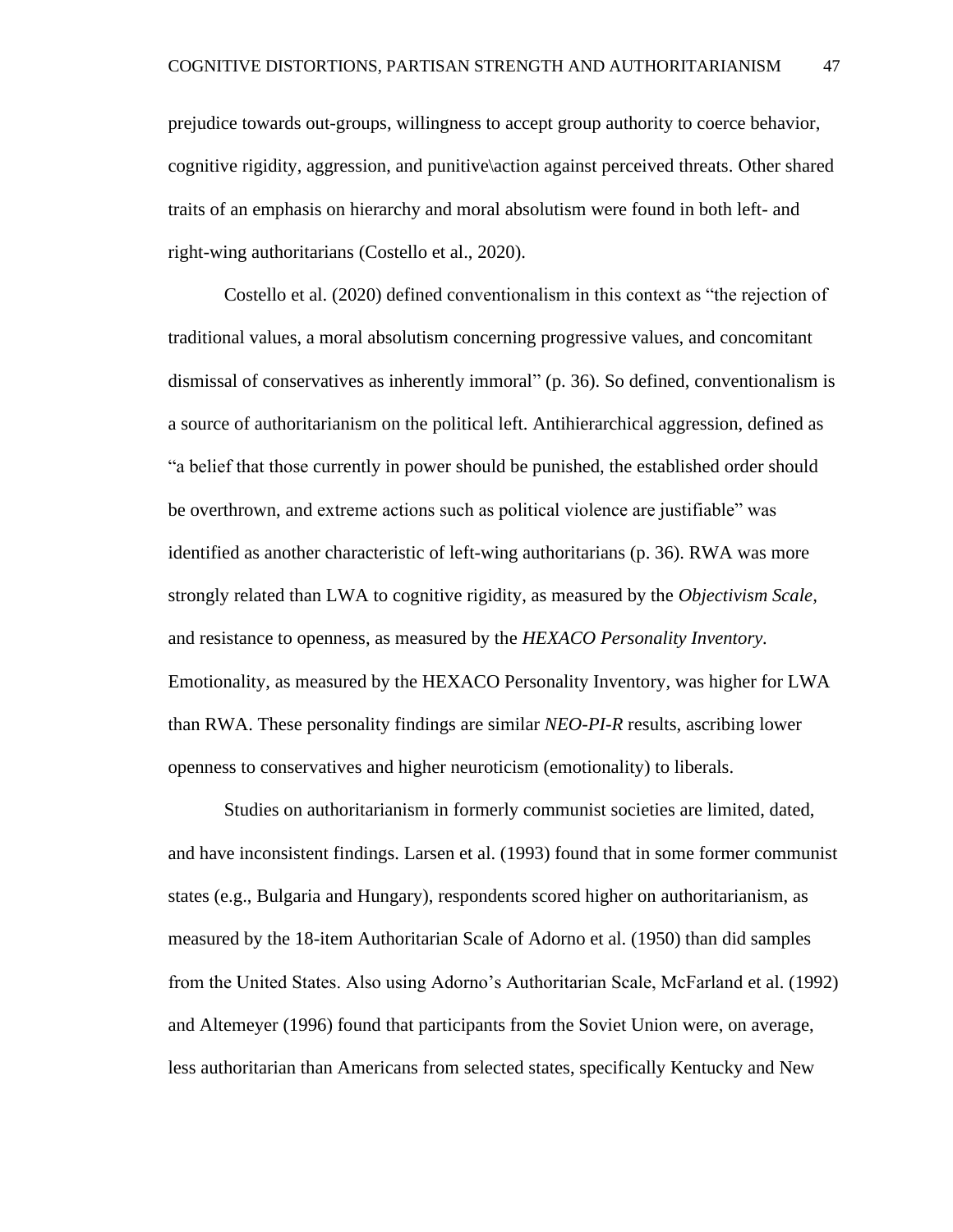prejudice towards out-groups, willingness to accept group authority to coerce behavior, cognitive rigidity, aggression, and punitive\action against perceived threats. Other shared traits of an emphasis on hierarchy and moral absolutism were found in both left- and right-wing authoritarians (Costello et al., 2020).

Costello et al. (2020) defined conventionalism in this context as "the rejection of traditional values, a moral absolutism concerning progressive values, and concomitant dismissal of conservatives as inherently immoral" (p. 36). So defined, conventionalism is a source of authoritarianism on the political left. Antihierarchical aggression, defined as "a belief that those currently in power should be punished, the established order should be overthrown, and extreme actions such as political violence are justifiable" was identified as another characteristic of left-wing authoritarians (p. 36). RWA was more strongly related than LWA to cognitive rigidity, as measured by the *Objectivism Scale*, and resistance to openness, as measured by the *HEXACO Personality Inventory*. Emotionality, as measured by the HEXACO Personality Inventory, was higher for LWA than RWA. These personality findings are similar *NEO-PI-R* results, ascribing lower openness to conservatives and higher neuroticism (emotionality) to liberals.

Studies on authoritarianism in formerly communist societies are limited, dated, and have inconsistent findings. Larsen et al. (1993) found that in some former communist states (e.g., Bulgaria and Hungary), respondents scored higher on authoritarianism, as measured by the 18-item Authoritarian Scale of Adorno et al. (1950) than did samples from the United States. Also using Adorno's Authoritarian Scale, McFarland et al. (1992) and Altemeyer (1996) found that participants from the Soviet Union were, on average, less authoritarian than Americans from selected states, specifically Kentucky and New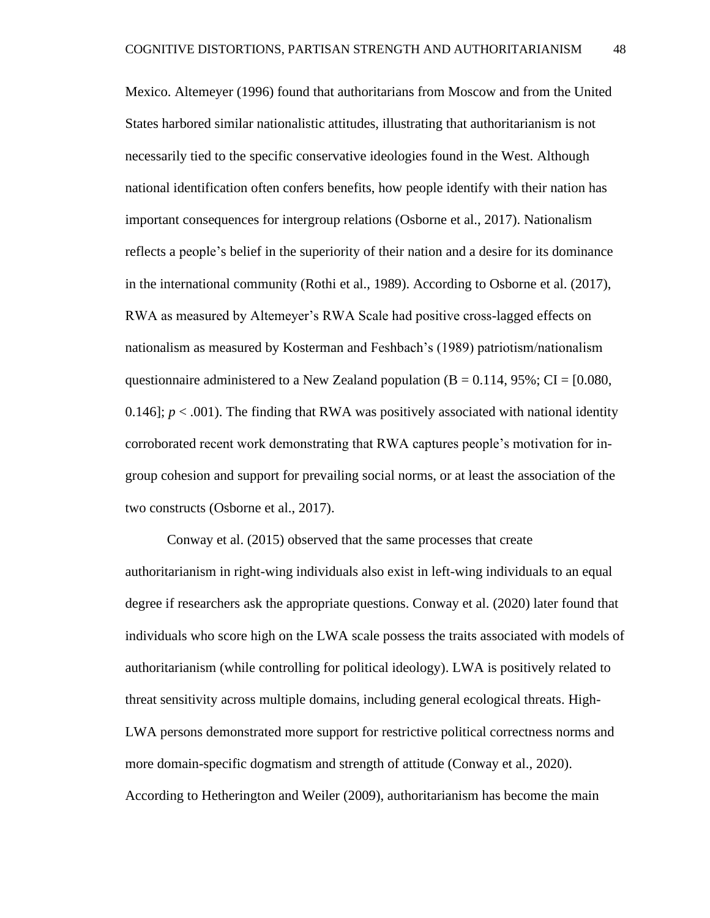Mexico. Altemeyer (1996) found that authoritarians from Moscow and from the United States harbored similar nationalistic attitudes, illustrating that authoritarianism is not necessarily tied to the specific conservative ideologies found in the West. Although national identification often confers benefits, how people identify with their nation has important consequences for intergroup relations (Osborne et al., 2017). Nationalism reflects a people's belief in the superiority of their nation and a desire for its dominance in the international community (Rothi et al., 1989). According to Osborne et al. (2017), RWA as measured by Altemeyer's RWA Scale had positive cross-lagged effects on nationalism as measured by Kosterman and Feshbach's (1989) patriotism/nationalism questionnaire administered to a New Zealand population (B = 0.114, 95%; CI = [0.080, 0.146]; $p < .001$). The finding that RWA was positively associated with national identity corroborated recent work demonstrating that RWA captures people's motivation for in-group cohesion and support for prevailing social norms, or at least the association of the two constructs (Osborne et al., 2017).

Conway et al. (2015) observed that the same processes that create authoritarianism in right-wing individuals also exist in left-wing individuals to an equal degree if researchers ask the appropriate questions. Conway et al. (2020) later found that individuals who score high on the LWA scale possess the traits associated with models of authoritarianism (while controlling for political ideology). LWA is positively related to threat sensitivity across multiple domains, including general ecological threats. High-LWA persons demonstrated more support for restrictive political correctness norms and more domain-specific dogmatism and strength of attitude (Conway et al., 2020). According to Hetherington and Weiler (2009), authoritarianism has become the main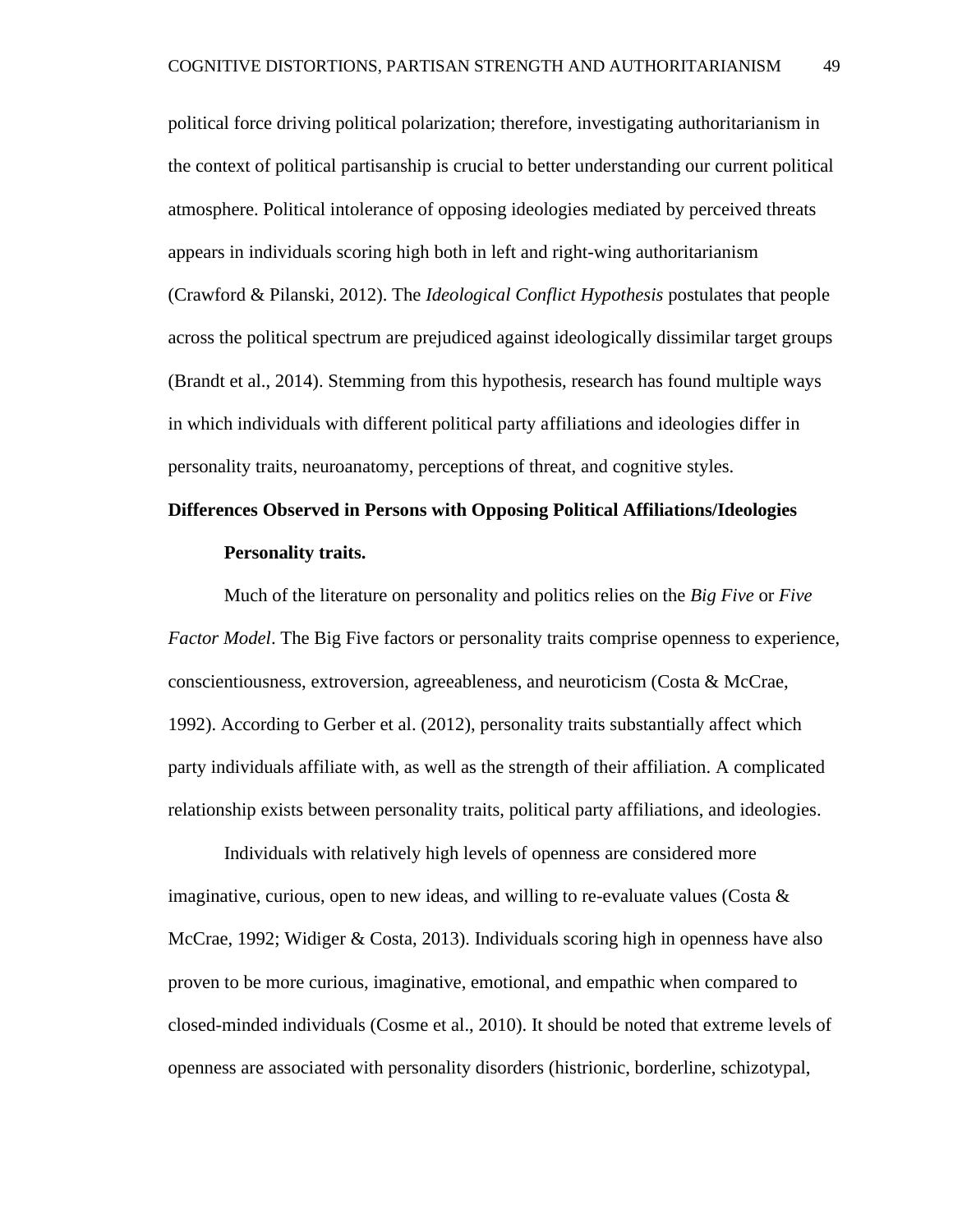political force driving political polarization; therefore, investigating authoritarianism in the context of political partisanship is crucial to better understanding our current political atmosphere. Political intolerance of opposing ideologies mediated by perceived threats appears in individuals scoring high both in left and right-wing authoritarianism (Crawford & Pilanski, 2012). The *Ideological Conflict Hypothesis* postulates that people across the political spectrum are prejudiced against ideologically dissimilar target groups (Brandt et al., 2014). Stemming from this hypothesis, research has found multiple ways in which individuals with different political party affiliations and ideologies differ in personality traits, neuroanatomy, perceptions of threat, and cognitive styles.

## Differences Observed in Persons with Opposing Political Affiliations/Ideologies

### Personality traits.

Much of the literature on personality and politics relies on the *Big Five* or *Five Factor Model*. The Big Five factors or personality traits comprise openness to experience, conscientiousness, extroversion, agreeableness, and neuroticism (Costa & McCrae, 1992). According to Gerber et al. (2012), personality traits substantially affect which party individuals affiliate with, as well as the strength of their affiliation. A complicated relationship exists between personality traits, political party affiliations, and ideologies.

Individuals with relatively high levels of openness are considered more imaginative, curious, open to new ideas, and willing to re-evaluate values (Costa & McCrae, 1992; Widiger & Costa, 2013). Individuals scoring high in openness have also proven to be more curious, imaginative, emotional, and empathic when compared to closed-minded individuals (Cosme et al., 2010). It should be noted that extreme levels of openness are associated with personality disorders (histrionic, borderline, schizotypal,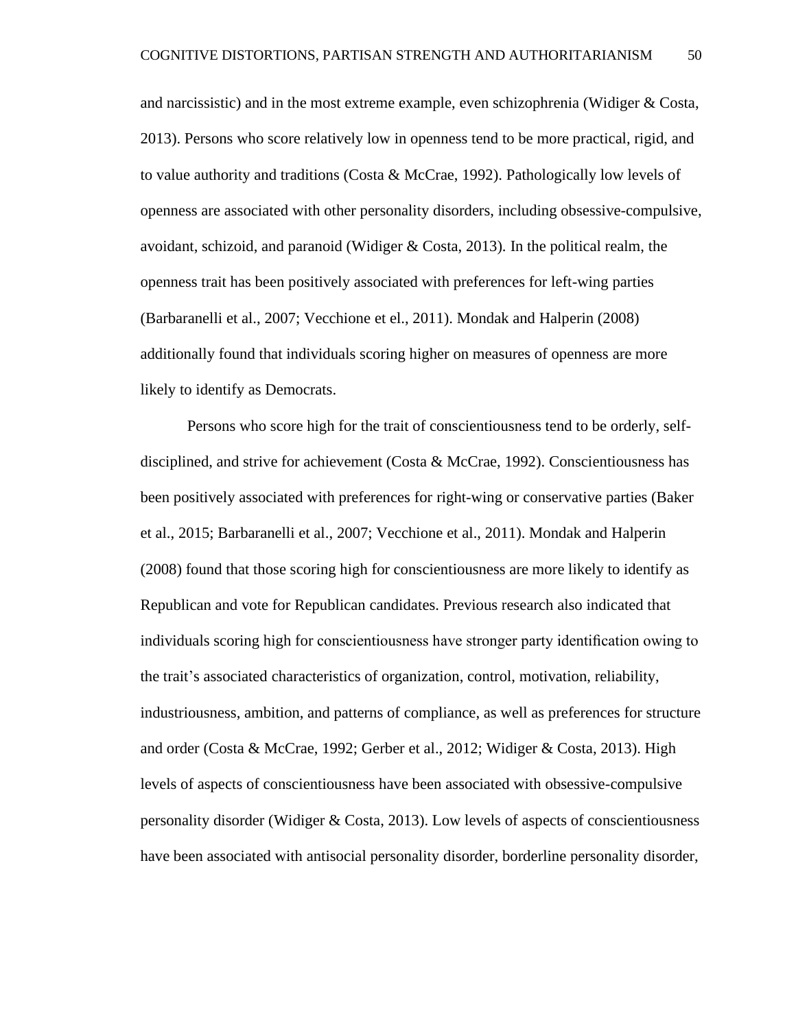and narcissistic) and in the most extreme example, even schizophrenia (Widiger & Costa, 2013). Persons who score relatively low in openness tend to be more practical, rigid, and to value authority and traditions (Costa & McCrae, 1992). Pathologically low levels of openness are associated with other personality disorders, including obsessive-compulsive, avoidant, schizoid, and paranoid (Widiger & Costa, 2013). In the political realm, the openness trait has been positively associated with preferences for left-wing parties (Barbaranelli et al., 2007; Vecchione et el., 2011). Mondak and Halperin (2008) additionally found that individuals scoring higher on measures of openness are more likely to identify as Democrats.

Persons who score high for the trait of conscientiousness tend to be orderly, self-disciplined, and strive for achievement (Costa & McCrae, 1992). Conscientiousness has been positively associated with preferences for right-wing or conservative parties (Baker et al., 2015; Barbaranelli et al., 2007; Vecchione et al., 2011). Mondak and Halperin (2008) found that those scoring high for conscientiousness are more likely to identify as Republican and vote for Republican candidates. Previous research also indicated that individuals scoring high for conscientiousness have stronger party identification owing to the trait's associated characteristics of organization, control, motivation, reliability, industriousness, ambition, and patterns of compliance, as well as preferences for structure and order (Costa & McCrae, 1992; Gerber et al., 2012; Widiger & Costa, 2013). High levels of aspects of conscientiousness have been associated with obsessive-compulsive personality disorder (Widiger & Costa, 2013). Low levels of aspects of conscientiousness have been associated with antisocial personality disorder, borderline personality disorder,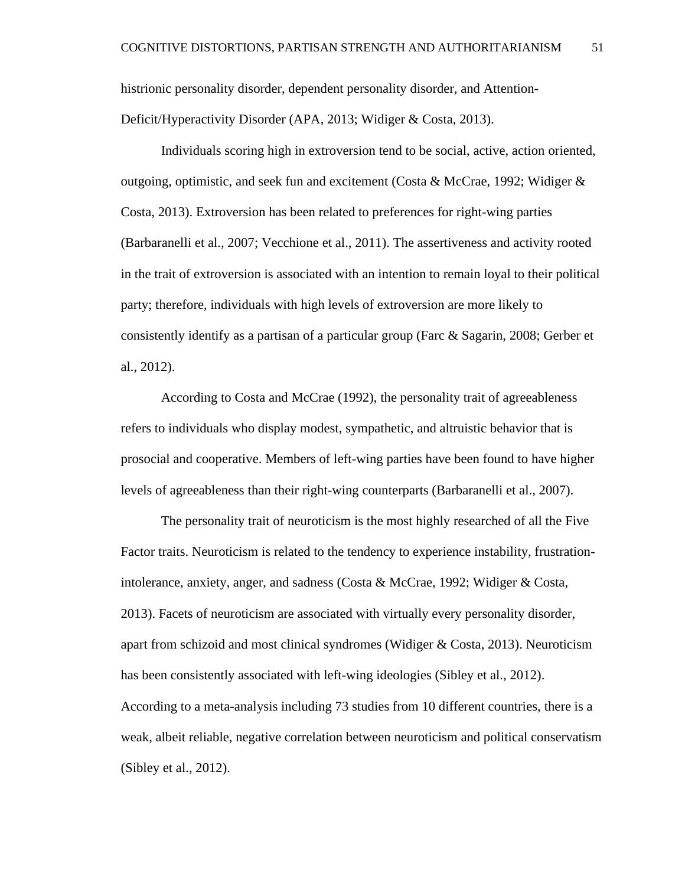histrionic personality disorder, dependent personality disorder, and Attention-Deficit/Hyperactivity Disorder (APA, 2013; Widiger & Costa, 2013).

Individuals scoring high in extroversion tend to be social, active, action oriented, outgoing, optimistic, and seek fun and excitement (Costa & McCrae, 1992; Widiger & Costa, 2013). Extroversion has been related to preferences for right-wing parties (Barbaranelli et al., 2007; Vecchione et al., 2011). The assertiveness and activity rooted in the trait of extroversion is associated with an intention to remain loyal to their political party; therefore, individuals with high levels of extroversion are more likely to consistently identify as a partisan of a particular group (Farc & Sagarin, 2008; Gerber et al., 2012).

According to Costa and McCrae (1992), the personality trait of agreeableness refers to individuals who display modest, sympathetic, and altruistic behavior that is prosocial and cooperative. Members of left-wing parties have been found to have higher levels of agreeableness than their right-wing counterparts (Barbaranelli et al., 2007).

The personality trait of neuroticism is the most highly researched of all the Five Factor traits. Neuroticism is related to the tendency to experience instability, frustration-intolerance, anxiety, anger, and sadness (Costa & McCrae, 1992; Widiger & Costa, 2013). Facets of neuroticism are associated with virtually every personality disorder, apart from schizoid and most clinical syndromes (Widiger & Costa, 2013). Neuroticism has been consistently associated with left-wing ideologies (Sibley et al., 2012). According to a meta-analysis including 73 studies from 10 different countries, there is a weak, albeit reliable, negative correlation between neuroticism and political conservatism (Sibley et al., 2012).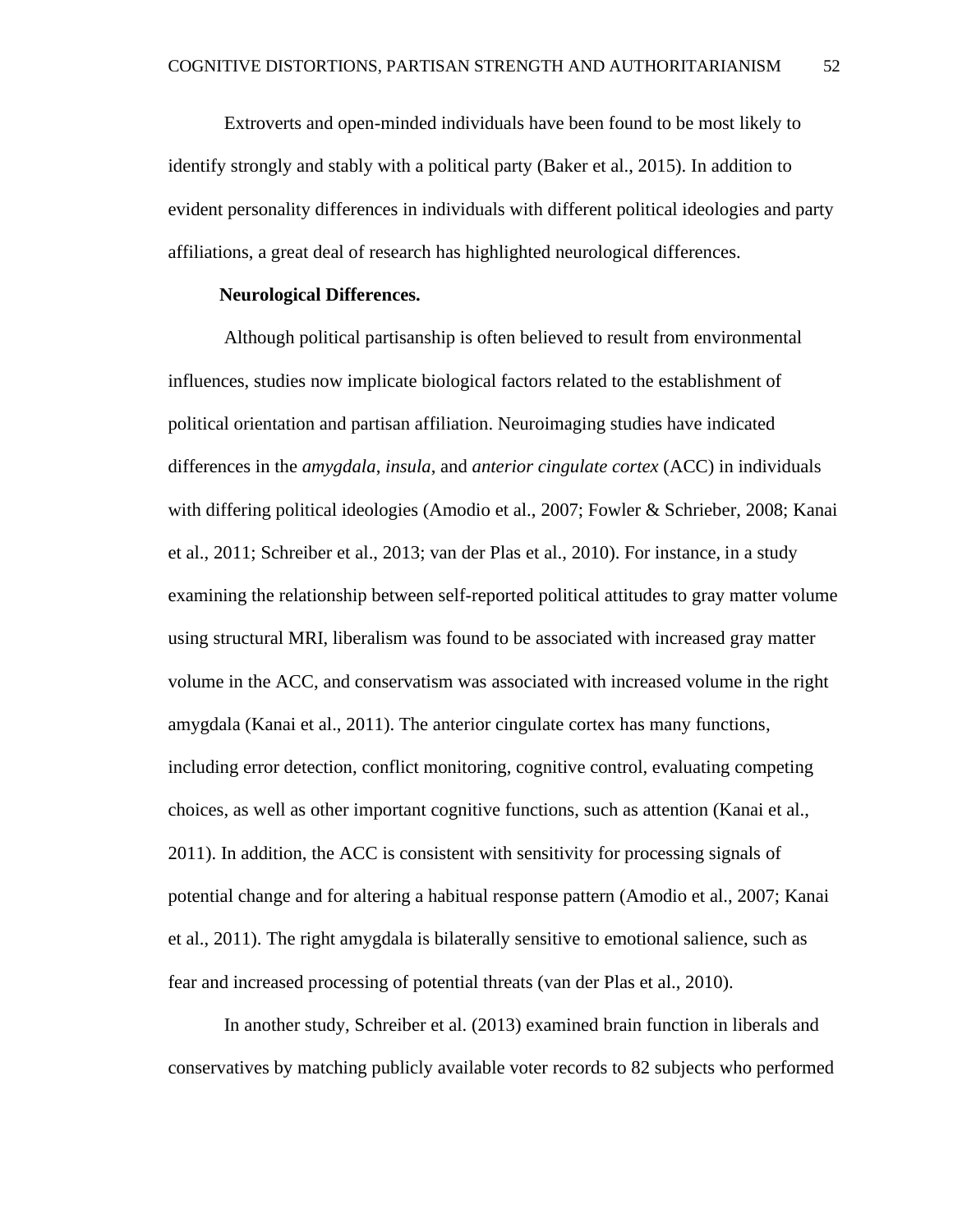Extroverts and open-minded individuals have been found to be most likely to identify strongly and stably with a political party (Baker et al., 2015). In addition to evident personality differences in individuals with different political ideologies and party affiliations, a great deal of research has highlighted neurological differences.

**Neurological Differences.**

Although political partisanship is often believed to result from environmental influences, studies now implicate biological factors related to the establishment of political orientation and partisan affiliation. Neuroimaging studies have indicated differences in the *amygdala*, *insula*, and *anterior cingulate cortex* (ACC) in individuals with differing political ideologies (Amodio et al., 2007; Fowler & Schrieber, 2008; Kanai et al., 2011; Schreiber et al., 2013; van der Plas et al., 2010). For instance, in a study examining the relationship between self-reported political attitudes to gray matter volume using structural MRI, liberalism was found to be associated with increased gray matter volume in the ACC, and conservatism was associated with increased volume in the right amygdala (Kanai et al., 2011). The anterior cingulate cortex has many functions, including error detection, conflict monitoring, cognitive control, evaluating competing choices, as well as other important cognitive functions, such as attention (Kanai et al., 2011). In addition, the ACC is consistent with sensitivity for processing signals of potential change and for altering a habitual response pattern (Amodio et al., 2007; Kanai et al., 2011). The right amygdala is bilaterally sensitive to emotional salience, such as fear and increased processing of potential threats (van der Plas et al., 2010).

In another study, Schreiber et al. (2013) examined brain function in liberals and conservatives by matching publicly available voter records to 82 subjects who performed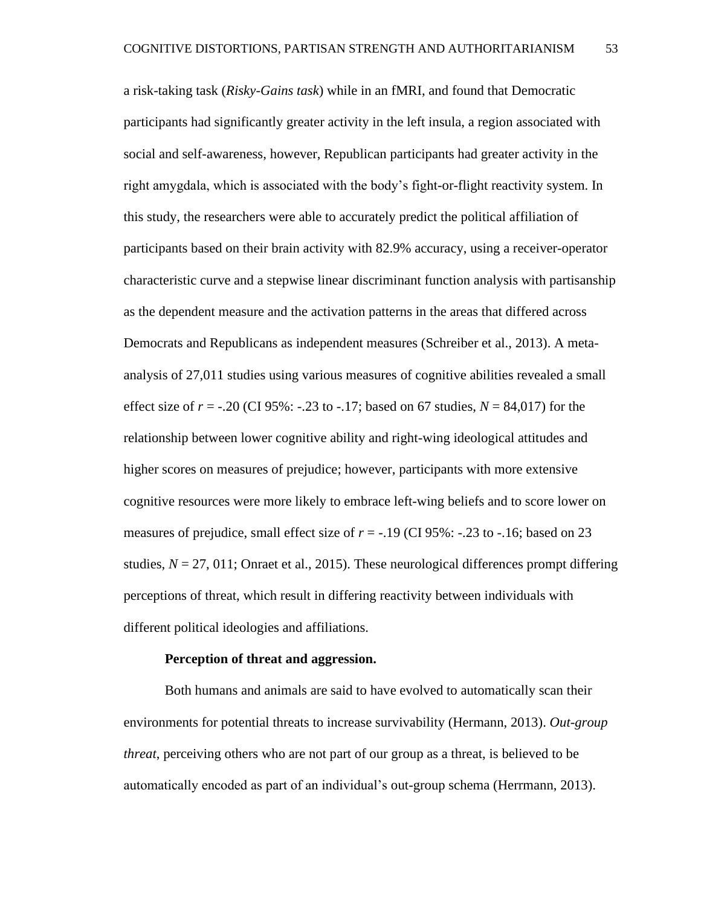a risk-taking task (*Risky-Gains task*) while in an fMRI, and found that Democratic participants had significantly greater activity in the left insula, a region associated with social and self-awareness, however, Republican participants had greater activity in the right amygdala, which is associated with the body's fight-or-flight reactivity system. In this study, the researchers were able to accurately predict the political affiliation of participants based on their brain activity with 82.9% accuracy, using a receiver-operator characteristic curve and a stepwise linear discriminant function analysis with partisanship as the dependent measure and the activation patterns in the areas that differed across Democrats and Republicans as independent measures (Schreiber et al., 2013). A meta-analysis of 27,011 studies using various measures of cognitive abilities revealed a small effect size of $r = -.20$ (CI 95%: -.23 to -.17; based on 67 studies, $N = 84{,}017$) for the relationship between lower cognitive ability and right-wing ideological attitudes and higher scores on measures of prejudice; however, participants with more extensive cognitive resources were more likely to embrace left-wing beliefs and to score lower on measures of prejudice, small effect size of $r = -.19$ (CI 95%: -.23 to -.16; based on 23 studies, $N = 27,\ 011$; Onraet et al., 2015). These neurological differences prompt differing perceptions of threat, which result in differing reactivity between individuals with different political ideologies and affiliations.

**Perception of threat and aggression.**

Both humans and animals are said to have evolved to automatically scan their environments for potential threats to increase survivability (Hermann, 2013). *Out-group threat*, perceiving others who are not part of our group as a threat, is believed to be automatically encoded as part of an individual's out-group schema (Herrmann, 2013).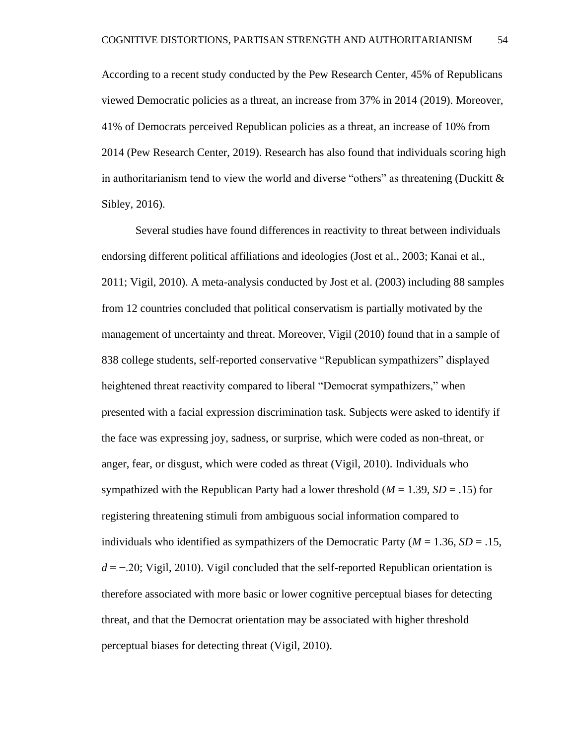According to a recent study conducted by the Pew Research Center, 45% of Republicans viewed Democratic policies as a threat, an increase from 37% in 2014 (2019). Moreover, 41% of Democrats perceived Republican policies as a threat, an increase of 10% from 2014 (Pew Research Center, 2019). Research has also found that individuals scoring high in authoritarianism tend to view the world and diverse "others" as threatening (Duckitt & Sibley, 2016).

Several studies have found differences in reactivity to threat between individuals endorsing different political affiliations and ideologies (Jost et al., 2003; Kanai et al., 2011; Vigil, 2010). A meta-analysis conducted by Jost et al. (2003) including 88 samples from 12 countries concluded that political conservatism is partially motivated by the management of uncertainty and threat. Moreover, Vigil (2010) found that in a sample of 838 college students, self-reported conservative "Republican sympathizers" displayed heightened threat reactivity compared to liberal "Democrat sympathizers," when presented with a facial expression discrimination task. Subjects were asked to identify if the face was expressing joy, sadness, or surprise, which were coded as non-threat, or anger, fear, or disgust, which were coded as threat (Vigil, 2010). Individuals who sympathized with the Republican Party had a lower threshold ($M = 1.39$, $SD = .15$) for registering threatening stimuli from ambiguous social information compared to individuals who identified as sympathizers of the Democratic Party ($M = 1.36$, $SD = .15$, $d = -.20$; Vigil, 2010). Vigil concluded that the self-reported Republican orientation is therefore associated with more basic or lower cognitive perceptual biases for detecting threat, and that the Democrat orientation may be associated with higher threshold perceptual biases for detecting threat (Vigil, 2010).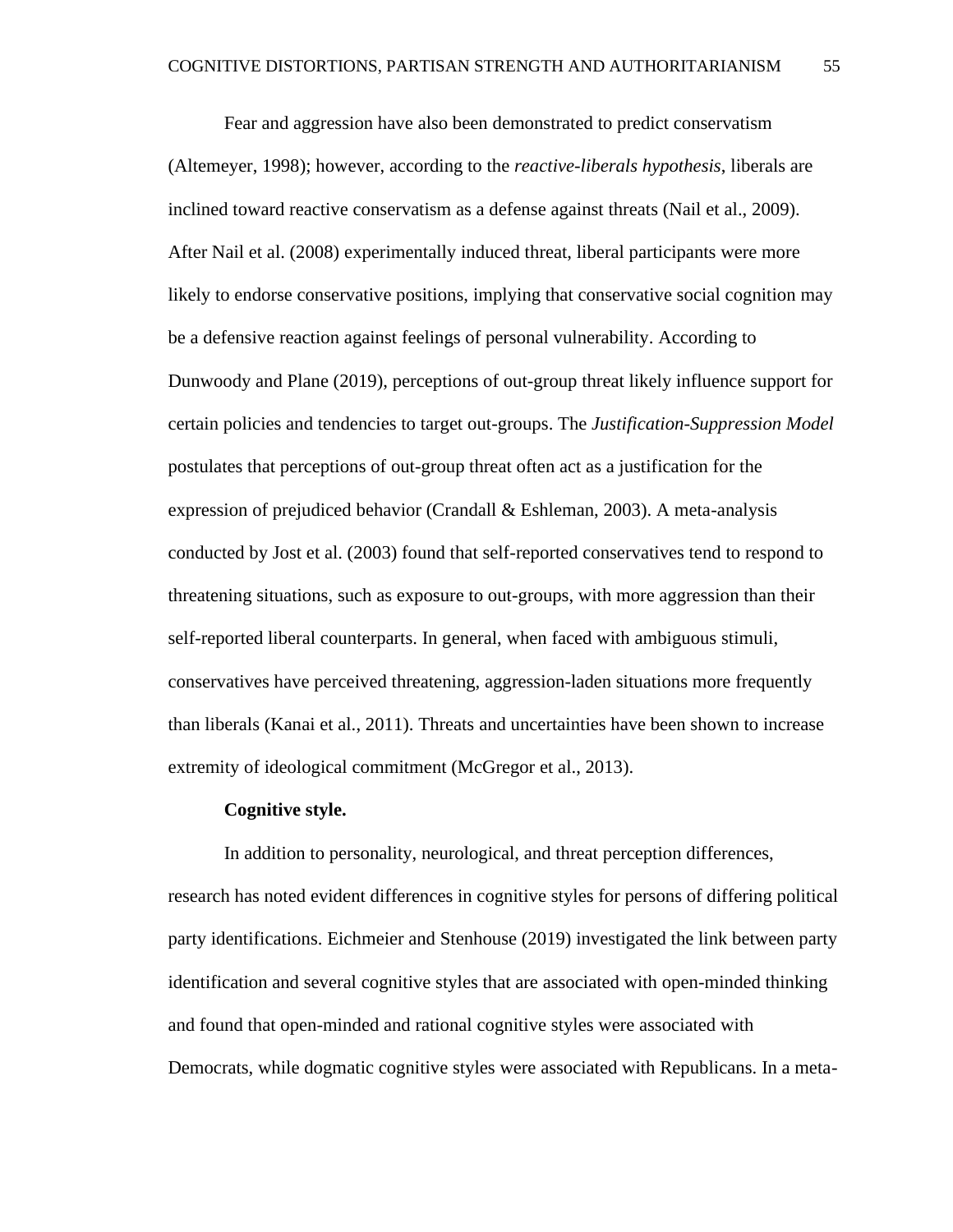Fear and aggression have also been demonstrated to predict conservatism (Altemeyer, 1998); however, according to the *reactive-liberals hypothesis*, liberals are inclined toward reactive conservatism as a defense against threats (Nail et al., 2009). After Nail et al. (2008) experimentally induced threat, liberal participants were more likely to endorse conservative positions, implying that conservative social cognition may be a defensive reaction against feelings of personal vulnerability. According to Dunwoody and Plane (2019), perceptions of out-group threat likely influence support for certain policies and tendencies to target out-groups. The *Justification-Suppression Model* postulates that perceptions of out-group threat often act as a justification for the expression of prejudiced behavior (Crandall & Eshleman, 2003). A meta-analysis conducted by Jost et al. (2003) found that self-reported conservatives tend to respond to threatening situations, such as exposure to out-groups, with more aggression than their self-reported liberal counterparts. In general, when faced with ambiguous stimuli, conservatives have perceived threatening, aggression-laden situations more frequently than liberals (Kanai et al., 2011). Threats and uncertainties have been shown to increase extremity of ideological commitment (McGregor et al., 2013).

**Cognitive style.**

In addition to personality, neurological, and threat perception differences, research has noted evident differences in cognitive styles for persons of differing political party identifications. Eichmeier and Stenhouse (2019) investigated the link between party identification and several cognitive styles that are associated with open-minded thinking and found that open-minded and rational cognitive styles were associated with Democrats, while dogmatic cognitive styles were associated with Republicans. In a meta-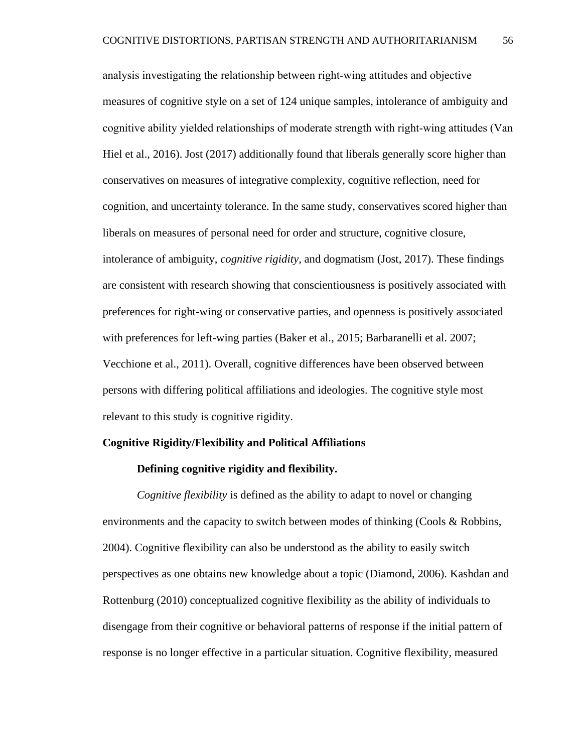analysis investigating the relationship between right-wing attitudes and objective measures of cognitive style on a set of 124 unique samples, intolerance of ambiguity and cognitive ability yielded relationships of moderate strength with right-wing attitudes (Van Hiel et al., 2016). Jost (2017) additionally found that liberals generally score higher than conservatives on measures of integrative complexity, cognitive reflection, need for cognition, and uncertainty tolerance. In the same study, conservatives scored higher than liberals on measures of personal need for order and structure, cognitive closure, intolerance of ambiguity, *cognitive rigidity,* and dogmatism (Jost, 2017). These findings are consistent with research showing that conscientiousness is positively associated with preferences for right-wing or conservative parties, and openness is positively associated with preferences for left-wing parties (Baker et al., 2015; Barbaranelli et al. 2007; Vecchione et al., 2011). Overall, cognitive differences have been observed between persons with differing political affiliations and ideologies. The cognitive style most relevant to this study is cognitive rigidity.

## Cognitive Rigidity/Flexibility and Political Affiliations

### Defining cognitive rigidity and flexibility.

*Cognitive flexibility* is defined as the ability to adapt to novel or changing environments and the capacity to switch between modes of thinking (Cools & Robbins, 2004). Cognitive flexibility can also be understood as the ability to easily switch perspectives as one obtains new knowledge about a topic (Diamond, 2006). Kashdan and Rottenburg (2010) conceptualized cognitive flexibility as the ability of individuals to disengage from their cognitive or behavioral patterns of response if the initial pattern of response is no longer effective in a particular situation. Cognitive flexibility, measured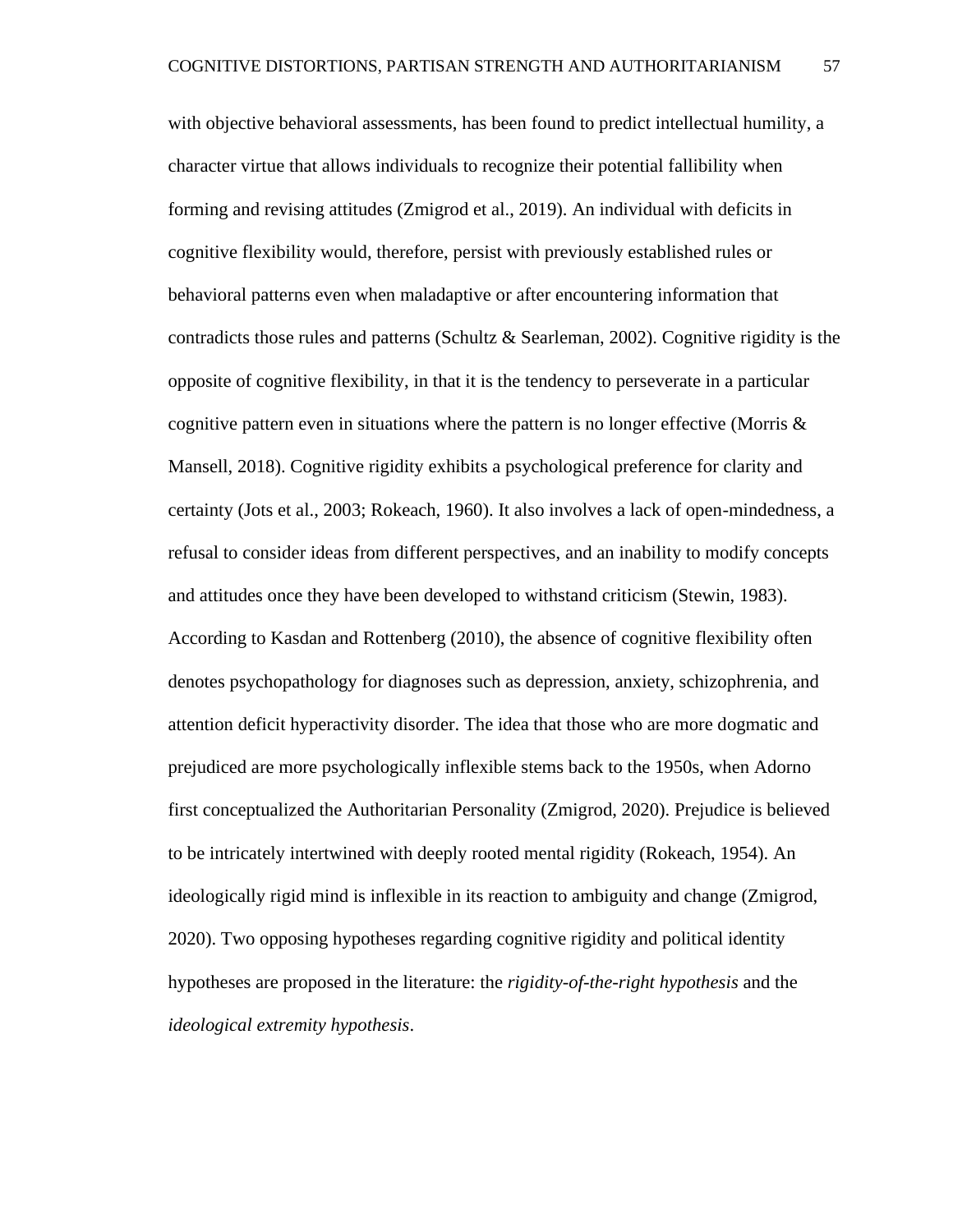with objective behavioral assessments, has been found to predict intellectual humility, a character virtue that allows individuals to recognize their potential fallibility when forming and revising attitudes (Zmigrod et al., 2019). An individual with deficits in cognitive flexibility would, therefore, persist with previously established rules or behavioral patterns even when maladaptive or after encountering information that contradicts those rules and patterns (Schultz & Searleman, 2002). Cognitive rigidity is the opposite of cognitive flexibility, in that it is the tendency to perseverate in a particular cognitive pattern even in situations where the pattern is no longer effective (Morris & Mansell, 2018). Cognitive rigidity exhibits a psychological preference for clarity and certainty (Jots et al., 2003; Rokeach, 1960). It also involves a lack of open-mindedness, a refusal to consider ideas from different perspectives, and an inability to modify concepts and attitudes once they have been developed to withstand criticism (Stewin, 1983). According to Kasdan and Rottenberg (2010), the absence of cognitive flexibility often denotes psychopathology for diagnoses such as depression, anxiety, schizophrenia, and attention deficit hyperactivity disorder. The idea that those who are more dogmatic and prejudiced are more psychologically inflexible stems back to the 1950s, when Adorno first conceptualized the Authoritarian Personality (Zmigrod, 2020). Prejudice is believed to be intricately intertwined with deeply rooted mental rigidity (Rokeach, 1954). An ideologically rigid mind is inflexible in its reaction to ambiguity and change (Zmigrod, 2020). Two opposing hypotheses regarding cognitive rigidity and political identity hypotheses are proposed in the literature: the *rigidity-of-the-right hypothesis* and the *ideological extremity hypothesis*.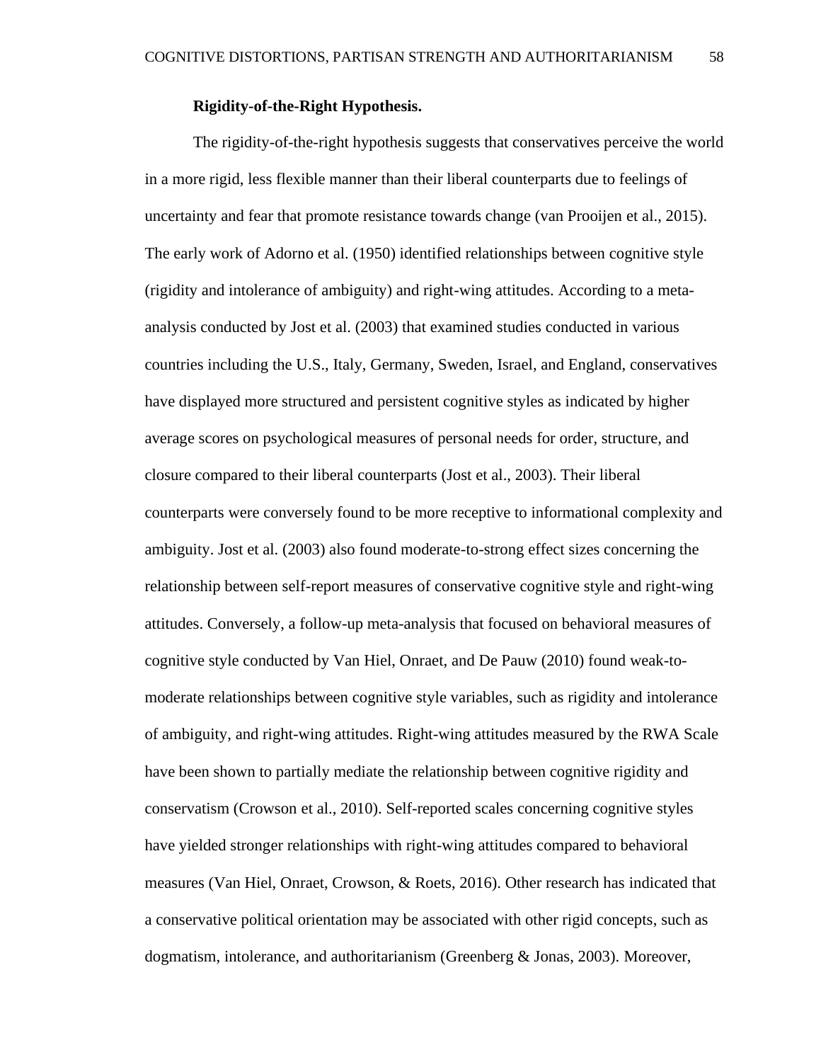**Rigidity-of-the-Right Hypothesis.**

The rigidity-of-the-right hypothesis suggests that conservatives perceive the world in a more rigid, less flexible manner than their liberal counterparts due to feelings of uncertainty and fear that promote resistance towards change (van Prooijen et al., 2015). The early work of Adorno et al. (1950) identified relationships between cognitive style (rigidity and intolerance of ambiguity) and right-wing attitudes. According to a meta-analysis conducted by Jost et al. (2003) that examined studies conducted in various countries including the U.S., Italy, Germany, Sweden, Israel, and England, conservatives have displayed more structured and persistent cognitive styles as indicated by higher average scores on psychological measures of personal needs for order, structure, and closure compared to their liberal counterparts (Jost et al., 2003). Their liberal counterparts were conversely found to be more receptive to informational complexity and ambiguity. Jost et al. (2003) also found moderate-to-strong effect sizes concerning the relationship between self-report measures of conservative cognitive style and right-wing attitudes. Conversely, a follow-up meta-analysis that focused on behavioral measures of cognitive style conducted by Van Hiel, Onraet, and De Pauw (2010) found weak-to-moderate relationships between cognitive style variables, such as rigidity and intolerance of ambiguity, and right-wing attitudes. Right-wing attitudes measured by the RWA Scale have been shown to partially mediate the relationship between cognitive rigidity and conservatism (Crowson et al., 2010). Self-reported scales concerning cognitive styles have yielded stronger relationships with right-wing attitudes compared to behavioral measures (Van Hiel, Onraet, Crowson, & Roets, 2016). Other research has indicated that a conservative political orientation may be associated with other rigid concepts, such as dogmatism, intolerance, and authoritarianism (Greenberg & Jonas, 2003). Moreover,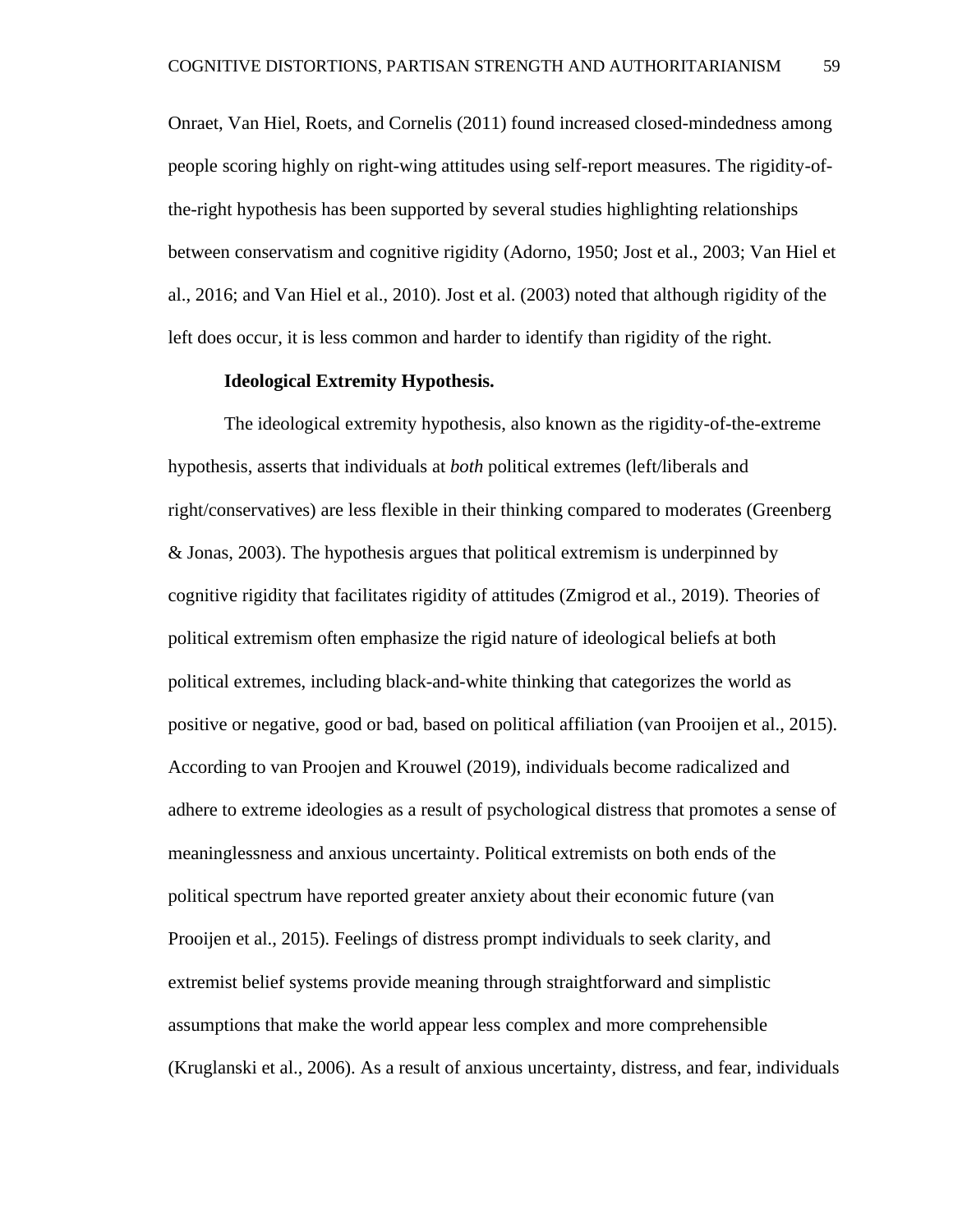Onraet, Van Hiel, Roets, and Cornelis (2011) found increased closed-mindedness among people scoring highly on right-wing attitudes using self-report measures. The rigidity-of-the-right hypothesis has been supported by several studies highlighting relationships between conservatism and cognitive rigidity (Adorno, 1950; Jost et al., 2003; Van Hiel et al., 2016; and Van Hiel et al., 2010). Jost et al. (2003) noted that although rigidity of the left does occur, it is less common and harder to identify than rigidity of the right.

**Ideological Extremity Hypothesis.**

The ideological extremity hypothesis, also known as the rigidity-of-the-extreme hypothesis, asserts that individuals at *both* political extremes (left/liberals and right/conservatives) are less flexible in their thinking compared to moderates (Greenberg & Jonas, 2003). The hypothesis argues that political extremism is underpinned by cognitive rigidity that facilitates rigidity of attitudes (Zmigrod et al., 2019). Theories of political extremism often emphasize the rigid nature of ideological beliefs at both political extremes, including black-and-white thinking that categorizes the world as positive or negative, good or bad, based on political affiliation (van Prooijen et al., 2015). According to van Proojen and Krouwel (2019), individuals become radicalized and adhere to extreme ideologies as a result of psychological distress that promotes a sense of meaninglessness and anxious uncertainty. Political extremists on both ends of the political spectrum have reported greater anxiety about their economic future (van Prooijen et al., 2015). Feelings of distress prompt individuals to seek clarity, and extremist belief systems provide meaning through straightforward and simplistic assumptions that make the world appear less complex and more comprehensible (Kruglanski et al., 2006). As a result of anxious uncertainty, distress, and fear, individuals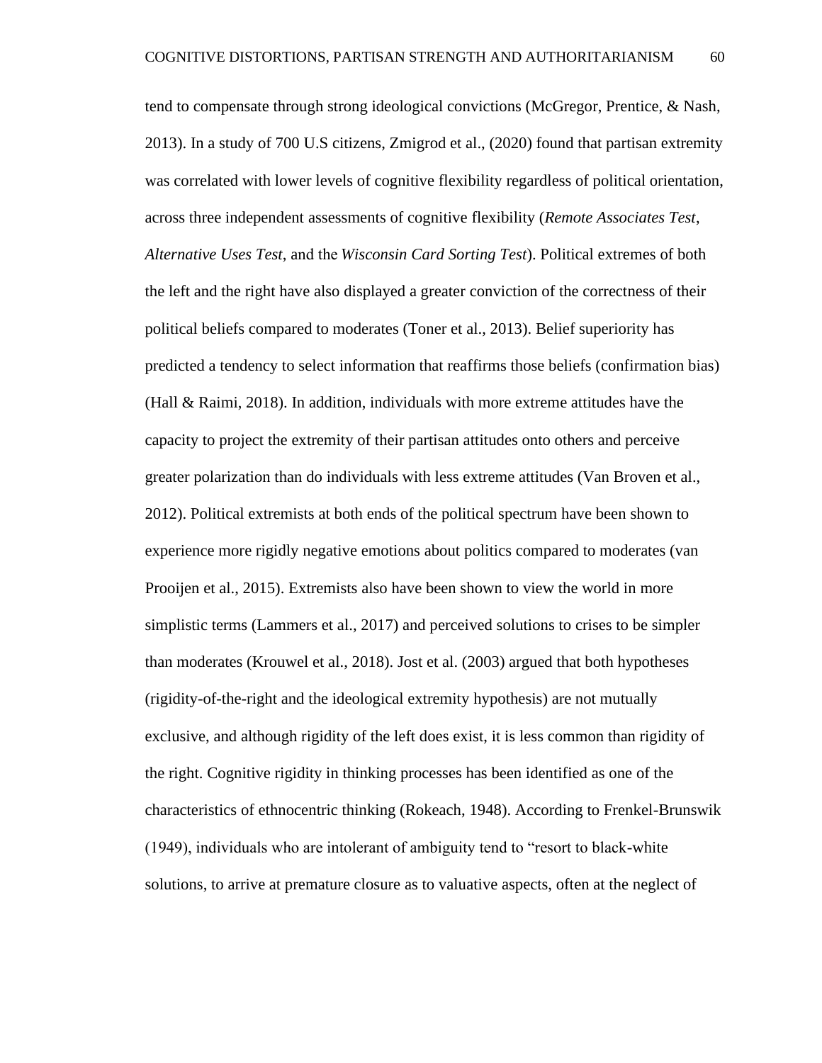tend to compensate through strong ideological convictions (McGregor, Prentice, & Nash, 2013). In a study of 700 U.S citizens, Zmigrod et al., (2020) found that partisan extremity was correlated with lower levels of cognitive flexibility regardless of political orientation, across three independent assessments of cognitive flexibility (*Remote Associates Test*, *Alternative Uses Test*, and the *Wisconsin Card Sorting Test*). Political extremes of both the left and the right have also displayed a greater conviction of the correctness of their political beliefs compared to moderates (Toner et al., 2013). Belief superiority has predicted a tendency to select information that reaffirms those beliefs (confirmation bias) (Hall & Raimi, 2018). In addition, individuals with more extreme attitudes have the capacity to project the extremity of their partisan attitudes onto others and perceive greater polarization than do individuals with less extreme attitudes (Van Broven et al., 2012). Political extremists at both ends of the political spectrum have been shown to experience more rigidly negative emotions about politics compared to moderates (van Prooijen et al., 2015). Extremists also have been shown to view the world in more simplistic terms (Lammers et al., 2017) and perceived solutions to crises to be simpler than moderates (Krouwel et al., 2018). Jost et al. (2003) argued that both hypotheses (rigidity-of-the-right and the ideological extremity hypothesis) are not mutually exclusive, and although rigidity of the left does exist, it is less common than rigidity of the right. Cognitive rigidity in thinking processes has been identified as one of the characteristics of ethnocentric thinking (Rokeach, 1948). According to Frenkel-Brunswik (1949), individuals who are intolerant of ambiguity tend to "resort to black-white solutions, to arrive at premature closure as to valuative aspects, often at the neglect of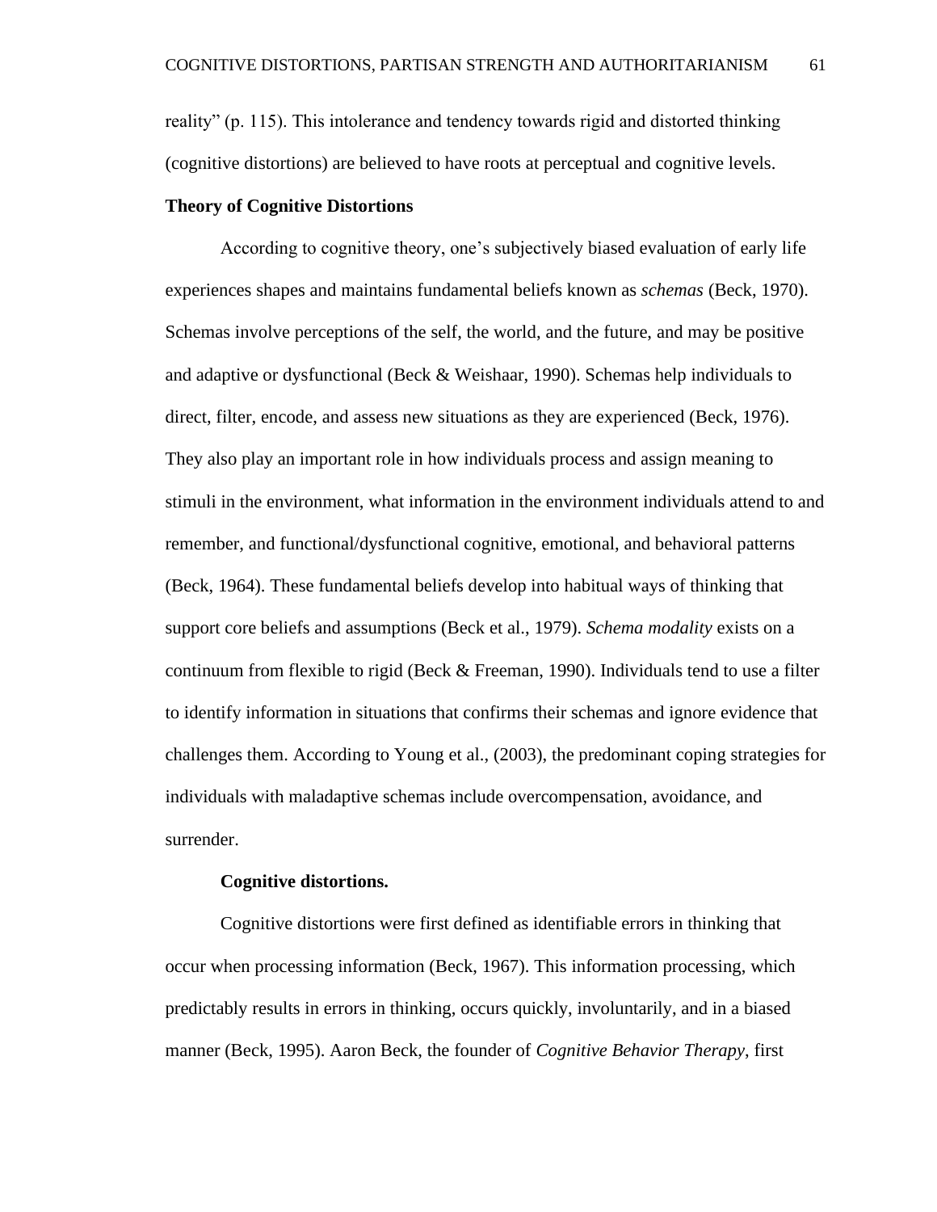reality" (p. 115). This intolerance and tendency towards rigid and distorted thinking (cognitive distortions) are believed to have roots at perceptual and cognitive levels.

## Theory of Cognitive Distortions

According to cognitive theory, one's subjectively biased evaluation of early life experiences shapes and maintains fundamental beliefs known as *schemas* (Beck, 1970). Schemas involve perceptions of the self, the world, and the future, and may be positive and adaptive or dysfunctional (Beck & Weishaar, 1990). Schemas help individuals to direct, filter, encode, and assess new situations as they are experienced (Beck, 1976). They also play an important role in how individuals process and assign meaning to stimuli in the environment, what information in the environment individuals attend to and remember, and functional/dysfunctional cognitive, emotional, and behavioral patterns (Beck, 1964). These fundamental beliefs develop into habitual ways of thinking that support core beliefs and assumptions (Beck et al., 1979). *Schema modality* exists on a continuum from flexible to rigid (Beck & Freeman, 1990). Individuals tend to use a filter to identify information in situations that confirms their schemas and ignore evidence that challenges them. According to Young et al., (2003), the predominant coping strategies for individuals with maladaptive schemas include overcompensation, avoidance, and surrender.

### Cognitive distortions.

Cognitive distortions were first defined as identifiable errors in thinking that occur when processing information (Beck, 1967). This information processing, which predictably results in errors in thinking, occurs quickly, involuntarily, and in a biased manner (Beck, 1995). Aaron Beck, the founder of *Cognitive Behavior Therapy*, first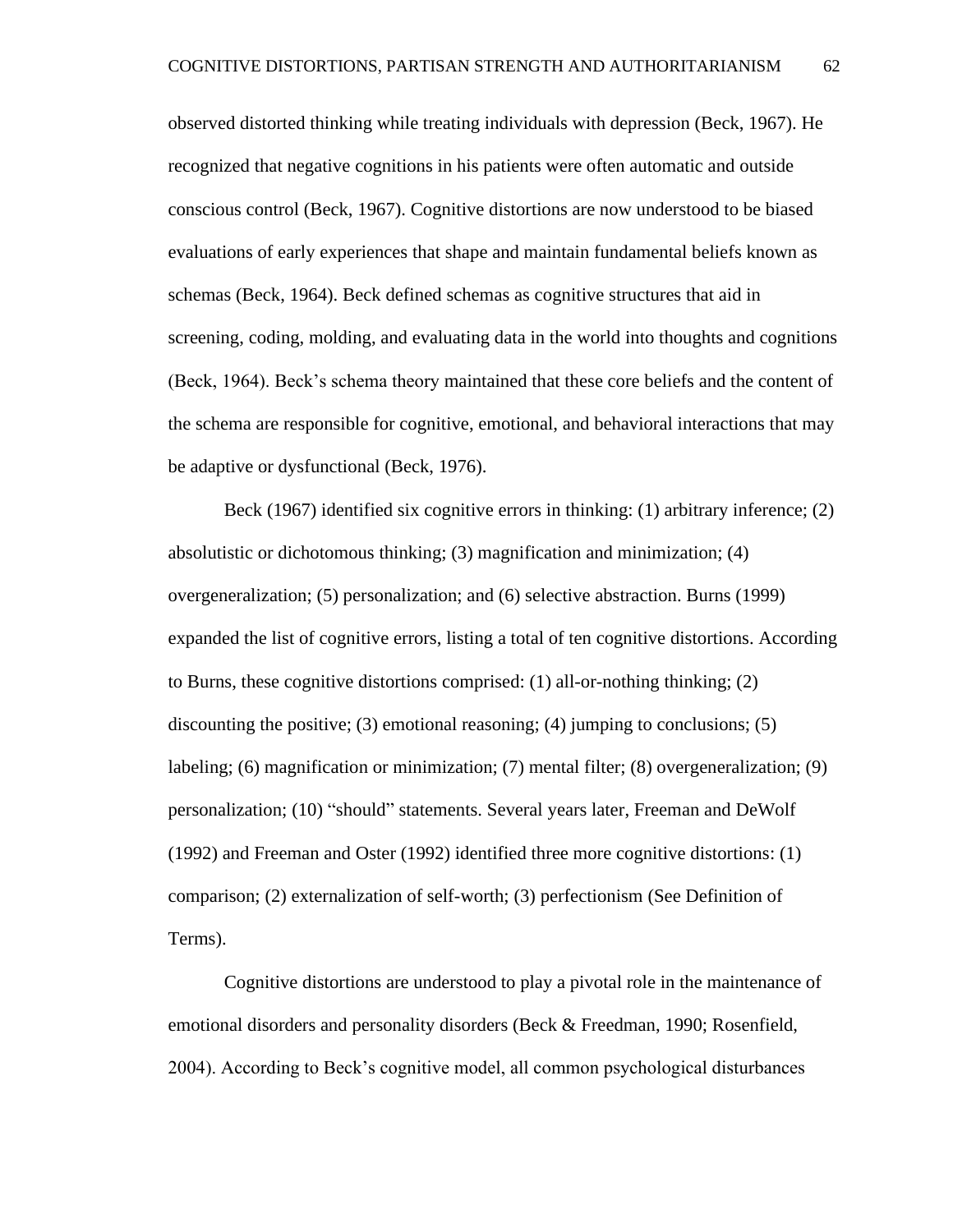observed distorted thinking while treating individuals with depression (Beck, 1967). He recognized that negative cognitions in his patients were often automatic and outside conscious control (Beck, 1967). Cognitive distortions are now understood to be biased evaluations of early experiences that shape and maintain fundamental beliefs known as schemas (Beck, 1964). Beck defined schemas as cognitive structures that aid in screening, coding, molding, and evaluating data in the world into thoughts and cognitions (Beck, 1964). Beck's schema theory maintained that these core beliefs and the content of the schema are responsible for cognitive, emotional, and behavioral interactions that may be adaptive or dysfunctional (Beck, 1976).

Beck (1967) identified six cognitive errors in thinking: (1) arbitrary inference; (2) absolutistic or dichotomous thinking; (3) magnification and minimization; (4) overgeneralization; (5) personalization; and (6) selective abstraction. Burns (1999) expanded the list of cognitive errors, listing a total of ten cognitive distortions. According to Burns, these cognitive distortions comprised: (1) all-or-nothing thinking; (2) discounting the positive; (3) emotional reasoning; (4) jumping to conclusions; (5) labeling; (6) magnification or minimization; (7) mental filter; (8) overgeneralization; (9) personalization; (10) "should" statements. Several years later, Freeman and DeWolf (1992) and Freeman and Oster (1992) identified three more cognitive distortions: (1) comparison; (2) externalization of self-worth; (3) perfectionism (See Definition of Terms).

Cognitive distortions are understood to play a pivotal role in the maintenance of emotional disorders and personality disorders (Beck & Freedman, 1990; Rosenfield, 2004). According to Beck's cognitive model, all common psychological disturbances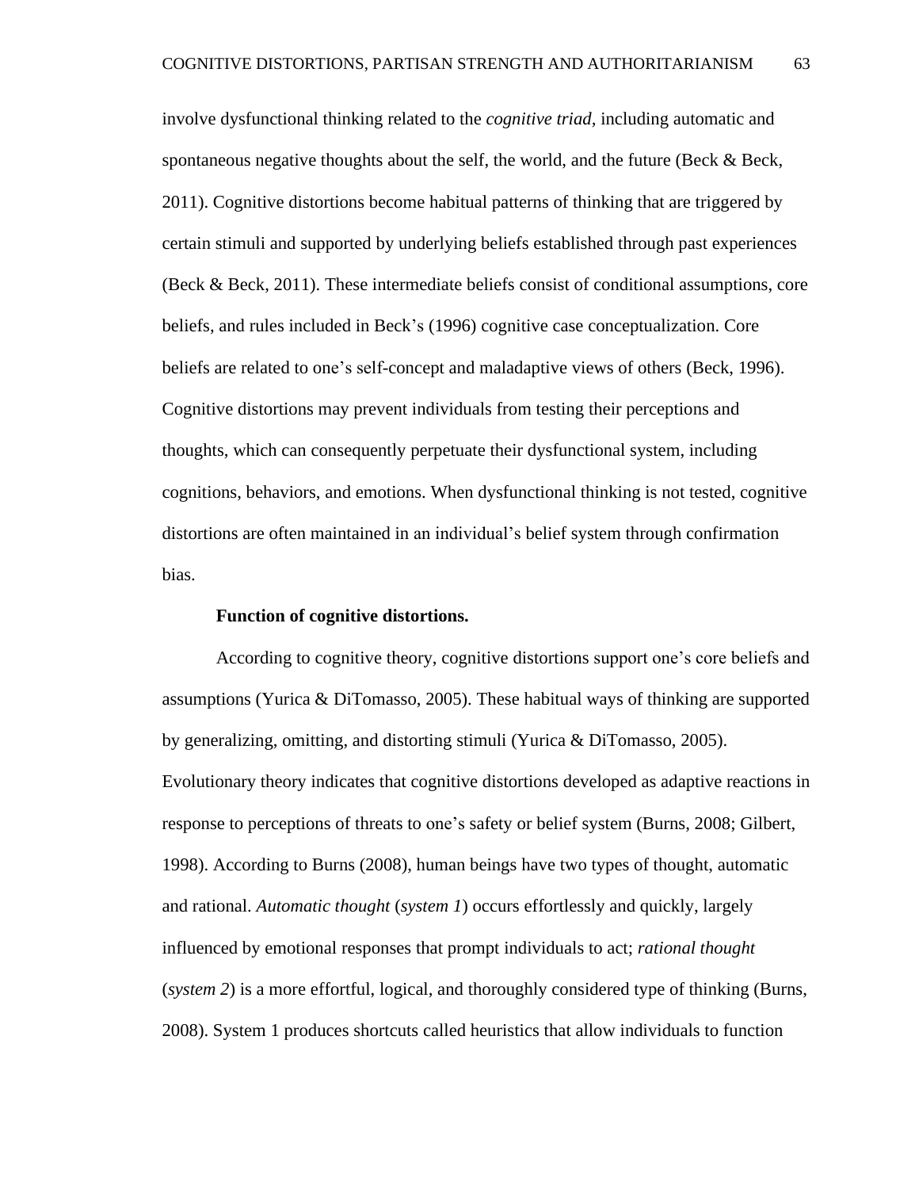involve dysfunctional thinking related to the *cognitive triad*, including automatic and spontaneous negative thoughts about the self, the world, and the future (Beck & Beck, 2011). Cognitive distortions become habitual patterns of thinking that are triggered by certain stimuli and supported by underlying beliefs established through past experiences (Beck & Beck, 2011). These intermediate beliefs consist of conditional assumptions, core beliefs, and rules included in Beck's (1996) cognitive case conceptualization. Core beliefs are related to one's self-concept and maladaptive views of others (Beck, 1996). Cognitive distortions may prevent individuals from testing their perceptions and thoughts, which can consequently perpetuate their dysfunctional system, including cognitions, behaviors, and emotions. When dysfunctional thinking is not tested, cognitive distortions are often maintained in an individual's belief system through confirmation bias.

**Function of cognitive distortions.**

According to cognitive theory, cognitive distortions support one's core beliefs and assumptions (Yurica & DiTomasso, 2005). These habitual ways of thinking are supported by generalizing, omitting, and distorting stimuli (Yurica & DiTomasso, 2005). Evolutionary theory indicates that cognitive distortions developed as adaptive reactions in response to perceptions of threats to one's safety or belief system (Burns, 2008; Gilbert, 1998). According to Burns (2008), human beings have two types of thought, automatic and rational. *Automatic thought* (*system 1*) occurs effortlessly and quickly, largely influenced by emotional responses that prompt individuals to act; *rational thought* (*system 2*) is a more effortful, logical, and thoroughly considered type of thinking (Burns, 2008). System 1 produces shortcuts called heuristics that allow individuals to function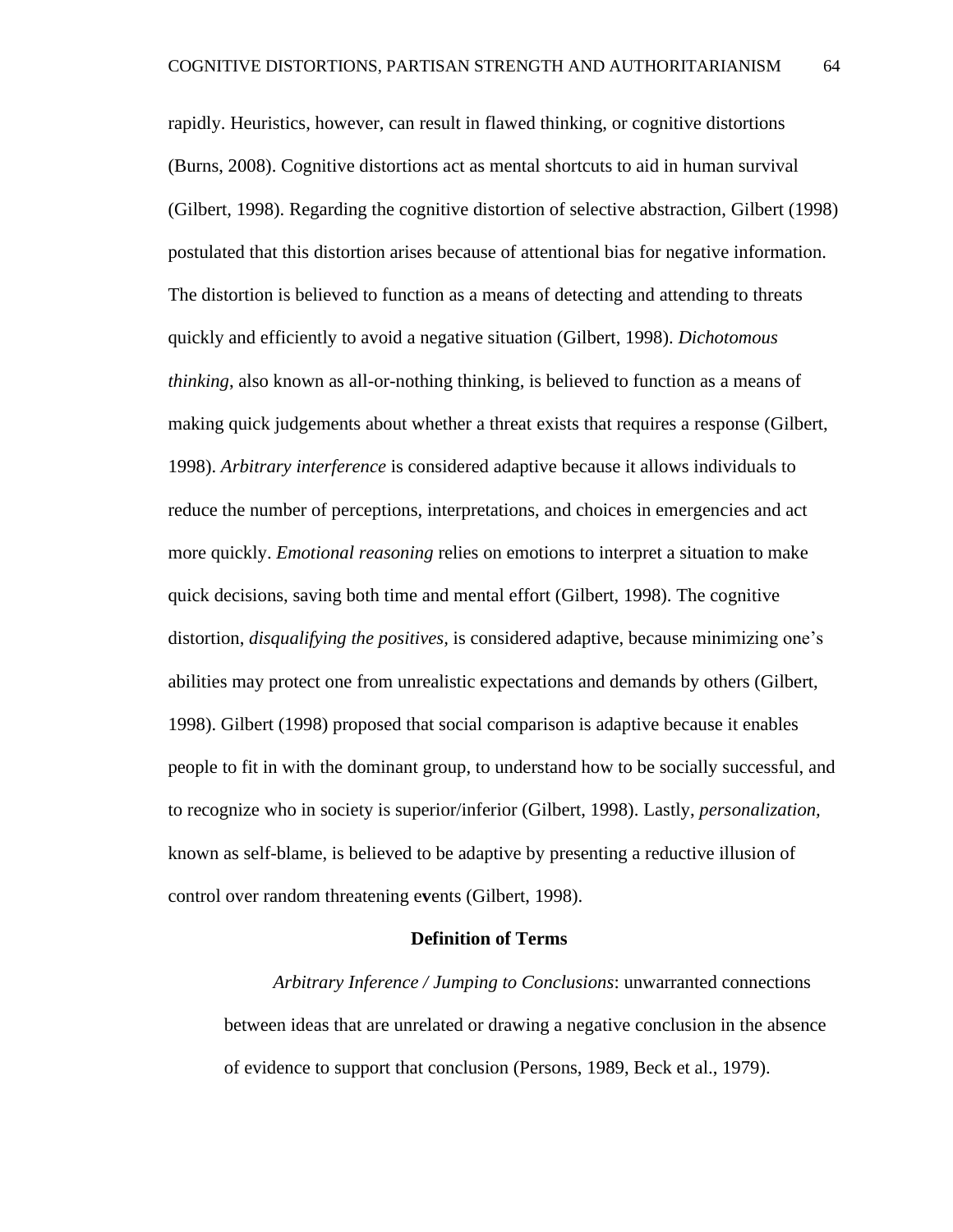rapidly. Heuristics, however, can result in flawed thinking, or cognitive distortions (Burns, 2008). Cognitive distortions act as mental shortcuts to aid in human survival (Gilbert, 1998). Regarding the cognitive distortion of selective abstraction, Gilbert (1998) postulated that this distortion arises because of attentional bias for negative information. The distortion is believed to function as a means of detecting and attending to threats quickly and efficiently to avoid a negative situation (Gilbert, 1998). *Dichotomous thinking*, also known as all-or-nothing thinking, is believed to function as a means of making quick judgements about whether a threat exists that requires a response (Gilbert, 1998). *Arbitrary interference* is considered adaptive because it allows individuals to reduce the number of perceptions, interpretations, and choices in emergencies and act more quickly. *Emotional reasoning* relies on emotions to interpret a situation to make quick decisions, saving both time and mental effort (Gilbert, 1998). The cognitive distortion, *disqualifying the positives,* is considered adaptive, because minimizing one's abilities may protect one from unrealistic expectations and demands by others (Gilbert, 1998). Gilbert (1998) proposed that social comparison is adaptive because it enables people to fit in with the dominant group, to understand how to be socially successful, and to recognize who in society is superior/inferior (Gilbert, 1998). Lastly, *personalization,* known as self-blame, is believed to be adaptive by presenting a reductive illusion of control over random threatening e**v**ents (Gilbert, 1998).

## Definition of Terms

*Arbitrary Inference / Jumping to Conclusions*: unwarranted connections between ideas that are unrelated or drawing a negative conclusion in the absence of evidence to support that conclusion (Persons, 1989, Beck et al., 1979).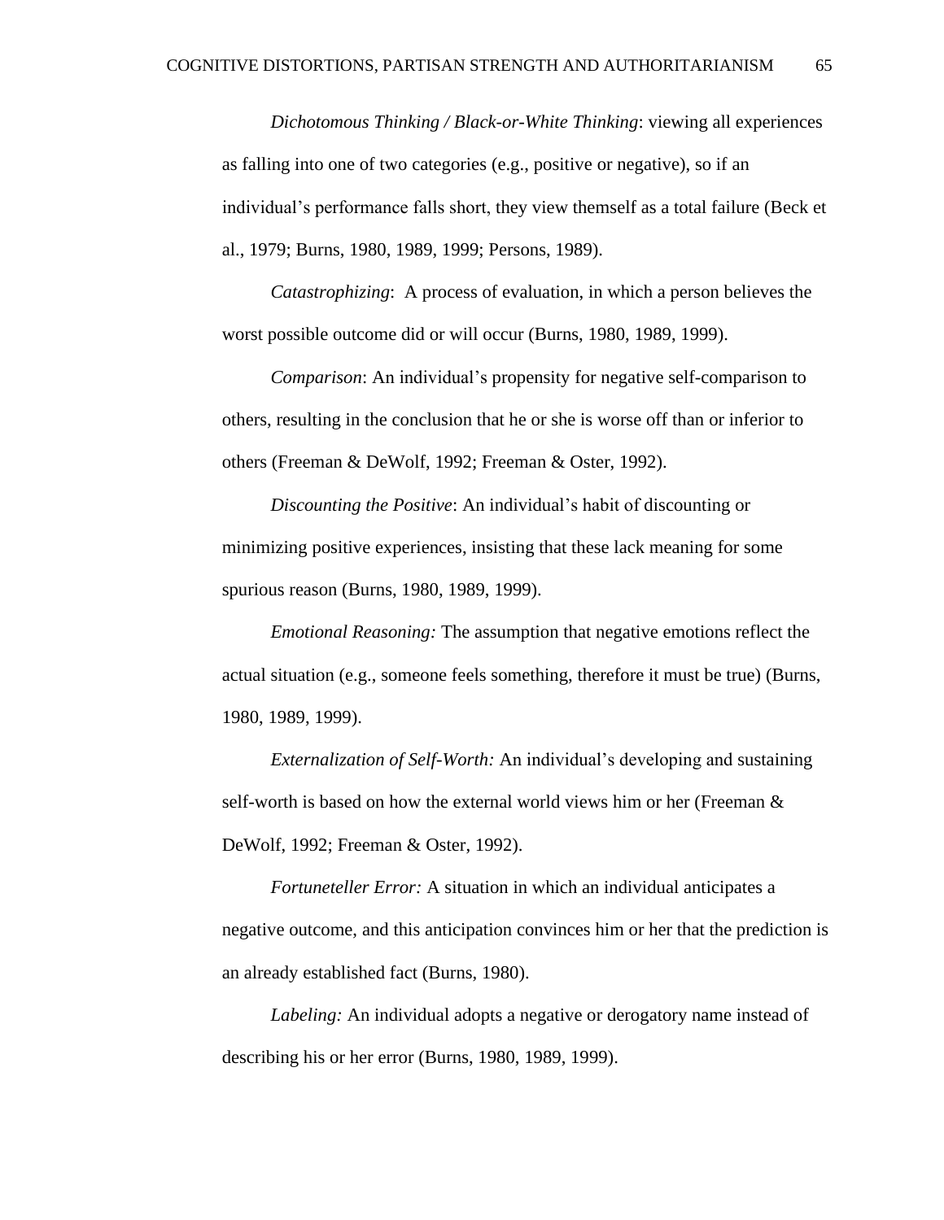*Dichotomous Thinking / Black-or-White Thinking*: viewing all experiences as falling into one of two categories (e.g., positive or negative), so if an individual's performance falls short, they view themself as a total failure (Beck et al., 1979; Burns, 1980, 1989, 1999; Persons, 1989).

*Catastrophizing*: A process of evaluation, in which a person believes the worst possible outcome did or will occur (Burns, 1980, 1989, 1999).

*Comparison*: An individual's propensity for negative self-comparison to others, resulting in the conclusion that he or she is worse off than or inferior to others (Freeman & DeWolf, 1992; Freeman & Oster, 1992).

*Discounting the Positive*: An individual's habit of discounting or minimizing positive experiences, insisting that these lack meaning for some spurious reason (Burns, 1980, 1989, 1999).

*Emotional Reasoning:* The assumption that negative emotions reflect the actual situation (e.g., someone feels something, therefore it must be true) (Burns, 1980, 1989, 1999).

*Externalization of Self-Worth:* An individual's developing and sustaining self-worth is based on how the external world views him or her (Freeman & DeWolf, 1992; Freeman & Oster, 1992).

*Fortuneteller Error:* A situation in which an individual anticipates a negative outcome, and this anticipation convinces him or her that the prediction is an already established fact (Burns, 1980).

*Labeling:* An individual adopts a negative or derogatory name instead of describing his or her error (Burns, 1980, 1989, 1999).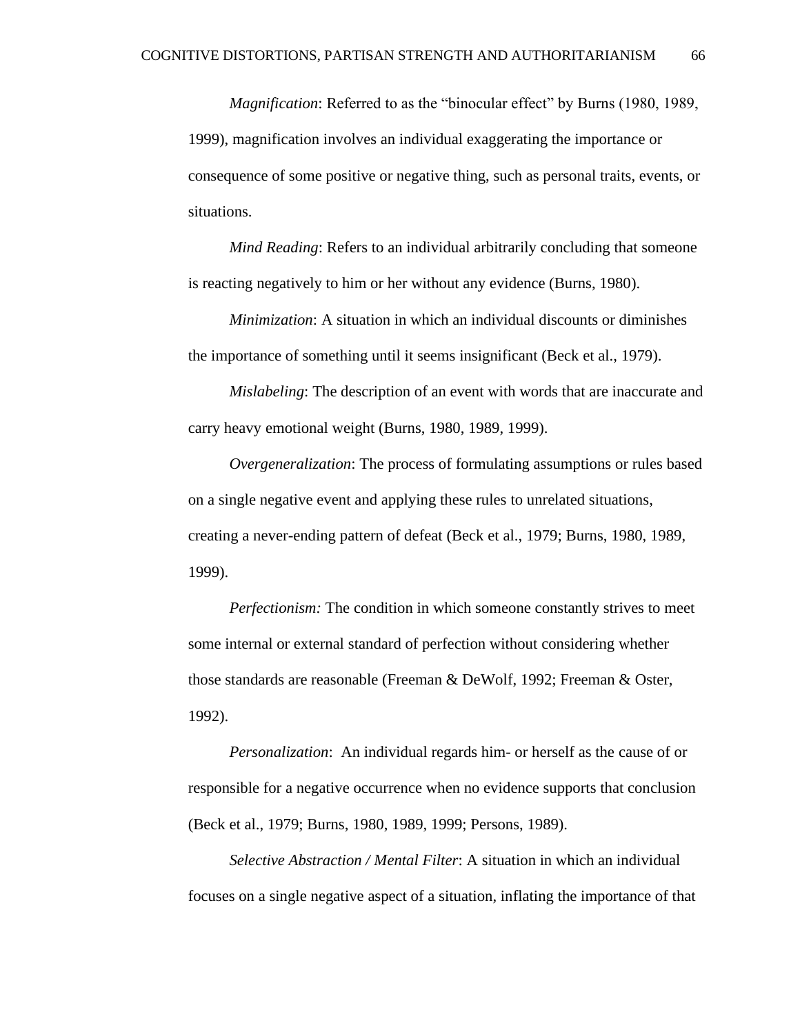*Magnification*: Referred to as the “binocular effect” by Burns (1980, 1989, 1999), magnification involves an individual exaggerating the importance or consequence of some positive or negative thing, such as personal traits, events, or situations.

*Mind Reading*: Refers to an individual arbitrarily concluding that someone is reacting negatively to him or her without any evidence (Burns, 1980).

*Minimization*: A situation in which an individual discounts or diminishes the importance of something until it seems insignificant (Beck et al., 1979).

*Mislabeling*: The description of an event with words that are inaccurate and carry heavy emotional weight (Burns, 1980, 1989, 1999).

*Overgeneralization*: The process of formulating assumptions or rules based on a single negative event and applying these rules to unrelated situations, creating a never-ending pattern of defeat (Beck et al., 1979; Burns, 1980, 1989, 1999).

*Perfectionism:* The condition in which someone constantly strives to meet some internal or external standard of perfection without considering whether those standards are reasonable (Freeman & DeWolf, 1992; Freeman & Oster, 1992).

*Personalization*: An individual regards him- or herself as the cause of or responsible for a negative occurrence when no evidence supports that conclusion (Beck et al., 1979; Burns, 1980, 1989, 1999; Persons, 1989).

*Selective Abstraction / Mental Filter*: A situation in which an individual focuses on a single negative aspect of a situation, inflating the importance of that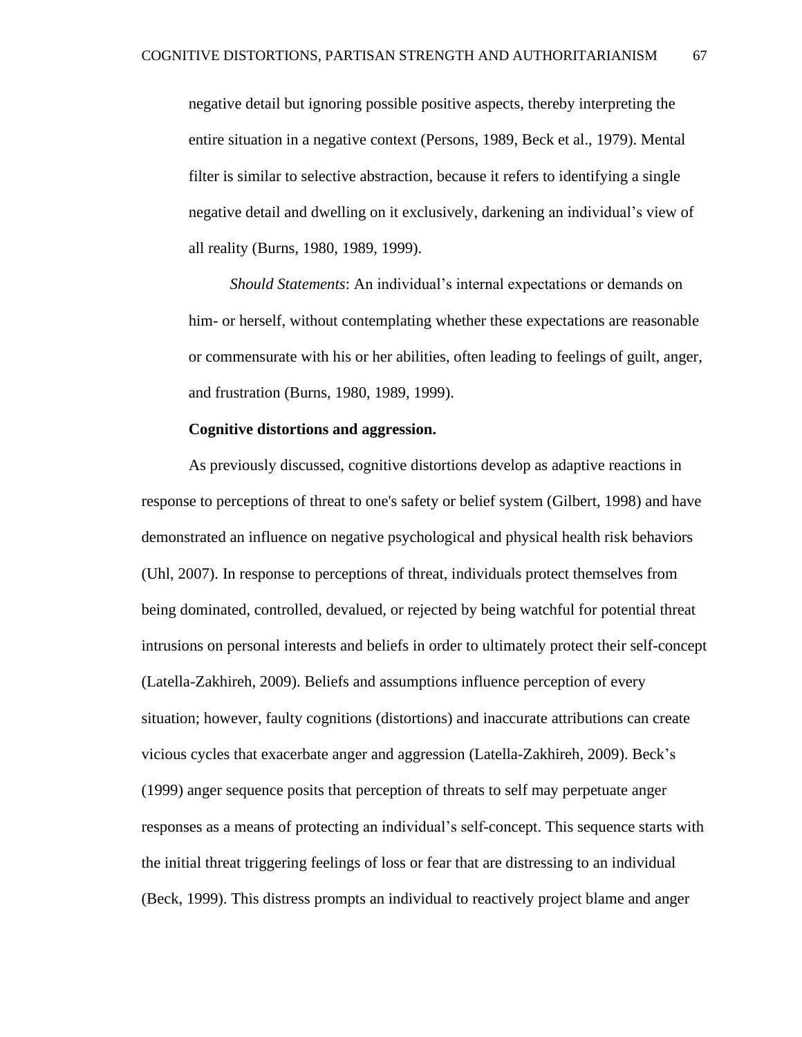negative detail but ignoring possible positive aspects, thereby interpreting the entire situation in a negative context (Persons, 1989, Beck et al., 1979). Mental filter is similar to selective abstraction, because it refers to identifying a single negative detail and dwelling on it exclusively, darkening an individual's view of all reality (Burns, 1980, 1989, 1999).

*Should Statements*: An individual's internal expectations or demands on him- or herself, without contemplating whether these expectations are reasonable or commensurate with his or her abilities, often leading to feelings of guilt, anger, and frustration (Burns, 1980, 1989, 1999).

**Cognitive distortions and aggression.**

As previously discussed, cognitive distortions develop as adaptive reactions in response to perceptions of threat to one's safety or belief system (Gilbert, 1998) and have demonstrated an influence on negative psychological and physical health risk behaviors (Uhl, 2007). In response to perceptions of threat, individuals protect themselves from being dominated, controlled, devalued, or rejected by being watchful for potential threat intrusions on personal interests and beliefs in order to ultimately protect their self-concept (Latella-Zakhireh, 2009). Beliefs and assumptions influence perception of every situation; however, faulty cognitions (distortions) and inaccurate attributions can create vicious cycles that exacerbate anger and aggression (Latella-Zakhireh, 2009). Beck's (1999) anger sequence posits that perception of threats to self may perpetuate anger responses as a means of protecting an individual's self-concept. This sequence starts with the initial threat triggering feelings of loss or fear that are distressing to an individual (Beck, 1999). This distress prompts an individual to reactively project blame and anger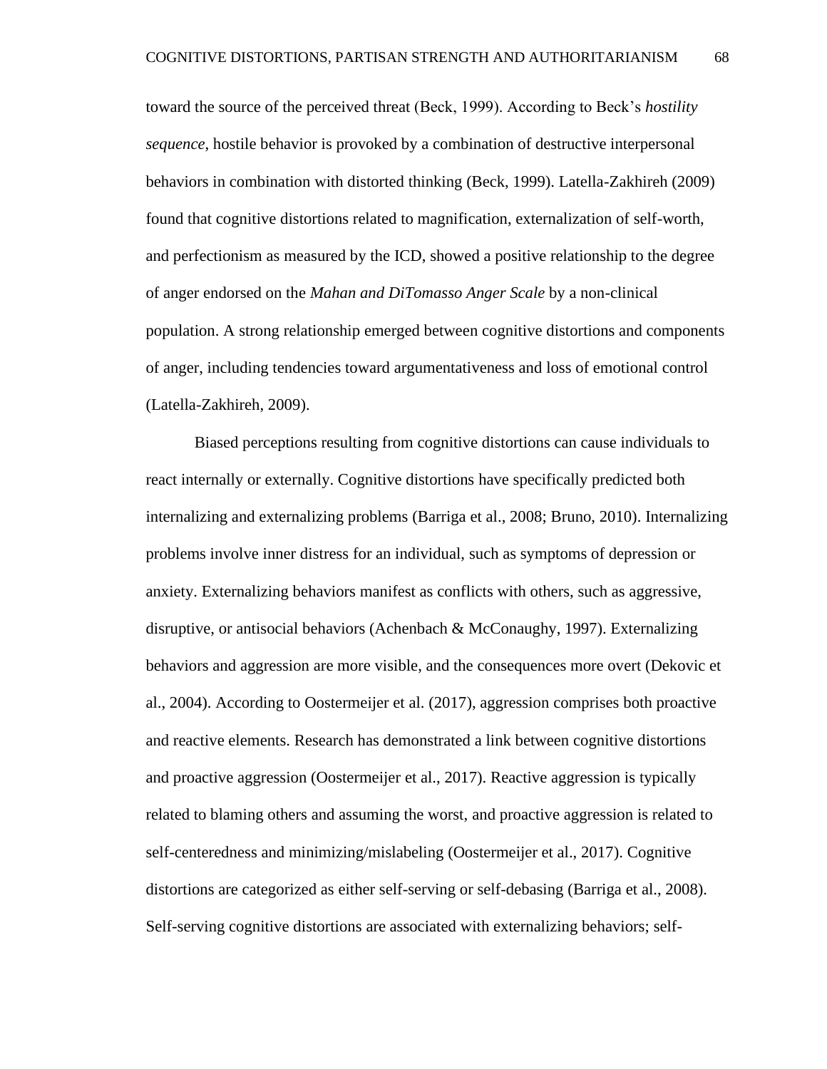toward the source of the perceived threat (Beck, 1999). According to Beck's *hostility sequence*, hostile behavior is provoked by a combination of destructive interpersonal behaviors in combination with distorted thinking (Beck, 1999). Latella-Zakhireh (2009) found that cognitive distortions related to magnification, externalization of self-worth, and perfectionism as measured by the ICD, showed a positive relationship to the degree of anger endorsed on the *Mahan and DiTomasso Anger Scale* by a non-clinical population. A strong relationship emerged between cognitive distortions and components of anger, including tendencies toward argumentativeness and loss of emotional control (Latella-Zakhireh, 2009).

Biased perceptions resulting from cognitive distortions can cause individuals to react internally or externally. Cognitive distortions have specifically predicted both internalizing and externalizing problems (Barriga et al., 2008; Bruno, 2010). Internalizing problems involve inner distress for an individual, such as symptoms of depression or anxiety. Externalizing behaviors manifest as conflicts with others, such as aggressive, disruptive, or antisocial behaviors (Achenbach & McConaughy, 1997). Externalizing behaviors and aggression are more visible, and the consequences more overt (Dekovic et al., 2004). According to Oostermeijer et al. (2017), aggression comprises both proactive and reactive elements. Research has demonstrated a link between cognitive distortions and proactive aggression (Oostermeijer et al., 2017). Reactive aggression is typically related to blaming others and assuming the worst, and proactive aggression is related to self-centeredness and minimizing/mislabeling (Oostermeijer et al., 2017). Cognitive distortions are categorized as either self-serving or self-debasing (Barriga et al., 2008). Self-serving cognitive distortions are associated with externalizing behaviors; self-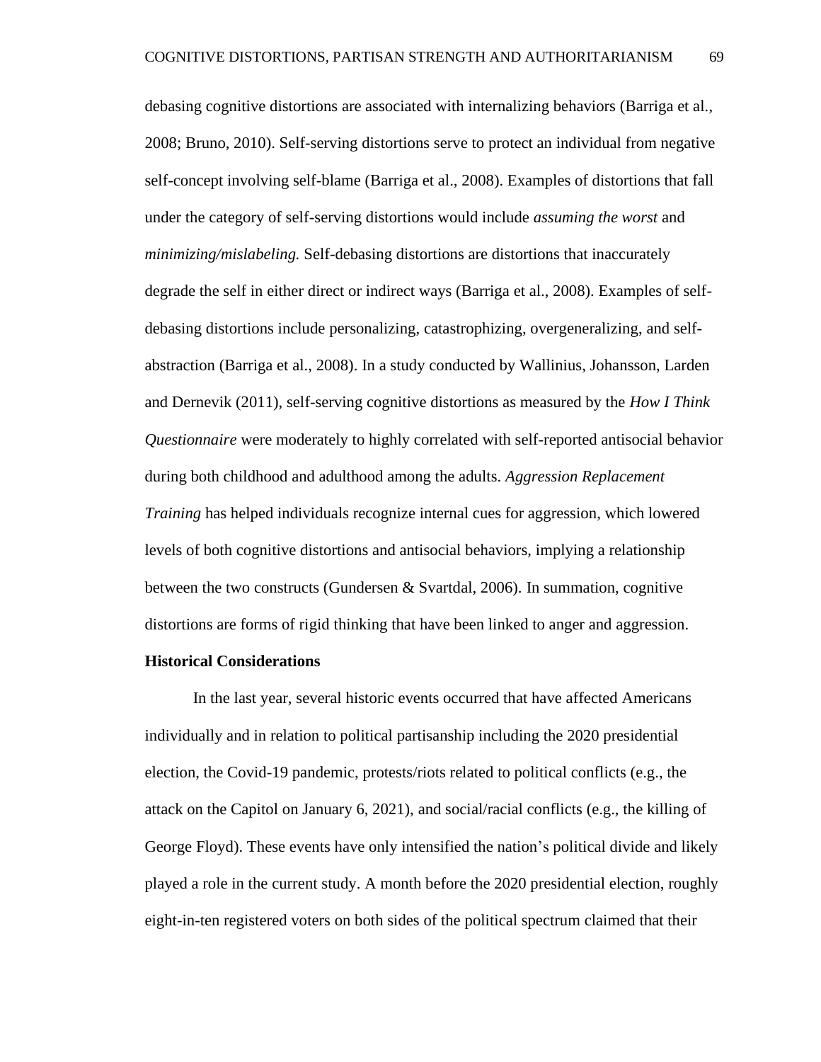debasing cognitive distortions are associated with internalizing behaviors (Barriga et al., 2008; Bruno, 2010). Self-serving distortions serve to protect an individual from negative self-concept involving self-blame (Barriga et al., 2008). Examples of distortions that fall under the category of self-serving distortions would include *assuming the worst* and *minimizing/mislabeling.* Self-debasing distortions are distortions that inaccurately degrade the self in either direct or indirect ways (Barriga et al., 2008). Examples of self-debasing distortions include personalizing, catastrophizing, overgeneralizing, and self-abstraction (Barriga et al., 2008). In a study conducted by Wallinius, Johansson, Larden and Dernevik (2011), self-serving cognitive distortions as measured by the *How I Think Questionnaire* were moderately to highly correlated with self-reported antisocial behavior during both childhood and adulthood among the adults. *Aggression Replacement Training* has helped individuals recognize internal cues for aggression, which lowered levels of both cognitive distortions and antisocial behaviors, implying a relationship between the two constructs (Gundersen & Svartdal, 2006). In summation, cognitive distortions are forms of rigid thinking that have been linked to anger and aggression.

**Historical Considerations**

In the last year, several historic events occurred that have affected Americans individually and in relation to political partisanship including the 2020 presidential election, the Covid-19 pandemic, protests/riots related to political conflicts (e.g., the attack on the Capitol on January 6, 2021), and social/racial conflicts (e.g., the killing of George Floyd). These events have only intensified the nation's political divide and likely played a role in the current study. A month before the 2020 presidential election, roughly eight-in-ten registered voters on both sides of the political spectrum claimed that their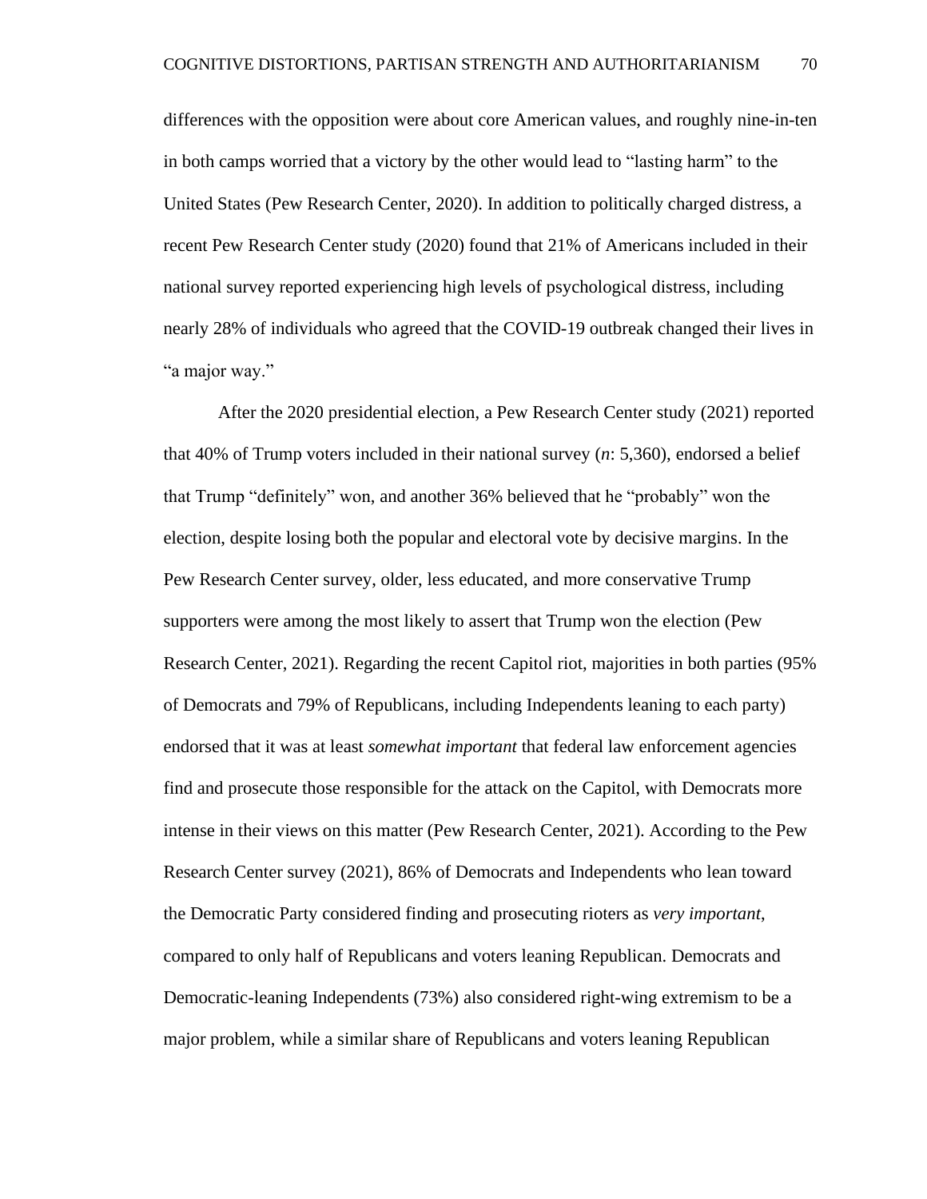differences with the opposition were about core American values, and roughly nine-in-ten in both camps worried that a victory by the other would lead to “lasting harm” to the United States (Pew Research Center, 2020). In addition to politically charged distress, a recent Pew Research Center study (2020) found that 21% of Americans included in their national survey reported experiencing high levels of psychological distress, including nearly 28% of individuals who agreed that the COVID-19 outbreak changed their lives in “a major way.”

After the 2020 presidential election, a Pew Research Center study (2021) reported that 40% of Trump voters included in their national survey (*n*: 5,360), endorsed a belief that Trump “definitely” won, and another 36% believed that he “probably” won the election, despite losing both the popular and electoral vote by decisive margins. In the Pew Research Center survey, older, less educated, and more conservative Trump supporters were among the most likely to assert that Trump won the election (Pew Research Center, 2021). Regarding the recent Capitol riot, majorities in both parties (95% of Democrats and 79% of Republicans, including Independents leaning to each party) endorsed that it was at least *somewhat important* that federal law enforcement agencies find and prosecute those responsible for the attack on the Capitol, with Democrats more intense in their views on this matter (Pew Research Center, 2021). According to the Pew Research Center survey (2021), 86% of Democrats and Independents who lean toward the Democratic Party considered finding and prosecuting rioters as *very important*, compared to only half of Republicans and voters leaning Republican. Democrats and Democratic-leaning Independents (73%) also considered right-wing extremism to be a major problem, while a similar share of Republicans and voters leaning Republican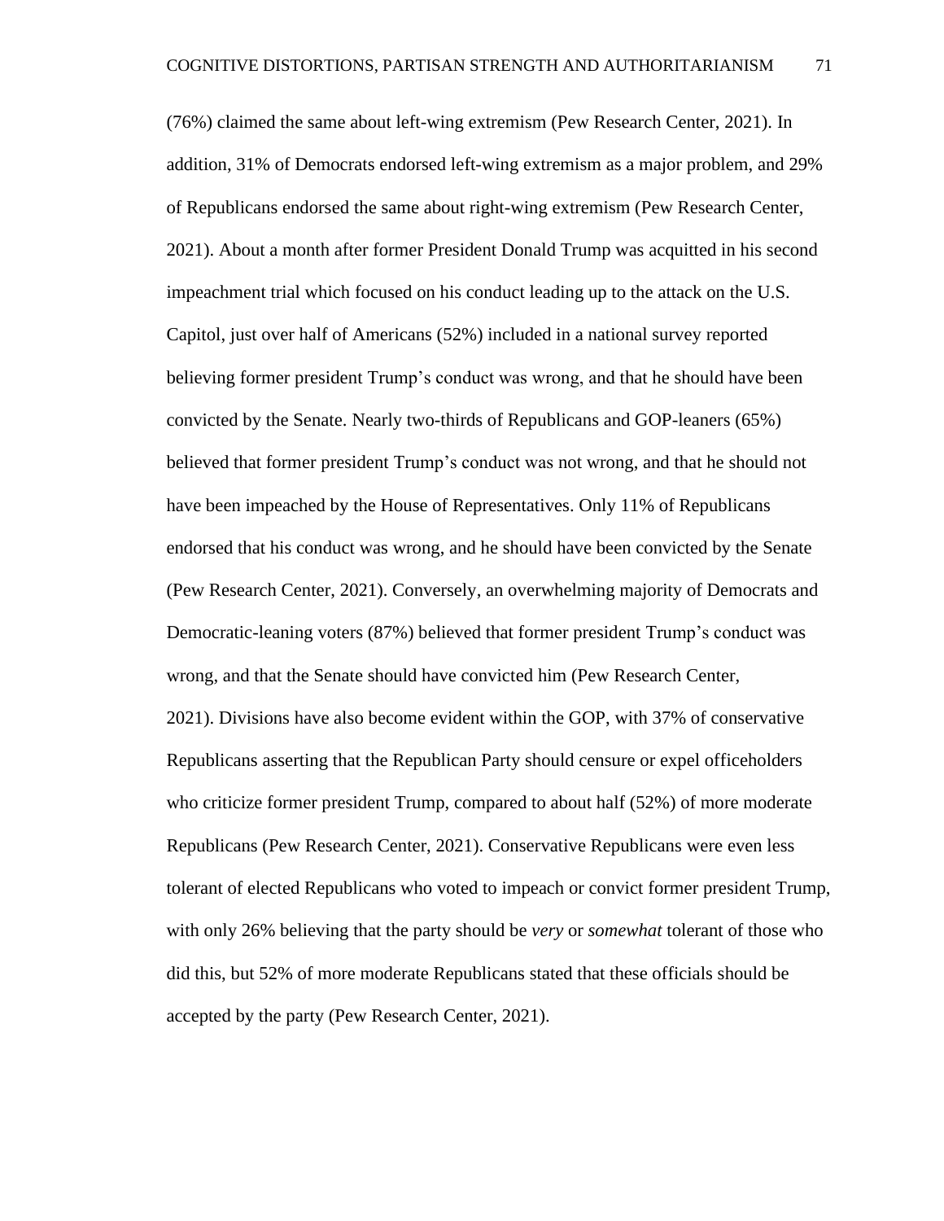(76%) claimed the same about left-wing extremism (Pew Research Center, 2021). In addition, 31% of Democrats endorsed left-wing extremism as a major problem, and 29% of Republicans endorsed the same about right-wing extremism (Pew Research Center, 2021). About a month after former President Donald Trump was acquitted in his second impeachment trial which focused on his conduct leading up to the attack on the U.S. Capitol, just over half of Americans (52%) included in a national survey reported believing former president Trump's conduct was wrong, and that he should have been convicted by the Senate. Nearly two-thirds of Republicans and GOP-leaners (65%) believed that former president Trump's conduct was not wrong, and that he should not have been impeached by the House of Representatives. Only 11% of Republicans endorsed that his conduct was wrong, and he should have been convicted by the Senate (Pew Research Center, 2021). Conversely, an overwhelming majority of Democrats and Democratic-leaning voters (87%) believed that former president Trump's conduct was wrong, and that the Senate should have convicted him (Pew Research Center, 2021). Divisions have also become evident within the GOP, with 37% of conservative Republicans asserting that the Republican Party should censure or expel officeholders who criticize former president Trump, compared to about half (52%) of more moderate Republicans (Pew Research Center, 2021). Conservative Republicans were even less tolerant of elected Republicans who voted to impeach or convict former president Trump, with only 26% believing that the party should be *very* or *somewhat* tolerant of those who did this, but 52% of more moderate Republicans stated that these officials should be accepted by the party (Pew Research Center, 2021).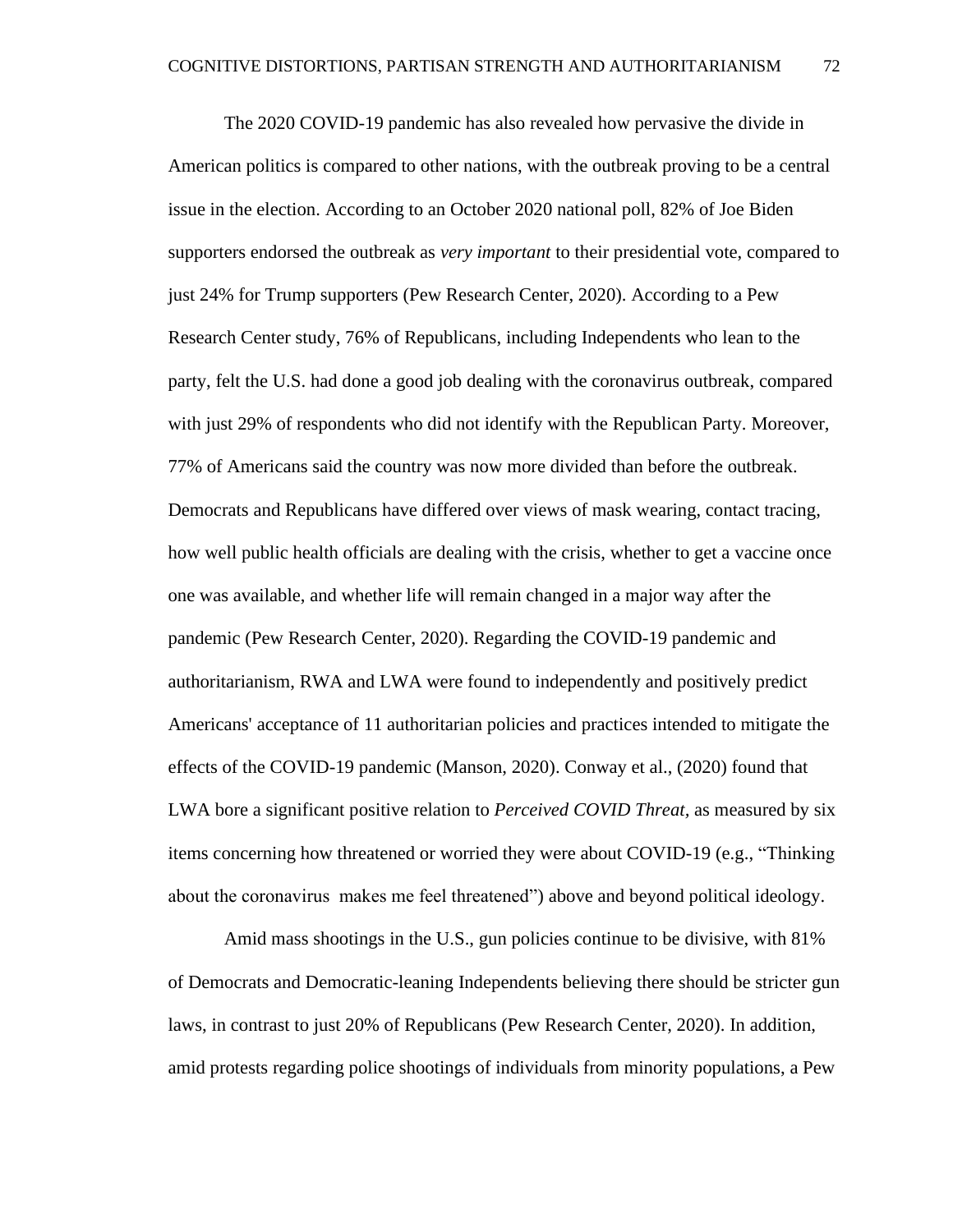The 2020 COVID-19 pandemic has also revealed how pervasive the divide in American politics is compared to other nations, with the outbreak proving to be a central issue in the election. According to an October 2020 national poll, 82% of Joe Biden supporters endorsed the outbreak as *very important* to their presidential vote, compared to just 24% for Trump supporters (Pew Research Center, 2020). According to a Pew Research Center study, 76% of Republicans, including Independents who lean to the party, felt the U.S. had done a good job dealing with the coronavirus outbreak, compared with just 29% of respondents who did not identify with the Republican Party. Moreover, 77% of Americans said the country was now more divided than before the outbreak. Democrats and Republicans have differed over views of mask wearing, contact tracing, how well public health officials are dealing with the crisis, whether to get a vaccine once one was available, and whether life will remain changed in a major way after the pandemic (Pew Research Center, 2020). Regarding the COVID-19 pandemic and authoritarianism, RWA and LWA were found to independently and positively predict Americans' acceptance of 11 authoritarian policies and practices intended to mitigate the effects of the COVID-19 pandemic (Manson, 2020). Conway et al., (2020) found that LWA bore a significant positive relation to *Perceived COVID Threat*, as measured by six items concerning how threatened or worried they were about COVID-19 (e.g., "Thinking about the coronavirus makes me feel threatened") above and beyond political ideology.

Amid mass shootings in the U.S., gun policies continue to be divisive, with 81% of Democrats and Democratic-leaning Independents believing there should be stricter gun laws, in contrast to just 20% of Republicans (Pew Research Center, 2020). In addition, amid protests regarding police shootings of individuals from minority populations, a Pew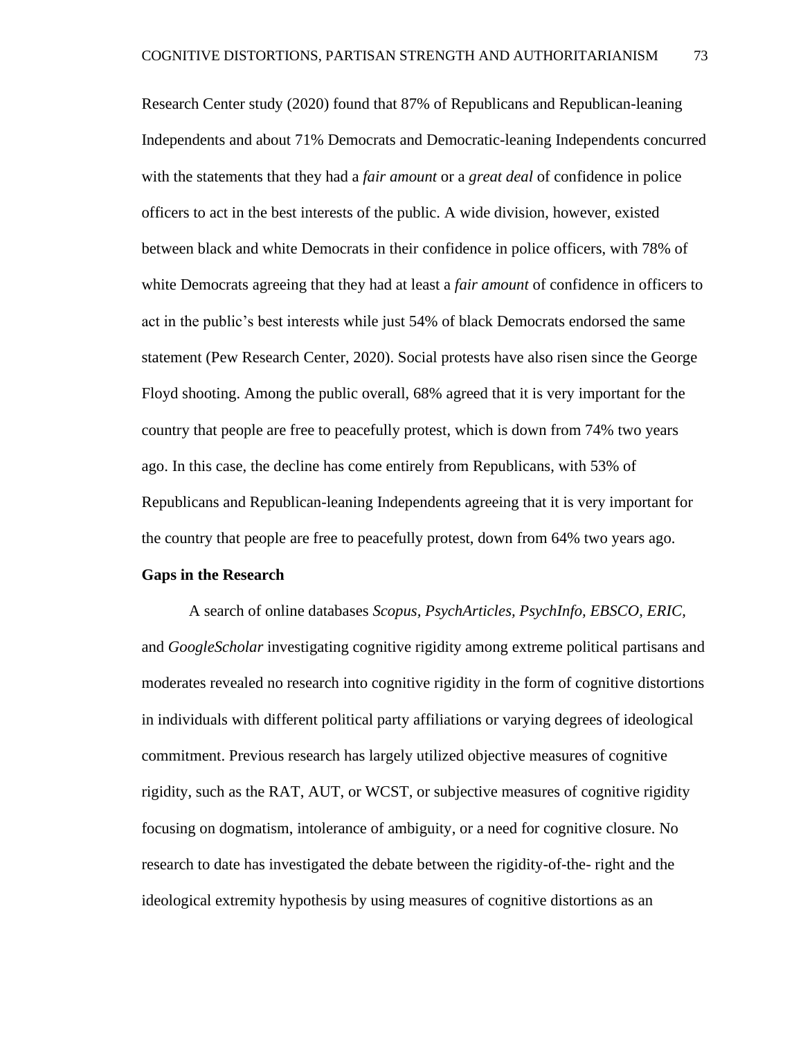Research Center study (2020) found that 87% of Republicans and Republican-leaning Independents and about 71% Democrats and Democratic-leaning Independents concurred with the statements that they had a *fair amount* or a *great deal* of confidence in police officers to act in the best interests of the public. A wide division, however, existed between black and white Democrats in their confidence in police officers, with 78% of white Democrats agreeing that they had at least a *fair amount* of confidence in officers to act in the public's best interests while just 54% of black Democrats endorsed the same statement (Pew Research Center, 2020). Social protests have also risen since the George Floyd shooting. Among the public overall, 68% agreed that it is very important for the country that people are free to peacefully protest, which is down from 74% two years ago. In this case, the decline has come entirely from Republicans, with 53% of Republicans and Republican-leaning Independents agreeing that it is very important for the country that people are free to peacefully protest, down from 64% two years ago.

**Gaps in the Research**

A search of online databases *Scopus, PsychArticles, PsychInfo, EBSCO, ERIC*, and *GoogleScholar* investigating cognitive rigidity among extreme political partisans and moderates revealed no research into cognitive rigidity in the form of cognitive distortions in individuals with different political party affiliations or varying degrees of ideological commitment. Previous research has largely utilized objective measures of cognitive rigidity, such as the RAT, AUT, or WCST, or subjective measures of cognitive rigidity focusing on dogmatism, intolerance of ambiguity, or a need for cognitive closure. No research to date has investigated the debate between the rigidity-of-the- right and the ideological extremity hypothesis by using measures of cognitive distortions as an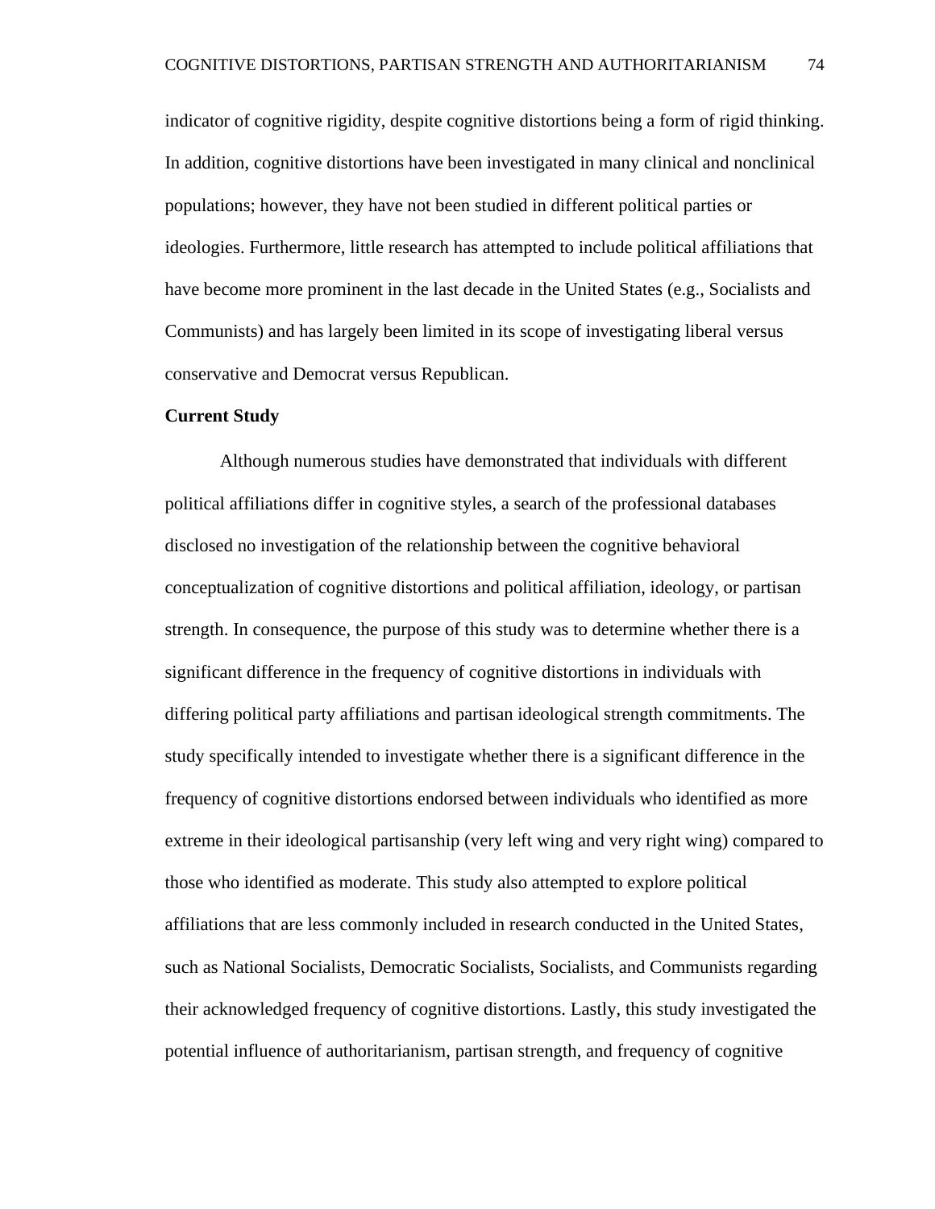indicator of cognitive rigidity, despite cognitive distortions being a form of rigid thinking. In addition, cognitive distortions have been investigated in many clinical and nonclinical populations; however, they have not been studied in different political parties or ideologies. Furthermore, little research has attempted to include political affiliations that have become more prominent in the last decade in the United States (e.g., Socialists and Communists) and has largely been limited in its scope of investigating liberal versus conservative and Democrat versus Republican.

**Current Study**

Although numerous studies have demonstrated that individuals with different political affiliations differ in cognitive styles, a search of the professional databases disclosed no investigation of the relationship between the cognitive behavioral conceptualization of cognitive distortions and political affiliation, ideology, or partisan strength. In consequence, the purpose of this study was to determine whether there is a significant difference in the frequency of cognitive distortions in individuals with differing political party affiliations and partisan ideological strength commitments. The study specifically intended to investigate whether there is a significant difference in the frequency of cognitive distortions endorsed between individuals who identified as more extreme in their ideological partisanship (very left wing and very right wing) compared to those who identified as moderate. This study also attempted to explore political affiliations that are less commonly included in research conducted in the United States, such as National Socialists, Democratic Socialists, Socialists, and Communists regarding their acknowledged frequency of cognitive distortions. Lastly, this study investigated the potential influence of authoritarianism, partisan strength, and frequency of cognitive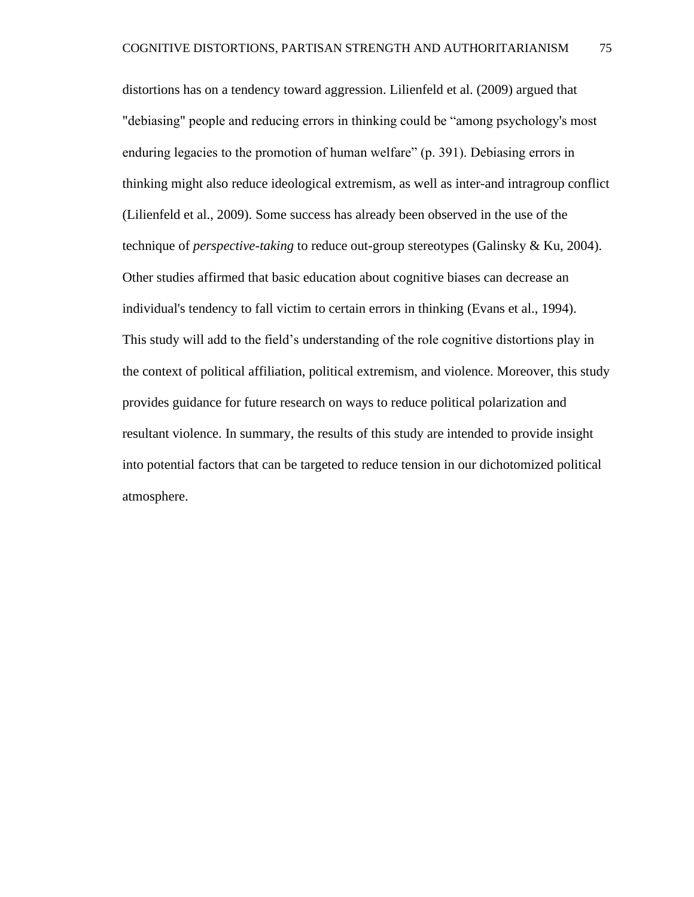distortions has on a tendency toward aggression. Lilienfeld et al. (2009) argued that "debiasing" people and reducing errors in thinking could be "among psychology's most enduring legacies to the promotion of human welfare" (p. 391). Debiasing errors in thinking might also reduce ideological extremism, as well as inter-and intragroup conflict (Lilienfeld et al., 2009). Some success has already been observed in the use of the technique of *perspective-taking* to reduce out-group stereotypes (Galinsky & Ku, 2004). Other studies affirmed that basic education about cognitive biases can decrease an individual's tendency to fall victim to certain errors in thinking (Evans et al., 1994). This study will add to the field's understanding of the role cognitive distortions play in the context of political affiliation, political extremism, and violence. Moreover, this study provides guidance for future research on ways to reduce political polarization and resultant violence. In summary, the results of this study are intended to provide insight into potential factors that can be targeted to reduce tension in our dichotomized political atmosphere.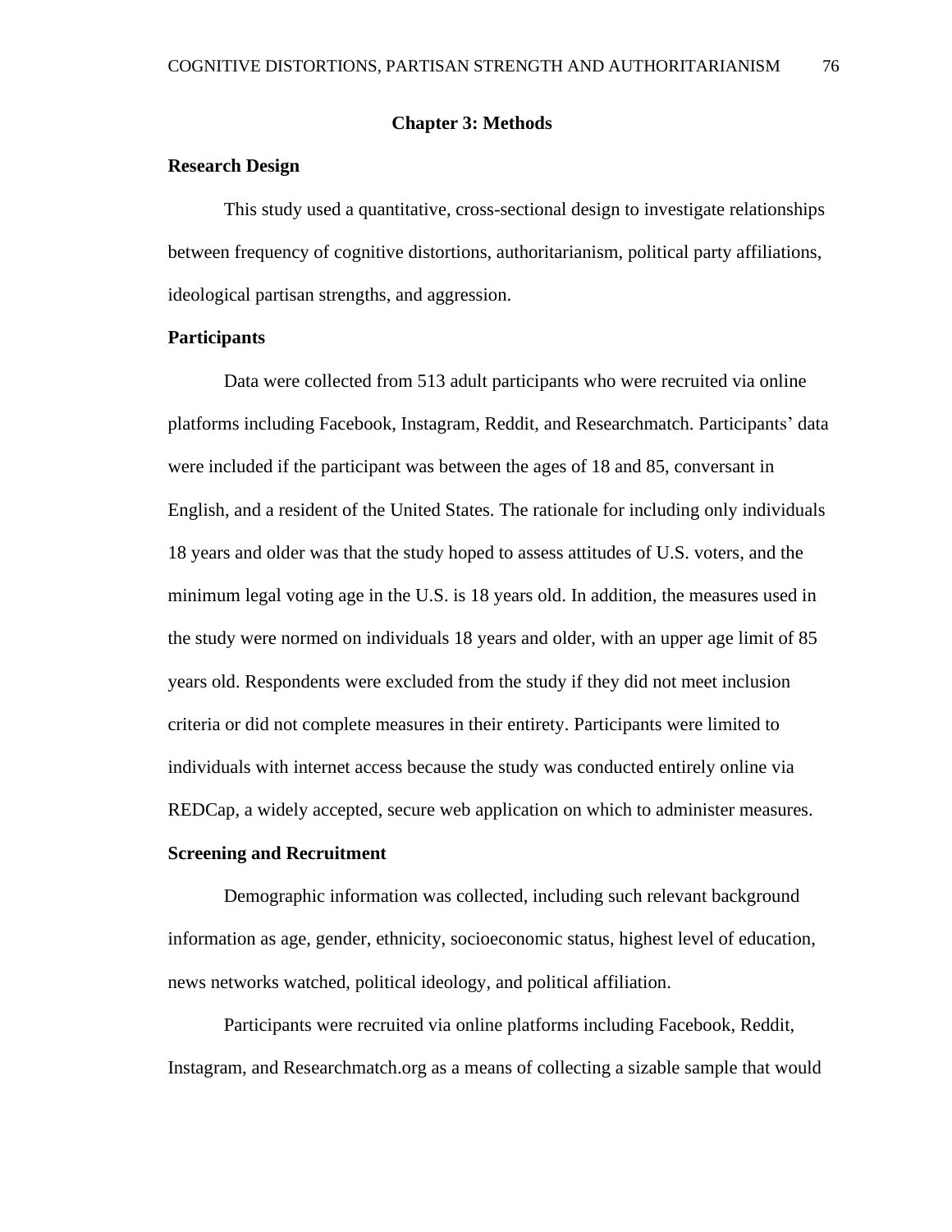# Chapter 3: Methods

## Research Design

This study used a quantitative, cross-sectional design to investigate relationships between frequency of cognitive distortions, authoritarianism, political party affiliations, ideological partisan strengths, and aggression.

## Participants

Data were collected from 513 adult participants who were recruited via online platforms including Facebook, Instagram, Reddit, and Researchmatch. Participants' data were included if the participant was between the ages of 18 and 85, conversant in English, and a resident of the United States. The rationale for including only individuals 18 years and older was that the study hoped to assess attitudes of U.S. voters, and the minimum legal voting age in the U.S. is 18 years old. In addition, the measures used in the study were normed on individuals 18 years and older, with an upper age limit of 85 years old. Respondents were excluded from the study if they did not meet inclusion criteria or did not complete measures in their entirety. Participants were limited to individuals with internet access because the study was conducted entirely online via REDCap, a widely accepted, secure web application on which to administer measures.

## Screening and Recruitment

Demographic information was collected, including such relevant background information as age, gender, ethnicity, socioeconomic status, highest level of education, news networks watched, political ideology, and political affiliation.

Participants were recruited via online platforms including Facebook, Reddit, Instagram, and Researchmatch.org as a means of collecting a sizable sample that would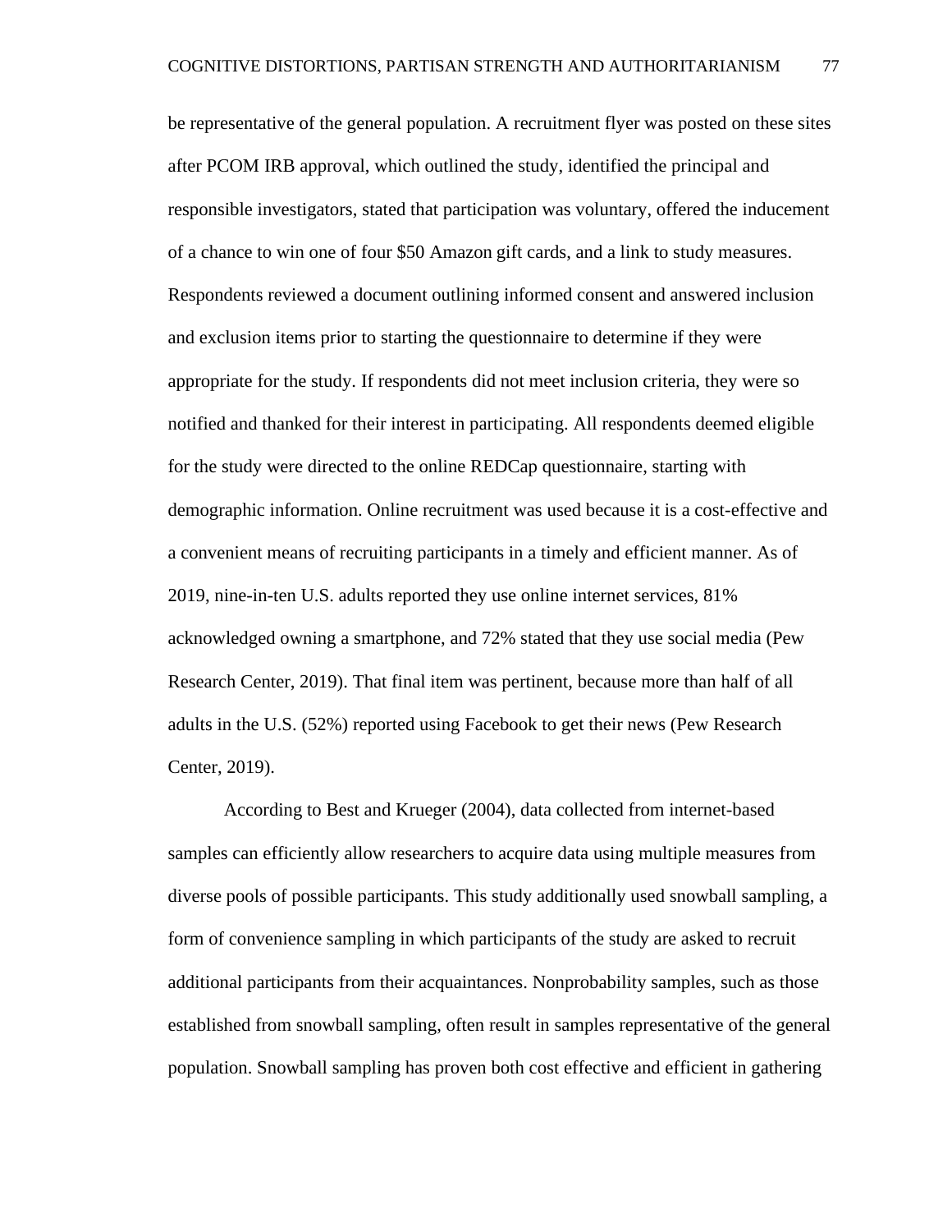be representative of the general population. A recruitment flyer was posted on these sites after PCOM IRB approval, which outlined the study, identified the principal and responsible investigators, stated that participation was voluntary, offered the inducement of a chance to win one of four $50 Amazon gift cards, and a link to study measures. Respondents reviewed a document outlining informed consent and answered inclusion and exclusion items prior to starting the questionnaire to determine if they were appropriate for the study. If respondents did not meet inclusion criteria, they were so notified and thanked for their interest in participating. All respondents deemed eligible for the study were directed to the online REDCap questionnaire, starting with demographic information. Online recruitment was used because it is a cost-effective and a convenient means of recruiting participants in a timely and efficient manner. As of 2019, nine-in-ten U.S. adults reported they use online internet services, 81% acknowledged owning a smartphone, and 72% stated that they use social media (Pew Research Center, 2019). That final item was pertinent, because more than half of all adults in the U.S. (52%) reported using Facebook to get their news (Pew Research Center, 2019).

According to Best and Krueger (2004), data collected from internet-based samples can efficiently allow researchers to acquire data using multiple measures from diverse pools of possible participants. This study additionally used snowball sampling, a form of convenience sampling in which participants of the study are asked to recruit additional participants from their acquaintances. Nonprobability samples, such as those established from snowball sampling, often result in samples representative of the general population. Snowball sampling has proven both cost effective and efficient in gathering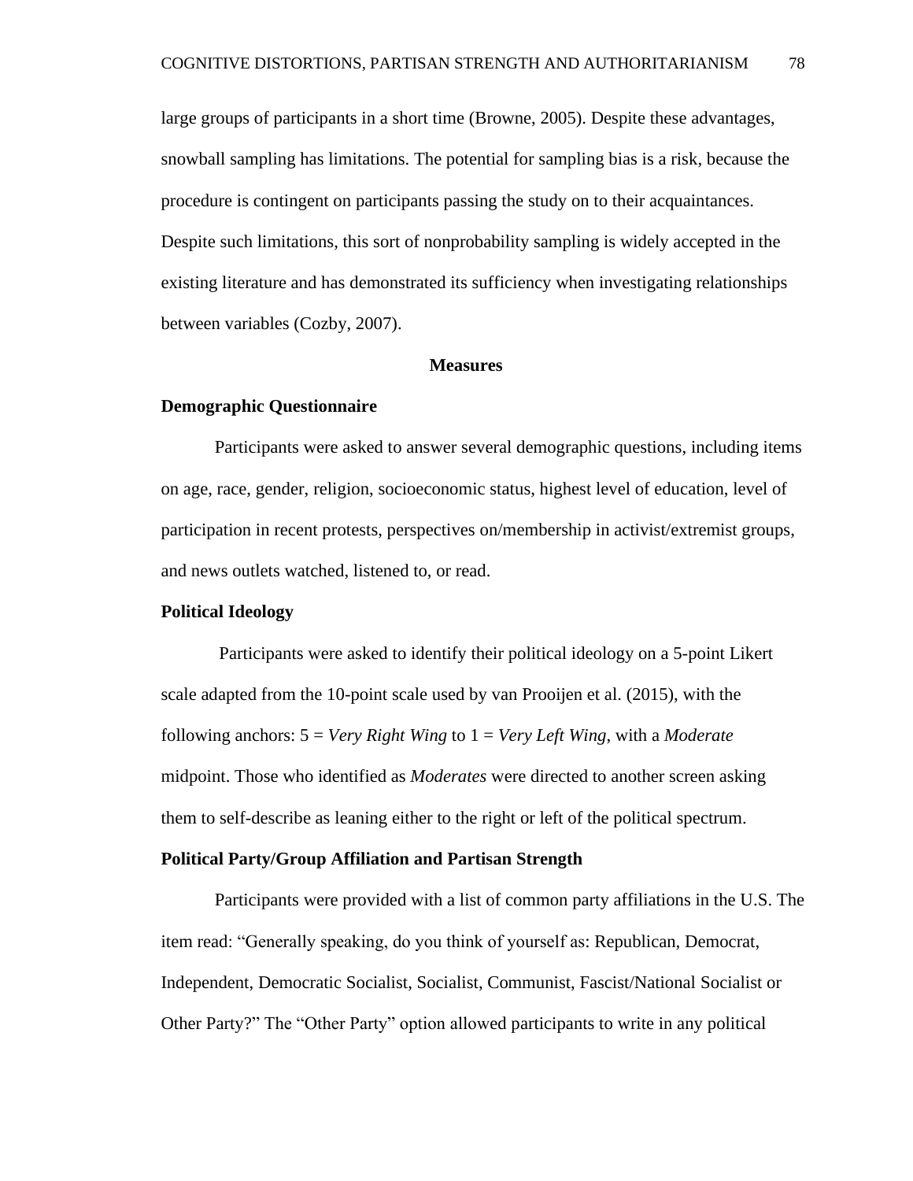large groups of participants in a short time (Browne, 2005). Despite these advantages, snowball sampling has limitations. The potential for sampling bias is a risk, because the procedure is contingent on participants passing the study on to their acquaintances. Despite such limitations, this sort of nonprobability sampling is widely accepted in the existing literature and has demonstrated its sufficiency when investigating relationships between variables (Cozby, 2007).

## Measures

### Demographic Questionnaire

Participants were asked to answer several demographic questions, including items on age, race, gender, religion, socioeconomic status, highest level of education, level of participation in recent protests, perspectives on/membership in activist/extremist groups, and news outlets watched, listened to, or read.

### Political Ideology

Participants were asked to identify their political ideology on a 5-point Likert scale adapted from the 10-point scale used by van Prooijen et al. (2015), with the following anchors: 5 = *Very Right Wing* to 1 = *Very Left Wing*, with a *Moderate* midpoint. Those who identified as *Moderates* were directed to another screen asking them to self-describe as leaning either to the right or left of the political spectrum.

### Political Party/Group Affiliation and Partisan Strength

Participants were provided with a list of common party affiliations in the U.S. The item read: "Generally speaking, do you think of yourself as: Republican, Democrat, Independent, Democratic Socialist, Socialist, Communist, Fascist/National Socialist or Other Party?" The "Other Party" option allowed participants to write in any political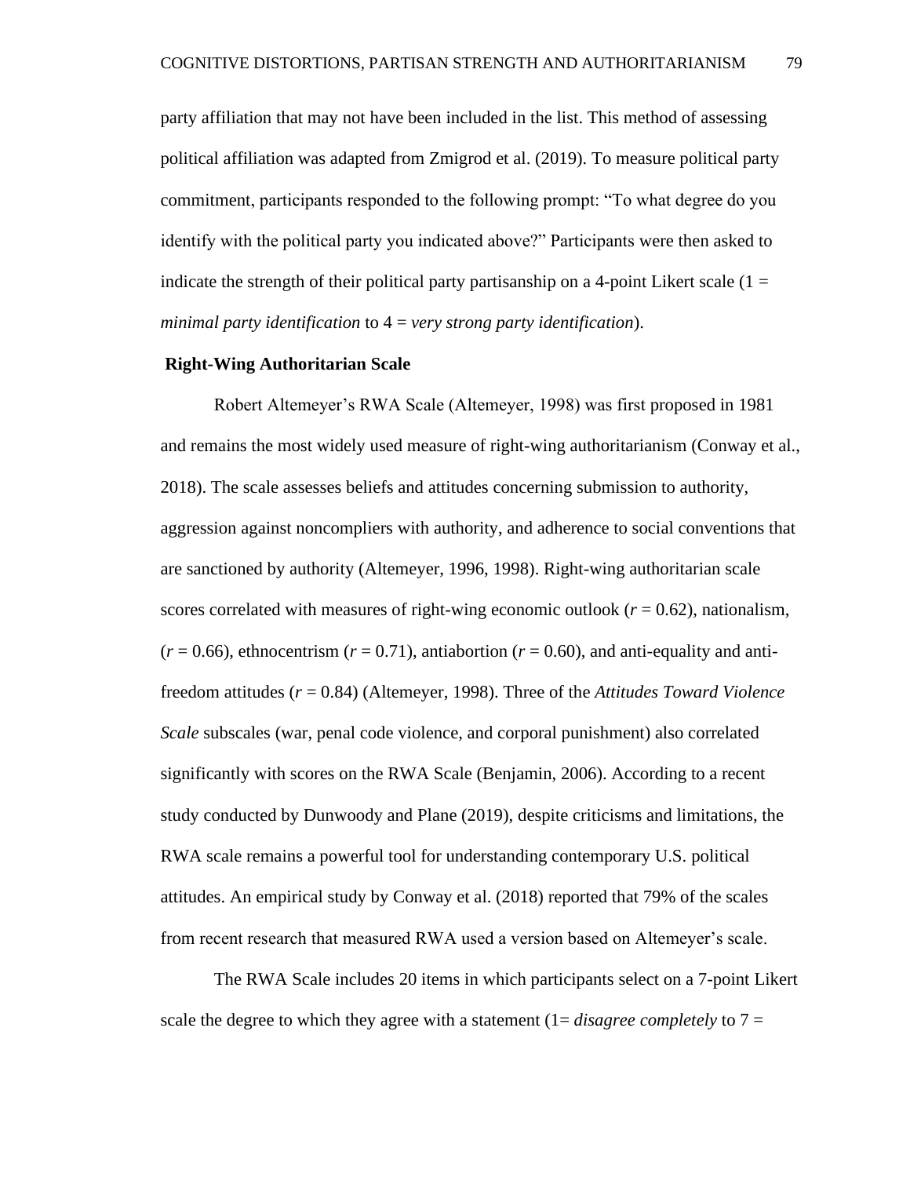party affiliation that may not have been included in the list. This method of assessing political affiliation was adapted from Zmigrod et al. (2019). To measure political party commitment, participants responded to the following prompt: “To what degree do you identify with the political party you indicated above?” Participants were then asked to indicate the strength of their political party partisanship on a 4-point Likert scale (1 = *minimal party identification* to 4 = *very strong party identification*).

**Right-Wing Authoritarian Scale**

Robert Altemeyer’s RWA Scale (Altemeyer, 1998) was first proposed in 1981 and remains the most widely used measure of right-wing authoritarianism (Conway et al., 2018). The scale assesses beliefs and attitudes concerning submission to authority, aggression against noncompliers with authority, and adherence to social conventions that are sanctioned by authority (Altemeyer, 1996, 1998). Right-wing authoritarian scale scores correlated with measures of right-wing economic outlook ($r = 0.62$), nationalism, ($r = 0.66$), ethnocentrism ($r = 0.71$), antiabortion ($r = 0.60$), and anti-equality and anti-freedom attitudes ($r = 0.84$) (Altemeyer, 1998). Three of the *Attitudes Toward Violence Scale* subscales (war, penal code violence, and corporal punishment) also correlated significantly with scores on the RWA Scale (Benjamin, 2006). According to a recent study conducted by Dunwoody and Plane (2019), despite criticisms and limitations, the RWA scale remains a powerful tool for understanding contemporary U.S. political attitudes. An empirical study by Conway et al. (2018) reported that 79% of the scales from recent research that measured RWA used a version based on Altemeyer’s scale.

The RWA Scale includes 20 items in which participants select on a 7-point Likert scale the degree to which they agree with a statement (1= *disagree completely* to 7 =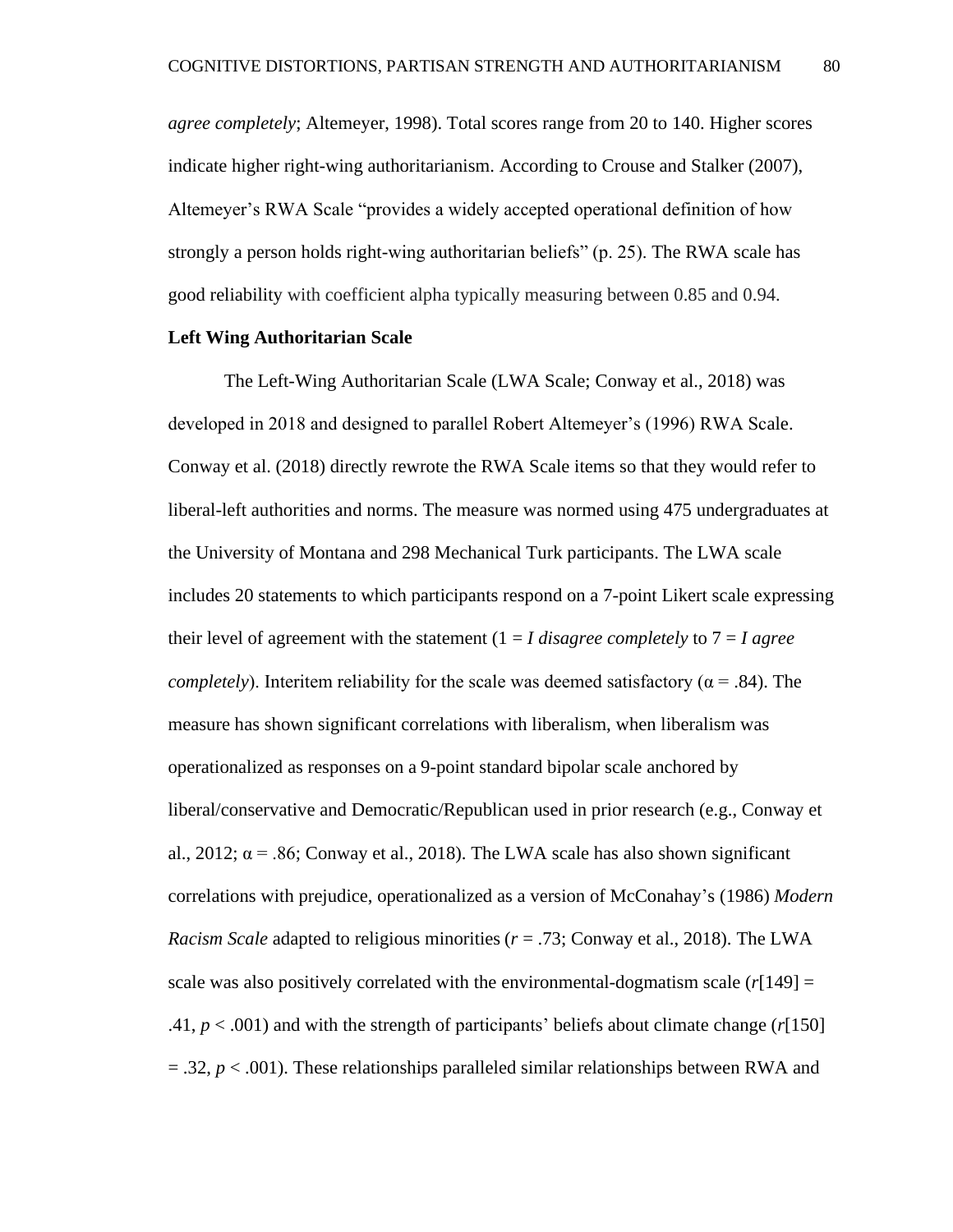*agree completely*; Altemeyer, 1998). Total scores range from 20 to 140. Higher scores indicate higher right-wing authoritarianism. According to Crouse and Stalker (2007), Altemeyer's RWA Scale "provides a widely accepted operational definition of how strongly a person holds right-wing authoritarian beliefs" (p. 25). The RWA scale has good reliability with coefficient alpha typically measuring between 0.85 and 0.94.

**Left Wing Authoritarian Scale**

The Left-Wing Authoritarian Scale (LWA Scale; Conway et al., 2018) was developed in 2018 and designed to parallel Robert Altemeyer's (1996) RWA Scale. Conway et al. (2018) directly rewrote the RWA Scale items so that they would refer to liberal-left authorities and norms. The measure was normed using 475 undergraduates at the University of Montana and 298 Mechanical Turk participants. The LWA scale includes 20 statements to which participants respond on a 7-point Likert scale expressing their level of agreement with the statement (1 = *I disagree completely* to 7 = *I agree completely*). Interitem reliability for the scale was deemed satisfactory ($\alpha = .84$). The measure has shown significant correlations with liberalism, when liberalism was operationalized as responses on a 9-point standard bipolar scale anchored by liberal/conservative and Democratic/Republican used in prior research (e.g., Conway et al., 2012; $\alpha = .86$; Conway et al., 2018). The LWA scale has also shown significant correlations with prejudice, operationalized as a version of McConahay's (1986) *Modern Racism Scale* adapted to religious minorities ($r = .73$; Conway et al., 2018). The LWA scale was also positively correlated with the environmental-dogmatism scale ($r[149] = .41$, $p < .001$) and with the strength of participants' beliefs about climate change ($r[150] = .32$, $p < .001$). These relationships paralleled similar relationships between RWA and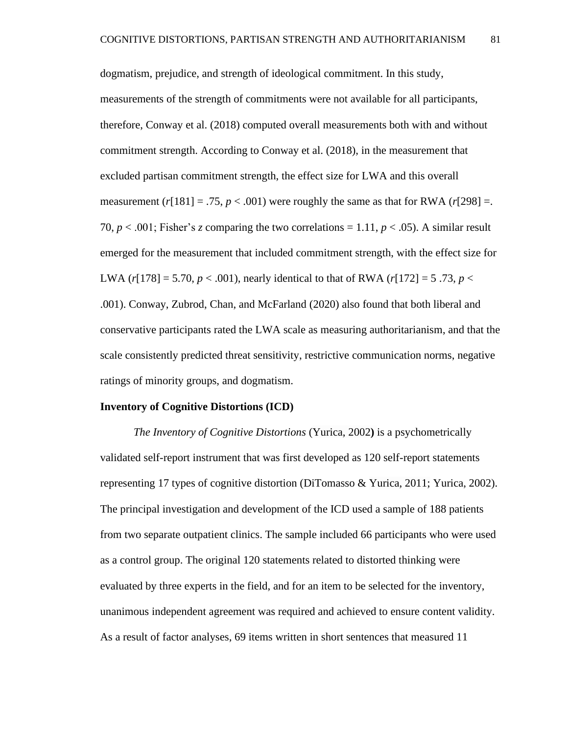dogmatism, prejudice, and strength of ideological commitment. In this study, measurements of the strength of commitments were not available for all participants, therefore, Conway et al. (2018) computed overall measurements both with and without commitment strength. According to Conway et al. (2018), in the measurement that excluded partisan commitment strength, the effect size for LWA and this overall measurement ($r$[181] = .75, $p < .001$) were roughly the same as that for RWA ($r$[298] =. 70, $p < .001$; Fisher's $z$ comparing the two correlations = 1.11, $p < .05$). A similar result emerged for the measurement that included commitment strength, with the effect size for LWA ($r$[178] = 5.70, $p < .001$), nearly identical to that of RWA ($r$[172] = 5 .73, $p < .001$). Conway, Zubrod, Chan, and McFarland (2020) also found that both liberal and conservative participants rated the LWA scale as measuring authoritarianism, and that the scale consistently predicted threat sensitivity, restrictive communication norms, negative ratings of minority groups, and dogmatism.

**Inventory of Cognitive Distortions (ICD)**

*The Inventory of Cognitive Distortions* (Yurica, 2002**)** is a psychometrically validated self-report instrument that was first developed as 120 self-report statements representing 17 types of cognitive distortion (DiTomasso & Yurica, 2011; Yurica, 2002). The principal investigation and development of the ICD used a sample of 188 patients from two separate outpatient clinics. The sample included 66 participants who were used as a control group. The original 120 statements related to distorted thinking were evaluated by three experts in the field, and for an item to be selected for the inventory, unanimous independent agreement was required and achieved to ensure content validity. As a result of factor analyses, 69 items written in short sentences that measured 11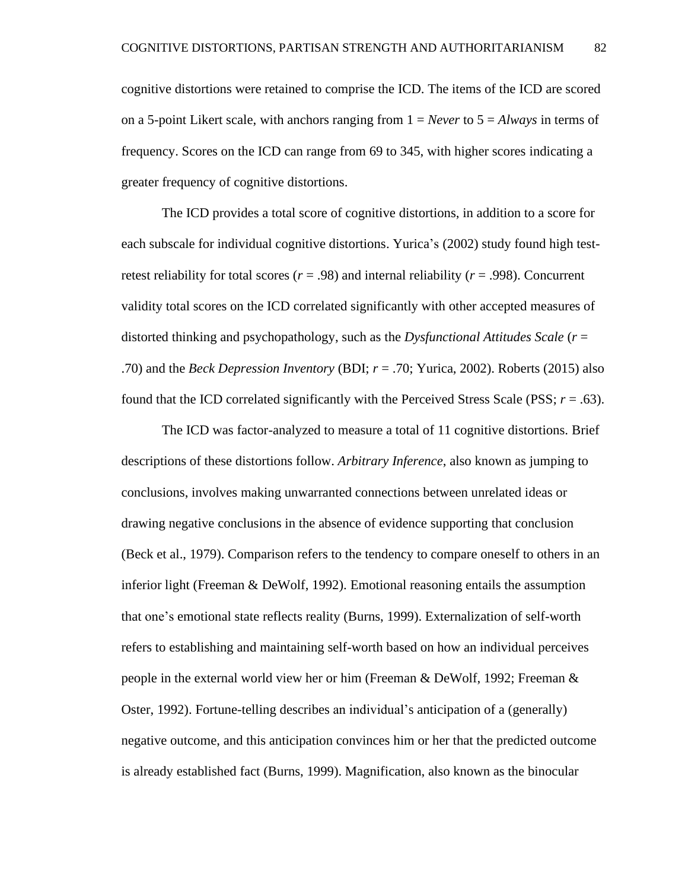cognitive distortions were retained to comprise the ICD. The items of the ICD are scored on a 5-point Likert scale, with anchors ranging from 1 = *Never* to 5 = *Always* in terms of frequency. Scores on the ICD can range from 69 to 345, with higher scores indicating a greater frequency of cognitive distortions.

The ICD provides a total score of cognitive distortions, in addition to a score for each subscale for individual cognitive distortions. Yurica's (2002) study found high test-retest reliability for total scores ($r = .98$) and internal reliability ($r = .998$). Concurrent validity total scores on the ICD correlated significantly with other accepted measures of distorted thinking and psychopathology, such as the *Dysfunctional Attitudes Scale* ($r = .70$) and the *Beck Depression Inventory* (BDI; $r = .70$; Yurica, 2002). Roberts (2015) also found that the ICD correlated significantly with the Perceived Stress Scale (PSS; $r = .63$).

The ICD was factor-analyzed to measure a total of 11 cognitive distortions. Brief descriptions of these distortions follow. *Arbitrary Inference*, also known as jumping to conclusions, involves making unwarranted connections between unrelated ideas or drawing negative conclusions in the absence of evidence supporting that conclusion (Beck et al., 1979). Comparison refers to the tendency to compare oneself to others in an inferior light (Freeman & DeWolf, 1992). Emotional reasoning entails the assumption that one's emotional state reflects reality (Burns, 1999). Externalization of self-worth refers to establishing and maintaining self-worth based on how an individual perceives people in the external world view her or him (Freeman & DeWolf, 1992; Freeman & Oster, 1992). Fortune-telling describes an individual's anticipation of a (generally) negative outcome, and this anticipation convinces him or her that the predicted outcome is already established fact (Burns, 1999). Magnification, also known as the binocular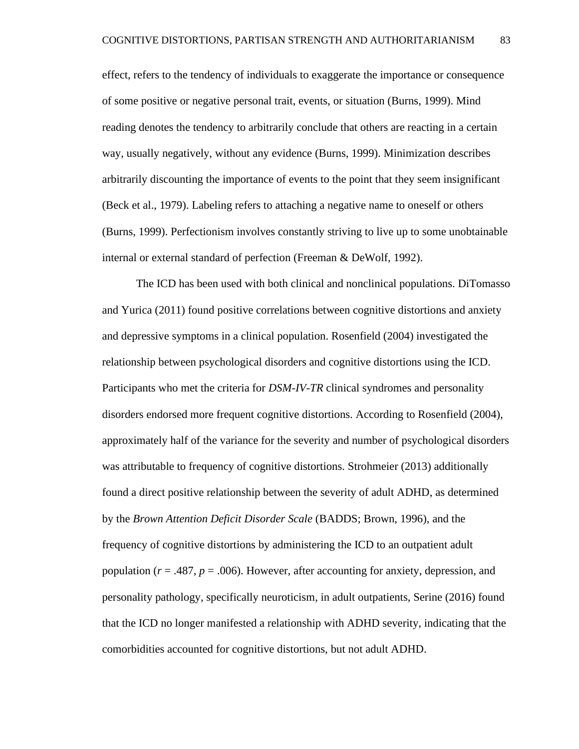effect, refers to the tendency of individuals to exaggerate the importance or consequence of some positive or negative personal trait, events, or situation (Burns, 1999). Mind reading denotes the tendency to arbitrarily conclude that others are reacting in a certain way, usually negatively, without any evidence (Burns, 1999). Minimization describes arbitrarily discounting the importance of events to the point that they seem insignificant (Beck et al., 1979). Labeling refers to attaching a negative name to oneself or others (Burns, 1999). Perfectionism involves constantly striving to live up to some unobtainable internal or external standard of perfection (Freeman & DeWolf, 1992).

The ICD has been used with both clinical and nonclinical populations. DiTomasso and Yurica (2011) found positive correlations between cognitive distortions and anxiety and depressive symptoms in a clinical population. Rosenfield (2004) investigated the relationship between psychological disorders and cognitive distortions using the ICD. Participants who met the criteria for *DSM-IV-TR* clinical syndromes and personality disorders endorsed more frequent cognitive distortions. According to Rosenfield (2004), approximately half of the variance for the severity and number of psychological disorders was attributable to frequency of cognitive distortions. Strohmeier (2013) additionally found a direct positive relationship between the severity of adult ADHD, as determined by the *Brown Attention Deficit Disorder Scale* (BADDS; Brown, 1996), and the frequency of cognitive distortions by administering the ICD to an outpatient adult population ($r = .487$, $p = .006$). However, after accounting for anxiety, depression, and personality pathology, specifically neuroticism, in adult outpatients, Serine (2016) found that the ICD no longer manifested a relationship with ADHD severity, indicating that the comorbidities accounted for cognitive distortions, but not adult ADHD.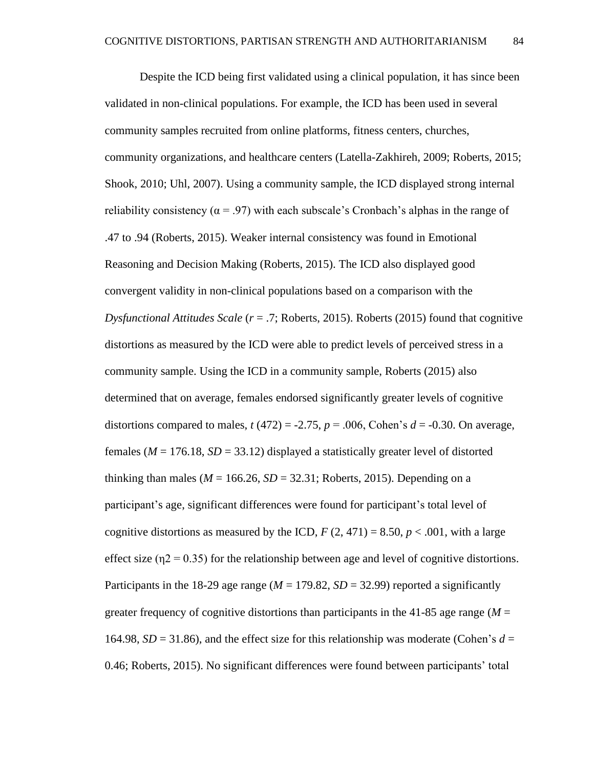Despite the ICD being first validated using a clinical population, it has since been validated in non-clinical populations. For example, the ICD has been used in several community samples recruited from online platforms, fitness centers, churches, community organizations, and healthcare centers (Latella-Zakhireh, 2009; Roberts, 2015; Shook, 2010; Uhl, 2007). Using a community sample, the ICD displayed strong internal reliability consistency ($\alpha = .97$) with each subscale's Cronbach's alphas in the range of .47 to .94 (Roberts, 2015). Weaker internal consistency was found in Emotional Reasoning and Decision Making (Roberts, 2015). The ICD also displayed good convergent validity in non-clinical populations based on a comparison with the *Dysfunctional Attitudes Scale* ($r = .7$; Roberts, 2015). Roberts (2015) found that cognitive distortions as measured by the ICD were able to predict levels of perceived stress in a community sample. Using the ICD in a community sample, Roberts (2015) also determined that on average, females endorsed significantly greater levels of cognitive distortions compared to males, $t\,(472) = -2.75$, $p = .006$, Cohen's $d = -0.30$. On average, females ($M = 176.18$, $SD = 33.12$) displayed a statistically greater level of distorted thinking than males ($M = 166.26$, $SD = 32.31$; Roberts, 2015). Depending on a participant's age, significant differences were found for participant's total level of cognitive distortions as measured by the ICD, $F\,(2, 471) = 8.50$, $p < .001$, with a large effect size ($\eta 2 = 0.35$) for the relationship between age and level of cognitive distortions. Participants in the 18-29 age range ($M = 179.82$, $SD = 32.99$) reported a significantly greater frequency of cognitive distortions than participants in the 41-85 age range ($M = 164.98$, $SD = 31.86$), and the effect size for this relationship was moderate (Cohen's $d = 0.46$; Roberts, 2015). No significant differences were found between participants' total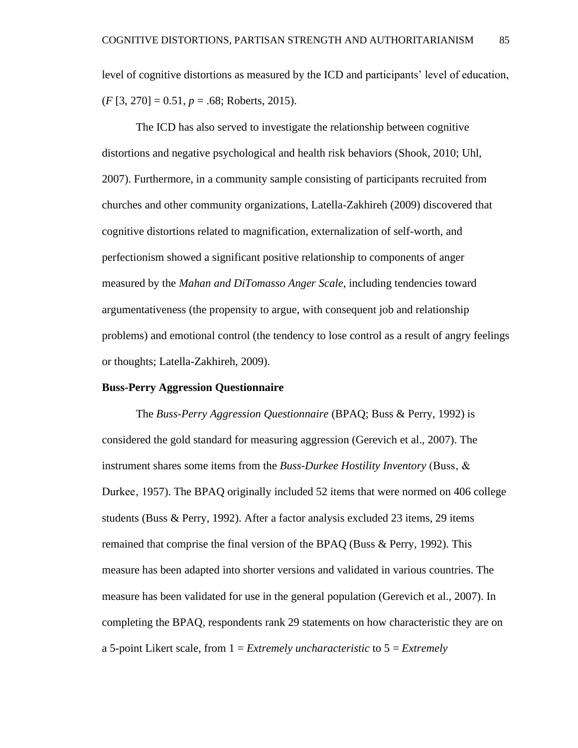level of cognitive distortions as measured by the ICD and participants' level of education, ($F$ [3, 270] = 0.51, $p$ = .68; Roberts, 2015).

The ICD has also served to investigate the relationship between cognitive distortions and negative psychological and health risk behaviors (Shook, 2010; Uhl, 2007). Furthermore, in a community sample consisting of participants recruited from churches and other community organizations, Latella-Zakhireh (2009) discovered that cognitive distortions related to magnification, externalization of self-worth, and perfectionism showed a significant positive relationship to components of anger measured by the *Mahan and DiTomasso Anger Scale,* including tendencies toward argumentativeness (the propensity to argue, with consequent job and relationship problems) and emotional control (the tendency to lose control as a result of angry feelings or thoughts; Latella-Zakhireh, 2009).

**Buss-Perry Aggression Questionnaire**

The *Buss-Perry Aggression Questionnaire* (BPAQ; Buss & Perry, 1992) is considered the gold standard for measuring aggression (Gerevich et al., 2007). The instrument shares some items from the *Buss-Durkee Hostility Inventory* (Buss, & Durkee, 1957). The BPAQ originally included 52 items that were normed on 406 college students (Buss & Perry, 1992). After a factor analysis excluded 23 items, 29 items remained that comprise the final version of the BPAQ (Buss & Perry, 1992). This measure has been adapted into shorter versions and validated in various countries. The measure has been validated for use in the general population (Gerevich et al., 2007). In completing the BPAQ, respondents rank 29 statements on how characteristic they are on a 5-point Likert scale, from 1 = *Extremely uncharacteristic* to 5 = *Extremely*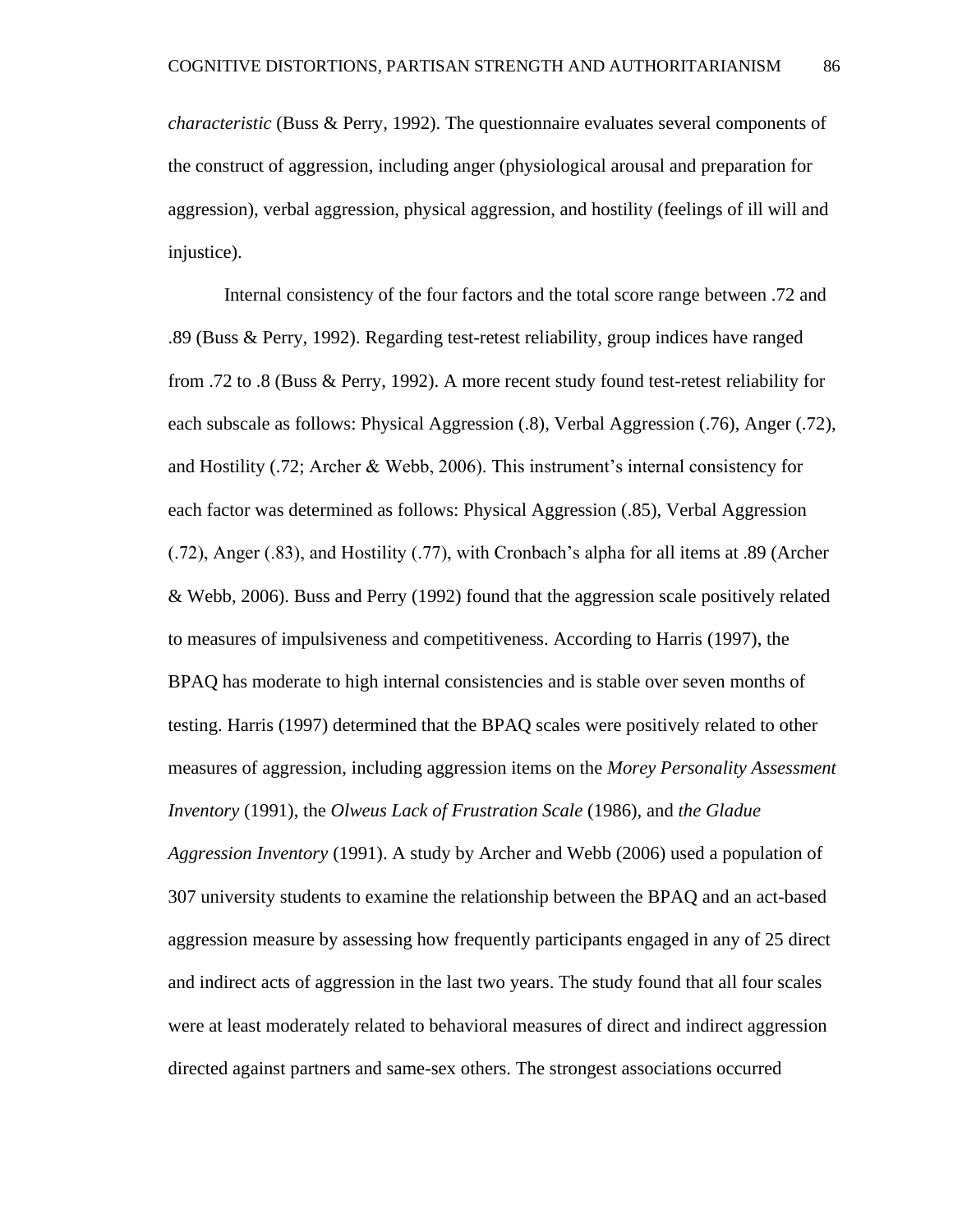*characteristic* (Buss & Perry, 1992). The questionnaire evaluates several components of the construct of aggression, including anger (physiological arousal and preparation for aggression), verbal aggression, physical aggression, and hostility (feelings of ill will and injustice).

Internal consistency of the four factors and the total score range between .72 and .89 (Buss & Perry, 1992). Regarding test-retest reliability, group indices have ranged from .72 to .8 (Buss & Perry, 1992). A more recent study found test-retest reliability for each subscale as follows: Physical Aggression (.8), Verbal Aggression (.76), Anger (.72), and Hostility (.72; Archer & Webb, 2006). This instrument's internal consistency for each factor was determined as follows: Physical Aggression (.85), Verbal Aggression (.72), Anger (.83), and Hostility (.77), with Cronbach's alpha for all items at .89 (Archer & Webb, 2006). Buss and Perry (1992) found that the aggression scale positively related to measures of impulsiveness and competitiveness. According to Harris (1997), the BPAQ has moderate to high internal consistencies and is stable over seven months of testing. Harris (1997) determined that the BPAQ scales were positively related to other measures of aggression, including aggression items on the *Morey Personality Assessment Inventory* (1991), the *Olweus Lack of Frustration Scale* (1986), and *the Gladue Aggression Inventory* (1991). A study by Archer and Webb (2006) used a population of 307 university students to examine the relationship between the BPAQ and an act-based aggression measure by assessing how frequently participants engaged in any of 25 direct and indirect acts of aggression in the last two years. The study found that all four scales were at least moderately related to behavioral measures of direct and indirect aggression directed against partners and same-sex others. The strongest associations occurred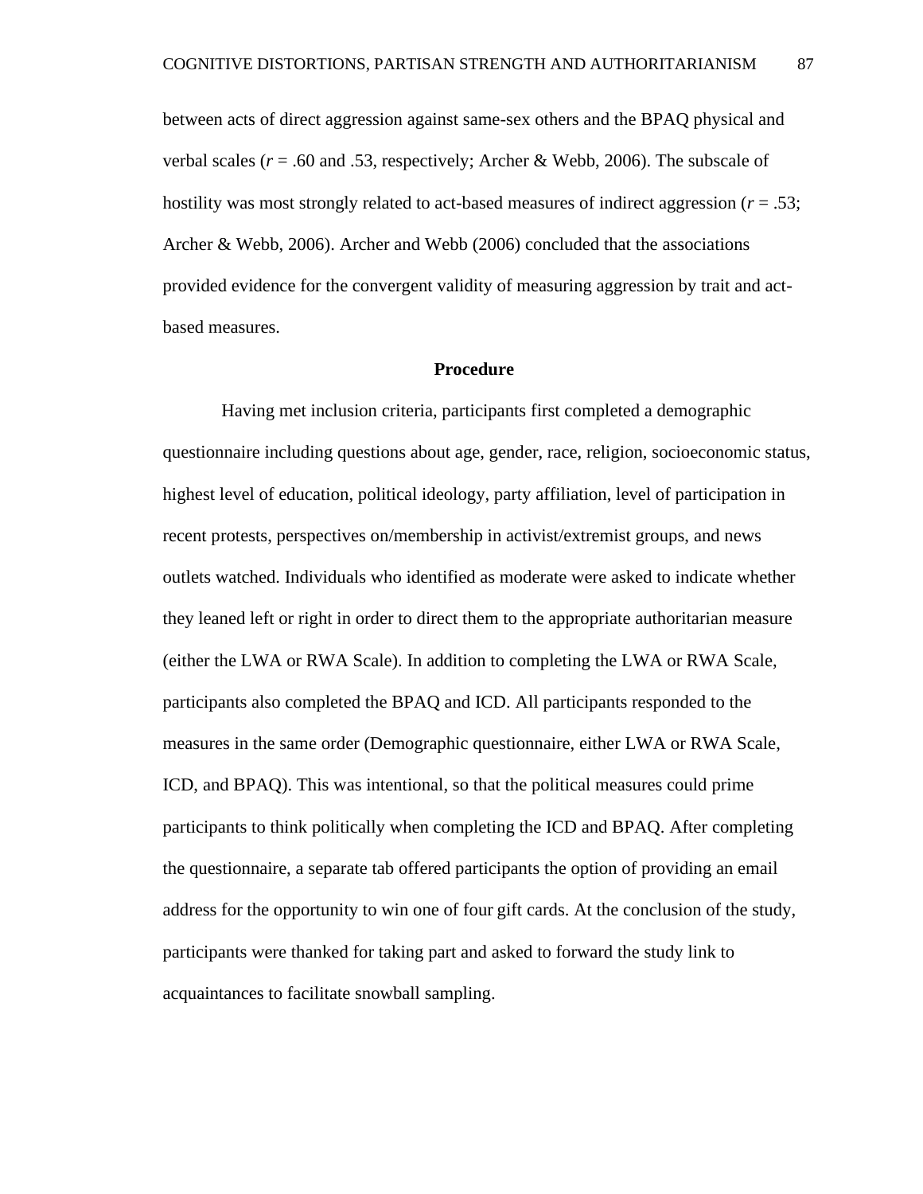between acts of direct aggression against same-sex others and the BPAQ physical and verbal scales ($r$ = .60 and .53, respectively; Archer & Webb, 2006). The subscale of hostility was most strongly related to act-based measures of indirect aggression ($r$ = .53; Archer & Webb, 2006). Archer and Webb (2006) concluded that the associations provided evidence for the convergent validity of measuring aggression by trait and act-based measures.

## Procedure

Having met inclusion criteria, participants first completed a demographic questionnaire including questions about age, gender, race, religion, socioeconomic status, highest level of education, political ideology, party affiliation, level of participation in recent protests, perspectives on/membership in activist/extremist groups, and news outlets watched. Individuals who identified as moderate were asked to indicate whether they leaned left or right in order to direct them to the appropriate authoritarian measure (either the LWA or RWA Scale). In addition to completing the LWA or RWA Scale, participants also completed the BPAQ and ICD. All participants responded to the measures in the same order (Demographic questionnaire, either LWA or RWA Scale, ICD, and BPAQ). This was intentional, so that the political measures could prime participants to think politically when completing the ICD and BPAQ. After completing the questionnaire, a separate tab offered participants the option of providing an email address for the opportunity to win one of four gift cards. At the conclusion of the study, participants were thanked for taking part and asked to forward the study link to acquaintances to facilitate snowball sampling.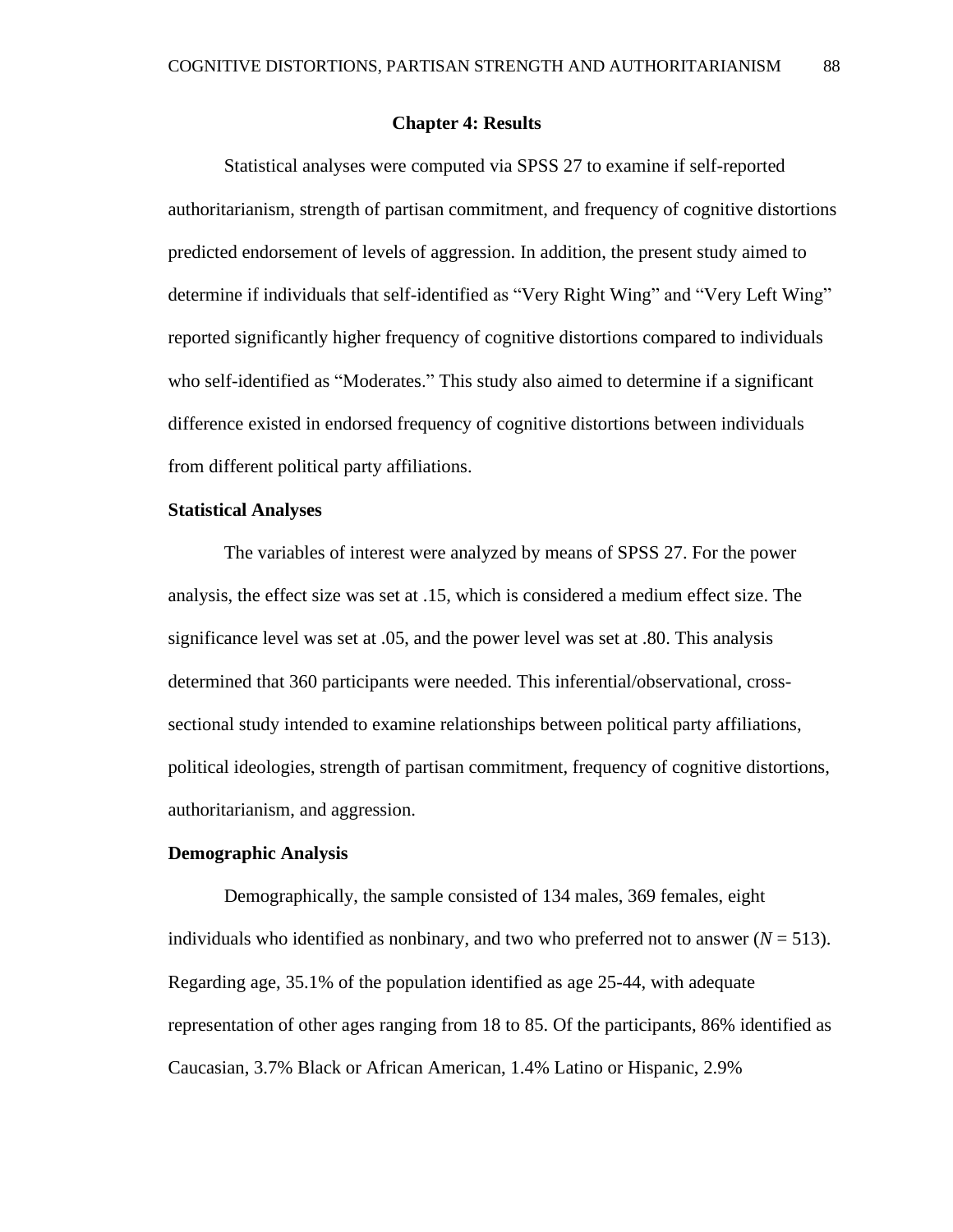## Chapter 4: Results

Statistical analyses were computed via SPSS 27 to examine if self-reported authoritarianism, strength of partisan commitment, and frequency of cognitive distortions predicted endorsement of levels of aggression. In addition, the present study aimed to determine if individuals that self-identified as "Very Right Wing" and "Very Left Wing" reported significantly higher frequency of cognitive distortions compared to individuals who self-identified as "Moderates." This study also aimed to determine if a significant difference existed in endorsed frequency of cognitive distortions between individuals from different political party affiliations.

### Statistical Analyses

The variables of interest were analyzed by means of SPSS 27. For the power analysis, the effect size was set at .15, which is considered a medium effect size. The significance level was set at .05, and the power level was set at .80. This analysis determined that 360 participants were needed. This inferential/observational, cross-sectional study intended to examine relationships between political party affiliations, political ideologies, strength of partisan commitment, frequency of cognitive distortions, authoritarianism, and aggression.

### Demographic Analysis

Demographically, the sample consisted of 134 males, 369 females, eight individuals who identified as nonbinary, and two who preferred not to answer ($N = 513$). Regarding age, 35.1% of the population identified as age 25-44, with adequate representation of other ages ranging from 18 to 85. Of the participants, 86% identified as Caucasian, 3.7% Black or African American, 1.4% Latino or Hispanic, 2.9%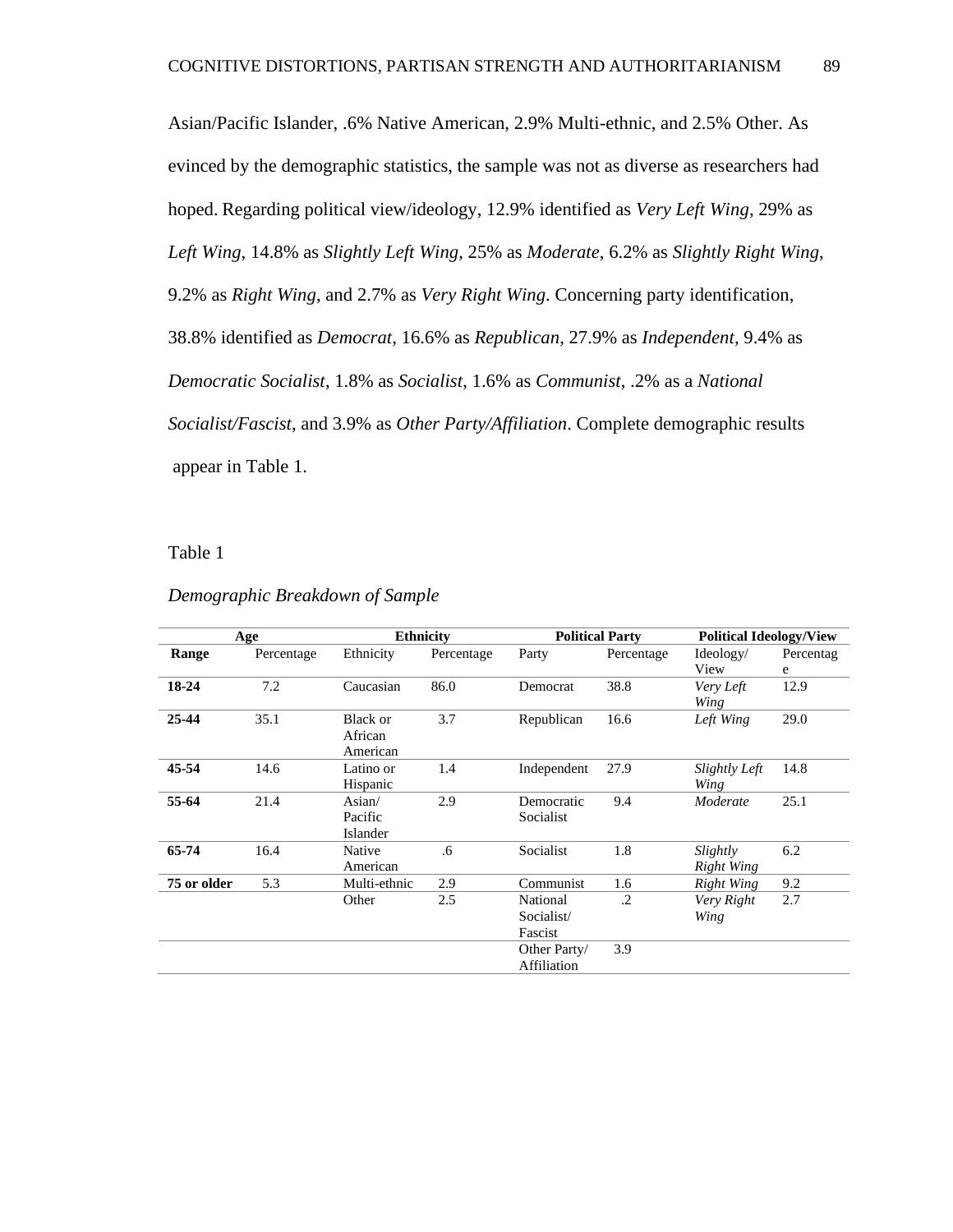Asian/Pacific Islander, .6% Native American, 2.9% Multi-ethnic, and 2.5% Other. As evinced by the demographic statistics, the sample was not as diverse as researchers had hoped. Regarding political view/ideology, 12.9% identified as *Very Left Wing*, 29% as *Left Wing*, 14.8% as *Slightly Left Wing*, 25% as *Moderate*, 6.2% as *Slightly Right Wing*, 9.2% as *Right Wing*, and 2.7% as *Very Right Wing*. Concerning party identification, 38.8% identified as *Democrat*, 16.6% as *Republican*, 27.9% as *Independent*, 9.4% as *Democratic Socialist*, 1.8% as *Socialist*, 1.6% as *Communist*, .2% as a *National Socialist/Fascist*, and 3.9% as *Other Party/Affiliation*. Complete demographic results appear in Table 1.

Table 1

*Demographic Breakdown of Sample*

| **Age** | | **Ethnicity** | | **Political Party** | | **Political Ideology/View** | |
|---|---|---|---|---|---|---|---|
| **Range** | Percentage | Ethnicity | Percentage | Party | Percentage | Ideology/ View | Percentage |
| **18-24** | 7.2 | Caucasian | 86.0 | Democrat | 38.8 | *Very Left Wing* | 12.9 |
| **25-44** | 35.1 | Black or African American | 3.7 | Republican | 16.6 | *Left Wing* | 29.0 |
| **45-54** | 14.6 | Latino or Hispanic | 1.4 | Independent | 27.9 | *Slightly Left Wing* | 14.8 |
| **55-64** | 21.4 | Asian/ Pacific Islander | 2.9 | Democratic Socialist | 9.4 | *Moderate* | 25.1 |
| **65-74** | 16.4 | Native American | .6 | Socialist | 1.8 | *Slightly Right Wing* | 6.2 |
| **75 or older** | 5.3 | Multi-ethnic | 2.9 | Communist | 1.6 | *Right Wing* | 9.2 |
| | | Other | 2.5 | National Socialist/ Fascist | .2 | *Very Right Wing* | 2.7 |
| | | | | Other Party/ Affiliation | 3.9 | | |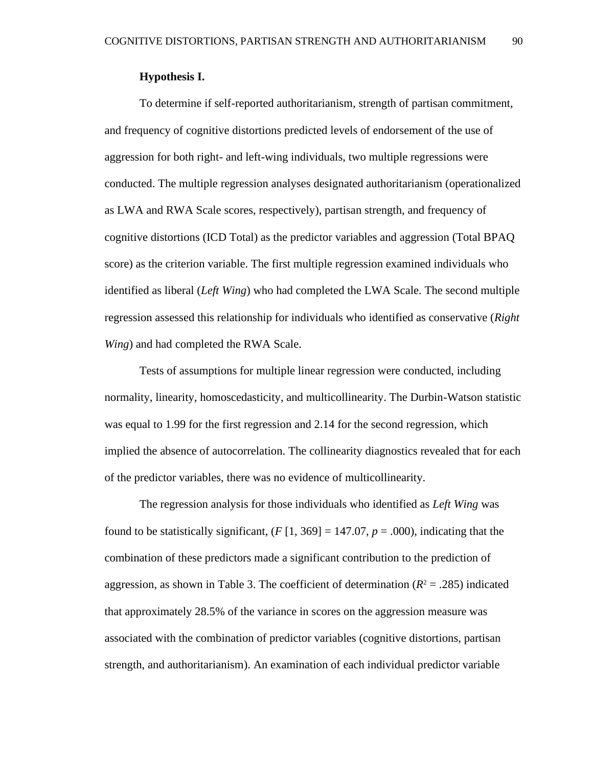**Hypothesis I.**

To determine if self-reported authoritarianism, strength of partisan commitment, and frequency of cognitive distortions predicted levels of endorsement of the use of aggression for both right- and left-wing individuals, two multiple regressions were conducted. The multiple regression analyses designated authoritarianism (operationalized as LWA and RWA Scale scores, respectively), partisan strength, and frequency of cognitive distortions (ICD Total) as the predictor variables and aggression (Total BPAQ score) as the criterion variable. The first multiple regression examined individuals who identified as liberal (*Left Wing*) who had completed the LWA Scale. The second multiple regression assessed this relationship for individuals who identified as conservative (*Right Wing*) and had completed the RWA Scale.

Tests of assumptions for multiple linear regression were conducted, including normality, linearity, homoscedasticity, and multicollinearity. The Durbin-Watson statistic was equal to 1.99 for the first regression and 2.14 for the second regression, which implied the absence of autocorrelation. The collinearity diagnostics revealed that for each of the predictor variables, there was no evidence of multicollinearity.

The regression analysis for those individuals who identified as *Left Wing* was found to be statistically significant, ($F$ [1, 369] = 147.07, $p$ = .000), indicating that the combination of these predictors made a significant contribution to the prediction of aggression, as shown in Table 3. The coefficient of determination ($R^2$ = .285) indicated that approximately 28.5% of the variance in scores on the aggression measure was associated with the combination of predictor variables (cognitive distortions, partisan strength, and authoritarianism). An examination of each individual predictor variable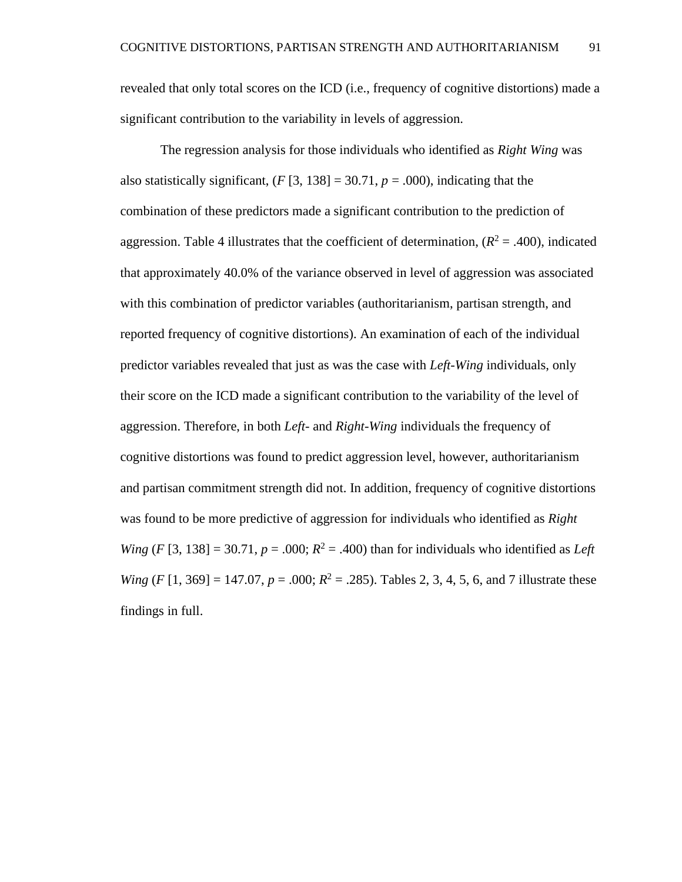revealed that only total scores on the ICD (i.e., frequency of cognitive distortions) made a significant contribution to the variability in levels of aggression.

The regression analysis for those individuals who identified as *Right Wing* was also statistically significant, ($F$ [3, 138] = 30.71, $p$ = .000), indicating that the combination of these predictors made a significant contribution to the prediction of aggression. Table 4 illustrates that the coefficient of determination, ($R^2$ = .400), indicated that approximately 40.0% of the variance observed in level of aggression was associated with this combination of predictor variables (authoritarianism, partisan strength, and reported frequency of cognitive distortions). An examination of each of the individual predictor variables revealed that just as was the case with *Left-Wing* individuals, only their score on the ICD made a significant contribution to the variability of the level of aggression. Therefore, in both *Left-* and *Right-Wing* individuals the frequency of cognitive distortions was found to predict aggression level, however, authoritarianism and partisan commitment strength did not. In addition, frequency of cognitive distortions was found to be more predictive of aggression for individuals who identified as *Right Wing* ($F$ [3, 138] = 30.71, $p$ = .000; $R^2$ = .400) than for individuals who identified as *Left Wing* ($F$ [1, 369] = 147.07, $p$ = .000; $R^2$ = .285). Tables 2, 3, 4, 5, 6, and 7 illustrate these findings in full.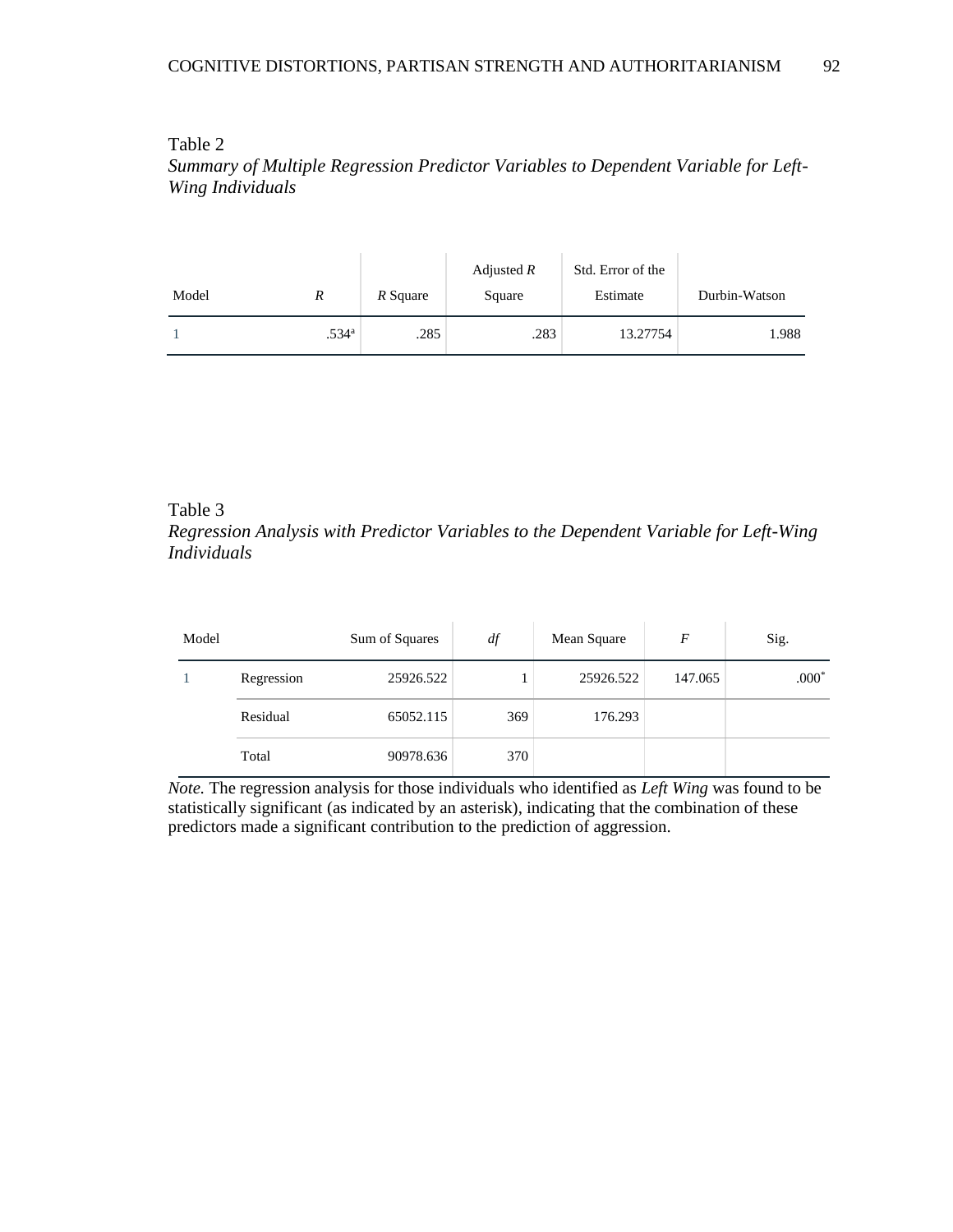Table 2

*Summary of Multiple Regression Predictor Variables to Dependent Variable for Left-Wing Individuals*

| Model | *R* | *R* Square | Adjusted *R* Square | Std. Error of the Estimate | Durbin-Watson |
|---|---|---|---|---|---|
| 1 | .534[a] | .285 | .283 | 13.27754 | 1.988 |

Table 3

*Regression Analysis with Predictor Variables to the Dependent Variable for Left-Wing Individuals*

| Model | | Sum of Squares | *df* | Mean Square | *F* | Sig. |
|---|---|---|---|---|---|---|
| 1 | Regression | 25926.522 | 1 | 25926.522 | 147.065 | .000* |
| | Residual | 65052.115 | 369 | 176.293 | | |
| | Total | 90978.636 | 370 | | | |

*Note.* The regression analysis for those individuals who identified as *Left Wing* was found to be statistically significant (as indicated by an asterisk), indicating that the combination of these predictors made a significant contribution to the prediction of aggression.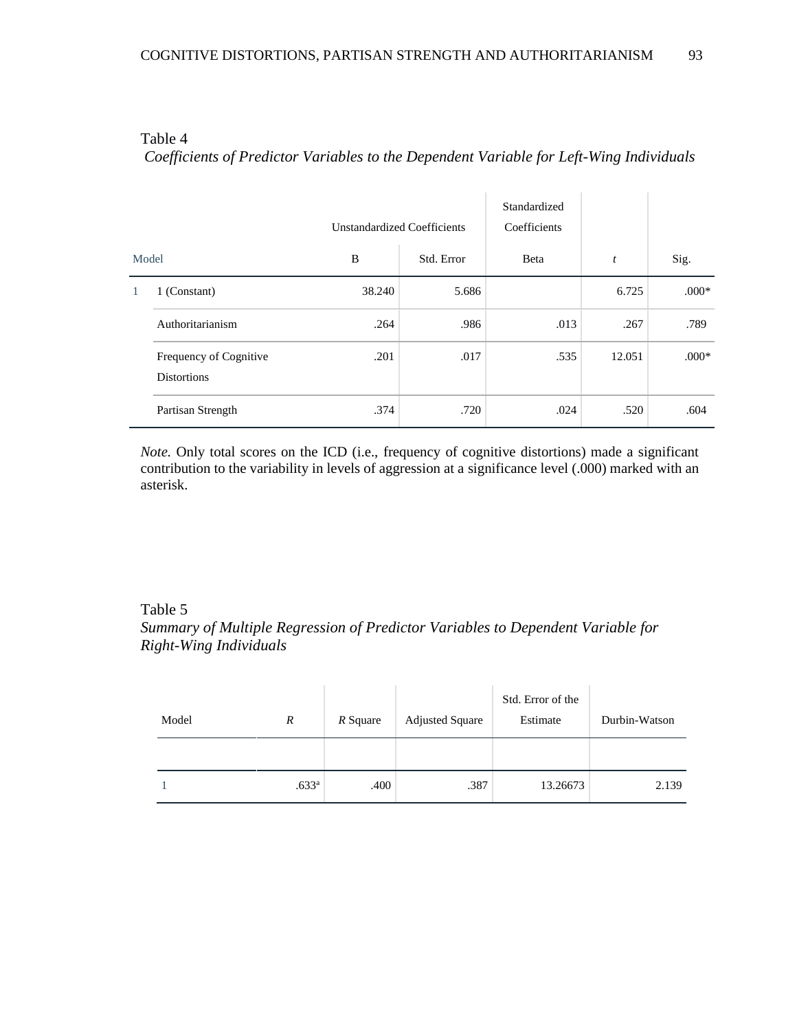Table 4

*Coefficients of Predictor Variables to the Dependent Variable for Left-Wing Individuals*

| Model | | Unstandardized Coefficients | | Standardized Coefficients | | |
|---|---|---|---|---|---|---|
| | | B | Std. Error | Beta | *t* | Sig. |
| 1 | 1 (Constant) | 38.240 | 5.686 | | 6.725 | .000* |
| | Authoritarianism | .264 | .986 | .013 | .267 | .789 |
| | Frequency of Cognitive Distortions | .201 | .017 | .535 | 12.051 | .000* |
| | Partisan Strength | .374 | .720 | .024 | .520 | .604 |

*Note.* Only total scores on the ICD (i.e., frequency of cognitive distortions) made a significant contribution to the variability in levels of aggression at a significance level (.000) marked with an asterisk.

Table 5

*Summary of Multiple Regression of Predictor Variables to Dependent Variable for Right-Wing Individuals*

| Model | *R* | *R* Square | Adjusted Square | Std. Error of the Estimate | Durbin-Watson |
|---|---|---|---|---|---|
| 1 | .633[a] | .400 | .387 | 13.26673 | 2.139 |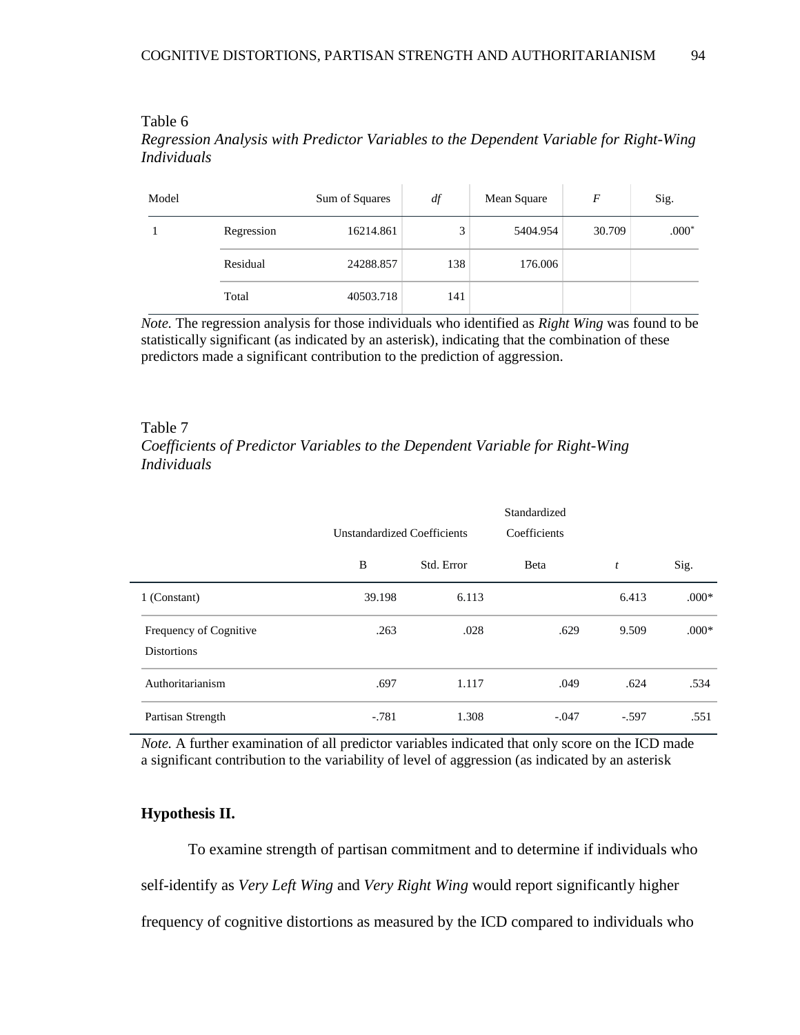Table 6

*Regression Analysis with Predictor Variables to the Dependent Variable for Right-Wing Individuals*

| Model | | Sum of Squares | *df* | Mean Square | *F* | Sig. |
|---|---|---|---|---|---|---|
| 1 | Regression | 16214.861 | 3 | 5404.954 | 30.709 | .000* |
| | Residual | 24288.857 | 138 | 176.006 | | |
| | Total | 40503.718 | 141 | | | |

*Note.* The regression analysis for those individuals who identified as *Right Wing* was found to be statistically significant (as indicated by an asterisk), indicating that the combination of these predictors made a significant contribution to the prediction of aggression.

Table 7

*Coefficients of Predictor Variables to the Dependent Variable for Right-Wing Individuals*

| | Unstandardized Coefficients | | Standardized Coefficients | | |
|---|---|---|---|---|---|
| | B | Std. Error | Beta | *t* | Sig. |
| 1 (Constant) | 39.198 | 6.113 | | 6.413 | .000* |
| Frequency of Cognitive Distortions | .263 | .028 | .629 | 9.509 | .000* |
| Authoritarianism | .697 | 1.117 | .049 | .624 | .534 |
| Partisan Strength | -.781 | 1.308 | -.047 | -.597 | .551 |

*Note.* A further examination of all predictor variables indicated that only score on the ICD made a significant contribution to the variability of level of aggression (as indicated by an asterisk

**Hypothesis II.**

To examine strength of partisan commitment and to determine if individuals who self-identify as *Very Left Wing* and *Very Right Wing* would report significantly higher frequency of cognitive distortions as measured by the ICD compared to individuals who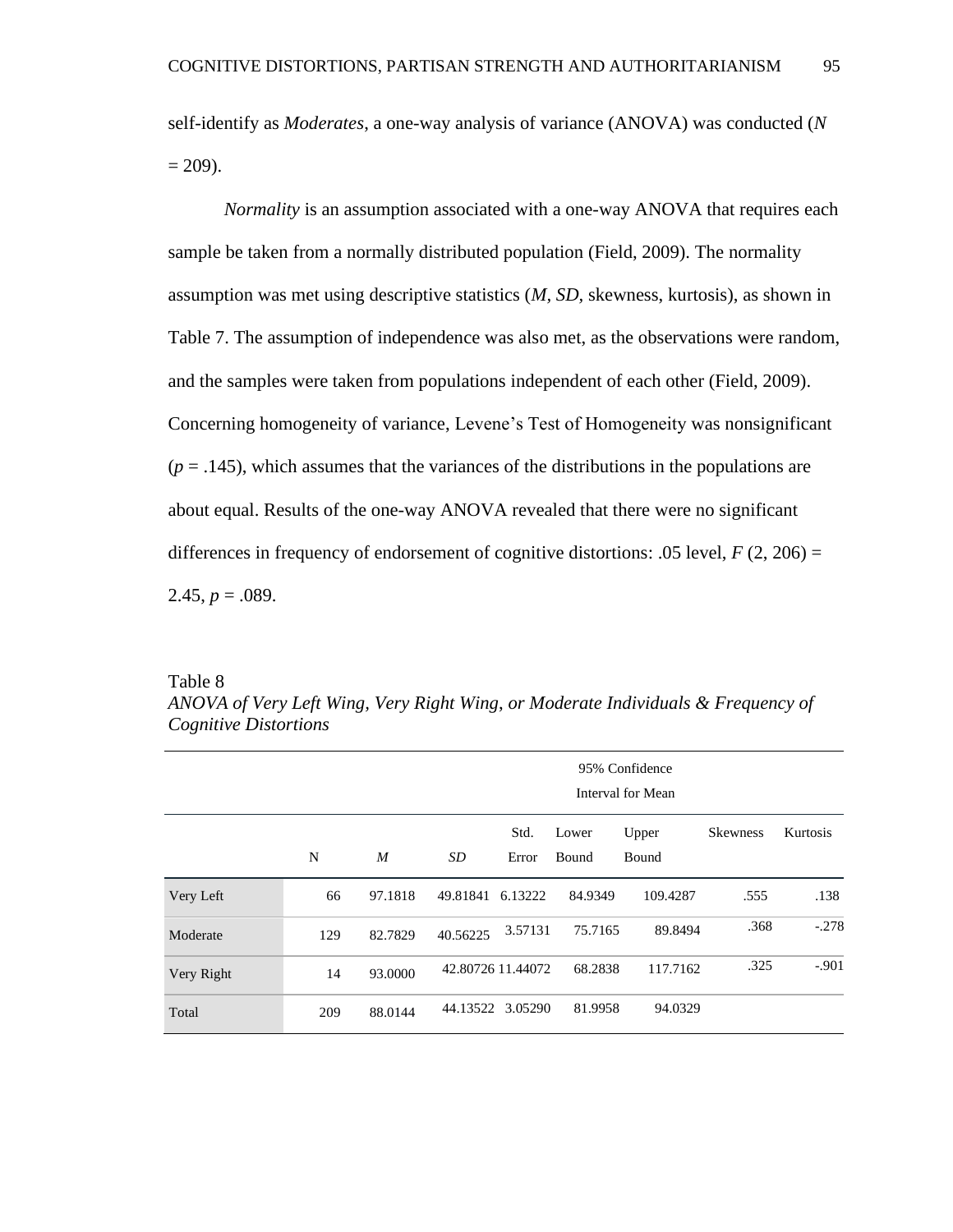self-identify as *Moderates*, a one-way analysis of variance (ANOVA) was conducted ($N = 209$).

*Normality* is an assumption associated with a one-way ANOVA that requires each sample be taken from a normally distributed population (Field, 2009). The normality assumption was met using descriptive statistics (*M, SD,* skewness, kurtosis), as shown in Table 7. The assumption of independence was also met, as the observations were random, and the samples were taken from populations independent of each other (Field, 2009). Concerning homogeneity of variance, Levene's Test of Homogeneity was nonsignificant ($p = .145$), which assumes that the variances of the distributions in the populations are about equal. Results of the one-way ANOVA revealed that there were no significant differences in frequency of endorsement of cognitive distortions: .05 level, $F\ (2, 206) = 2.45$, $p = .089$.

Table 8
*ANOVA of Very Left Wing, Very Right Wing, or Moderate Individuals & Frequency of Cognitive Distortions*

| | | | | | 95% Confidence Interval for Mean | | | |
|---|---|---|---|---|---|---|---|---|
| | N | *M* | *SD* | Std. Error | Lower Bound | Upper Bound | Skewness | Kurtosis |
| Very Left | 66 | 97.1818 | 49.81841 | 6.13222 | 84.9349 | 109.4287 | .555 | .138 |
| Moderate | 129 | 82.7829 | 40.56225 | 3.57131 | 75.7165 | 89.8494 | .368 | -.278 |
| Very Right | 14 | 93.0000 | 42.80726 | 11.44072 | 68.2838 | 117.7162 | .325 | -.901 |
| Total | 209 | 88.0144 | 44.13522 | 3.05290 | 81.9958 | 94.0329 | | |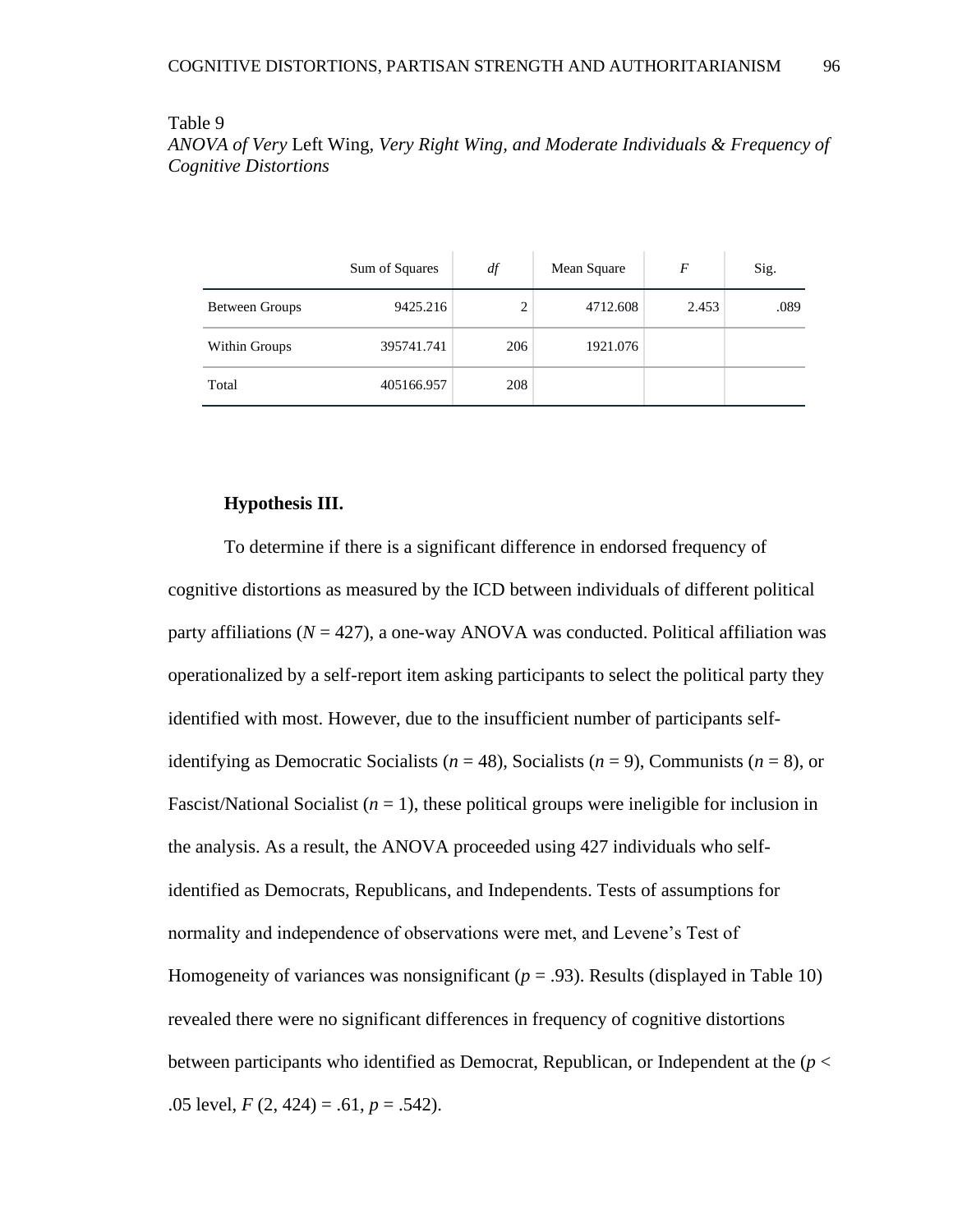Table 9

*ANOVA of Very* Left Wing*, Very Right Wing, and Moderate Individuals & Frequency of Cognitive Distortions*

| | Sum of Squares | *df* | Mean Square | *F* | Sig. |
|---|---|---|---|---|---|
| Between Groups | 9425.216 | 2 | 4712.608 | 2.453 | .089 |
| Within Groups | 395741.741 | 206 | 1921.076 | | |
| Total | 405166.957 | 208 | | | |

**Hypothesis III.**

To determine if there is a significant difference in endorsed frequency of cognitive distortions as measured by the ICD between individuals of different political party affiliations ($N = 427$), a one-way ANOVA was conducted. Political affiliation was operationalized by a self-report item asking participants to select the political party they identified with most. However, due to the insufficient number of participants self-identifying as Democratic Socialists ($n = 48$), Socialists ($n = 9$), Communists ($n = 8$), or Fascist/National Socialist ($n = 1$), these political groups were ineligible for inclusion in the analysis. As a result, the ANOVA proceeded using 427 individuals who self-identified as Democrats, Republicans, and Independents. Tests of assumptions for normality and independence of observations were met, and Levene's Test of Homogeneity of variances was nonsignificant ($p = .93$). Results (displayed in Table 10) revealed there were no significant differences in frequency of cognitive distortions between participants who identified as Democrat, Republican, or Independent at the ($p < .05$ level, $F(2, 424) = .61$, $p = .542$).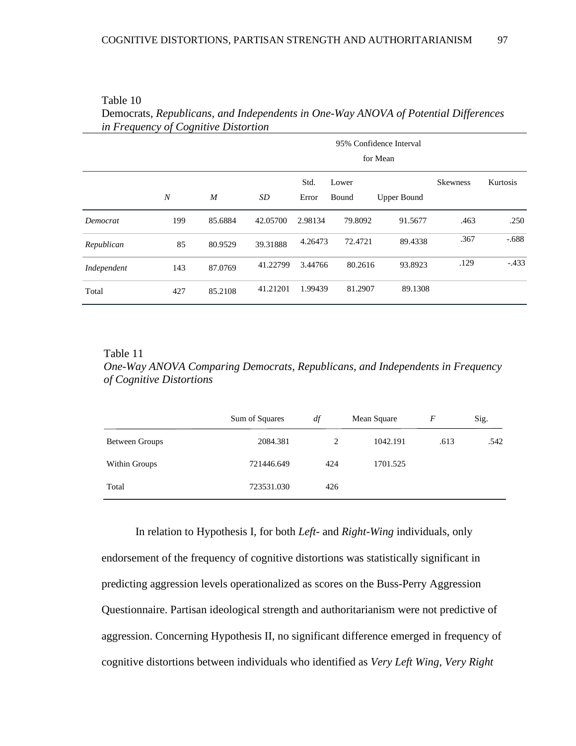Table 10

Democrats, *Republicans, and Independents in One-Way ANOVA of Potential Differences in Frequency of Cognitive Distortion*

| | | | | | 95% Confidence Interval for Mean | | | |
|---|---|---|---|---|---|---|---|---|
| | *N* | *M* | *SD* | Std. Error | Lower Bound | Upper Bound | Skewness | Kurtosis |
| *Democrat* | 199 | 85.6884 | 42.05700 | 2.98134 | 79.8092 | 91.5677 | .463 | .250 |
| *Republican* | 85 | 80.9529 | 39.31888 | 4.26473 | 72.4721 | 89.4338 | .367 | -.688 |
| *Independent* | 143 | 87.0769 | 41.22799 | 3.44766 | 80.2616 | 93.8923 | .129 | -.433 |
| Total | 427 | 85.2108 | 41.21201 | 1.99439 | 81.2907 | 89.1308 | | |

Table 11

*One-Way ANOVA Comparing Democrats, Republicans, and Independents in Frequency of Cognitive Distortions*

| | Sum of Squares | *df* | Mean Square | *F* | Sig. |
|---|---|---|---|---|---|
| Between Groups | 2084.381 | 2 | 1042.191 | .613 | .542 |
| Within Groups | 721446.649 | 424 | 1701.525 | | |
| Total | 723531.030 | 426 | | | |

In relation to Hypothesis I, for both *Left*- and *Right-Wing* individuals, only endorsement of the frequency of cognitive distortions was statistically significant in predicting aggression levels operationalized as scores on the Buss-Perry Aggression Questionnaire. Partisan ideological strength and authoritarianism were not predictive of aggression. Concerning Hypothesis II, no significant difference emerged in frequency of cognitive distortions between individuals who identified as *Very Left Wing*, *Very Right*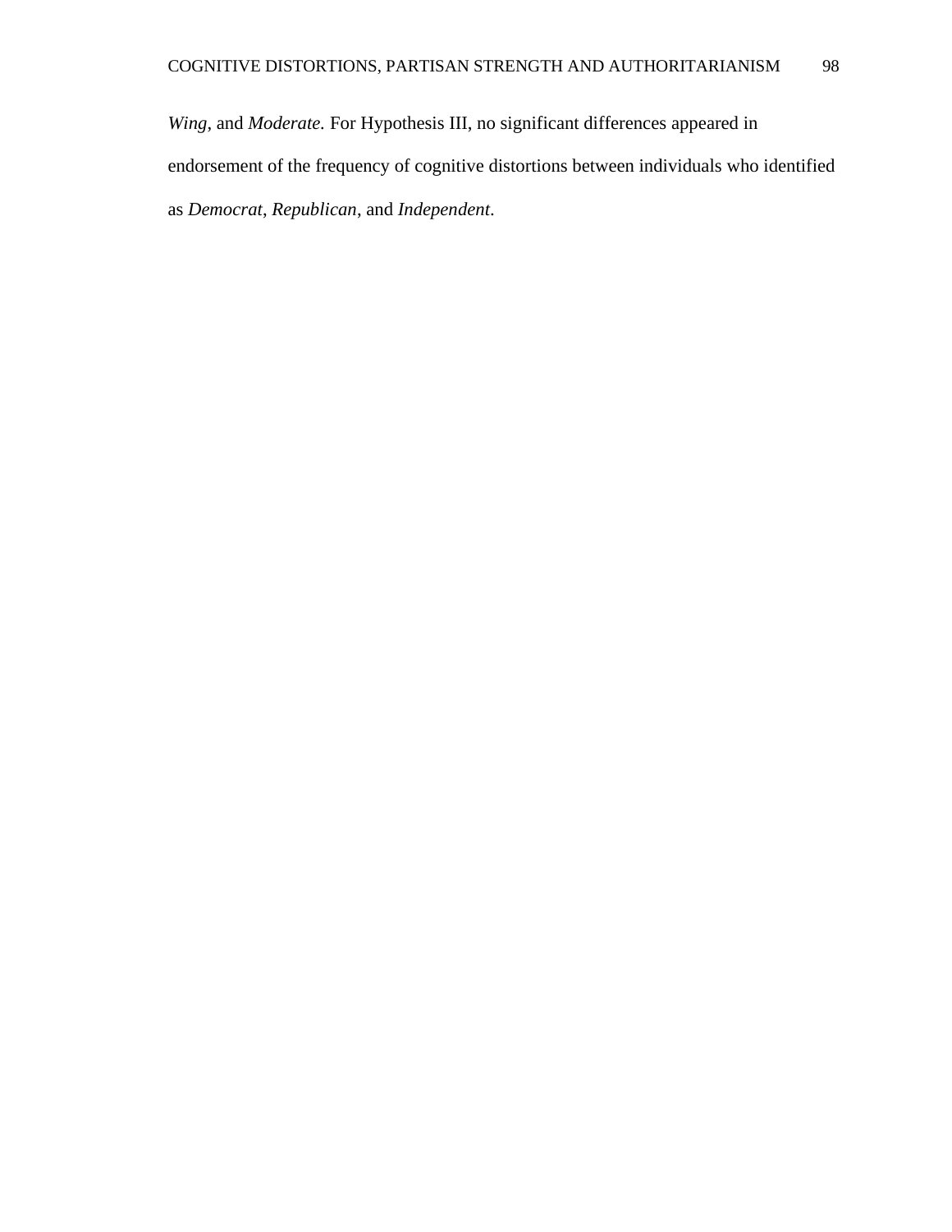*Wing*, and *Moderate.* For Hypothesis III, no significant differences appeared in endorsement of the frequency of cognitive distortions between individuals who identified as *Democrat*, *Republican*, and *Independent*.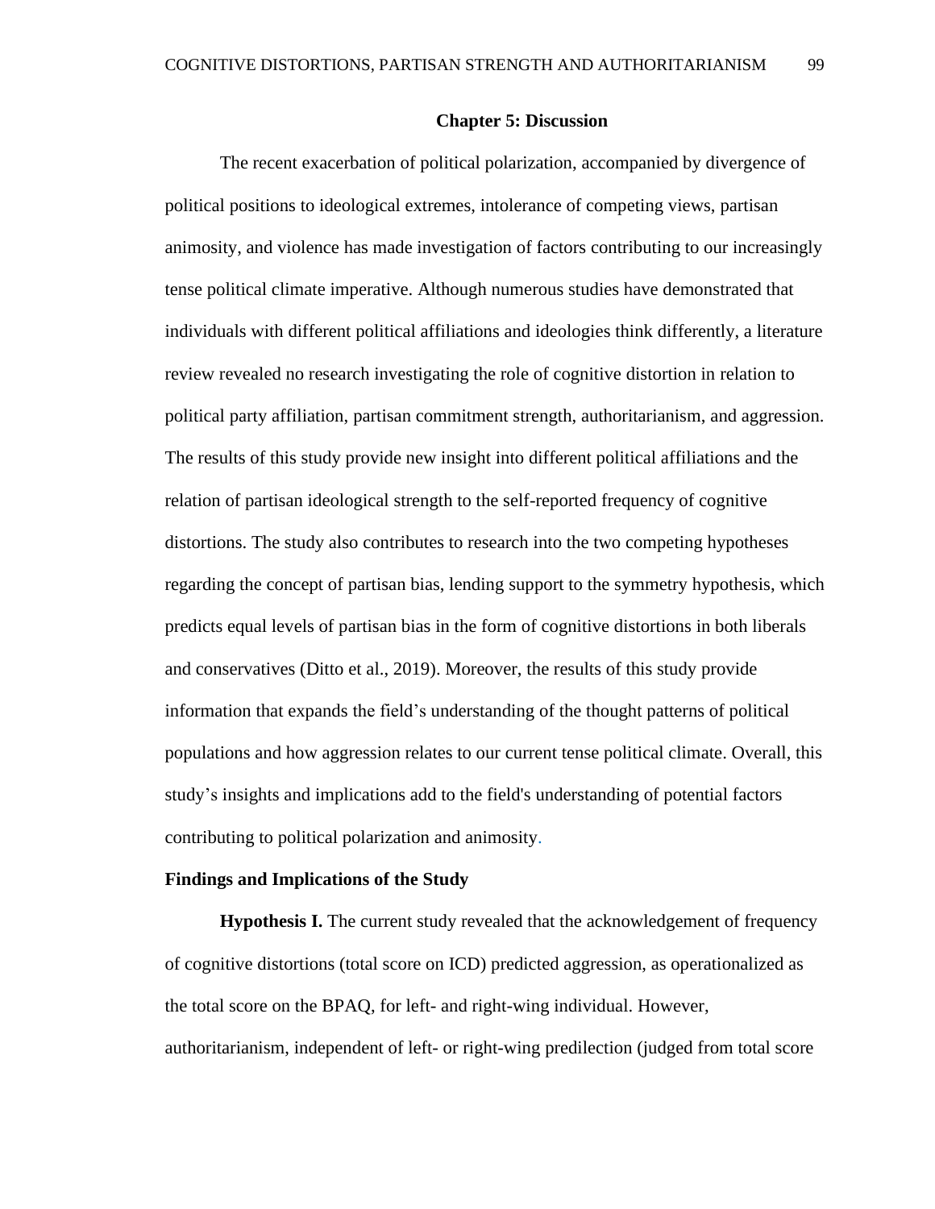# Chapter 5: Discussion

The recent exacerbation of political polarization, accompanied by divergence of political positions to ideological extremes, intolerance of competing views, partisan animosity, and violence has made investigation of factors contributing to our increasingly tense political climate imperative. Although numerous studies have demonstrated that individuals with different political affiliations and ideologies think differently, a literature review revealed no research investigating the role of cognitive distortion in relation to political party affiliation, partisan commitment strength, authoritarianism, and aggression. The results of this study provide new insight into different political affiliations and the relation of partisan ideological strength to the self-reported frequency of cognitive distortions. The study also contributes to research into the two competing hypotheses regarding the concept of partisan bias, lending support to the symmetry hypothesis, which predicts equal levels of partisan bias in the form of cognitive distortions in both liberals and conservatives (Ditto et al., 2019). Moreover, the results of this study provide information that expands the field's understanding of the thought patterns of political populations and how aggression relates to our current tense political climate. Overall, this study's insights and implications add to the field's understanding of potential factors contributing to political polarization and animosity.

## Findings and Implications of the Study

**Hypothesis I.** The current study revealed that the acknowledgement of frequency of cognitive distortions (total score on ICD) predicted aggression, as operationalized as the total score on the BPAQ, for left- and right-wing individual. However, authoritarianism, independent of left- or right-wing predilection (judged from total score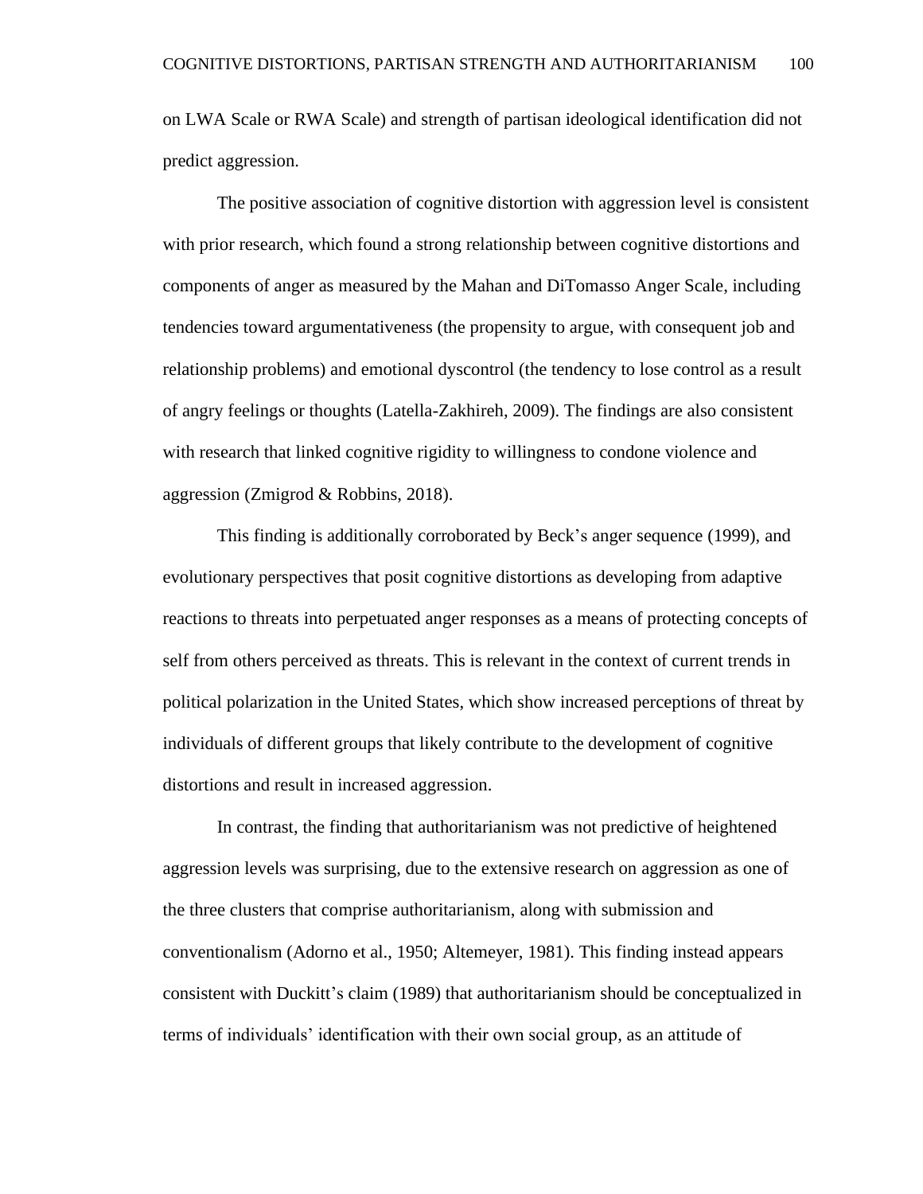on LWA Scale or RWA Scale) and strength of partisan ideological identification did not predict aggression.

The positive association of cognitive distortion with aggression level is consistent with prior research, which found a strong relationship between cognitive distortions and components of anger as measured by the Mahan and DiTomasso Anger Scale, including tendencies toward argumentativeness (the propensity to argue, with consequent job and relationship problems) and emotional dyscontrol (the tendency to lose control as a result of angry feelings or thoughts (Latella-Zakhireh, 2009). The findings are also consistent with research that linked cognitive rigidity to willingness to condone violence and aggression (Zmigrod & Robbins, 2018).

This finding is additionally corroborated by Beck's anger sequence (1999), and evolutionary perspectives that posit cognitive distortions as developing from adaptive reactions to threats into perpetuated anger responses as a means of protecting concepts of self from others perceived as threats. This is relevant in the context of current trends in political polarization in the United States, which show increased perceptions of threat by individuals of different groups that likely contribute to the development of cognitive distortions and result in increased aggression.

In contrast, the finding that authoritarianism was not predictive of heightened aggression levels was surprising, due to the extensive research on aggression as one of the three clusters that comprise authoritarianism, along with submission and conventionalism (Adorno et al., 1950; Altemeyer, 1981). This finding instead appears consistent with Duckitt's claim (1989) that authoritarianism should be conceptualized in terms of individuals' identification with their own social group, as an attitude of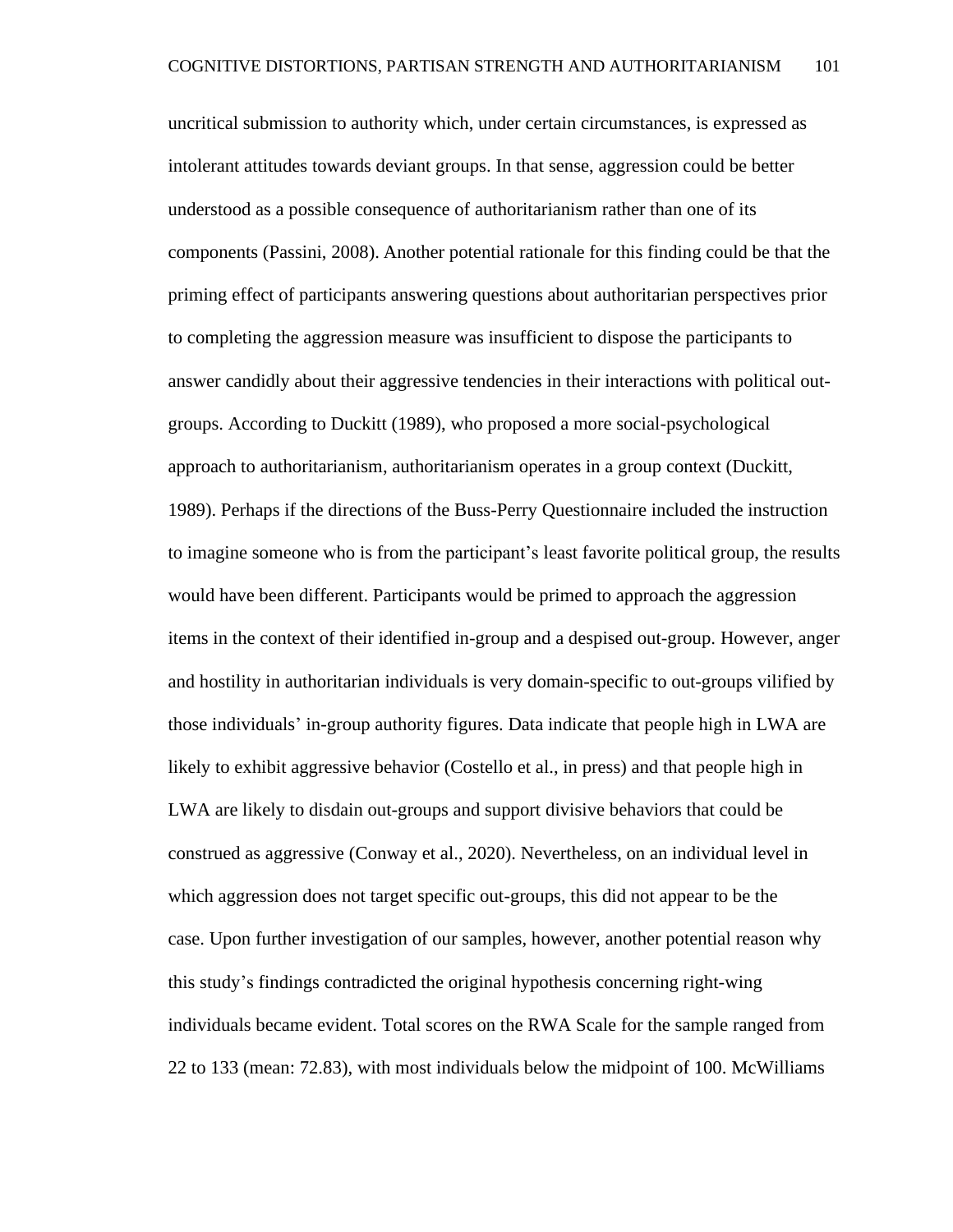uncritical submission to authority which, under certain circumstances, is expressed as intolerant attitudes towards deviant groups. In that sense, aggression could be better understood as a possible consequence of authoritarianism rather than one of its components (Passini, 2008). Another potential rationale for this finding could be that the priming effect of participants answering questions about authoritarian perspectives prior to completing the aggression measure was insufficient to dispose the participants to answer candidly about their aggressive tendencies in their interactions with political out-groups. According to Duckitt (1989), who proposed a more social-psychological approach to authoritarianism, authoritarianism operates in a group context (Duckitt, 1989). Perhaps if the directions of the Buss-Perry Questionnaire included the instruction to imagine someone who is from the participant's least favorite political group, the results would have been different. Participants would be primed to approach the aggression items in the context of their identified in-group and a despised out-group. However, anger and hostility in authoritarian individuals is very domain-specific to out-groups vilified by those individuals' in-group authority figures. Data indicate that people high in LWA are likely to exhibit aggressive behavior (Costello et al., in press) and that people high in LWA are likely to disdain out-groups and support divisive behaviors that could be construed as aggressive (Conway et al., 2020). Nevertheless, on an individual level in which aggression does not target specific out-groups, this did not appear to be the case. Upon further investigation of our samples, however, another potential reason why this study's findings contradicted the original hypothesis concerning right-wing individuals became evident. Total scores on the RWA Scale for the sample ranged from 22 to 133 (mean: 72.83), with most individuals below the midpoint of 100. McWilliams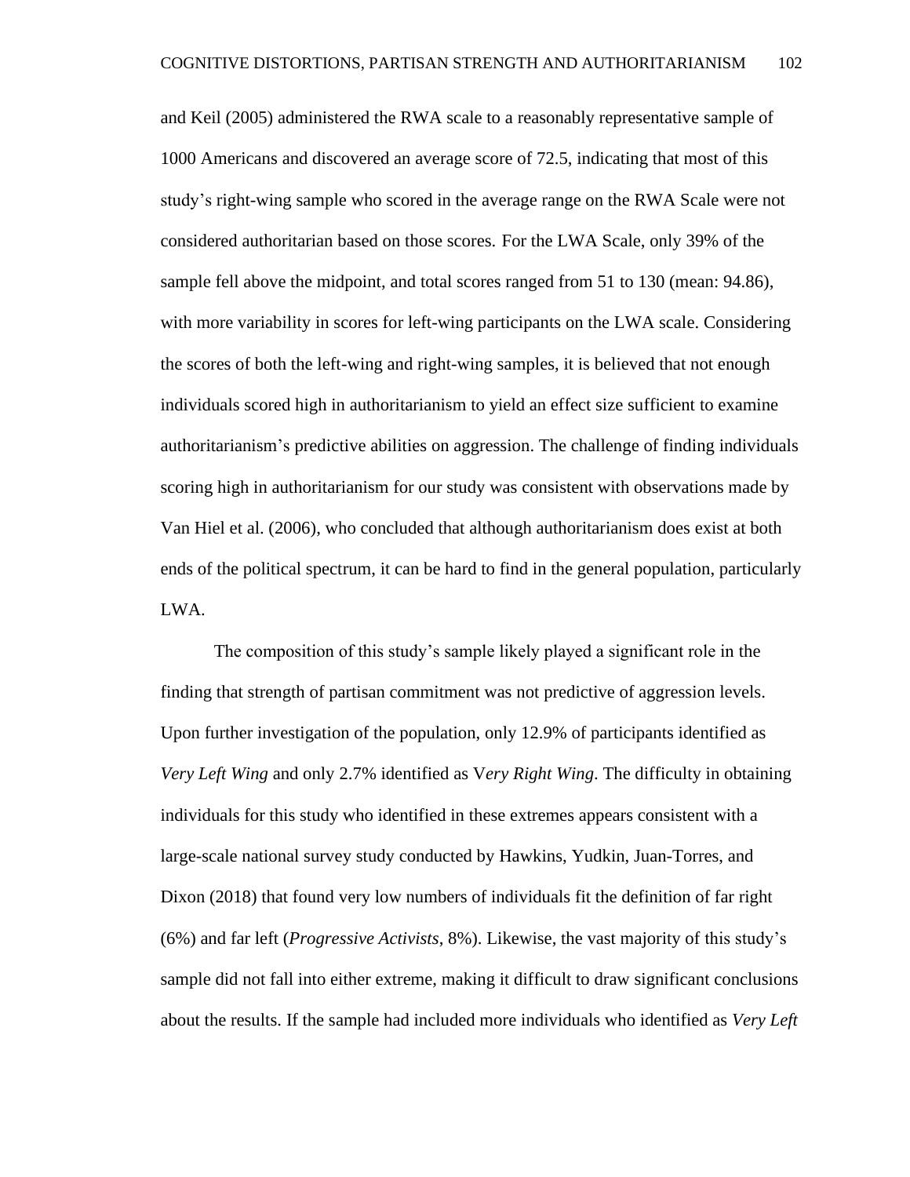and Keil (2005) administered the RWA scale to a reasonably representative sample of 1000 Americans and discovered an average score of 72.5, indicating that most of this study's right-wing sample who scored in the average range on the RWA Scale were not considered authoritarian based on those scores. For the LWA Scale, only 39% of the sample fell above the midpoint, and total scores ranged from 51 to 130 (mean: 94.86), with more variability in scores for left-wing participants on the LWA scale. Considering the scores of both the left-wing and right-wing samples, it is believed that not enough individuals scored high in authoritarianism to yield an effect size sufficient to examine authoritarianism's predictive abilities on aggression. The challenge of finding individuals scoring high in authoritarianism for our study was consistent with observations made by Van Hiel et al. (2006), who concluded that although authoritarianism does exist at both ends of the political spectrum, it can be hard to find in the general population, particularly LWA.

The composition of this study's sample likely played a significant role in the finding that strength of partisan commitment was not predictive of aggression levels. Upon further investigation of the population, only 12.9% of participants identified as *Very Left Wing* and only 2.7% identified as V*ery Right Wing*. The difficulty in obtaining individuals for this study who identified in these extremes appears consistent with a large-scale national survey study conducted by Hawkins, Yudkin, Juan-Torres, and Dixon (2018) that found very low numbers of individuals fit the definition of far right (6%) and far left (*Progressive Activists*, 8%). Likewise, the vast majority of this study's sample did not fall into either extreme, making it difficult to draw significant conclusions about the results. If the sample had included more individuals who identified as *Very Left*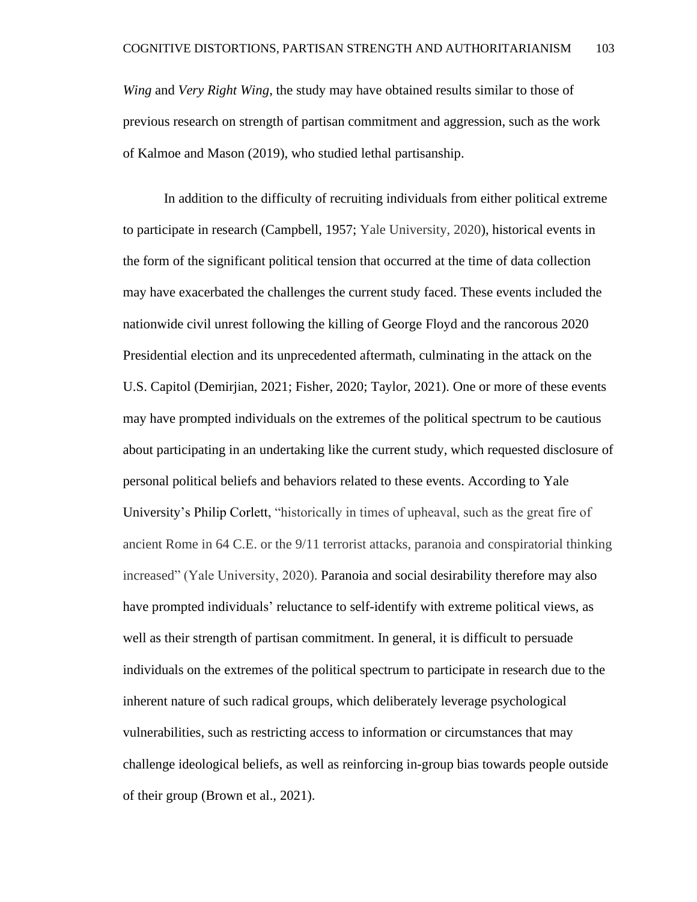*Wing* and *Very Right Wing*, the study may have obtained results similar to those of previous research on strength of partisan commitment and aggression, such as the work of Kalmoe and Mason (2019), who studied lethal partisanship.

In addition to the difficulty of recruiting individuals from either political extreme to participate in research (Campbell, 1957; Yale University, 2020), historical events in the form of the significant political tension that occurred at the time of data collection may have exacerbated the challenges the current study faced. These events included the nationwide civil unrest following the killing of George Floyd and the rancorous 2020 Presidential election and its unprecedented aftermath, culminating in the attack on the U.S. Capitol (Demirjian, 2021; Fisher, 2020; Taylor, 2021). One or more of these events may have prompted individuals on the extremes of the political spectrum to be cautious about participating in an undertaking like the current study, which requested disclosure of personal political beliefs and behaviors related to these events. According to Yale University's Philip Corlett, "historically in times of upheaval, such as the great fire of ancient Rome in 64 C.E. or the 9/11 terrorist attacks, paranoia and conspiratorial thinking increased" (Yale University, 2020). Paranoia and social desirability therefore may also have prompted individuals' reluctance to self-identify with extreme political views, as well as their strength of partisan commitment. In general, it is difficult to persuade individuals on the extremes of the political spectrum to participate in research due to the inherent nature of such radical groups, which deliberately leverage psychological vulnerabilities, such as restricting access to information or circumstances that may challenge ideological beliefs, as well as reinforcing in-group bias towards people outside of their group (Brown et al., 2021).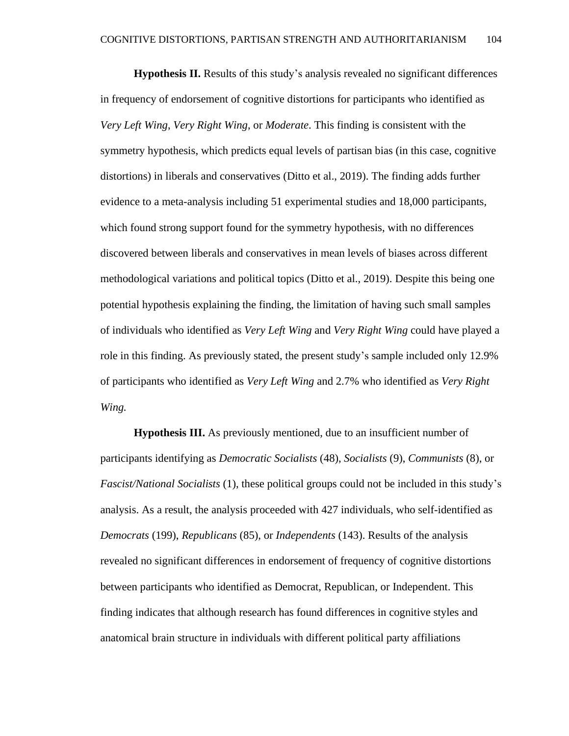**Hypothesis II.** Results of this study's analysis revealed no significant differences in frequency of endorsement of cognitive distortions for participants who identified as *Very Left Wing*, *Very Right Wing*, or *Moderate*. This finding is consistent with the symmetry hypothesis, which predicts equal levels of partisan bias (in this case, cognitive distortions) in liberals and conservatives (Ditto et al., 2019). The finding adds further evidence to a meta-analysis including 51 experimental studies and 18,000 participants, which found strong support found for the symmetry hypothesis, with no differences discovered between liberals and conservatives in mean levels of biases across different methodological variations and political topics (Ditto et al., 2019). Despite this being one potential hypothesis explaining the finding, the limitation of having such small samples of individuals who identified as *Very Left Wing* and *Very Right Wing* could have played a role in this finding. As previously stated, the present study's sample included only 12.9% of participants who identified as *Very Left Wing* and 2.7% who identified as *Very Right Wing.*

**Hypothesis III.** As previously mentioned, due to an insufficient number of participants identifying as *Democratic Socialists* (48), *Socialists* (9), *Communists* (8), or *Fascist/National Socialists* (1), these political groups could not be included in this study's analysis. As a result, the analysis proceeded with 427 individuals, who self-identified as *Democrats* (199), *Republicans* (85), or *Independents* (143). Results of the analysis revealed no significant differences in endorsement of frequency of cognitive distortions between participants who identified as Democrat, Republican, or Independent. This finding indicates that although research has found differences in cognitive styles and anatomical brain structure in individuals with different political party affiliations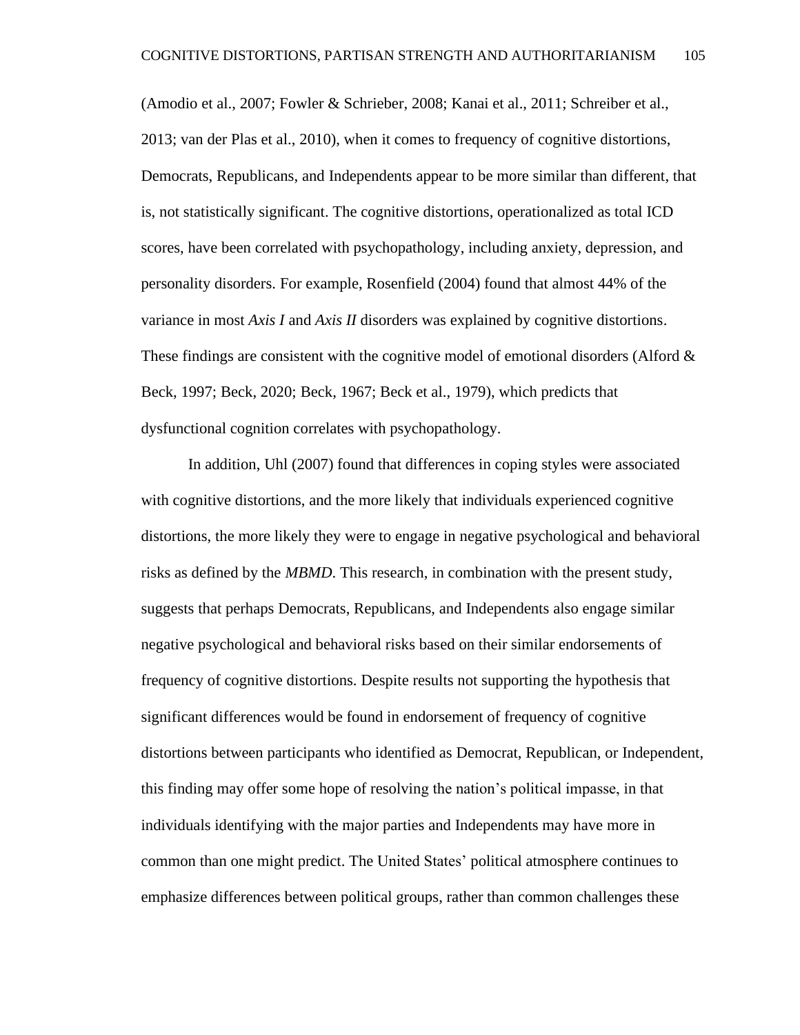(Amodio et al., 2007; Fowler & Schrieber, 2008; Kanai et al., 2011; Schreiber et al., 2013; van der Plas et al., 2010), when it comes to frequency of cognitive distortions, Democrats, Republicans, and Independents appear to be more similar than different, that is, not statistically significant. The cognitive distortions, operationalized as total ICD scores, have been correlated with psychopathology, including anxiety, depression, and personality disorders. For example, Rosenfield (2004) found that almost 44% of the variance in most *Axis I* and *Axis II* disorders was explained by cognitive distortions. These findings are consistent with the cognitive model of emotional disorders (Alford & Beck, 1997; Beck, 2020; Beck, 1967; Beck et al., 1979), which predicts that dysfunctional cognition correlates with psychopathology.

In addition, Uhl (2007) found that differences in coping styles were associated with cognitive distortions, and the more likely that individuals experienced cognitive distortions, the more likely they were to engage in negative psychological and behavioral risks as defined by the *MBMD*. This research, in combination with the present study, suggests that perhaps Democrats, Republicans, and Independents also engage similar negative psychological and behavioral risks based on their similar endorsements of frequency of cognitive distortions. Despite results not supporting the hypothesis that significant differences would be found in endorsement of frequency of cognitive distortions between participants who identified as Democrat, Republican, or Independent, this finding may offer some hope of resolving the nation's political impasse, in that individuals identifying with the major parties and Independents may have more in common than one might predict. The United States' political atmosphere continues to emphasize differences between political groups, rather than common challenges these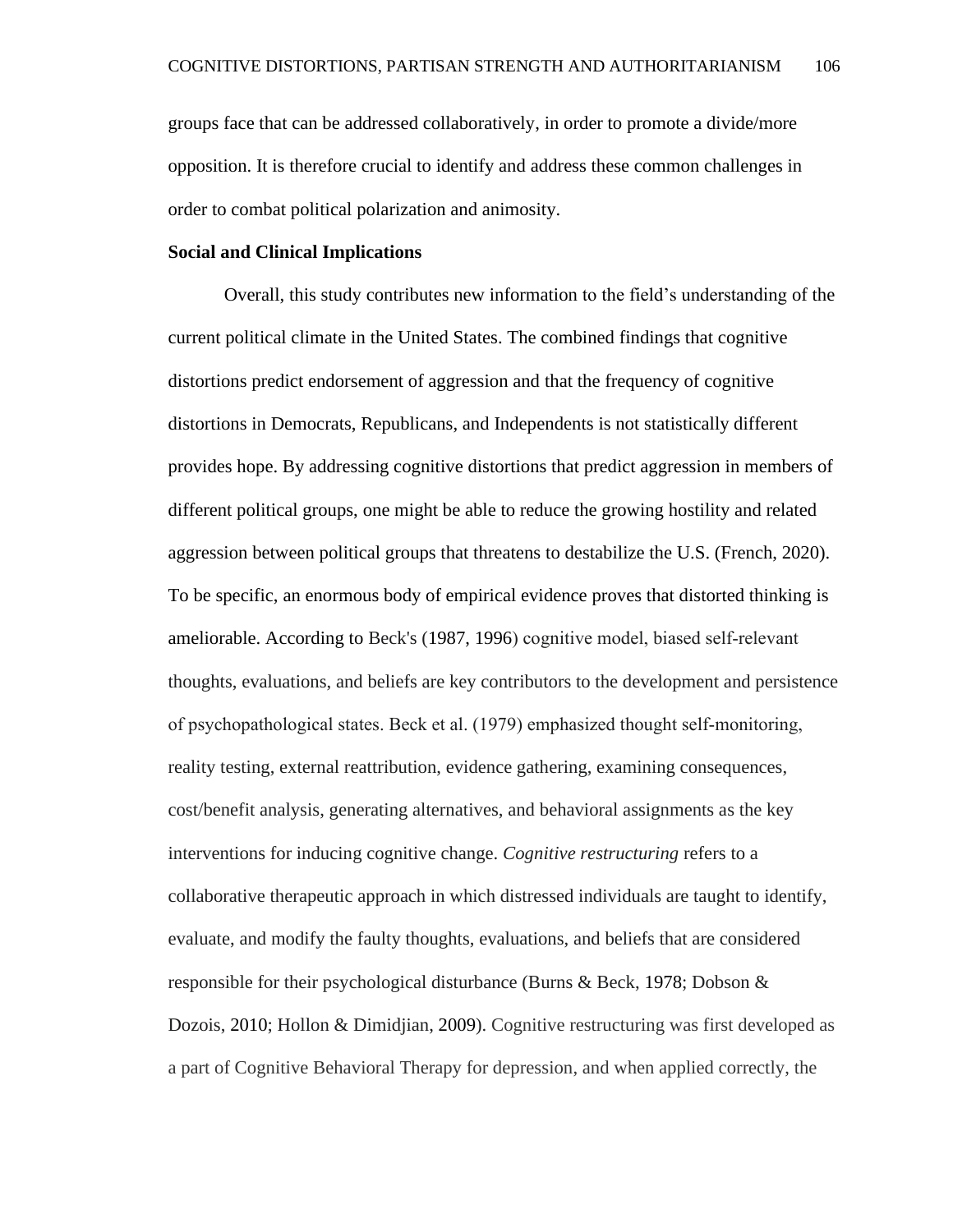groups face that can be addressed collaboratively, in order to promote a divide/more opposition. It is therefore crucial to identify and address these common challenges in order to combat political polarization and animosity.

**Social and Clinical Implications**

Overall, this study contributes new information to the field's understanding of the current political climate in the United States. The combined findings that cognitive distortions predict endorsement of aggression and that the frequency of cognitive distortions in Democrats, Republicans, and Independents is not statistically different provides hope. By addressing cognitive distortions that predict aggression in members of different political groups, one might be able to reduce the growing hostility and related aggression between political groups that threatens to destabilize the U.S. (French, 2020). To be specific, an enormous body of empirical evidence proves that distorted thinking is ameliorable. According to Beck's (1987, 1996) cognitive model, biased self-relevant thoughts, evaluations, and beliefs are key contributors to the development and persistence of psychopathological states. Beck et al. (1979) emphasized thought self-monitoring, reality testing, external reattribution, evidence gathering, examining consequences, cost/benefit analysis, generating alternatives, and behavioral assignments as the key interventions for inducing cognitive change. *Cognitive restructuring* refers to a collaborative therapeutic approach in which distressed individuals are taught to identify, evaluate, and modify the faulty thoughts, evaluations, and beliefs that are considered responsible for their psychological disturbance (Burns & Beck, 1978; Dobson & Dozois, 2010; Hollon & Dimidjian, 2009). Cognitive restructuring was first developed as a part of Cognitive Behavioral Therapy for depression, and when applied correctly, the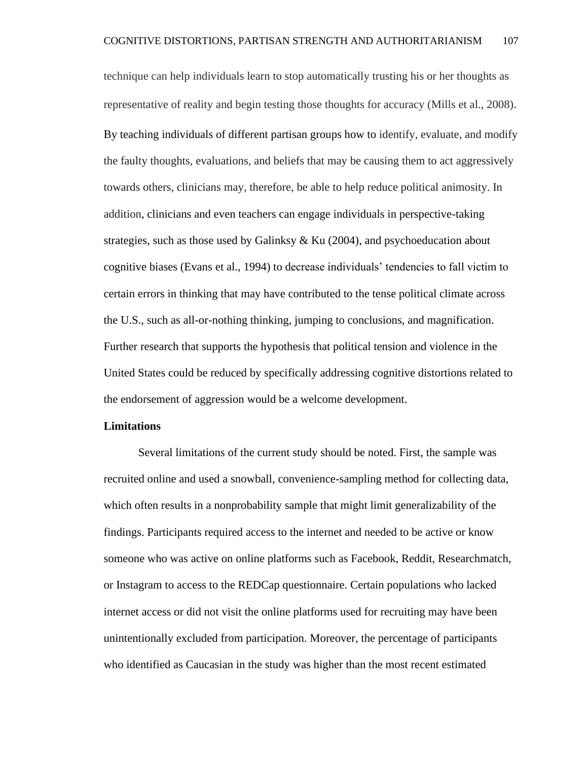technique can help individuals learn to stop automatically trusting his or her thoughts as representative of reality and begin testing those thoughts for accuracy (Mills et al., 2008). By teaching individuals of different partisan groups how to identify, evaluate, and modify the faulty thoughts, evaluations, and beliefs that may be causing them to act aggressively towards others, clinicians may, therefore, be able to help reduce political animosity. In addition, clinicians and even teachers can engage individuals in perspective-taking strategies, such as those used by Galinksy & Ku (2004), and psychoeducation about cognitive biases (Evans et al., 1994) to decrease individuals' tendencies to fall victim to certain errors in thinking that may have contributed to the tense political climate across the U.S., such as all-or-nothing thinking, jumping to conclusions, and magnification. Further research that supports the hypothesis that political tension and violence in the United States could be reduced by specifically addressing cognitive distortions related to the endorsement of aggression would be a welcome development.

**Limitations**

Several limitations of the current study should be noted. First, the sample was recruited online and used a snowball, convenience-sampling method for collecting data, which often results in a nonprobability sample that might limit generalizability of the findings. Participants required access to the internet and needed to be active or know someone who was active on online platforms such as Facebook, Reddit, Researchmatch, or Instagram to access to the REDCap questionnaire. Certain populations who lacked internet access or did not visit the online platforms used for recruiting may have been unintentionally excluded from participation. Moreover, the percentage of participants who identified as Caucasian in the study was higher than the most recent estimated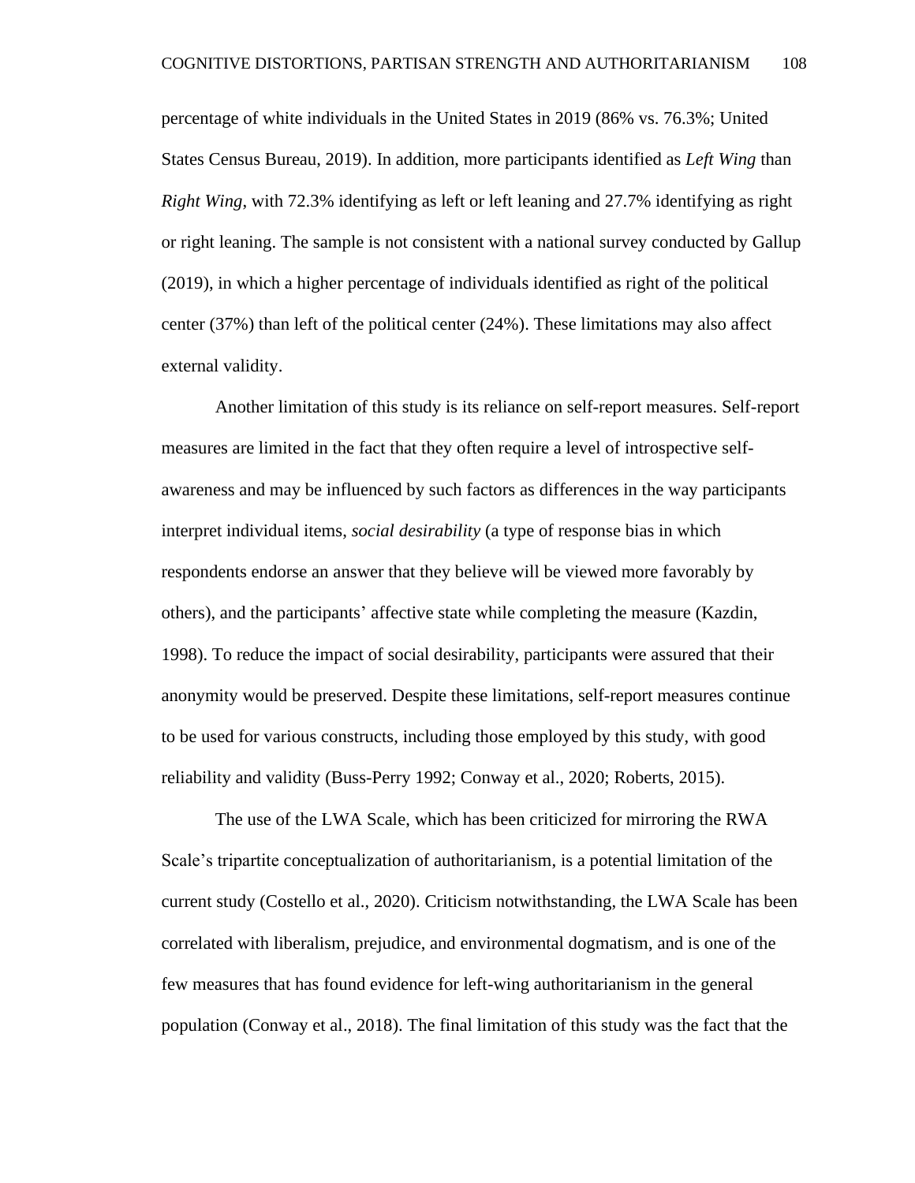percentage of white individuals in the United States in 2019 (86% vs. 76.3%; United States Census Bureau, 2019). In addition, more participants identified as *Left Wing* than *Right Wing*, with 72.3% identifying as left or left leaning and 27.7% identifying as right or right leaning. The sample is not consistent with a national survey conducted by Gallup (2019), in which a higher percentage of individuals identified as right of the political center (37%) than left of the political center (24%). These limitations may also affect external validity.

Another limitation of this study is its reliance on self-report measures. Self-report measures are limited in the fact that they often require a level of introspective self-awareness and may be influenced by such factors as differences in the way participants interpret individual items, *social desirability* (a type of response bias in which respondents endorse an answer that they believe will be viewed more favorably by others), and the participants' affective state while completing the measure (Kazdin, 1998). To reduce the impact of social desirability, participants were assured that their anonymity would be preserved. Despite these limitations, self-report measures continue to be used for various constructs, including those employed by this study, with good reliability and validity (Buss-Perry 1992; Conway et al., 2020; Roberts, 2015).

The use of the LWA Scale, which has been criticized for mirroring the RWA Scale's tripartite conceptualization of authoritarianism, is a potential limitation of the current study (Costello et al., 2020). Criticism notwithstanding, the LWA Scale has been correlated with liberalism, prejudice, and environmental dogmatism, and is one of the few measures that has found evidence for left-wing authoritarianism in the general population (Conway et al., 2018). The final limitation of this study was the fact that the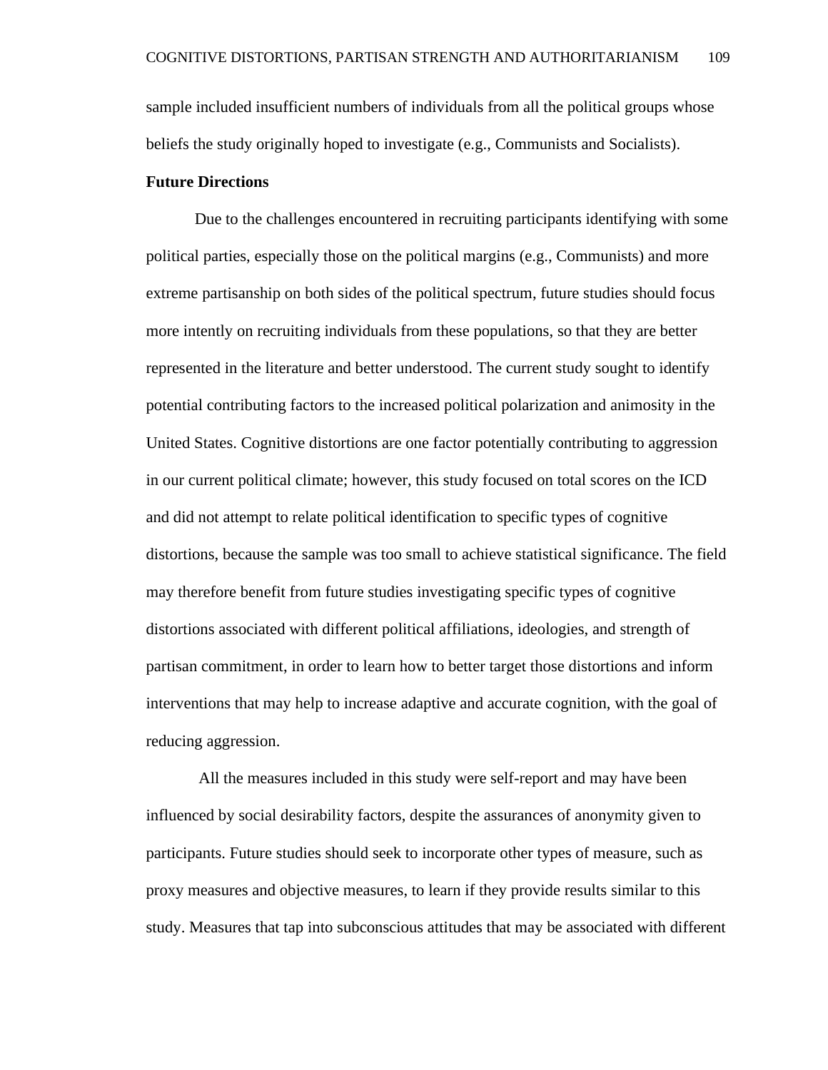sample included insufficient numbers of individuals from all the political groups whose beliefs the study originally hoped to investigate (e.g., Communists and Socialists).

**Future Directions**

Due to the challenges encountered in recruiting participants identifying with some political parties, especially those on the political margins (e.g., Communists) and more extreme partisanship on both sides of the political spectrum, future studies should focus more intently on recruiting individuals from these populations, so that they are better represented in the literature and better understood. The current study sought to identify potential contributing factors to the increased political polarization and animosity in the United States. Cognitive distortions are one factor potentially contributing to aggression in our current political climate; however, this study focused on total scores on the ICD and did not attempt to relate political identification to specific types of cognitive distortions, because the sample was too small to achieve statistical significance. The field may therefore benefit from future studies investigating specific types of cognitive distortions associated with different political affiliations, ideologies, and strength of partisan commitment, in order to learn how to better target those distortions and inform interventions that may help to increase adaptive and accurate cognition, with the goal of reducing aggression.

All the measures included in this study were self-report and may have been influenced by social desirability factors, despite the assurances of anonymity given to participants. Future studies should seek to incorporate other types of measure, such as proxy measures and objective measures, to learn if they provide results similar to this study. Measures that tap into subconscious attitudes that may be associated with different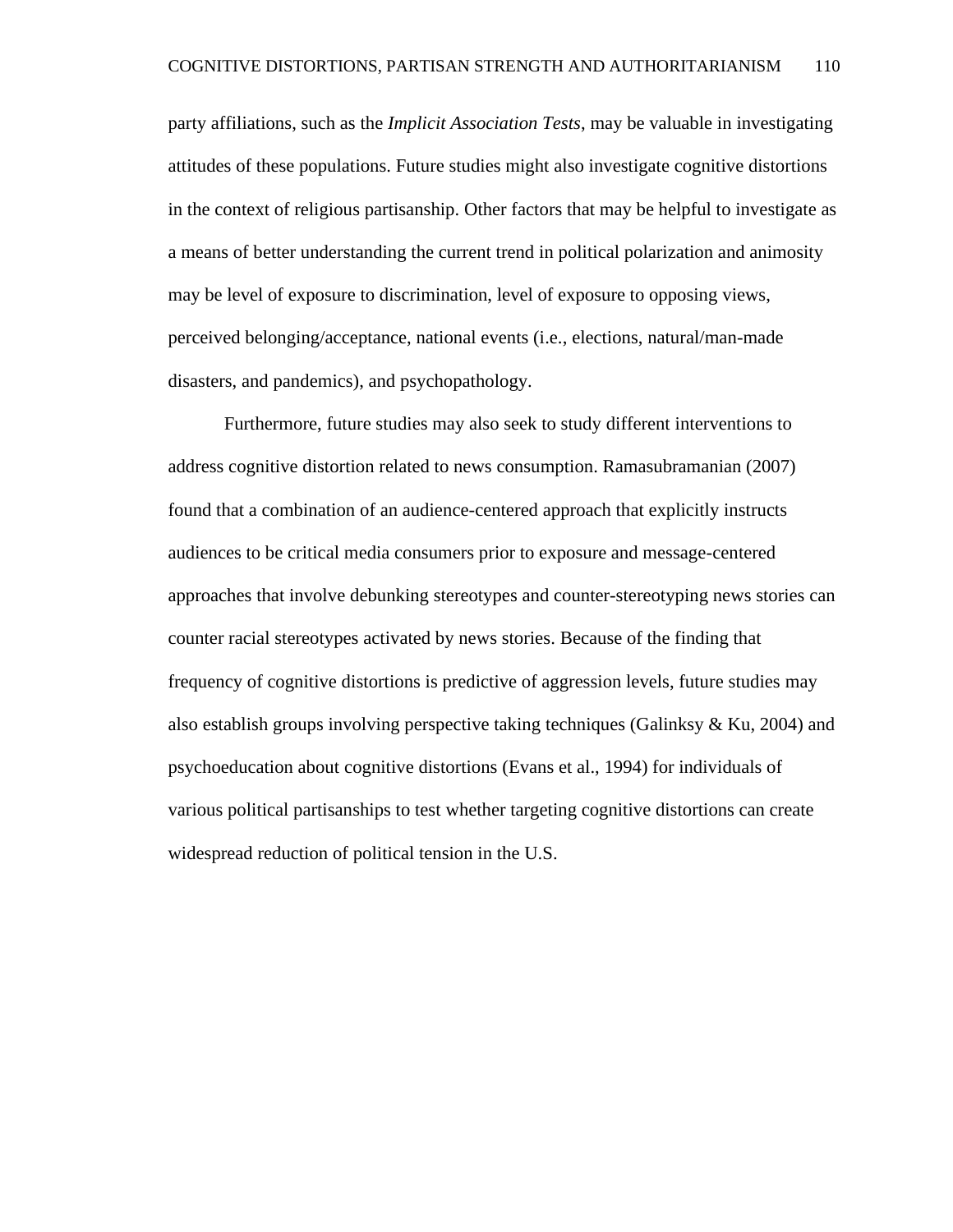party affiliations, such as the *Implicit Association Tests*, may be valuable in investigating attitudes of these populations. Future studies might also investigate cognitive distortions in the context of religious partisanship. Other factors that may be helpful to investigate as a means of better understanding the current trend in political polarization and animosity may be level of exposure to discrimination, level of exposure to opposing views, perceived belonging/acceptance, national events (i.e., elections, natural/man-made disasters, and pandemics), and psychopathology.

Furthermore, future studies may also seek to study different interventions to address cognitive distortion related to news consumption. Ramasubramanian (2007) found that a combination of an audience-centered approach that explicitly instructs audiences to be critical media consumers prior to exposure and message-centered approaches that involve debunking stereotypes and counter-stereotyping news stories can counter racial stereotypes activated by news stories. Because of the finding that frequency of cognitive distortions is predictive of aggression levels, future studies may also establish groups involving perspective taking techniques (Galinksy & Ku, 2004) and psychoeducation about cognitive distortions (Evans et al., 1994) for individuals of various political partisanships to test whether targeting cognitive distortions can create widespread reduction of political tension in the U.S.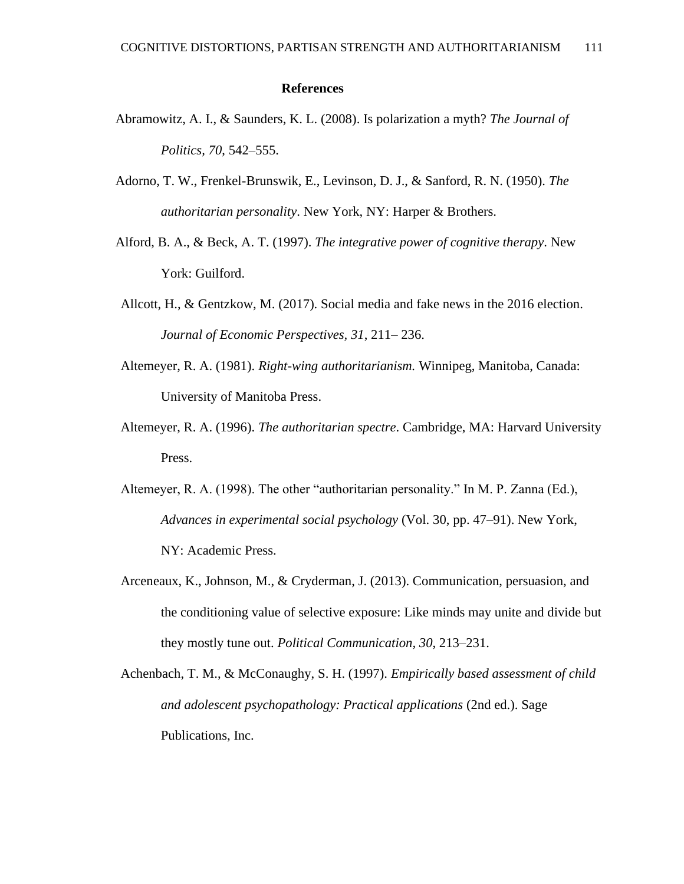# References

Abramowitz, A. I., & Saunders, K. L. (2008). Is polarization a myth? *The Journal of Politics, 70*, 542–555.

Adorno, T. W., Frenkel-Brunswik, E., Levinson, D. J., & Sanford, R. N. (1950). *The authoritarian personality*. New York, NY: Harper & Brothers.

Alford, B. A., & Beck, A. T. (1997). *The integrative power of cognitive therapy*. New York: Guilford.

Allcott, H., & Gentzkow, M. (2017). Social media and fake news in the 2016 election. *Journal of Economic Perspectives, 31*, 211– 236.

Altemeyer, R. A. (1981). *Right-wing authoritarianism.* Winnipeg, Manitoba, Canada: University of Manitoba Press.

Altemeyer, R. A. (1996). *The authoritarian spectre*. Cambridge, MA: Harvard University Press.

Altemeyer, R. A. (1998). The other "authoritarian personality." In M. P. Zanna (Ed.), *Advances in experimental social psychology* (Vol. 30, pp. 47–91). New York, NY: Academic Press.

Arceneaux, K., Johnson, M., & Cryderman, J. (2013). Communication, persuasion, and the conditioning value of selective exposure: Like minds may unite and divide but they mostly tune out. *Political Communication, 30*, 213–231.

Achenbach, T. M., & McConaughy, S. H. (1997). *Empirically based assessment of child and adolescent psychopathology: Practical applications* (2nd ed.). Sage Publications, Inc.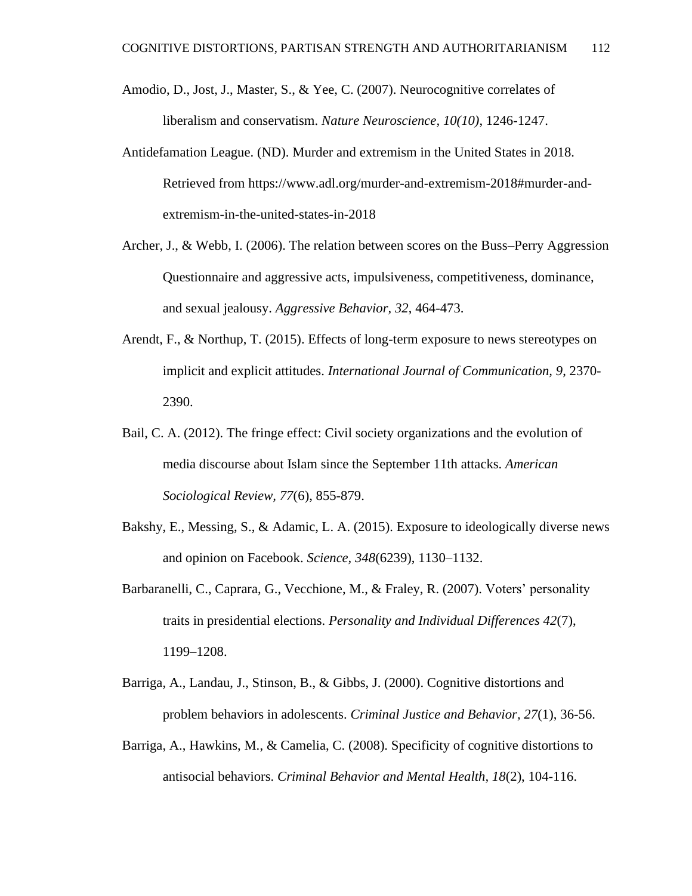Amodio, D., Jost, J., Master, S., & Yee, C. (2007). Neurocognitive correlates of liberalism and conservatism. *Nature Neuroscience, 10(10)*, 1246-1247.

Antidefamation League. (ND). Murder and extremism in the United States in 2018. Retrieved from https://www.adl.org/murder-and-extremism-2018#murder-and-extremism-in-the-united-states-in-2018

Archer, J., & Webb, I. (2006). The relation between scores on the Buss–Perry Aggression Questionnaire and aggressive acts, impulsiveness, competitiveness, dominance, and sexual jealousy. *Aggressive Behavior, 32*, 464-473.

Arendt, F., & Northup, T. (2015). Effects of long-term exposure to news stereotypes on implicit and explicit attitudes. *International Journal of Communication, 9*, 2370-2390.

Bail, C. A. (2012). The fringe effect: Civil society organizations and the evolution of media discourse about Islam since the September 11th attacks. *American Sociological Review, 77*(6), 855-879.

Bakshy, E., Messing, S., & Adamic, L. A. (2015). Exposure to ideologically diverse news and opinion on Facebook. *Science, 348*(6239), 1130–1132.

Barbaranelli, C., Caprara, G., Vecchione, M., & Fraley, R. (2007). Voters' personality traits in presidential elections. *Personality and Individual Differences 42*(7), 1199–1208.

Barriga, A., Landau, J., Stinson, B., & Gibbs, J. (2000). Cognitive distortions and problem behaviors in adolescents. *Criminal Justice and Behavior, 27*(1), 36-56.

Barriga, A., Hawkins, M., & Camelia, C. (2008). Specificity of cognitive distortions to antisocial behaviors. *Criminal Behavior and Mental Health, 18*(2), 104-116.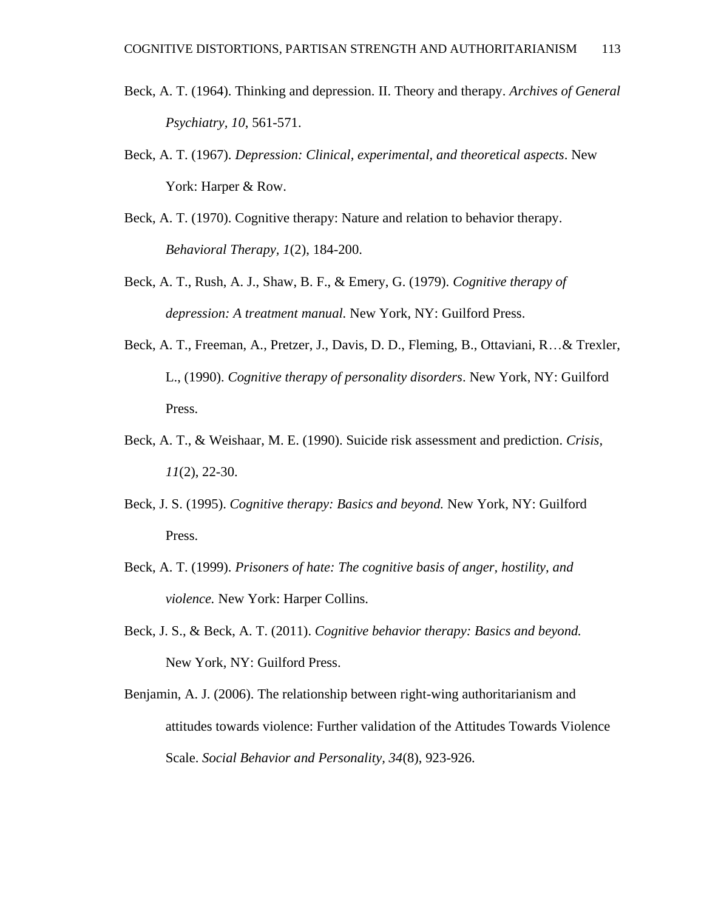Beck, A. T. (1964). Thinking and depression. II. Theory and therapy. *Archives of General Psychiatry, 10*, 561-571.

Beck, A. T. (1967). *Depression: Clinical, experimental, and theoretical aspects*. New York: Harper & Row.

Beck, A. T. (1970). Cognitive therapy: Nature and relation to behavior therapy. *Behavioral Therapy, 1*(2), 184-200.

Beck, A. T., Rush, A. J., Shaw, B. F., & Emery, G. (1979). *Cognitive therapy of depression: A treatment manual.* New York, NY: Guilford Press.

Beck, A. T., Freeman, A., Pretzer, J., Davis, D. D., Fleming, B., Ottaviani, R…& Trexler, L., (1990). *Cognitive therapy of personality disorders*. New York, NY: Guilford Press.

Beck, A. T., & Weishaar, M. E. (1990). Suicide risk assessment and prediction. *Crisis, 11*(2), 22-30.

Beck, J. S. (1995). *Cognitive therapy: Basics and beyond.* New York, NY: Guilford Press.

Beck, A. T. (1999). *Prisoners of hate: The cognitive basis of anger, hostility, and violence.* New York: Harper Collins.

Beck, J. S., & Beck, A. T. (2011). *Cognitive behavior therapy: Basics and beyond.* New York, NY: Guilford Press.

Benjamin, A. J. (2006). The relationship between right-wing authoritarianism and attitudes towards violence: Further validation of the Attitudes Towards Violence Scale. *Social Behavior and Personality, 34*(8), 923-926.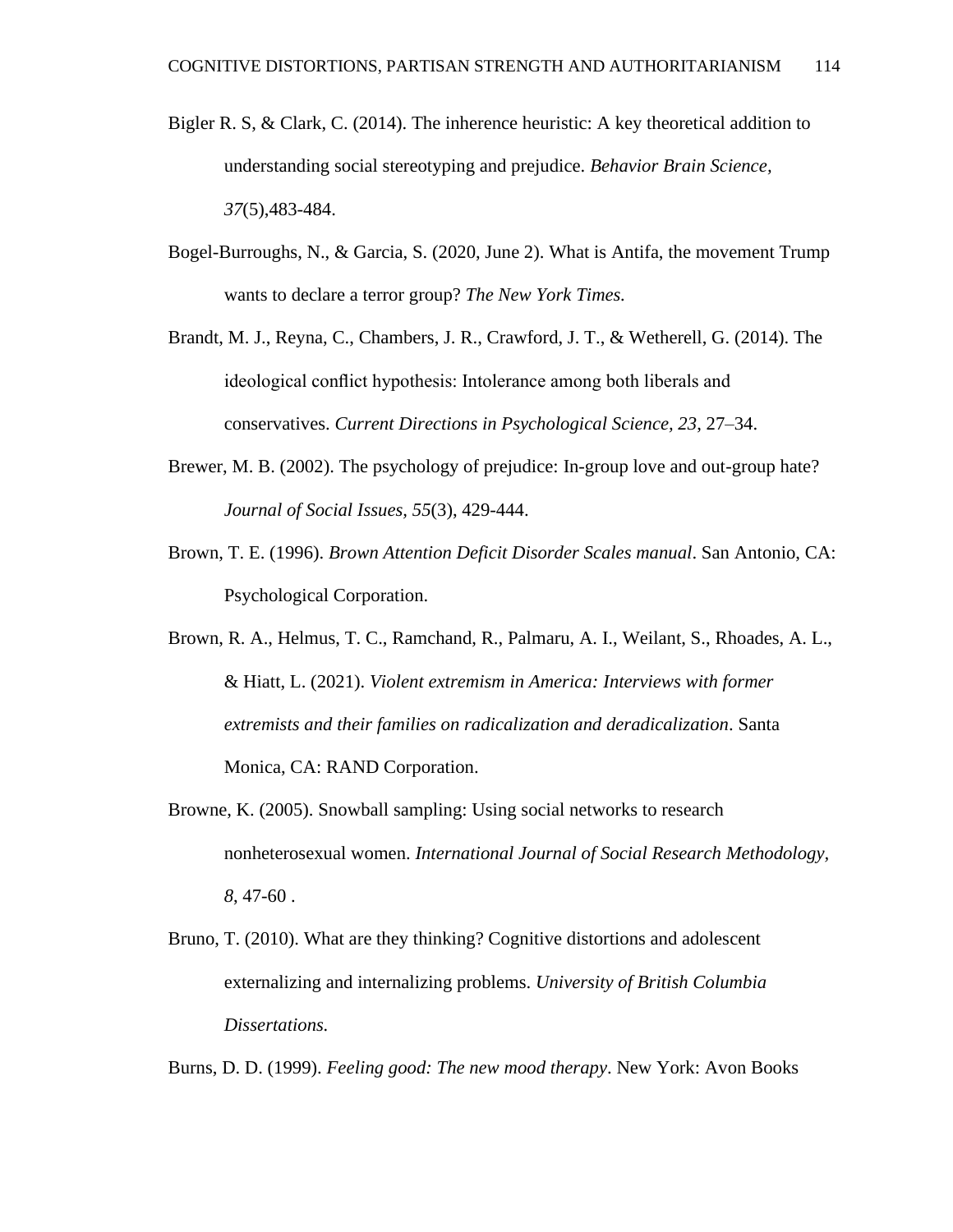Bigler R. S, & Clark, C. (2014). The inherence heuristic: A key theoretical addition to understanding social stereotyping and prejudice. *Behavior Brain Science, 37*(5),483-484.

Bogel-Burroughs, N., & Garcia, S. (2020, June 2). What is Antifa, the movement Trump wants to declare a terror group? *The New York Times.*

Brandt, M. J., Reyna, C., Chambers, J. R., Crawford, J. T., & Wetherell, G. (2014). The ideological conflict hypothesis: Intolerance among both liberals and conservatives. *Current Directions in Psychological Science, 23*, 27–34.

Brewer, M. B. (2002). The psychology of prejudice: In-group love and out-group hate? *Journal of Social Issues*, *55*(3), 429-444.

Brown, T. E. (1996). *Brown Attention Deficit Disorder Scales manual*. San Antonio, CA: Psychological Corporation.

Brown, R. A., Helmus, T. C., Ramchand, R., Palmaru, A. I., Weilant, S., Rhoades, A. L., & Hiatt, L. (2021). *Violent extremism in America: Interviews with former extremists and their families on radicalization and deradicalization*. Santa Monica, CA: RAND Corporation.

Browne, K. (2005). Snowball sampling: Using social networks to research nonheterosexual women. *International Journal of Social Research Methodology, 8*, 47-60 .

Bruno, T. (2010). What are they thinking? Cognitive distortions and adolescent externalizing and internalizing problems. *University of British Columbia Dissertations.*

Burns, D. D. (1999). *Feeling good: The new mood therapy*. New York: Avon Books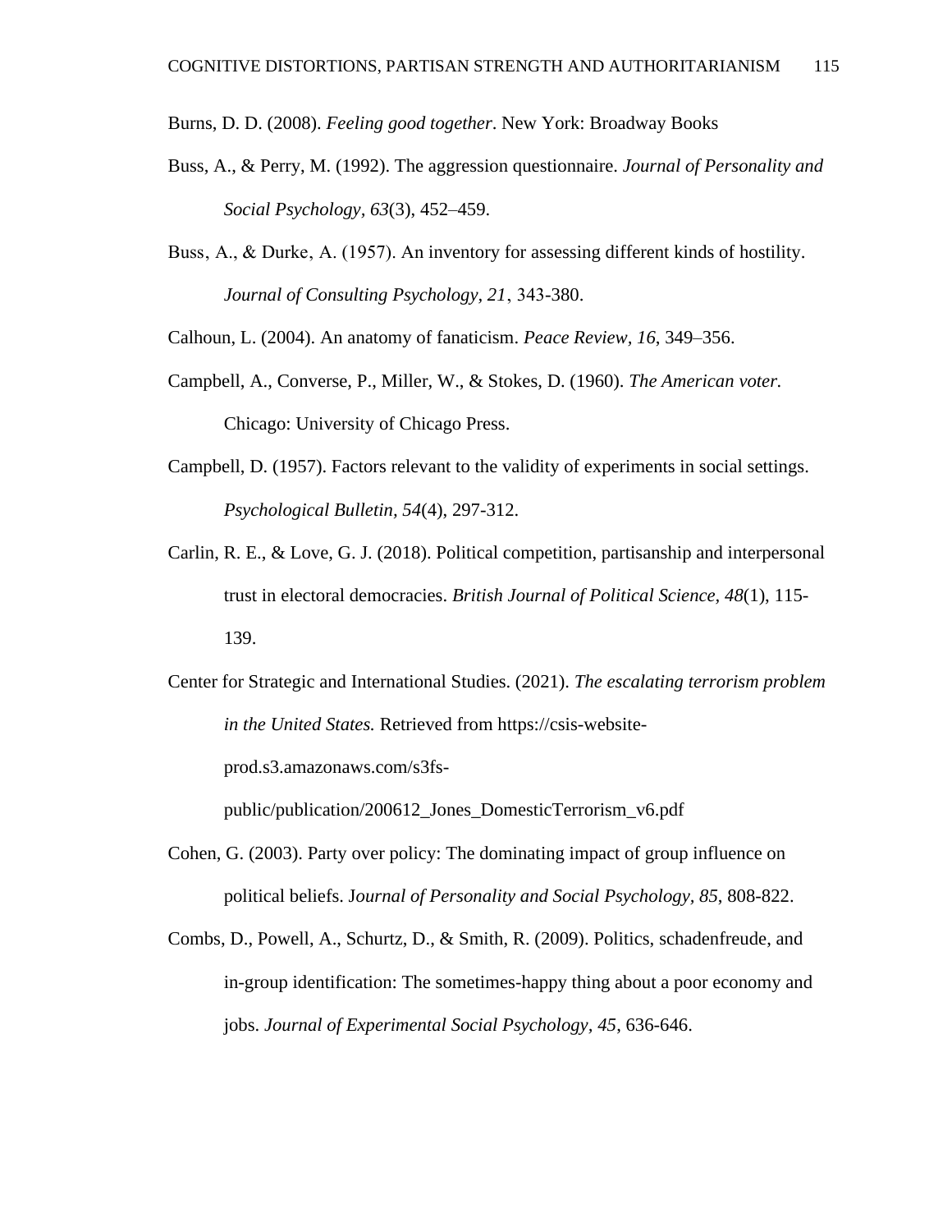Burns, D. D. (2008). *Feeling good together*. New York: Broadway Books

Buss, A., & Perry, M. (1992). The aggression questionnaire. *Journal of Personality and Social Psychology, 63*(3), 452–459.

Buss, A., & Durke, A. (1957). An inventory for assessing different kinds of hostility. *Journal of Consulting Psychology, 21*, 343-380.

Calhoun, L. (2004). An anatomy of fanaticism. *Peace Review, 16*, 349–356.

Campbell, A., Converse, P., Miller, W., & Stokes, D. (1960). *The American voter.* Chicago: University of Chicago Press.

Campbell, D. (1957). Factors relevant to the validity of experiments in social settings. *Psychological Bulletin, 54*(4), 297-312.

Carlin, R. E., & Love, G. J. (2018). Political competition, partisanship and interpersonal trust in electoral democracies. *British Journal of Political Science, 48*(1), 115-139.

Center for Strategic and International Studies. (2021). *The escalating terrorism problem in the United States.* Retrieved from https://csis-website-prod.s3.amazonaws.com/s3fs-public/publication/200612_Jones_DomesticTerrorism_v6.pdf

Cohen, G. (2003). Party over policy: The dominating impact of group influence on political beliefs. J*ournal of Personality and Social Psychology, 85*, 808-822.

Combs, D., Powell, A., Schurtz, D., & Smith, R. (2009). Politics, schadenfreude, and in-group identification: The sometimes-happy thing about a poor economy and jobs. *Journal of Experimental Social Psychology, 45*, 636-646.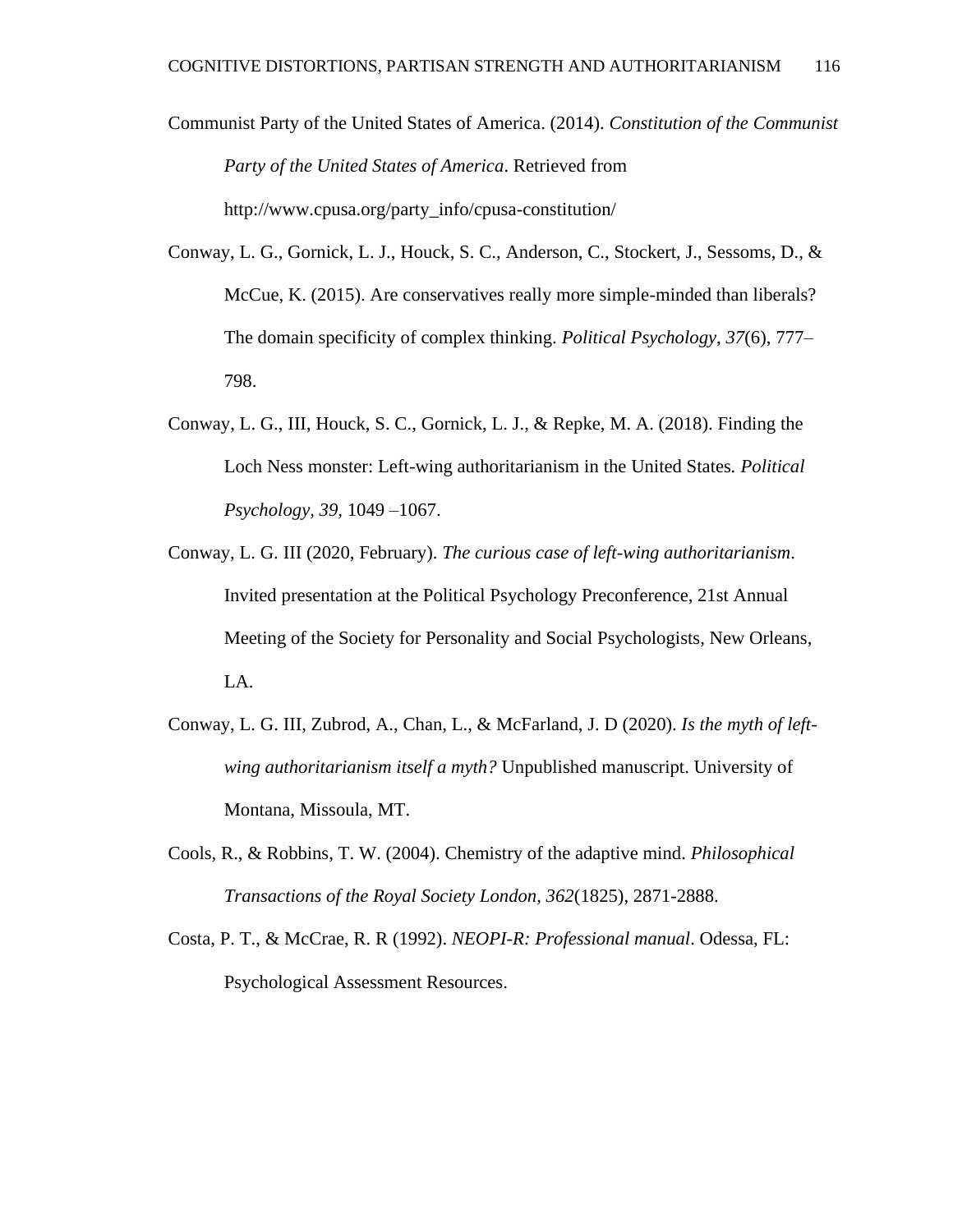Communist Party of the United States of America. (2014). *Constitution of the Communist Party of the United States of America*. Retrieved from http://www.cpusa.org/party_info/cpusa-constitution/

Conway, L. G., Gornick, L. J., Houck, S. C., Anderson, C., Stockert, J., Sessoms, D., & McCue, K. (2015). Are conservatives really more simple-minded than liberals? The domain specificity of complex thinking. *Political Psychology, 37*(6), 777–798.

Conway, L. G., III, Houck, S. C., Gornick, L. J., & Repke, M. A. (2018). Finding the Loch Ness monster: Left-wing authoritarianism in the United States. *Political Psychology*, *39*, 1049 –1067.

Conway, L. G. III (2020, February). *The curious case of left-wing authoritarianism*. Invited presentation at the Political Psychology Preconference, 21st Annual Meeting of the Society for Personality and Social Psychologists, New Orleans, LA.

Conway, L. G. III, Zubrod, A., Chan, L., & McFarland, J. D (2020). *Is the myth of left-wing authoritarianism itself a myth?* Unpublished manuscript. University of Montana, Missoula, MT.

Cools, R., & Robbins, T. W. (2004). Chemistry of the adaptive mind. *Philosophical Transactions of the Royal Society London, 362*(1825), 2871-2888.

Costa, P. T., & McCrae, R. R (1992). *NEOPI-R: Professional manual*. Odessa, FL: Psychological Assessment Resources.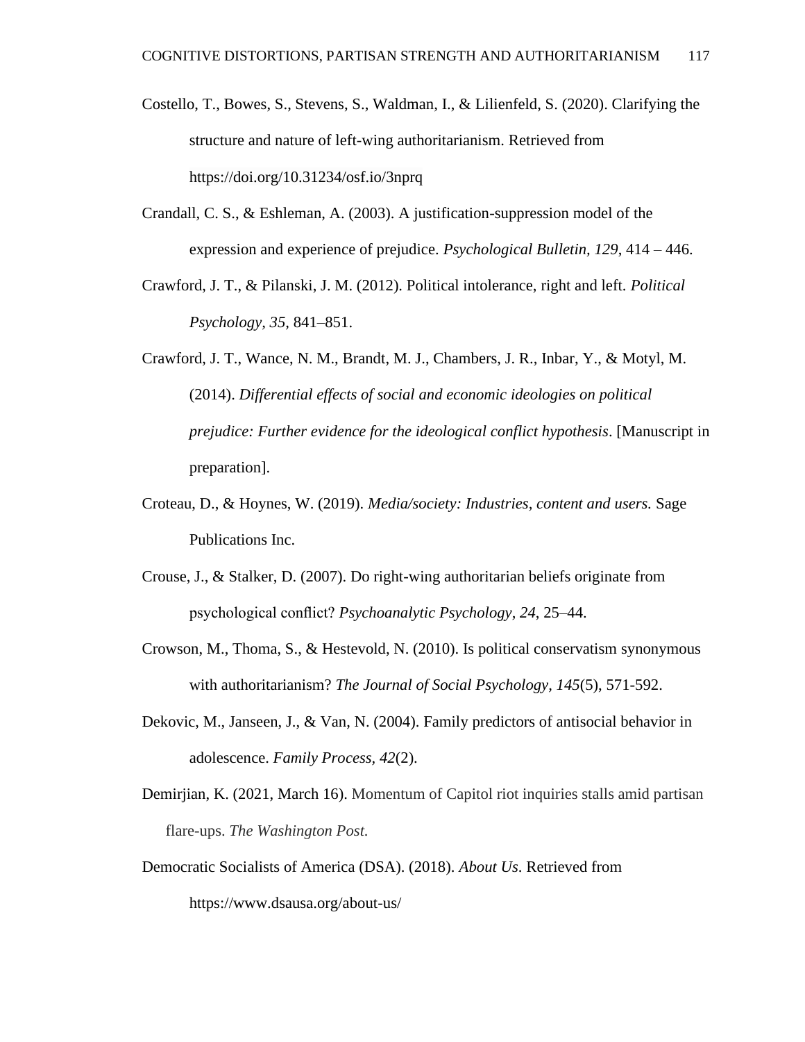Costello, T., Bowes, S., Stevens, S., Waldman, I., & Lilienfeld, S. (2020). Clarifying the structure and nature of left-wing authoritarianism. Retrieved from https://doi.org/10.31234/osf.io/3nprq

Crandall, C. S., & Eshleman, A. (2003). A justification-suppression model of the expression and experience of prejudice. *Psychological Bulletin, 129*, 414 – 446.

Crawford, J. T., & Pilanski, J. M. (2012). Political intolerance, right and left. *Political Psychology, 35,* 841–851.

Crawford, J. T., Wance, N. M., Brandt, M. J., Chambers, J. R., Inbar, Y., & Motyl, M. (2014). *Differential effects of social and economic ideologies on political prejudice: Further evidence for the ideological conflict hypothesis*. [Manuscript in preparation].

Croteau, D., & Hoynes, W. (2019). *Media/society: Industries, content and users.* Sage Publications Inc.

Crouse, J., & Stalker, D. (2007). Do right-wing authoritarian beliefs originate from psychological conflict? *Psychoanalytic Psychology, 24*, 25–44.

Crowson, M., Thoma, S., & Hestevold, N. (2010). Is political conservatism synonymous with authoritarianism? *The Journal of Social Psychology, 145*(5), 571-592.

Dekovic, M., Janseen, J., & Van, N. (2004). Family predictors of antisocial behavior in adolescence. *Family Process, 42*(2).

Demirjian, K. (2021, March 16). Momentum of Capitol riot inquiries stalls amid partisan flare-ups. *The Washington Post.*

Democratic Socialists of America (DSA). (2018). *About Us*. Retrieved from https://www.dsausa.org/about-us/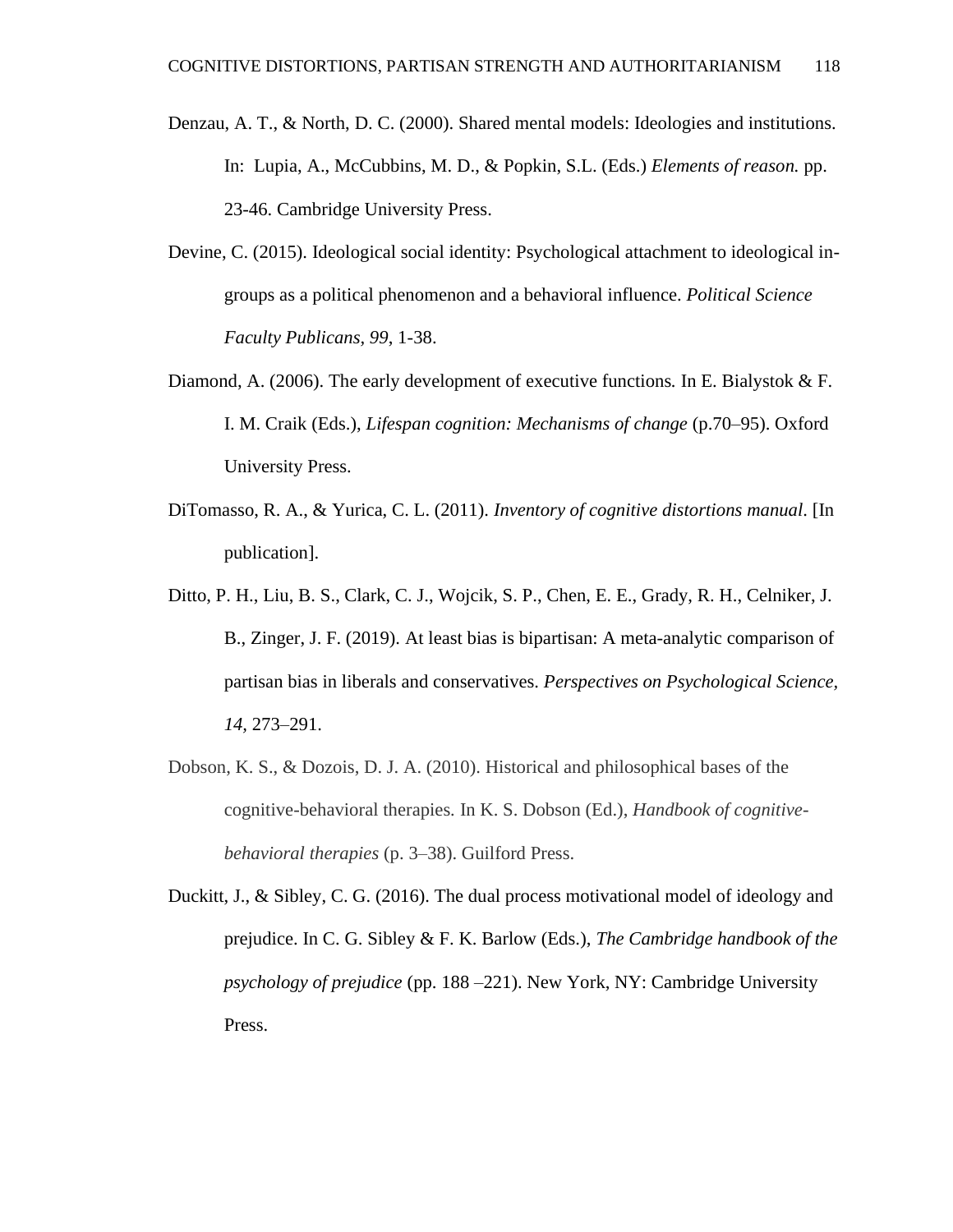Denzau, A. T., & North, D. C. (2000). Shared mental models: Ideologies and institutions. In: Lupia, A., McCubbins, M. D., & Popkin, S.L. (Eds.) *Elements of reason.* pp. 23-46. Cambridge University Press.

Devine, C. (2015). Ideological social identity: Psychological attachment to ideological in-groups as a political phenomenon and a behavioral influence. *Political Science Faculty Publicans*, *99*, 1-38.

Diamond, A. (2006). The early development of executive functions*.* In E. Bialystok & F. I. M. Craik (Eds.), *Lifespan cognition: Mechanisms of change* (p.70–95). Oxford University Press.

DiTomasso, R. A., & Yurica, C. L. (2011). *Inventory of cognitive distortions manual*. [In publication].

Ditto, P. H., Liu, B. S., Clark, C. J., Wojcik, S. P., Chen, E. E., Grady, R. H., Celniker, J. B., Zinger, J. F. (2019). At least bias is bipartisan: A meta-analytic comparison of partisan bias in liberals and conservatives. *Perspectives on Psychological Science, 14*, 273–291.

Dobson, K. S., & Dozois, D. J. A. (2010). Historical and philosophical bases of the cognitive-behavioral therapies*.* In K. S. Dobson (Ed.), *Handbook of cognitive-behavioral therapies* (p. 3–38). Guilford Press.

Duckitt, J., & Sibley, C. G. (2016). The dual process motivational model of ideology and prejudice. In C. G. Sibley & F. K. Barlow (Eds.), *The Cambridge handbook of the psychology of prejudice* (pp. 188 –221). New York, NY: Cambridge University Press.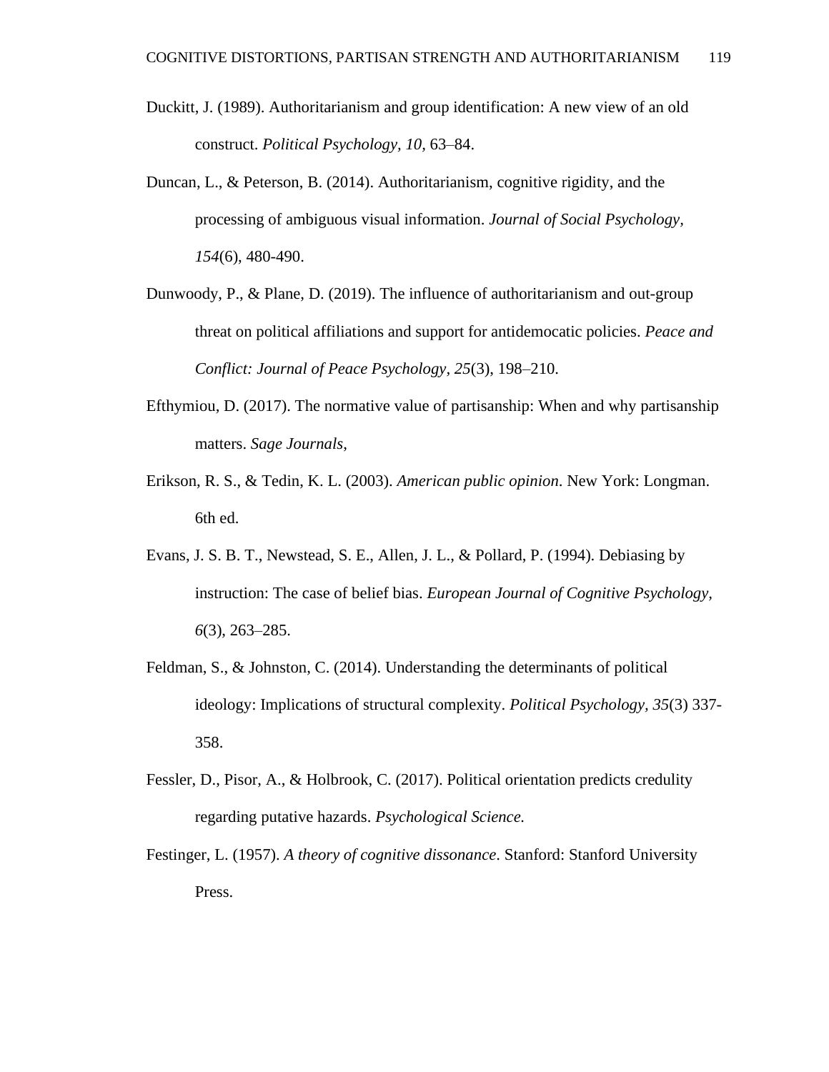Duckitt, J. (1989). Authoritarianism and group identification: A new view of an old construct. *Political Psychology, 10*, 63–84.

Duncan, L., & Peterson, B. (2014). Authoritarianism, cognitive rigidity, and the processing of ambiguous visual information. *Journal of Social Psychology, 154*(6), 480-490.

Dunwoody, P., & Plane, D. (2019). The influence of authoritarianism and out-group threat on political affiliations and support for antidemocatic policies. *Peace and Conflict: Journal of Peace Psychology, 25*(3), 198–210.

Efthymiou, D. (2017). The normative value of partisanship: When and why partisanship matters. *Sage Journals*,

Erikson, R. S., & Tedin, K. L. (2003). *American public opinion*. New York: Longman. 6th ed.

Evans, J. S. B. T., Newstead, S. E., Allen, J. L., & Pollard, P. (1994). Debiasing by instruction: The case of belief bias. *European Journal of Cognitive Psychology, 6*(3), 263–285.

Feldman, S., & Johnston, C. (2014). Understanding the determinants of political ideology: Implications of structural complexity. *Political Psychology, 35*(3) 337-358.

Fessler, D., Pisor, A., & Holbrook, C. (2017). Political orientation predicts credulity regarding putative hazards. *Psychological Science.*

Festinger, L. (1957). *A theory of cognitive dissonance*. Stanford: Stanford University Press.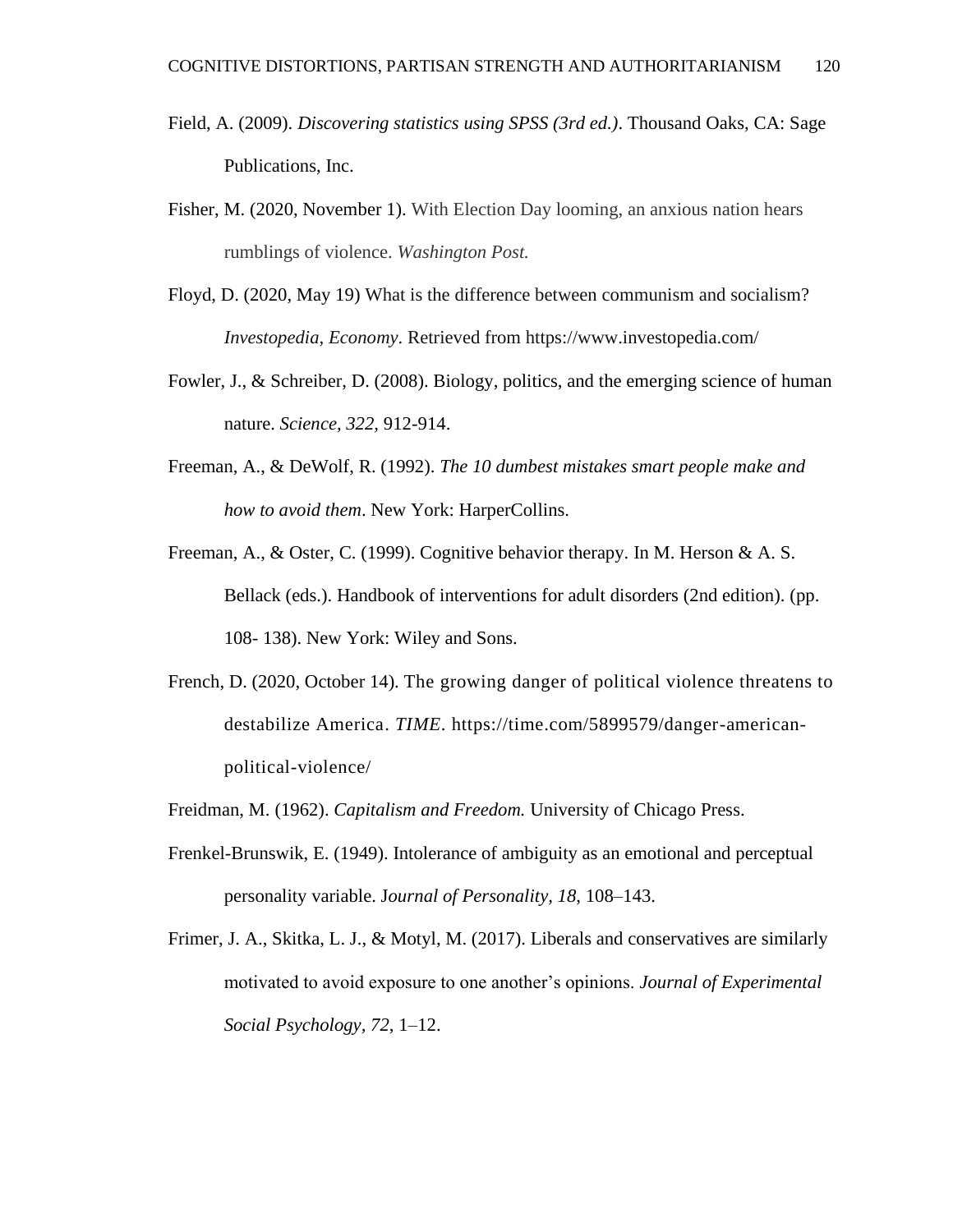Field, A. (2009). *Discovering statistics using SPSS (3rd ed.)*. Thousand Oaks, CA: Sage Publications, Inc.

Fisher, M. (2020, November 1). With Election Day looming, an anxious nation hears rumblings of violence. *Washington Post.*

Floyd, D. (2020, May 19) What is the difference between communism and socialism? *Investopedia, Economy*. Retrieved from https://www.investopedia.com/

Fowler, J., & Schreiber, D. (2008). Biology, politics, and the emerging science of human nature. *Science, 322,* 912-914.

Freeman, A., & DeWolf, R. (1992). *The 10 dumbest mistakes smart people make and how to avoid them*. New York: HarperCollins.

Freeman, A., & Oster, C. (1999). Cognitive behavior therapy. In M. Herson & A. S. Bellack (eds.). Handbook of interventions for adult disorders (2nd edition). (pp. 108- 138). New York: Wiley and Sons.

French, D. (2020, October 14). The growing danger of political violence threatens to destabilize America. *TIME*. https://time.com/5899579/danger-american-political-violence/

Freidman, M. (1962). *Capitalism and Freedom.* University of Chicago Press.

Frenkel-Brunswik, E. (1949). Intolerance of ambiguity as an emotional and perceptual personality variable. J*ournal of Personality, 18*, 108–143.

Frimer, J. A., Skitka, L. J., & Motyl, M. (2017). Liberals and conservatives are similarly motivated to avoid exposure to one another's opinions. *Journal of Experimental Social Psychology, 72*, 1–12.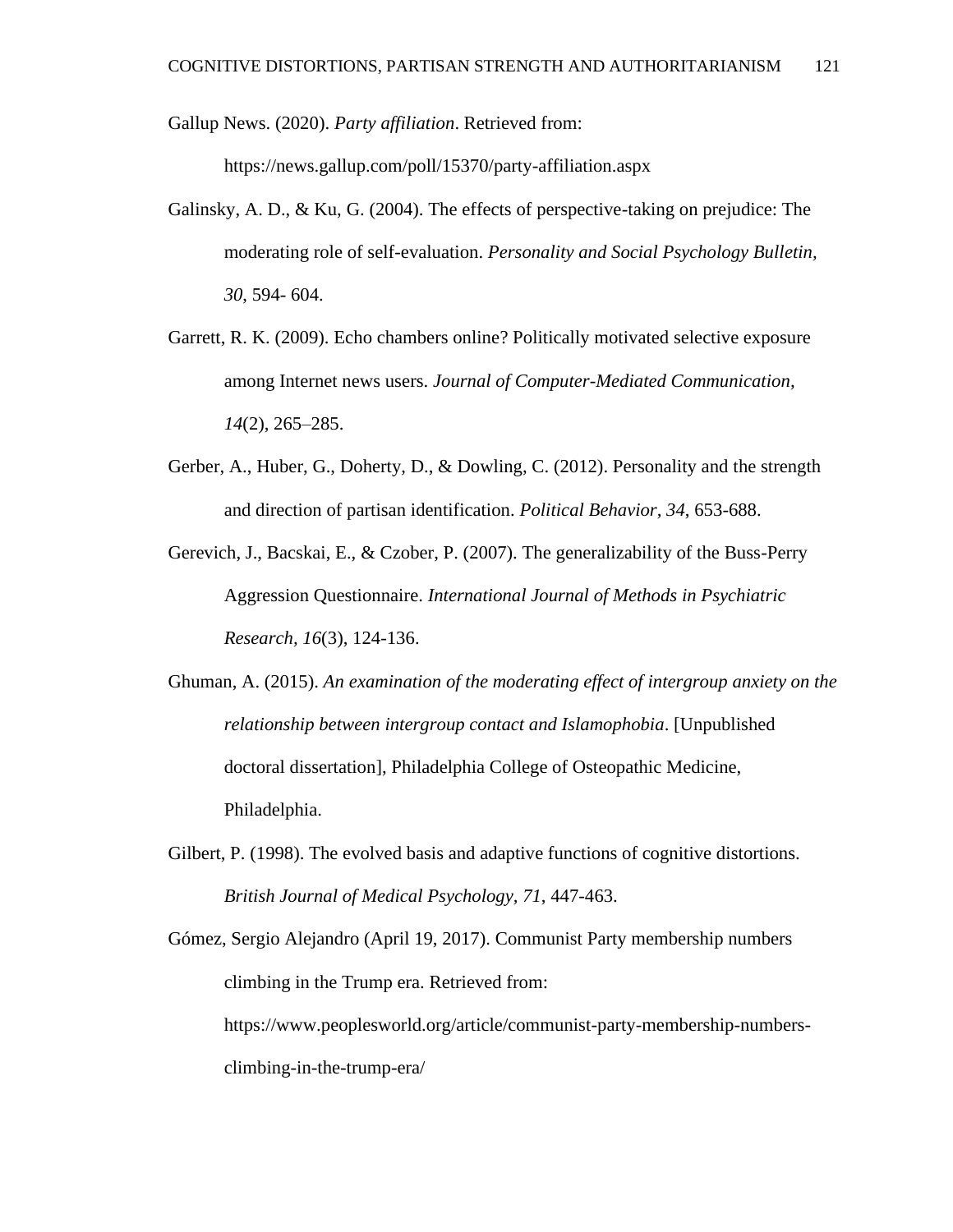Gallup News. (2020). *Party affiliation*. Retrieved from: https://news.gallup.com/poll/15370/party-affiliation.aspx

Galinsky, A. D., & Ku, G. (2004). The effects of perspective-taking on prejudice: The moderating role of self-evaluation. *Personality and Social Psychology Bulletin, 30*, 594- 604.

Garrett, R. K. (2009). Echo chambers online? Politically motivated selective exposure among Internet news users. *Journal of Computer-Mediated Communication, 14*(2), 265–285.

Gerber, A., Huber, G., Doherty, D., & Dowling, C. (2012). Personality and the strength and direction of partisan identification. *Political Behavior, 34*, 653-688.

Gerevich, J., Bacskai, E., & Czober, P. (2007). The generalizability of the Buss-Perry Aggression Questionnaire. *International Journal of Methods in Psychiatric Research, 16*(3), 124-136.

Ghuman, A. (2015). *An examination of the moderating effect of intergroup anxiety on the relationship between intergroup contact and Islamophobia*. [Unpublished doctoral dissertation], Philadelphia College of Osteopathic Medicine, Philadelphia.

Gilbert, P. (1998). The evolved basis and adaptive functions of cognitive distortions. *British Journal of Medical Psychology, 71*, 447-463.

Gómez, Sergio Alejandro (April 19, 2017). Communist Party membership numbers climbing in the Trump era. Retrieved from: https://www.peoplesworld.org/article/communist-party-membership-numbers-climbing-in-the-trump-era/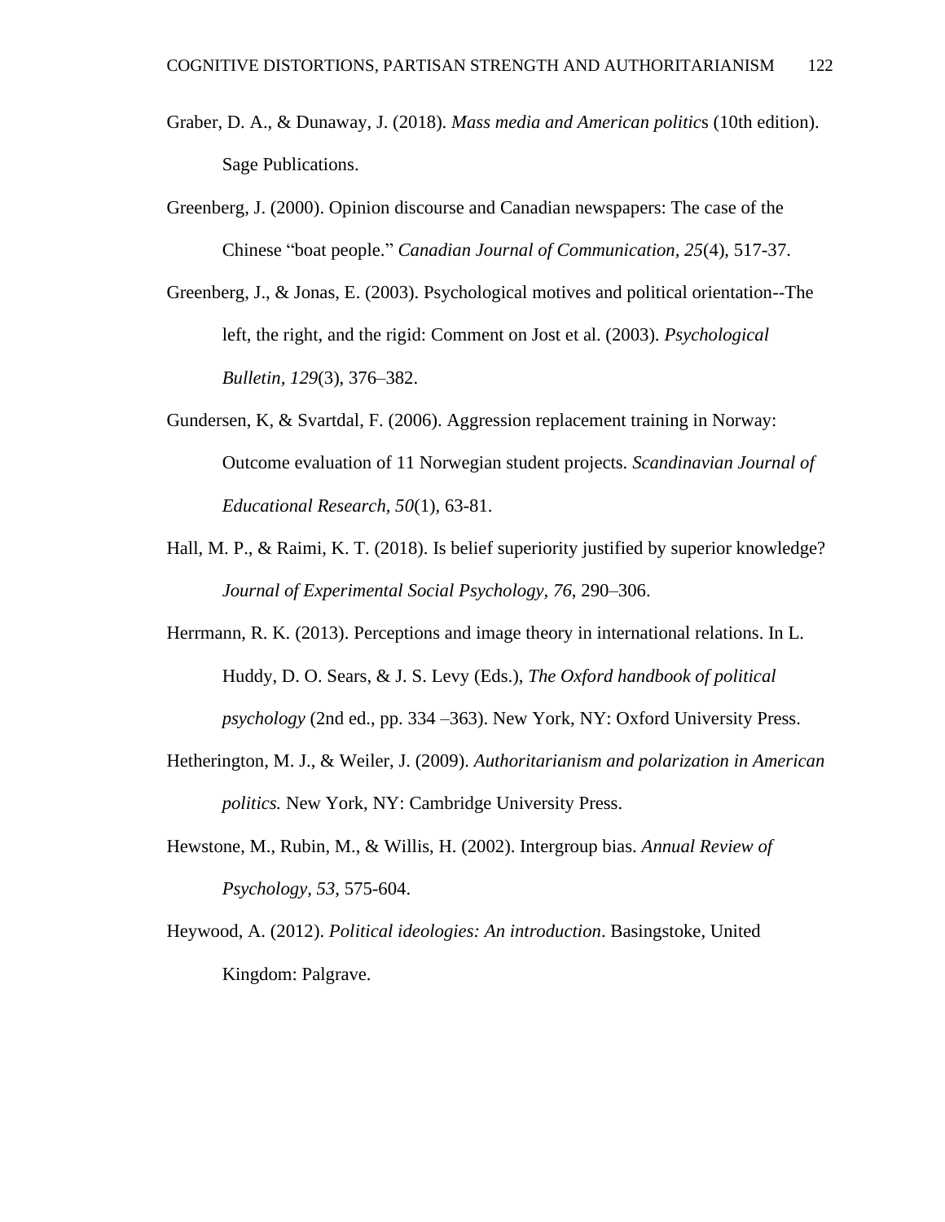Graber, D. A., & Dunaway, J. (2018). *Mass media and American politics* (10th edition). Sage Publications.

Greenberg, J. (2000). Opinion discourse and Canadian newspapers: The case of the Chinese "boat people." *Canadian Journal of Communication, 25*(4), 517-37.

Greenberg, J., & Jonas, E. (2003). Psychological motives and political orientation--The left, the right, and the rigid: Comment on Jost et al. (2003). *Psychological Bulletin, 129*(3), 376–382.

Gundersen, K, & Svartdal, F. (2006). Aggression replacement training in Norway: Outcome evaluation of 11 Norwegian student projects. *Scandinavian Journal of Educational Research, 50*(1), 63-81.

Hall, M. P., & Raimi, K. T. (2018). Is belief superiority justified by superior knowledge? *Journal of Experimental Social Psychology, 76*, 290–306.

Herrmann, R. K. (2013). Perceptions and image theory in international relations. In L. Huddy, D. O. Sears, & J. S. Levy (Eds.), *The Oxford handbook of political psychology* (2nd ed., pp. 334 –363). New York, NY: Oxford University Press.

Hetherington, M. J., & Weiler, J. (2009). *Authoritarianism and polarization in American politics.* New York, NY: Cambridge University Press.

Hewstone, M., Rubin, M., & Willis, H. (2002). Intergroup bias. *Annual Review of Psychology, 53*, 575-604.

Heywood, A. (2012). *Political ideologies: An introduction*. Basingstoke, United Kingdom: Palgrave.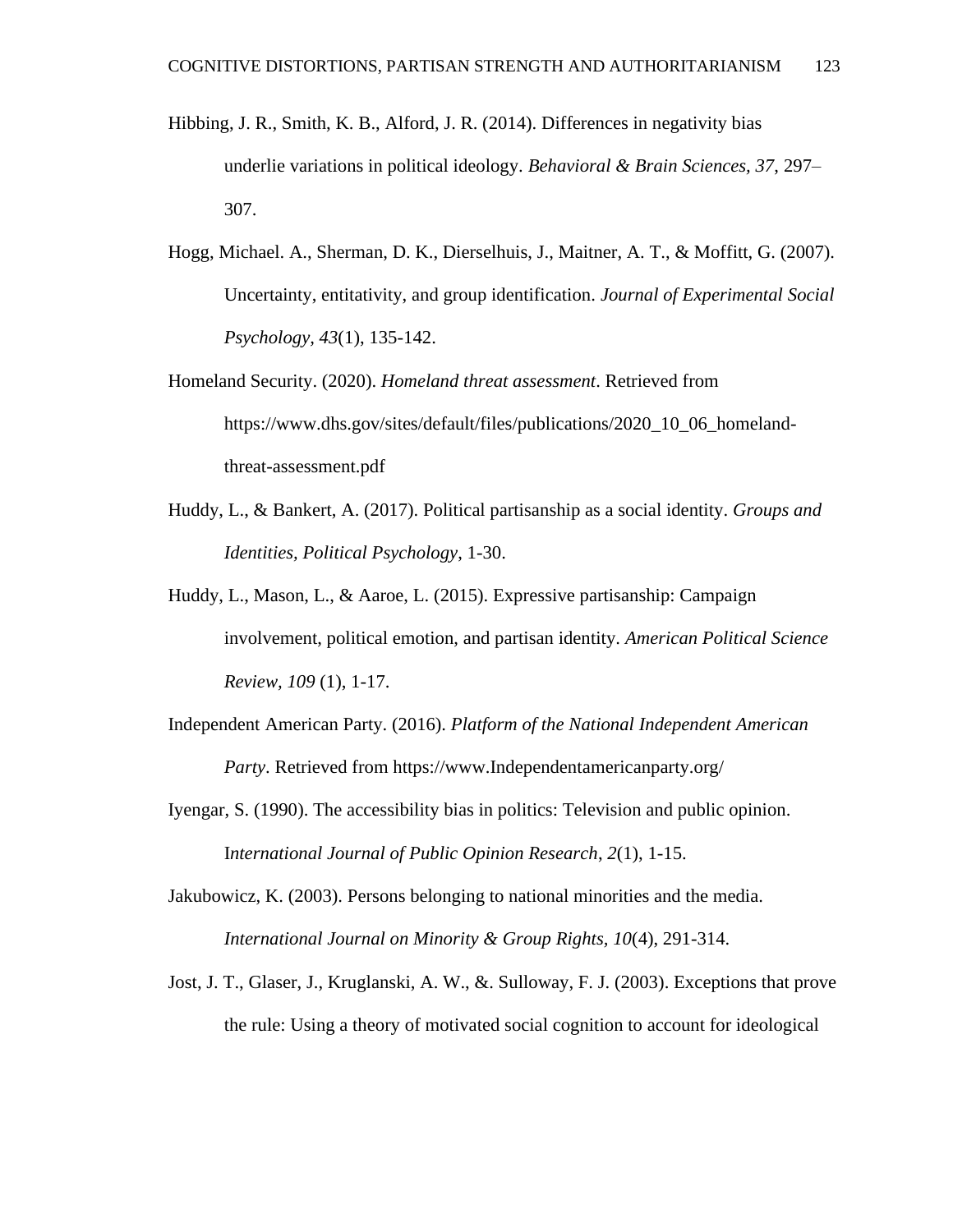Hibbing, J. R., Smith, K. B., Alford, J. R. (2014). Differences in negativity bias underlie variations in political ideology. *Behavioral & Brain Sciences, 37*, 297–307.

Hogg, Michael. A., Sherman, D. K., Dierselhuis, J., Maitner, A. T., & Moffitt, G. (2007). Uncertainty, entitativity, and group identification. *Journal of Experimental Social Psychology, 43*(1), 135-142.

Homeland Security. (2020). *Homeland threat assessment*. Retrieved from https://www.dhs.gov/sites/default/files/publications/2020_10_06_homeland-threat-assessment.pdf

Huddy, L., & Bankert, A. (2017). Political partisanship as a social identity. *Groups and Identities, Political Psychology*, 1-30.

Huddy, L., Mason, L., & Aaroe, L. (2015). Expressive partisanship: Campaign involvement, political emotion, and partisan identity. *American Political Science Review, 109* (1), 1-17.

Independent American Party. (2016). *Platform of the National Independent American Party*. Retrieved from https://www.Independentamericanparty.org/

Iyengar, S. (1990). The accessibility bias in politics: Television and public opinion. I*nternational Journal of Public Opinion Research*, *2*(1), 1-15.

Jakubowicz, K. (2003). Persons belonging to national minorities and the media. *International Journal on Minority & Group Rights, 10*(4), 291-314.

Jost, J. T., Glaser, J., Kruglanski, A. W., &. Sulloway, F. J. (2003). Exceptions that prove the rule: Using a theory of motivated social cognition to account for ideological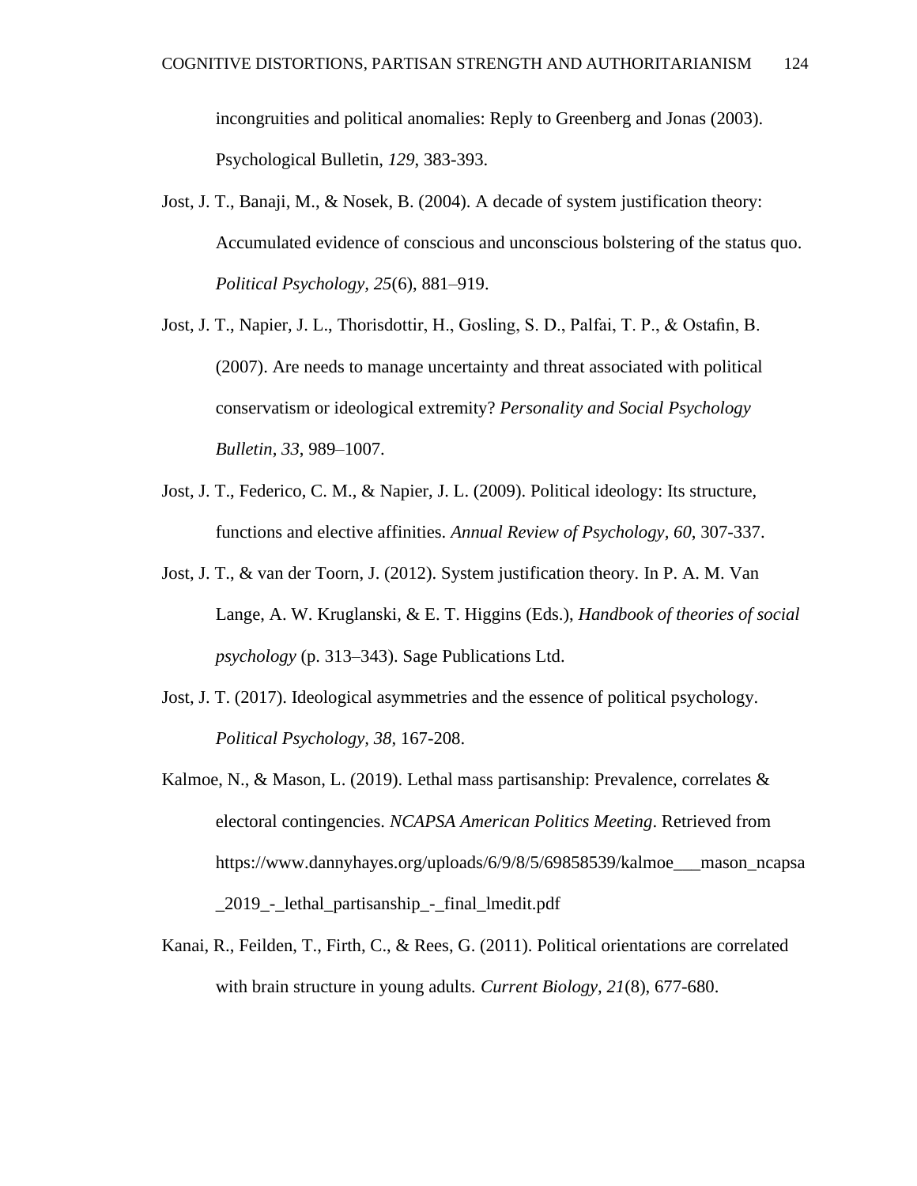incongruities and political anomalies: Reply to Greenberg and Jonas (2003). Psychological Bulletin, *129*, 383-393.

Jost, J. T., Banaji, M., & Nosek, B. (2004). A decade of system justification theory: Accumulated evidence of conscious and unconscious bolstering of the status quo. *Political Psychology, 25*(6), 881–919.

Jost, J. T., Napier, J. L., Thorisdottir, H., Gosling, S. D., Palfai, T. P., & Ostafin, B. (2007). Are needs to manage uncertainty and threat associated with political conservatism or ideological extremity? *Personality and Social Psychology Bulletin, 33*, 989–1007.

Jost, J. T., Federico, C. M., & Napier, J. L. (2009). Political ideology: Its structure, functions and elective affinities. *Annual Review of Psychology, 60*, 307-337.

Jost, J. T., & van der Toorn, J. (2012). System justification theory. In P. A. M. Van Lange, A. W. Kruglanski, & E. T. Higgins (Eds.), *Handbook of theories of social psychology* (p. 313–343). Sage Publications Ltd.

Jost, J. T. (2017). Ideological asymmetries and the essence of political psychology. *Political Psychology, 38*, 167-208.

Kalmoe, N., & Mason, L. (2019). Lethal mass partisanship: Prevalence, correlates & electoral contingencies. *NCAPSA American Politics Meeting*. Retrieved from https://www.dannyhayes.org/uploads/6/9/8/5/69858539/kalmoe___mason_ncapsa_2019_-_lethal_partisanship_-_final_lmedit.pdf

Kanai, R., Feilden, T., Firth, C., & Rees, G. (2011). Political orientations are correlated with brain structure in young adults. *Current Biology, 21*(8), 677-680.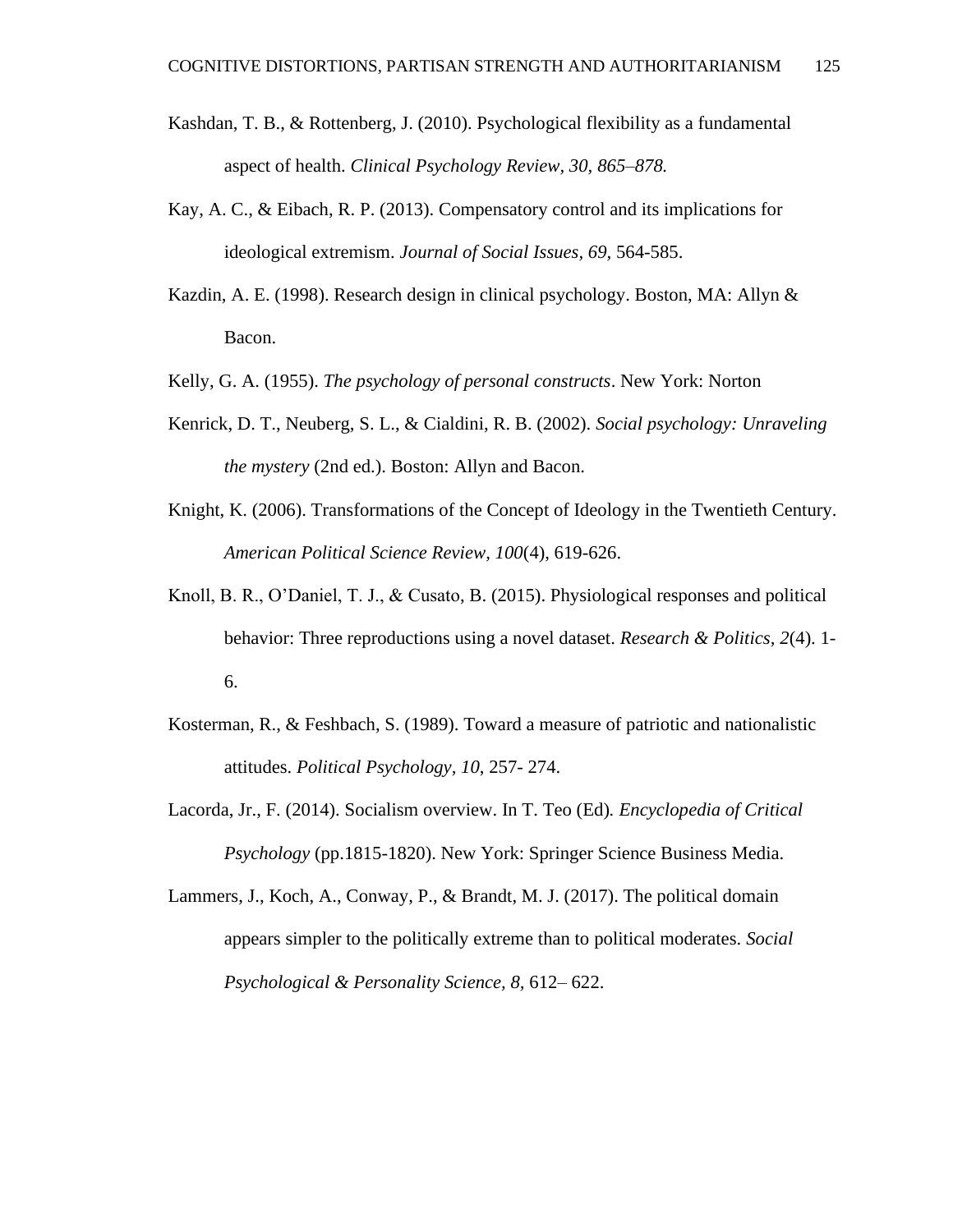Kashdan, T. B., & Rottenberg, J. (2010). Psychological flexibility as a fundamental aspect of health. *Clinical Psychology Review, 30, 865–878.*

Kay, A. C., & Eibach, R. P. (2013). Compensatory control and its implications for ideological extremism. *Journal of Social Issues, 69,* 564-585.

Kazdin, A. E. (1998). Research design in clinical psychology. Boston, MA: Allyn & Bacon.

Kelly, G. A. (1955). *The psychology of personal constructs*. New York: Norton

Kenrick, D. T., Neuberg, S. L., & Cialdini, R. B. (2002). *Social psychology: Unraveling the mystery* (2nd ed.). Boston: Allyn and Bacon.

Knight, K. (2006). Transformations of the Concept of Ideology in the Twentieth Century. *American Political Science Review, 100*(4), 619-626.

Knoll, B. R., O'Daniel, T. J., & Cusato, B. (2015). Physiological responses and political behavior: Three reproductions using a novel dataset. *Research & Politics*, *2*(4). 1-6.

Kosterman, R., & Feshbach, S. (1989). Toward a measure of patriotic and nationalistic attitudes. *Political Psychology, 10*, 257- 274.

Lacorda, Jr., F. (2014). Socialism overview. In T. Teo (Ed). *Encyclopedia of Critical Psychology* (pp.1815-1820). New York: Springer Science Business Media.

Lammers, J., Koch, A., Conway, P., & Brandt, M. J. (2017). The political domain appears simpler to the politically extreme than to political moderates. *Social Psychological & Personality Science, 8,* 612– 622.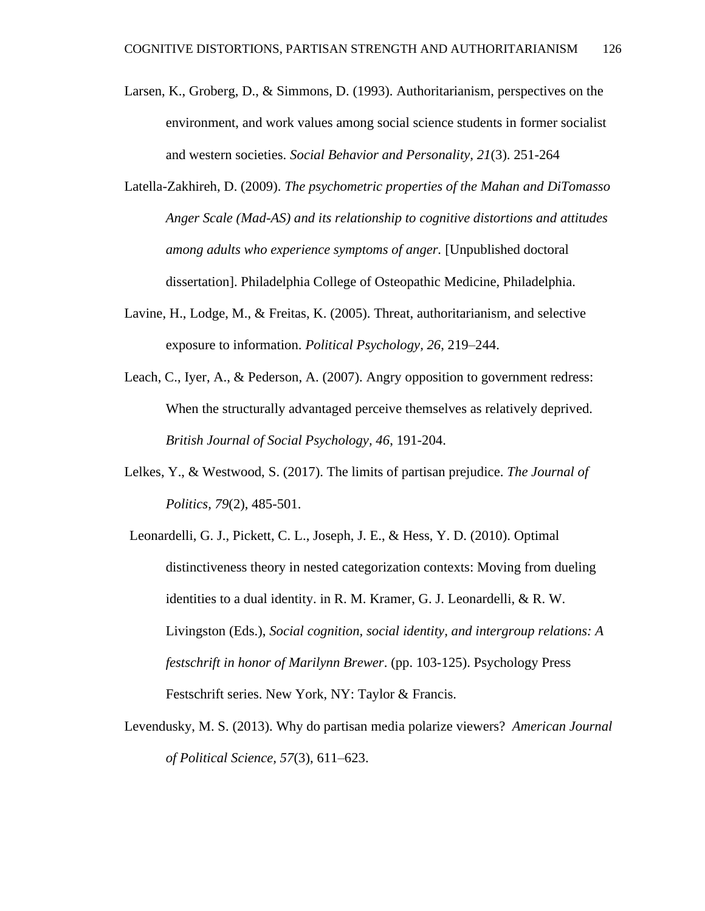Larsen, K., Groberg, D., & Simmons, D. (1993). Authoritarianism, perspectives on the environment, and work values among social science students in former socialist and western societies. *Social Behavior and Personality, 21*(3). 251-264

Latella-Zakhireh, D. (2009). *The psychometric properties of the Mahan and DiTomasso Anger Scale (Mad-AS) and its relationship to cognitive distortions and attitudes among adults who experience symptoms of anger.* [Unpublished doctoral dissertation]. Philadelphia College of Osteopathic Medicine, Philadelphia.

Lavine, H., Lodge, M., & Freitas, K. (2005). Threat, authoritarianism, and selective exposure to information. *Political Psychology, 26*, 219–244.

Leach, C., Iyer, A., & Pederson, A. (2007). Angry opposition to government redress: When the structurally advantaged perceive themselves as relatively deprived. *British Journal of Social Psychology, 46*, 191-204.

Lelkes, Y., & Westwood, S. (2017). The limits of partisan prejudice. *The Journal of Politics, 79*(2), 485-501.

Leonardelli, G. J., Pickett, C. L., Joseph, J. E., & Hess, Y. D. (2010). Optimal distinctiveness theory in nested categorization contexts: Moving from dueling identities to a dual identity. in R. M. Kramer, G. J. Leonardelli, & R. W. Livingston (Eds.), *Social cognition, social identity, and intergroup relations: A festschrift in honor of Marilynn Brewer*. (pp. 103-125). Psychology Press Festschrift series. New York, NY: Taylor & Francis.

Levendusky, M. S. (2013). Why do partisan media polarize viewers? *American Journal of Political Science, 57*(3), 611–623.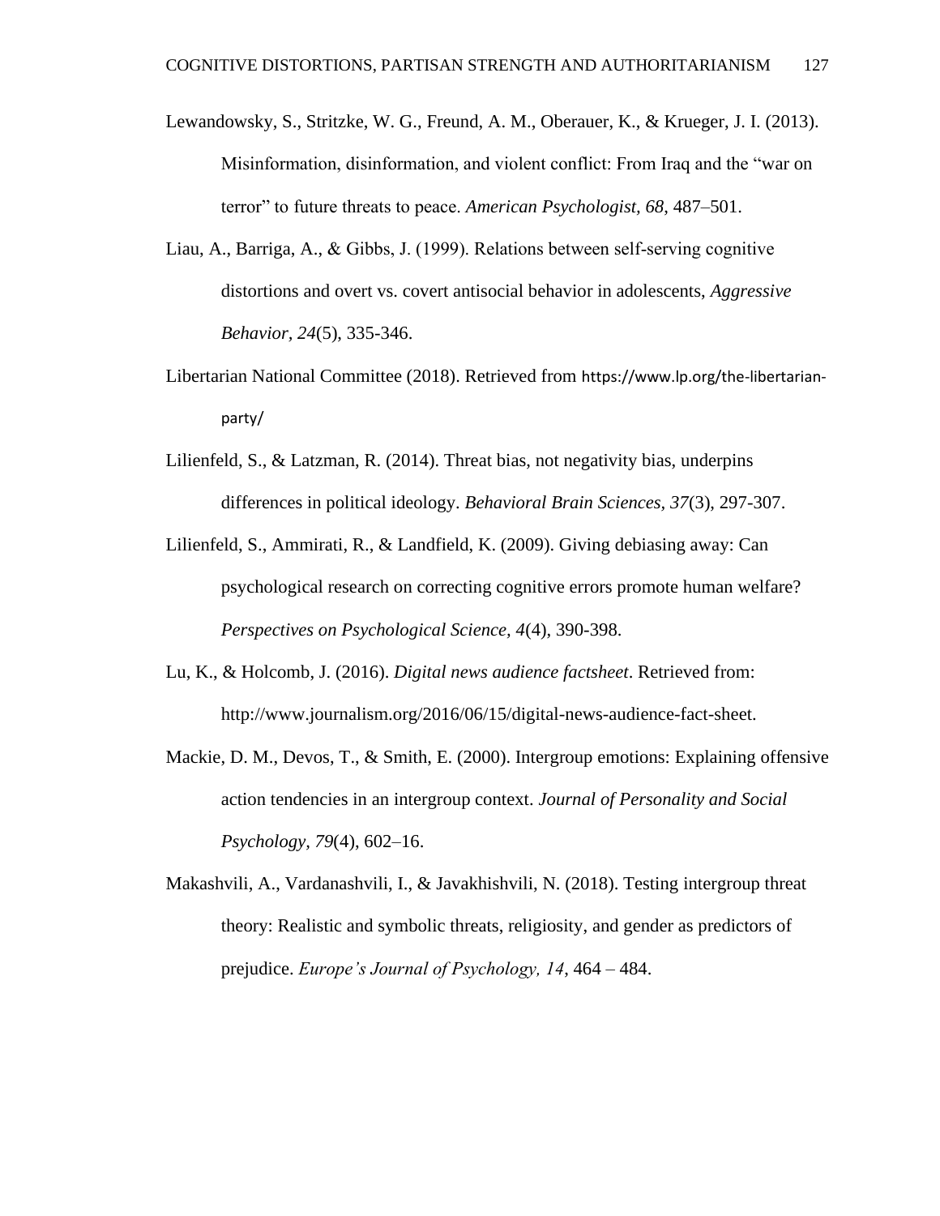Lewandowsky, S., Stritzke, W. G., Freund, A. M., Oberauer, K., & Krueger, J. I. (2013). Misinformation, disinformation, and violent conflict: From Iraq and the "war on terror" to future threats to peace. *American Psychologist, 68*, 487–501.

Liau, A., Barriga, A., & Gibbs, J. (1999). Relations between self-serving cognitive distortions and overt vs. covert antisocial behavior in adolescents, *Aggressive Behavior*, *24*(5), 335-346.

Libertarian National Committee (2018). Retrieved from https://www.lp.org/the-libertarian-party/

Lilienfeld, S., & Latzman, R. (2014). Threat bias, not negativity bias, underpins differences in political ideology. *Behavioral Brain Sciences*, *37*(3), 297-307.

Lilienfeld, S., Ammirati, R., & Landfield, K. (2009). Giving debiasing away: Can psychological research on correcting cognitive errors promote human welfare? *Perspectives on Psychological Science, 4*(4), 390-398.

Lu, K., & Holcomb, J. (2016). *Digital news audience factsheet*. Retrieved from: http://www.journalism.org/2016/06/15/digital-news-audience-fact-sheet.

Mackie, D. M., Devos, T., & Smith, E. (2000). Intergroup emotions: Explaining offensive action tendencies in an intergroup context. *Journal of Personality and Social Psychology*, *79*(4), 602–16.

Makashvili, A., Vardanashvili, I., & Javakhishvili, N. (2018). Testing intergroup threat theory: Realistic and symbolic threats, religiosity, and gender as predictors of prejudice. *Europe's Journal of Psychology, 14*, 464 – 484.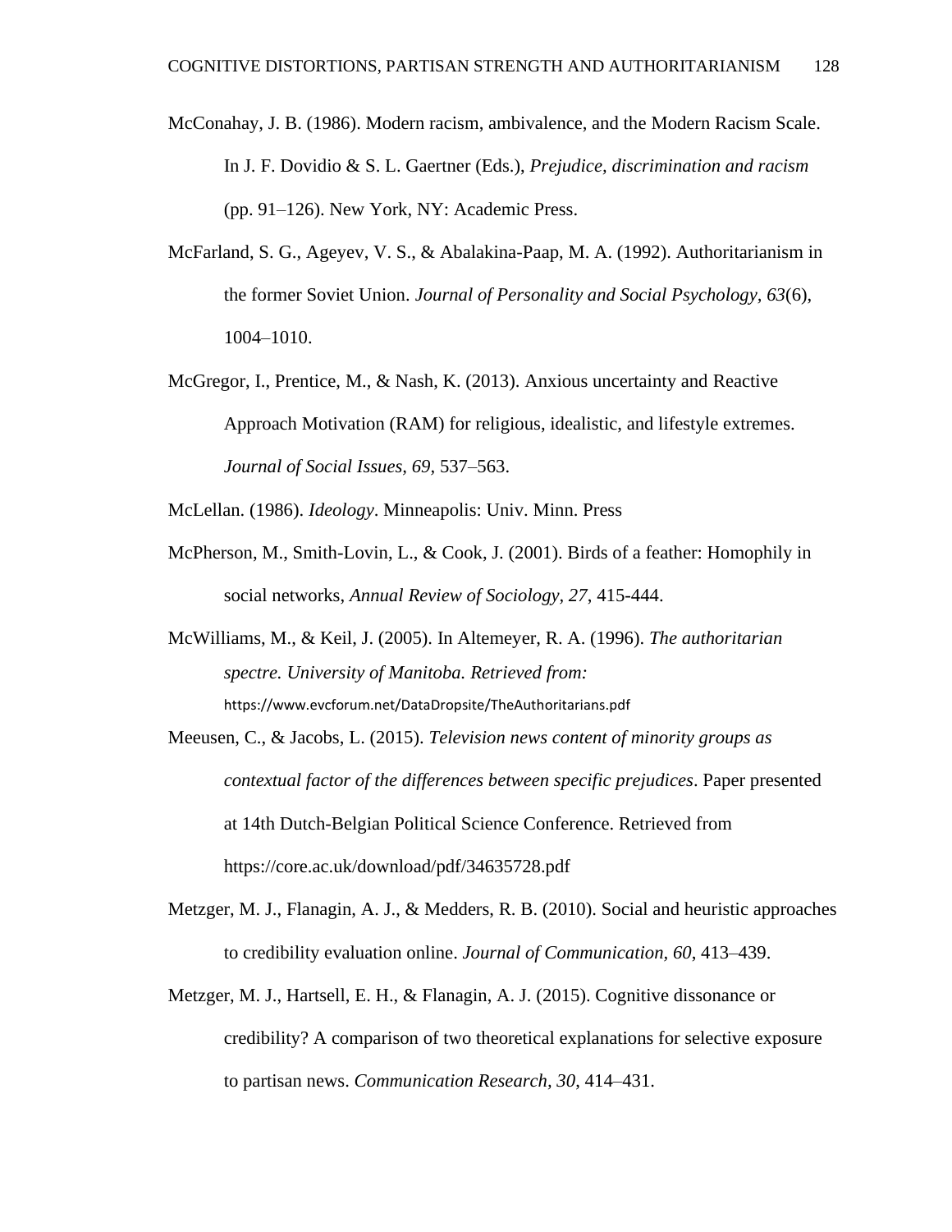McConahay, J. B. (1986). Modern racism, ambivalence, and the Modern Racism Scale. In J. F. Dovidio & S. L. Gaertner (Eds.), *Prejudice, discrimination and racism* (pp. 91–126). New York, NY: Academic Press.

McFarland, S. G., Ageyev, V. S., & Abalakina-Paap, M. A. (1992). Authoritarianism in the former Soviet Union. *Journal of Personality and Social Psychology, 63*(6), 1004–1010.

McGregor, I., Prentice, M., & Nash, K. (2013). Anxious uncertainty and Reactive Approach Motivation (RAM) for religious, idealistic, and lifestyle extremes. *Journal of Social Issues, 69*, 537–563.

McLellan. (1986). *Ideology*. Minneapolis: Univ. Minn. Press

McPherson, M., Smith-Lovin, L., & Cook, J. (2001). Birds of a feather: Homophily in social networks, *Annual Review of Sociology, 27*, 415-444.

McWilliams, M., & Keil, J. (2005). In Altemeyer, R. A. (1996). *The authoritarian spectre. University of Manitoba. Retrieved from:* https://www.evcforum.net/DataDropsite/TheAuthoritarians.pdf

Meeusen, C., & Jacobs, L. (2015). *Television news content of minority groups as contextual factor of the differences between specific prejudices*. Paper presented at 14th Dutch-Belgian Political Science Conference. Retrieved from https://core.ac.uk/download/pdf/34635728.pdf

Metzger, M. J., Flanagin, A. J., & Medders, R. B. (2010). Social and heuristic approaches to credibility evaluation online. *Journal of Communication, 60*, 413–439.

Metzger, M. J., Hartsell, E. H., & Flanagin, A. J. (2015). Cognitive dissonance or credibility? A comparison of two theoretical explanations for selective exposure to partisan news. *Communication Research, 30*, 414–431.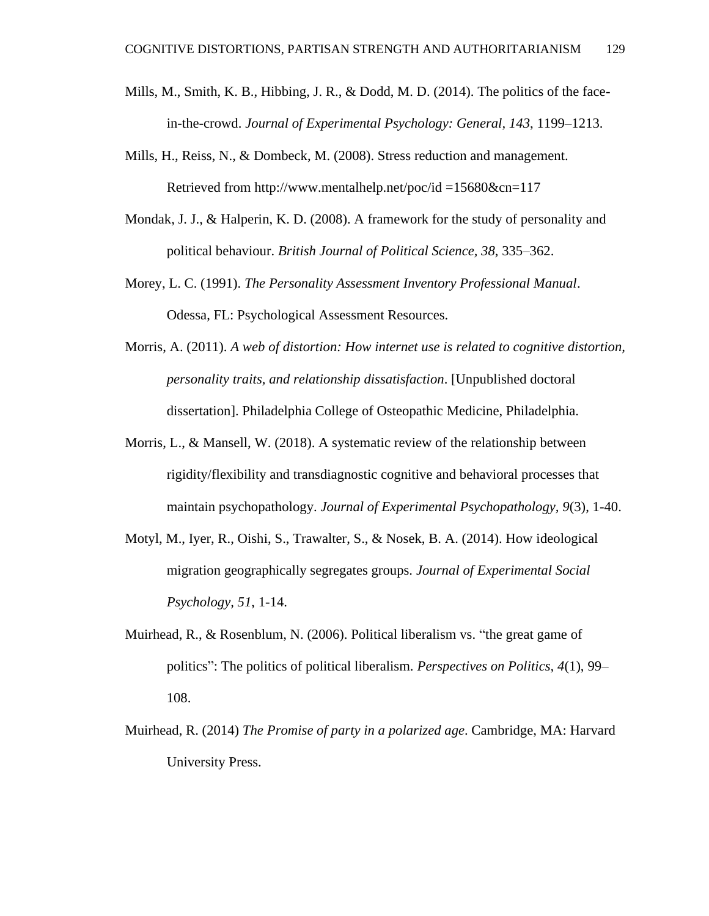Mills, M., Smith, K. B., Hibbing, J. R., & Dodd, M. D. (2014). The politics of the face-in-the-crowd. *Journal of Experimental Psychology: General*, *143*, 1199–1213.

Mills, H., Reiss, N., & Dombeck, M. (2008). Stress reduction and management. Retrieved from http://www.mentalhelp.net/poc/id =15680&cn=117

Mondak, J. J., & Halperin, K. D. (2008). A framework for the study of personality and political behaviour. *British Journal of Political Science*, *38*, 335–362.

Morey, L. C. (1991). *The Personality Assessment Inventory Professional Manual*. Odessa, FL: Psychological Assessment Resources.

Morris, A. (2011). *A web of distortion: How internet use is related to cognitive distortion, personality traits, and relationship dissatisfaction*. [Unpublished doctoral dissertation]. Philadelphia College of Osteopathic Medicine, Philadelphia.

Morris, L., & Mansell, W. (2018). A systematic review of the relationship between rigidity/flexibility and transdiagnostic cognitive and behavioral processes that maintain psychopathology. *Journal of Experimental Psychopathology, 9*(3), 1-40.

Motyl, M., Iyer, R., Oishi, S., Trawalter, S., & Nosek, B. A. (2014). How ideological migration geographically segregates groups. *Journal of Experimental Social Psychology, 51*, 1-14.

Muirhead, R., & Rosenblum, N. (2006). Political liberalism vs. "the great game of politics": The politics of political liberalism. *Perspectives on Politics, 4*(1), 99–108.

Muirhead, R. (2014) *The Promise of party in a polarized age*. Cambridge, MA: Harvard University Press.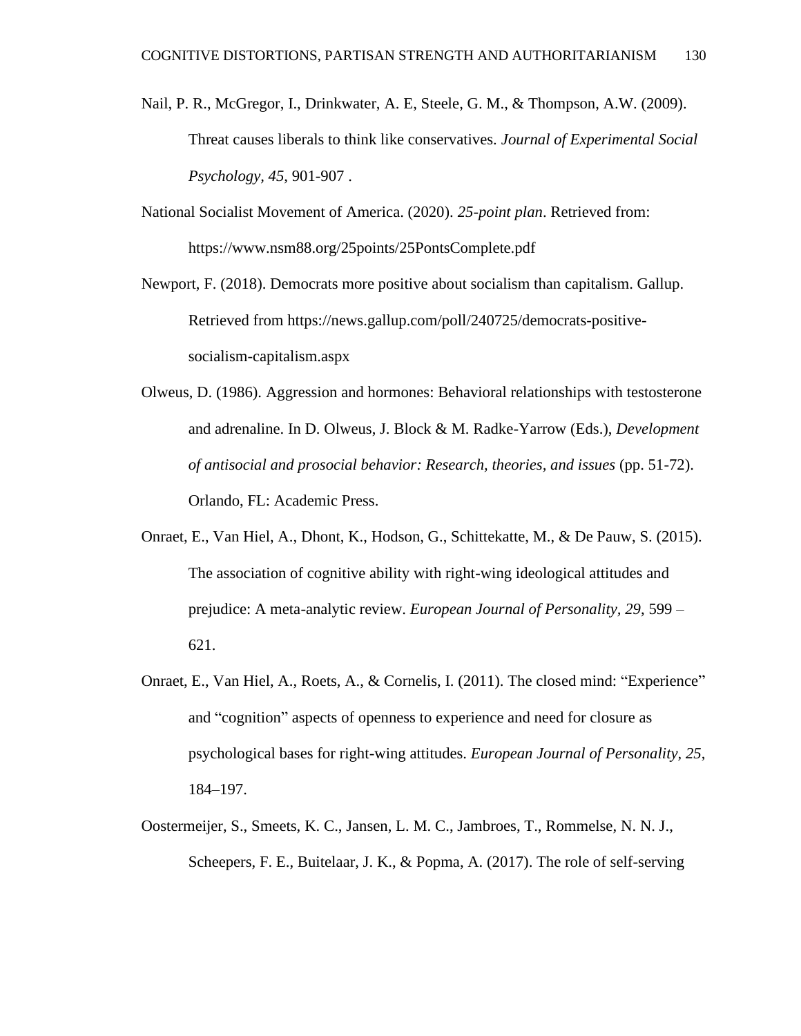Nail, P. R., McGregor, I., Drinkwater, A. E, Steele, G. M., & Thompson, A.W. (2009). Threat causes liberals to think like conservatives. *Journal of Experimental Social Psychology*, *45*, 901-907 .

National Socialist Movement of America. (2020). *25-point plan*. Retrieved from: https://www.nsm88.org/25points/25PontsComplete.pdf

Newport, F. (2018). Democrats more positive about socialism than capitalism. Gallup. Retrieved from https://news.gallup.com/poll/240725/democrats-positive-socialism-capitalism.aspx

Olweus, D. (1986). Aggression and hormones: Behavioral relationships with testosterone and adrenaline. In D. Olweus, J. Block & M. Radke-Yarrow (Eds.), *Development of antisocial and prosocial behavior: Research, theories, and issues* (pp. 51-72). Orlando, FL: Academic Press.

Onraet, E., Van Hiel, A., Dhont, K., Hodson, G., Schittekatte, M., & De Pauw, S. (2015). The association of cognitive ability with right-wing ideological attitudes and prejudice: A meta-analytic review. *European Journal of Personality, 29*, 599 – 621.

Onraet, E., Van Hiel, A., Roets, A., & Cornelis, I. (2011). The closed mind: "Experience" and "cognition" aspects of openness to experience and need for closure as psychological bases for right-wing attitudes. *European Journal of Personality*, *25*, 184–197.

Oostermeijer, S., Smeets, K. C., Jansen, L. M. C., Jambroes, T., Rommelse, N. N. J., Scheepers, F. E., Buitelaar, J. K., & Popma, A. (2017). The role of self-serving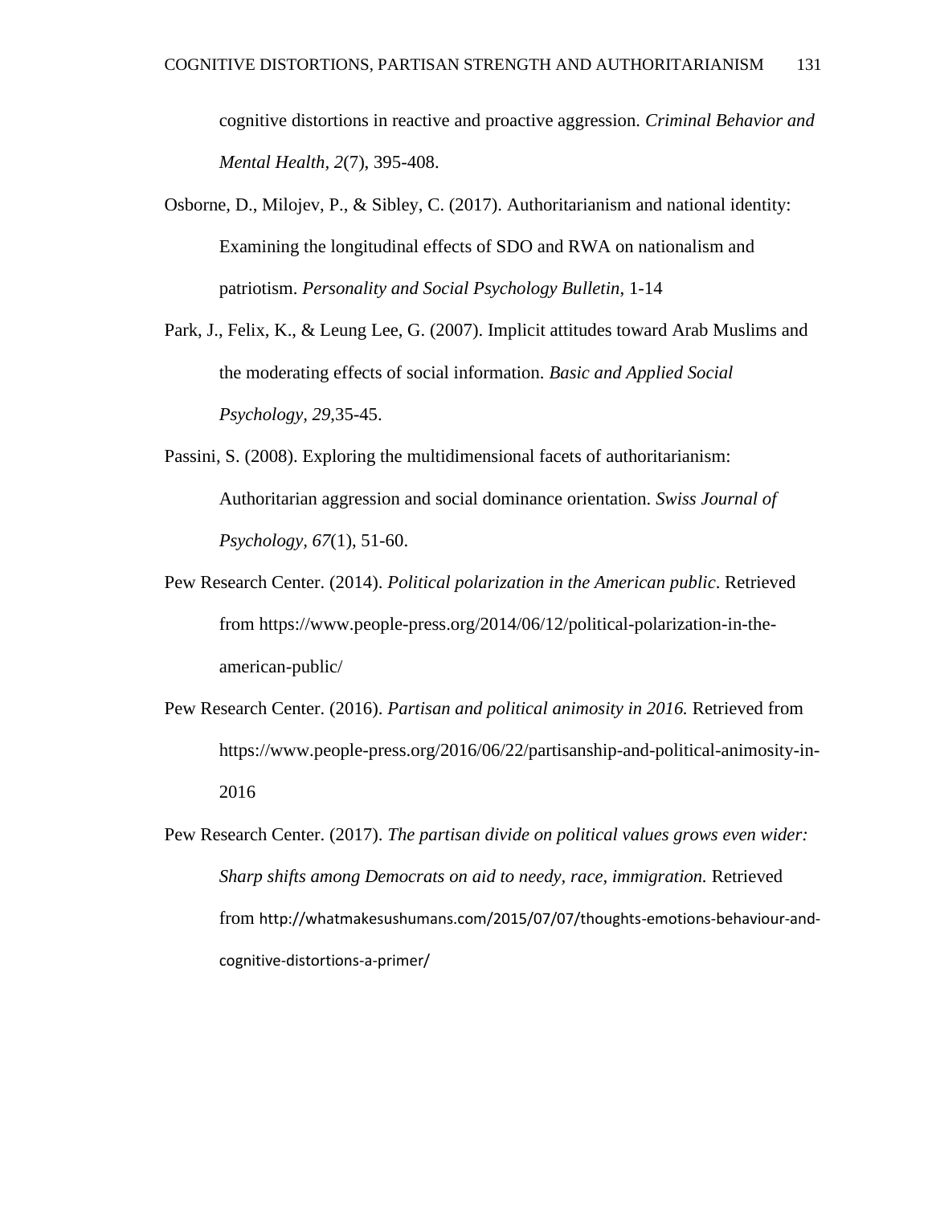cognitive distortions in reactive and proactive aggression. *Criminal Behavior and Mental Health, 2*(7), 395-408.

Osborne, D., Milojev, P., & Sibley, C. (2017). Authoritarianism and national identity: Examining the longitudinal effects of SDO and RWA on nationalism and patriotism. *Personality and Social Psychology Bulletin*, 1-14

Park, J., Felix, K., & Leung Lee, G. (2007). Implicit attitudes toward Arab Muslims and the moderating effects of social information. *Basic and Applied Social Psychology, 29,*35-45.

Passini, S. (2008). Exploring the multidimensional facets of authoritarianism: Authoritarian aggression and social dominance orientation. *Swiss Journal of Psychology, 67*(1), 51-60.

Pew Research Center. (2014). *Political polarization in the American public*. Retrieved from https://www.people-press.org/2014/06/12/political-polarization-in-the-american-public/

Pew Research Center. (2016). *Partisan and political animosity in 2016.* Retrieved from https://www.people-press.org/2016/06/22/partisanship-and-political-animosity-in-2016

Pew Research Center. (2017). *The partisan divide on political values grows even wider: Sharp shifts among Democrats on aid to needy, race, immigration.* Retrieved from http://whatmakesushumans.com/2015/07/07/thoughts-emotions-behaviour-and-cognitive-distortions-a-primer/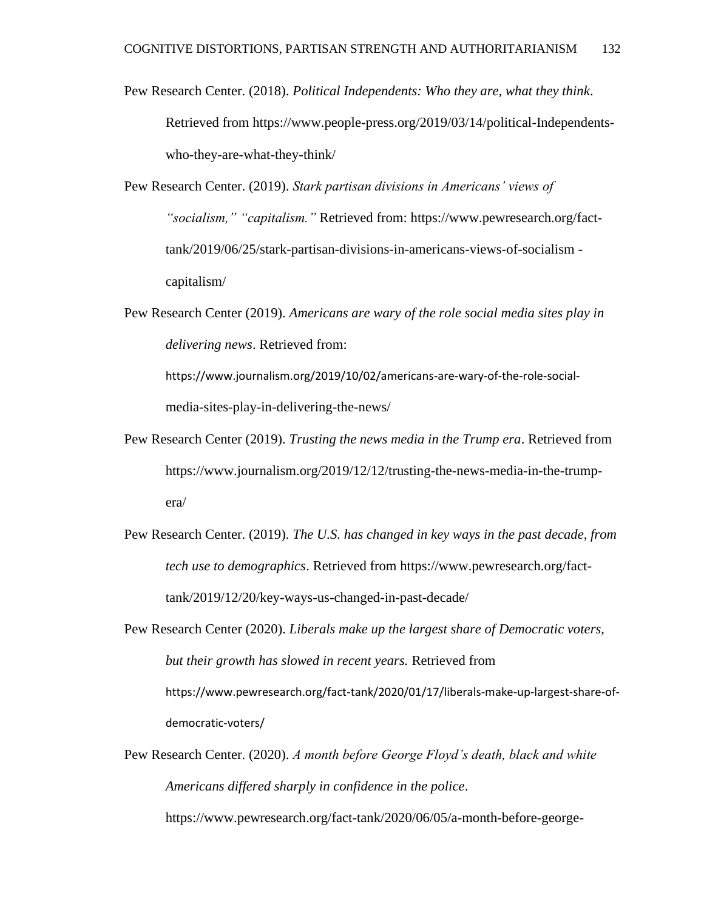Pew Research Center. (2018). *Political Independents: Who they are, what they think*. Retrieved from https://www.people-press.org/2019/03/14/political-Independents-who-they-are-what-they-think/

Pew Research Center. (2019). *Stark partisan divisions in Americans' views of "socialism," "capitalism."* Retrieved from: https://www.pewresearch.org/fact-tank/2019/06/25/stark-partisan-divisions-in-americans-views-of-socialism -capitalism/

Pew Research Center (2019). *Americans are wary of the role social media sites play in delivering news*. Retrieved from: https://www.journalism.org/2019/10/02/americans-are-wary-of-the-role-social-media-sites-play-in-delivering-the-news/

Pew Research Center (2019). *Trusting the news media in the Trump era*. Retrieved from https://www.journalism.org/2019/12/12/trusting-the-news-media-in-the-trump-era/

Pew Research Center. (2019). *The U.S. has changed in key ways in the past decade, from tech use to demographics*. Retrieved from https://www.pewresearch.org/fact-tank/2019/12/20/key-ways-us-changed-in-past-decade/

Pew Research Center (2020). *Liberals make up the largest share of Democratic voters, but their growth has slowed in recent years.* Retrieved from https://www.pewresearch.org/fact-tank/2020/01/17/liberals-make-up-largest-share-of-democratic-voters/

Pew Research Center. (2020). *A month before George Floyd's death, black and white Americans differed sharply in confidence in the police*. https://www.pewresearch.org/fact-tank/2020/06/05/a-month-before-george-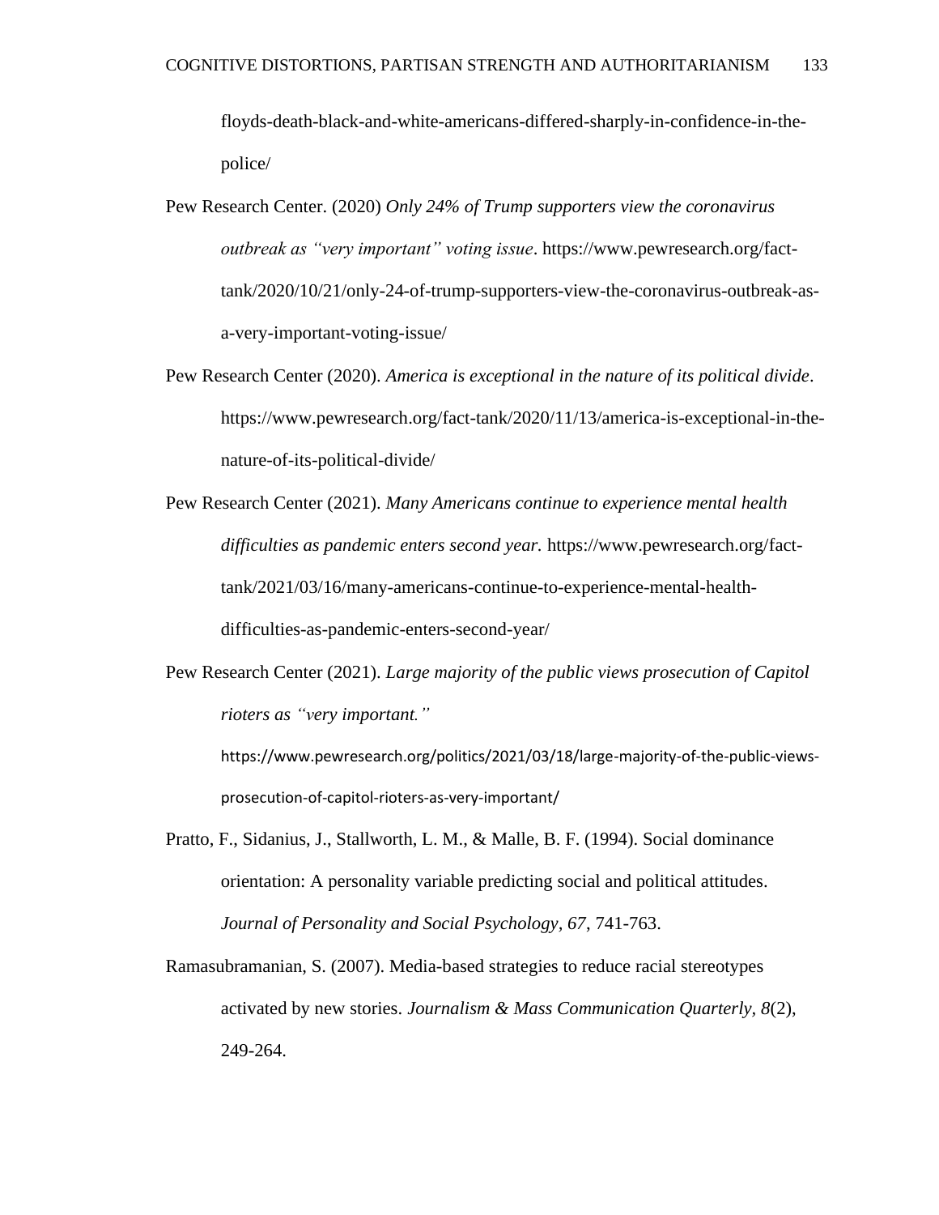floyds-death-black-and-white-americans-differed-sharply-in-confidence-in-the-police/

Pew Research Center. (2020) *Only 24% of Trump supporters view the coronavirus outbreak as "very important" voting issue*. https://www.pewresearch.org/fact-tank/2020/10/21/only-24-of-trump-supporters-view-the-coronavirus-outbreak-as-a-very-important-voting-issue/

Pew Research Center (2020). *America is exceptional in the nature of its political divide*. https://www.pewresearch.org/fact-tank/2020/11/13/america-is-exceptional-in-the-nature-of-its-political-divide/

Pew Research Center (2021). *Many Americans continue to experience mental health difficulties as pandemic enters second year.* https://www.pewresearch.org/fact-tank/2021/03/16/many-americans-continue-to-experience-mental-health-difficulties-as-pandemic-enters-second-year/

Pew Research Center (2021). *Large majority of the public views prosecution of Capitol rioters as "very important."* https://www.pewresearch.org/politics/2021/03/18/large-majority-of-the-public-views-prosecution-of-capitol-rioters-as-very-important/

Pratto, F., Sidanius, J., Stallworth, L. M., & Malle, B. F. (1994). Social dominance orientation: A personality variable predicting social and political attitudes. *Journal of Personality and Social Psychology, 67*, 741-763.

Ramasubramanian, S. (2007). Media-based strategies to reduce racial stereotypes activated by new stories. *Journalism & Mass Communication Quarterly, 8*(2), 249-264.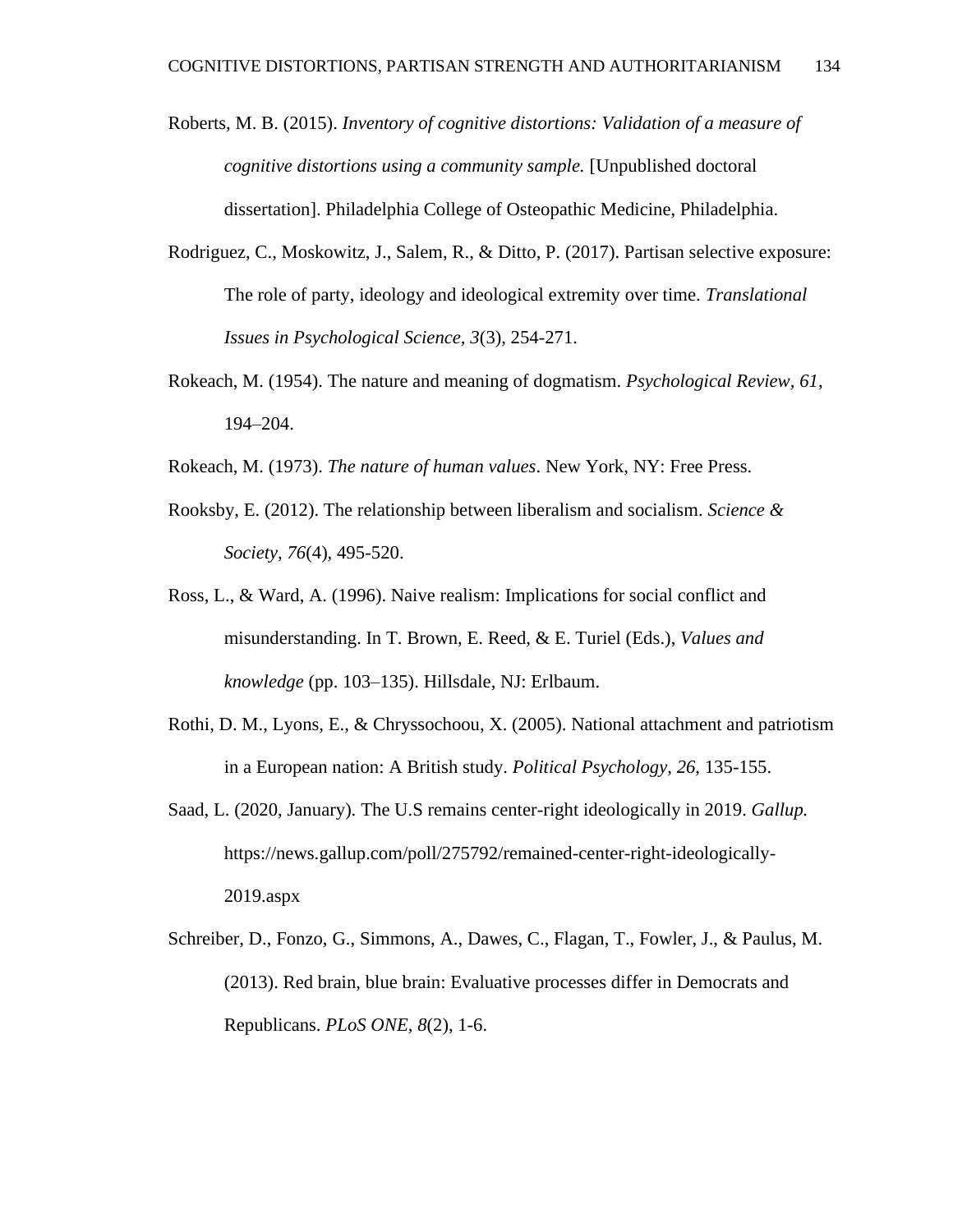Roberts, M. B. (2015). *Inventory of cognitive distortions: Validation of a measure of cognitive distortions using a community sample.* [Unpublished doctoral dissertation]. Philadelphia College of Osteopathic Medicine, Philadelphia.

Rodriguez, C., Moskowitz, J., Salem, R., & Ditto, P. (2017). Partisan selective exposure: The role of party, ideology and ideological extremity over time. *Translational Issues in Psychological Science, 3*(3), 254-271.

Rokeach, M. (1954). The nature and meaning of dogmatism. *Psychological Review, 61*, 194–204.

Rokeach, M. (1973). *The nature of human values*. New York, NY: Free Press.

Rooksby, E. (2012). The relationship between liberalism and socialism. *Science & Society, 76*(4), 495-520.

Ross, L., & Ward, A. (1996). Naive realism: Implications for social conflict and misunderstanding. In T. Brown, E. Reed, & E. Turiel (Eds.), *Values and knowledge* (pp. 103–135). Hillsdale, NJ: Erlbaum.

Rothi, D. M., Lyons, E., & Chryssochoou, X. (2005). National attachment and patriotism in a European nation: A British study. *Political Psychology, 26*, 135-155.

Saad, L. (2020, January). The U.S remains center-right ideologically in 2019. *Gallup.* https://news.gallup.com/poll/275792/remained-center-right-ideologically-2019.aspx

Schreiber, D., Fonzo, G., Simmons, A., Dawes, C., Flagan, T., Fowler, J., & Paulus, M. (2013). Red brain, blue brain: Evaluative processes differ in Democrats and Republicans. *PLoS ONE, 8*(2), 1-6.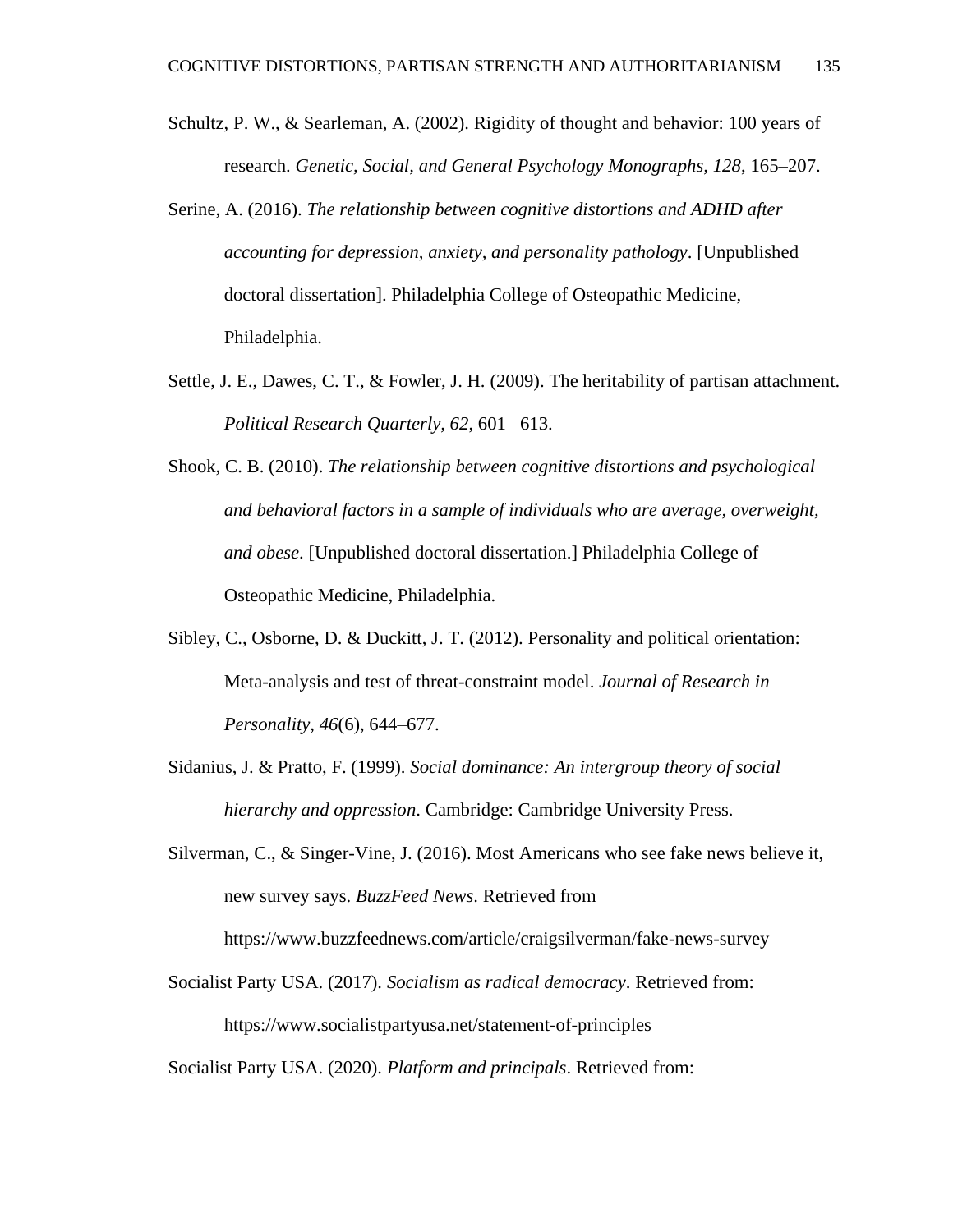Schultz, P. W., & Searleman, A. (2002). Rigidity of thought and behavior: 100 years of research. *Genetic, Social, and General Psychology Monographs, 128*, 165–207.

Serine, A. (2016). *The relationship between cognitive distortions and ADHD after accounting for depression, anxiety, and personality pathology*. [Unpublished doctoral dissertation]. Philadelphia College of Osteopathic Medicine, Philadelphia.

Settle, J. E., Dawes, C. T., & Fowler, J. H. (2009). The heritability of partisan attachment. *Political Research Quarterly, 62*, 601– 613.

Shook, C. B. (2010). *The relationship between cognitive distortions and psychological and behavioral factors in a sample of individuals who are average, overweight, and obese*. [Unpublished doctoral dissertation.] Philadelphia College of Osteopathic Medicine, Philadelphia.

Sibley, C., Osborne, D. & Duckitt, J. T. (2012). Personality and political orientation: Meta-analysis and test of threat-constraint model. *Journal of Research in Personality, 46*(6), 644–677.

Sidanius, J. & Pratto, F. (1999). *Social dominance: An intergroup theory of social hierarchy and oppression*. Cambridge: Cambridge University Press.

Silverman, C., & Singer-Vine, J. (2016). Most Americans who see fake news believe it, new survey says. *BuzzFeed News*. Retrieved from https://www.buzzfeednews.com/article/craigsilverman/fake-news-survey

Socialist Party USA. (2017). *Socialism as radical democracy*. Retrieved from: https://www.socialistpartyusa.net/statement-of-principles

Socialist Party USA. (2020). *Platform and principals*. Retrieved from: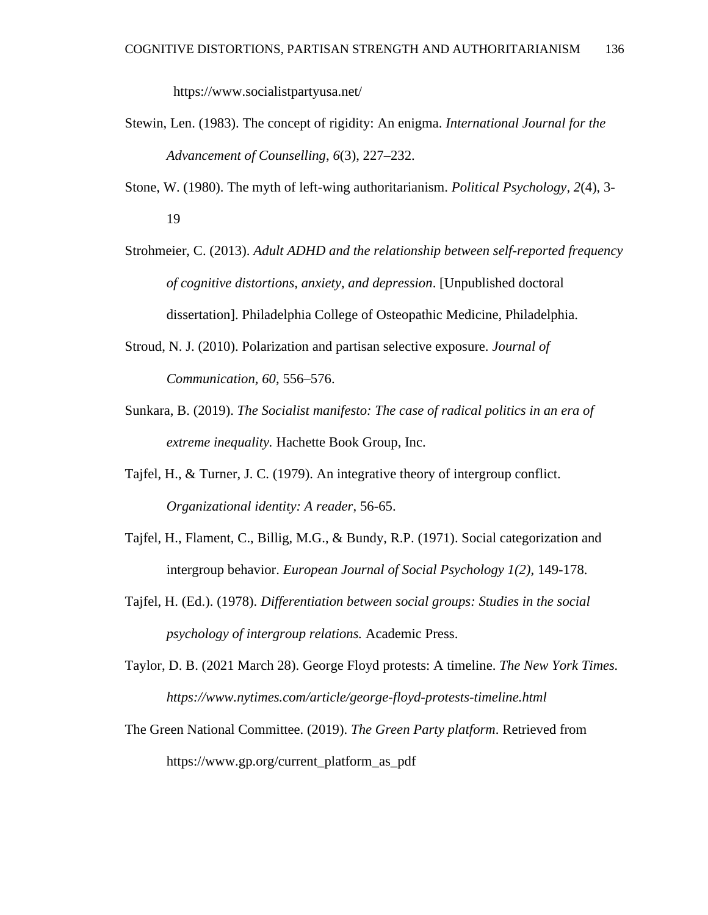https://www.socialistpartyusa.net/

Stewin, Len. (1983). The concept of rigidity: An enigma. *International Journal for the Advancement of Counselling*, *6*(3), 227–232.

Stone, W. (1980). The myth of left-wing authoritarianism. *Political Psychology, 2*(4), 3-19

Strohmeier, C. (2013). *Adult ADHD and the relationship between self-reported frequency of cognitive distortions, anxiety, and depression*. [Unpublished doctoral dissertation]. Philadelphia College of Osteopathic Medicine, Philadelphia.

Stroud, N. J. (2010). Polarization and partisan selective exposure. *Journal of Communication, 60*, 556–576.

Sunkara, B. (2019). *The Socialist manifesto: The case of radical politics in an era of extreme inequality.* Hachette Book Group, Inc.

Tajfel, H., & Turner, J. C. (1979). An integrative theory of intergroup conflict. *Organizational identity: A reader*, 56-65.

Tajfel, H., Flament, C., Billig, M.G., & Bundy, R.P. (1971). Social categorization and intergroup behavior. *European Journal of Social Psychology 1(2)*, 149-178.

Tajfel, H. (Ed.). (1978). *Differentiation between social groups: Studies in the social psychology of intergroup relations.* Academic Press.

Taylor, D. B. (2021 March 28). George Floyd protests: A timeline. *The New York Times. https://www.nytimes.com/article/george-floyd-protests-timeline.html*

The Green National Committee. (2019). *The Green Party platform*. Retrieved from https://www.gp.org/current_platform_as_pdf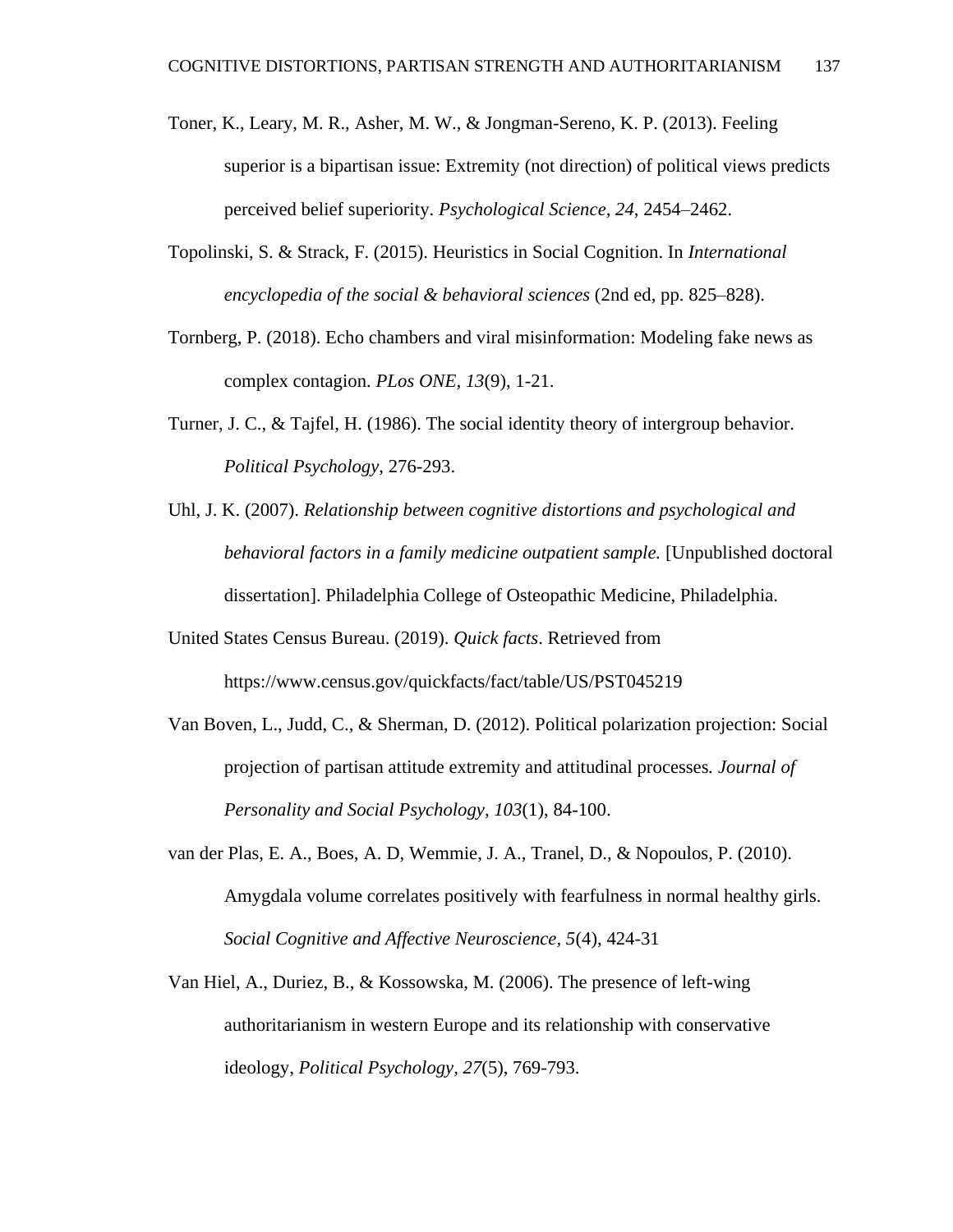Toner, K., Leary, M. R., Asher, M. W., & Jongman-Sereno, K. P. (2013). Feeling superior is a bipartisan issue: Extremity (not direction) of political views predicts perceived belief superiority. *Psychological Science*, *24*, 2454–2462.

Topolinski, S. & Strack, F. (2015). Heuristics in Social Cognition. In *International encyclopedia of the social & behavioral sciences* (2nd ed, pp. 825–828).

Tornberg, P. (2018). Echo chambers and viral misinformation: Modeling fake news as complex contagion. *PLos ONE, 13*(9), 1-21.

Turner, J. C., & Tajfel, H. (1986). The social identity theory of intergroup behavior. *Political Psychology*, 276-293.

Uhl, J. K. (2007). *Relationship between cognitive distortions and psychological and behavioral factors in a family medicine outpatient sample.* [Unpublished doctoral dissertation]. Philadelphia College of Osteopathic Medicine, Philadelphia.

United States Census Bureau. (2019). *Quick facts*. Retrieved from https://www.census.gov/quickfacts/fact/table/US/PST045219

Van Boven, L., Judd, C., & Sherman, D. (2012). Political polarization projection: Social projection of partisan attitude extremity and attitudinal processes*. Journal of Personality and Social Psychology, 103*(1), 84-100.

van der Plas, E. A., Boes, A. D, Wemmie, J. A., Tranel, D., & Nopoulos, P. (2010). Amygdala volume correlates positively with fearfulness in normal healthy girls. *Social Cognitive and Affective Neuroscience*, *5*(4), 424-31

Van Hiel, A., Duriez, B., & Kossowska, M. (2006). The presence of left-wing authoritarianism in western Europe and its relationship with conservative ideology, *Political Psychology, 27*(5), 769-793.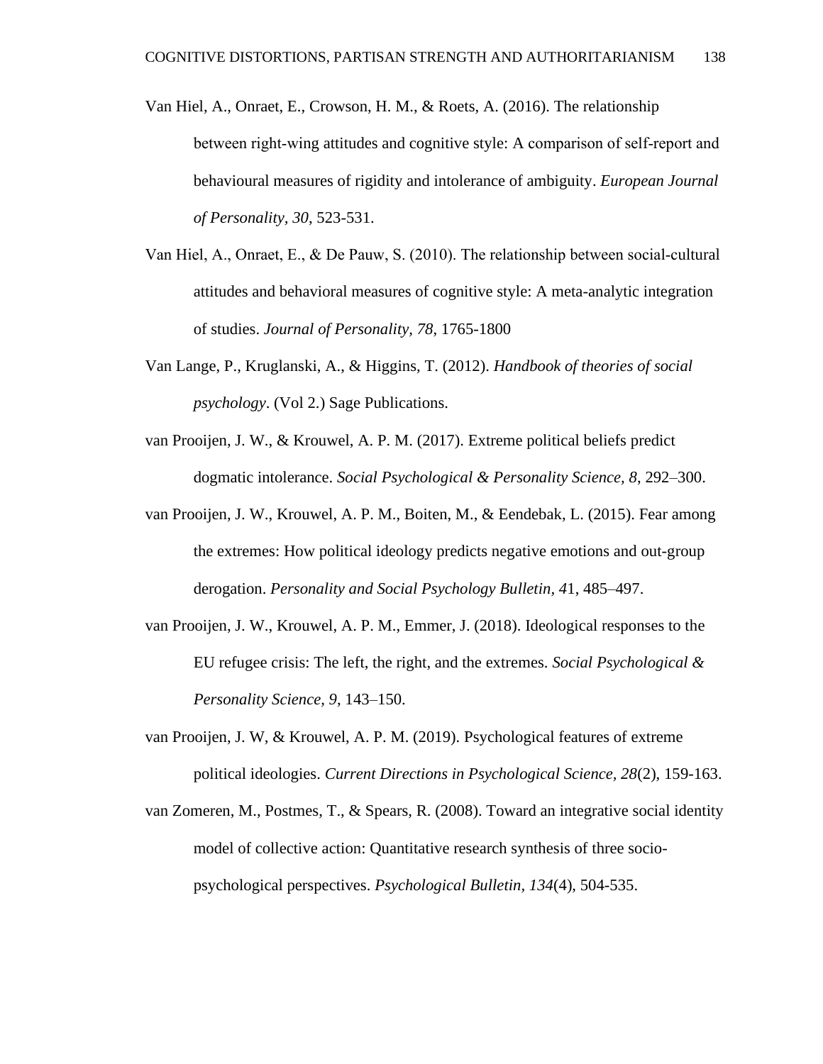Van Hiel, A., Onraet, E., Crowson, H. M., & Roets, A. (2016). The relationship between right-wing attitudes and cognitive style: A comparison of self-report and behavioural measures of rigidity and intolerance of ambiguity. *European Journal of Personality, 30*, 523-531.

Van Hiel, A., Onraet, E., & De Pauw, S. (2010). The relationship between social-cultural attitudes and behavioral measures of cognitive style: A meta-analytic integration of studies. *Journal of Personality, 78*, 1765-1800

Van Lange, P., Kruglanski, A., & Higgins, T. (2012). *Handbook of theories of social psychology*. (Vol 2.) Sage Publications.

van Prooijen, J. W., & Krouwel, A. P. M. (2017). Extreme political beliefs predict dogmatic intolerance. *Social Psychological & Personality Science, 8*, 292–300.

van Prooijen, J. W., Krouwel, A. P. M., Boiten, M., & Eendebak, L. (2015). Fear among the extremes: How political ideology predicts negative emotions and out-group derogation. *Personality and Social Psychology Bulletin, 4*1, 485–497.

van Prooijen, J. W., Krouwel, A. P. M., Emmer, J. (2018). Ideological responses to the EU refugee crisis: The left, the right, and the extremes. *Social Psychological & Personality Science, 9*, 143–150.

van Prooijen, J. W, & Krouwel, A. P. M. (2019). Psychological features of extreme political ideologies. *Current Directions in Psychological Science, 28*(2), 159-163.

van Zomeren, M., Postmes, T., & Spears, R. (2008). Toward an integrative social identity model of collective action: Quantitative research synthesis of three socio-psychological perspectives. *Psychological Bulletin, 134*(4), 504-535.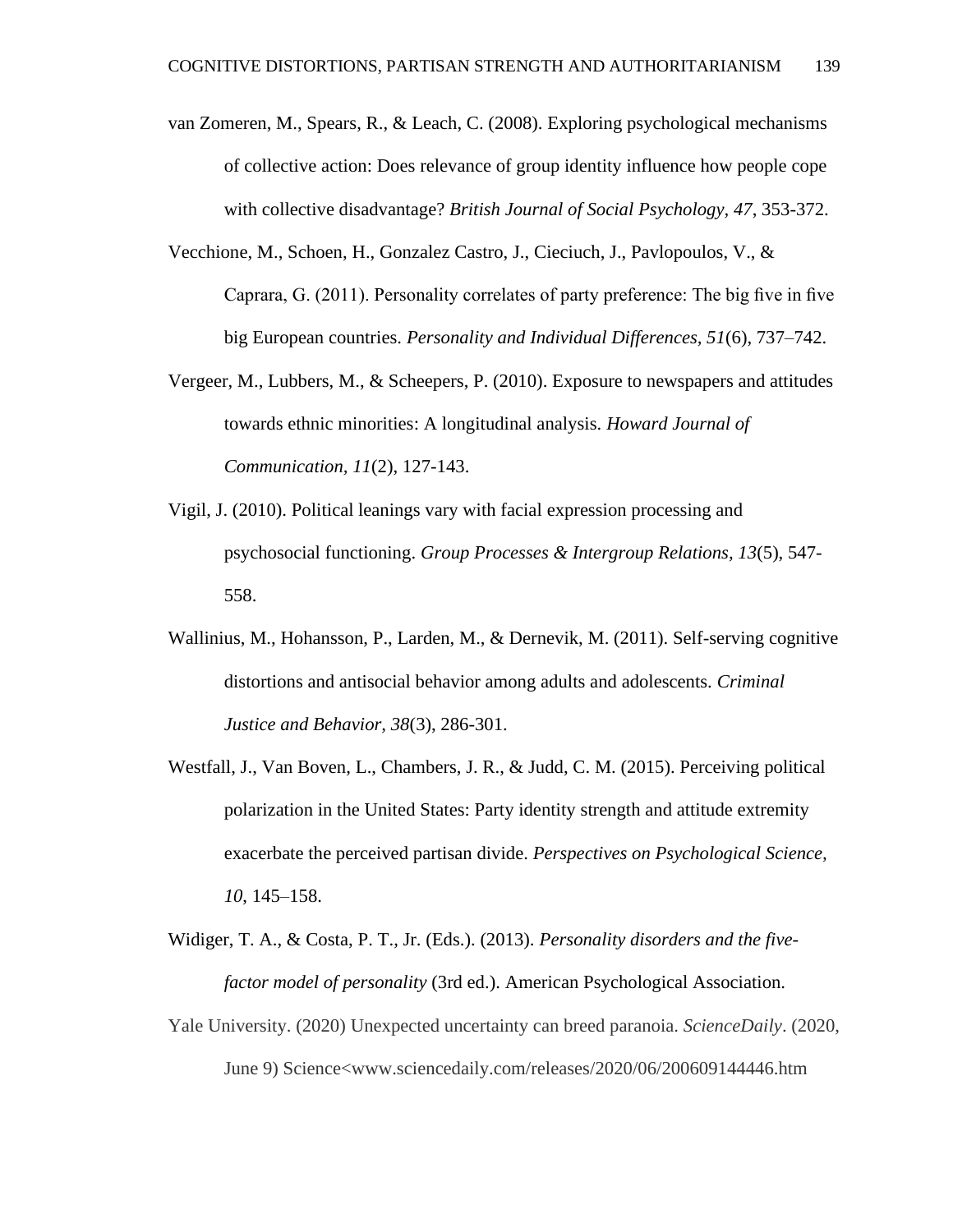van Zomeren, M., Spears, R., & Leach, C. (2008). Exploring psychological mechanisms of collective action: Does relevance of group identity influence how people cope with collective disadvantage? *British Journal of Social Psychology*, *47*, 353-372.

Vecchione, M., Schoen, H., Gonzalez Castro, J., Cieciuch, J., Pavlopoulos, V., & Caprara, G. (2011). Personality correlates of party preference: The big five in five big European countries. *Personality and Individual Differences*, *51*(6), 737–742.

Vergeer, M., Lubbers, M., & Scheepers, P. (2010). Exposure to newspapers and attitudes towards ethnic minorities: A longitudinal analysis. *Howard Journal of Communication, 11*(2), 127-143.

Vigil, J. (2010). Political leanings vary with facial expression processing and psychosocial functioning. *Group Processes & Intergroup Relations*, *13*(5), 547-558.

Wallinius, M., Hohansson, P., Larden, M., & Dernevik, M. (2011). Self-serving cognitive distortions and antisocial behavior among adults and adolescents. *Criminal Justice and Behavior, 38*(3), 286-301.

Westfall, J., Van Boven, L., Chambers, J. R., & Judd, C. M. (2015). Perceiving political polarization in the United States: Party identity strength and attitude extremity exacerbate the perceived partisan divide. *Perspectives on Psychological Science, 10*, 145–158.

Widiger, T. A., & Costa, P. T., Jr. (Eds.). (2013). *Personality disorders and the five-factor model of personality* (3rd ed.). American Psychological Association.

Yale University. (2020) Unexpected uncertainty can breed paranoia. *ScienceDaily*. (2020, June 9) Science<www.sciencedaily.com/releases/2020/06/200609144446.htm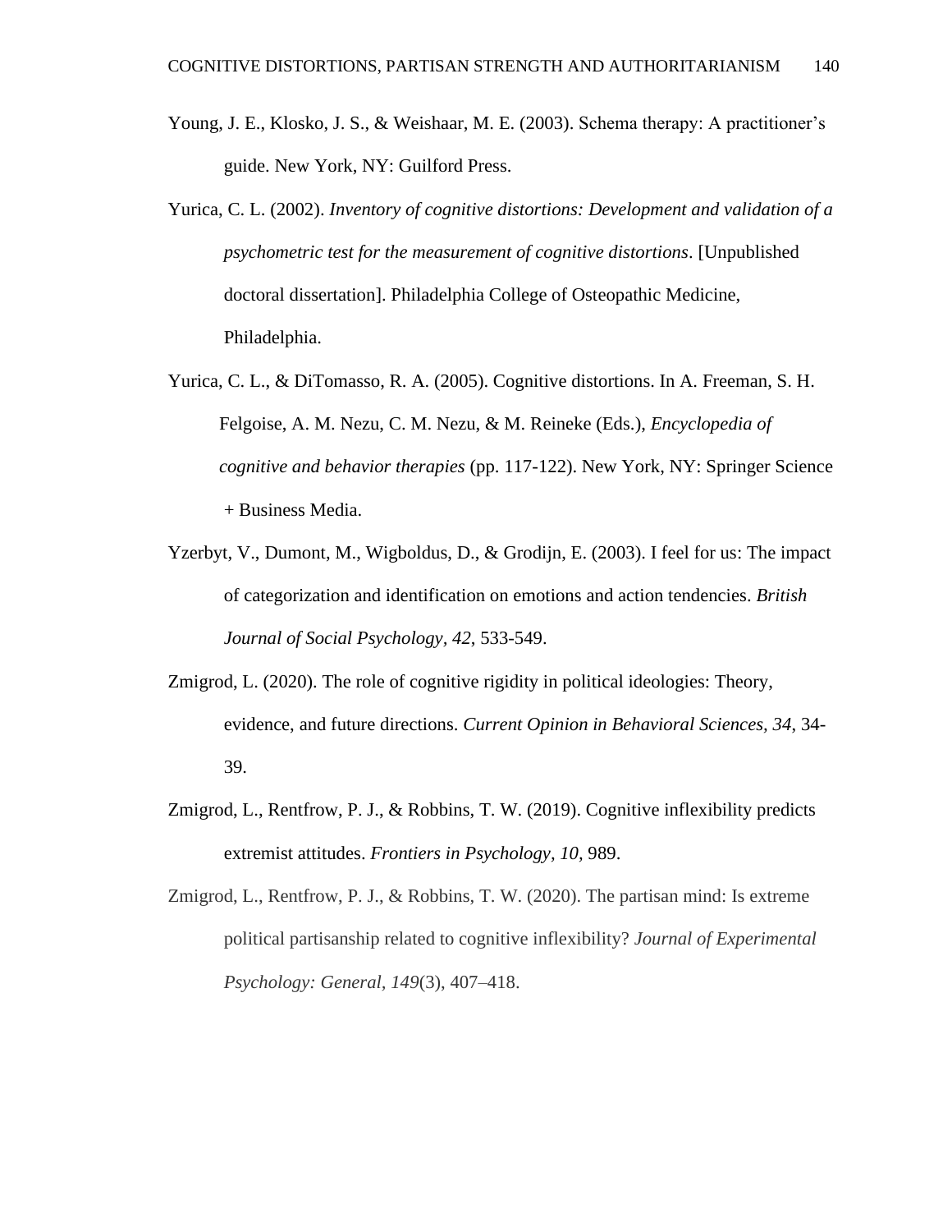Young, J. E., Klosko, J. S., & Weishaar, M. E. (2003). Schema therapy: A practitioner's guide. New York, NY: Guilford Press.

Yurica, C. L. (2002). *Inventory of cognitive distortions: Development and validation of a psychometric test for the measurement of cognitive distortions*. [Unpublished doctoral dissertation]. Philadelphia College of Osteopathic Medicine, Philadelphia.

Yurica, C. L., & DiTomasso, R. A. (2005). Cognitive distortions. In A. Freeman, S. H. Felgoise, A. M. Nezu, C. M. Nezu, & M. Reineke (Eds.), *Encyclopedia of cognitive and behavior therapies* (pp. 117-122). New York, NY: Springer Science + Business Media.

Yzerbyt, V., Dumont, M., Wigboldus, D., & Grodijn, E. (2003). I feel for us: The impact of categorization and identification on emotions and action tendencies. *British Journal of Social Psychology, 42*, 533-549.

Zmigrod, L. (2020). The role of cognitive rigidity in political ideologies: Theory, evidence, and future directions. *Current Opinion in Behavioral Sciences, 34,* 34-39.

Zmigrod, L., Rentfrow, P. J., & Robbins, T. W. (2019). Cognitive inflexibility predicts extremist attitudes. *Frontiers in Psychology, 10,* 989.

Zmigrod, L., Rentfrow, P. J., & Robbins, T. W. (2020). The partisan mind: Is extreme political partisanship related to cognitive inflexibility? *Journal of Experimental Psychology: General, 149*(3), 407–418.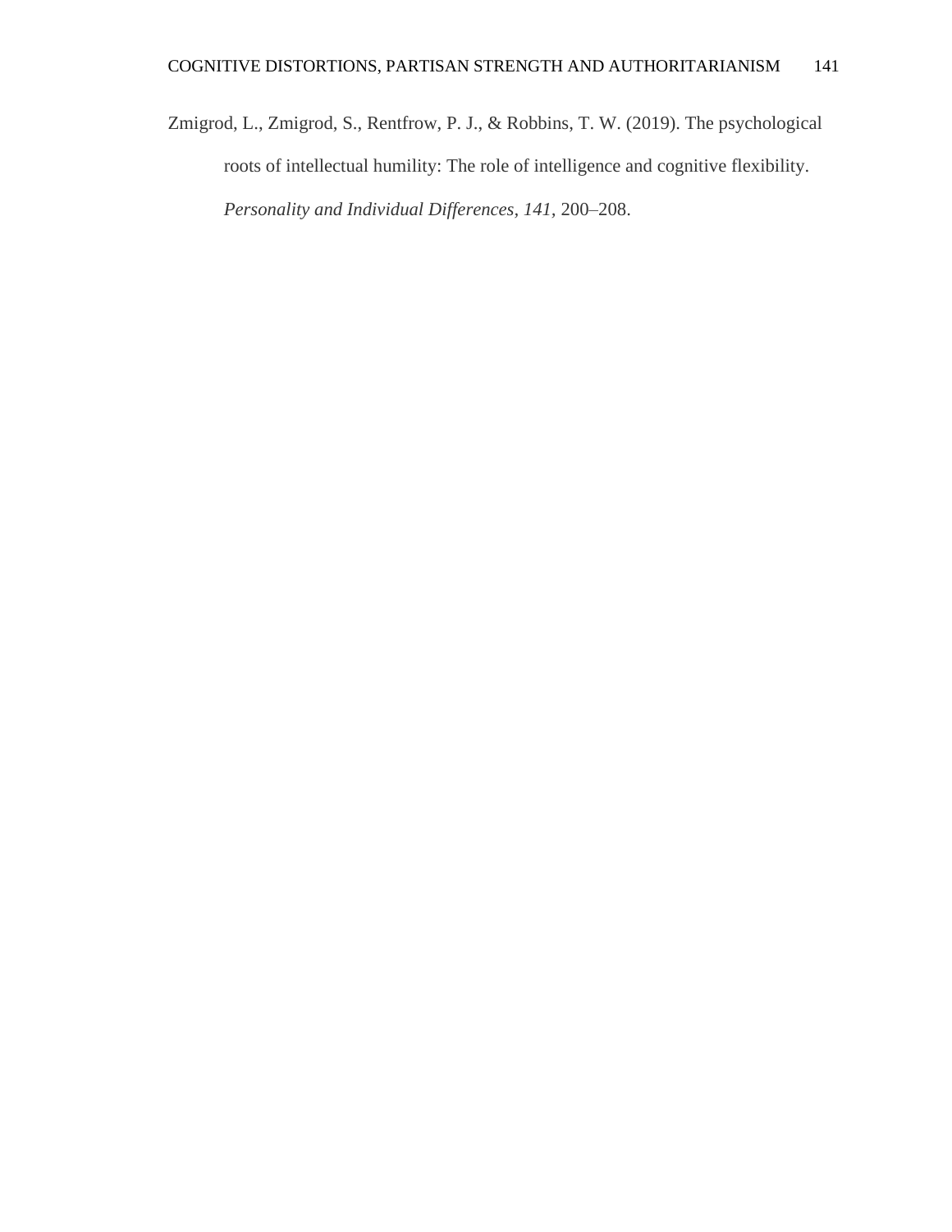Zmigrod, L., Zmigrod, S., Rentfrow, P. J., & Robbins, T. W. (2019). The psychological roots of intellectual humility: The role of intelligence and cognitive flexibility. *Personality and Individual Differences, 141*, 200–208.